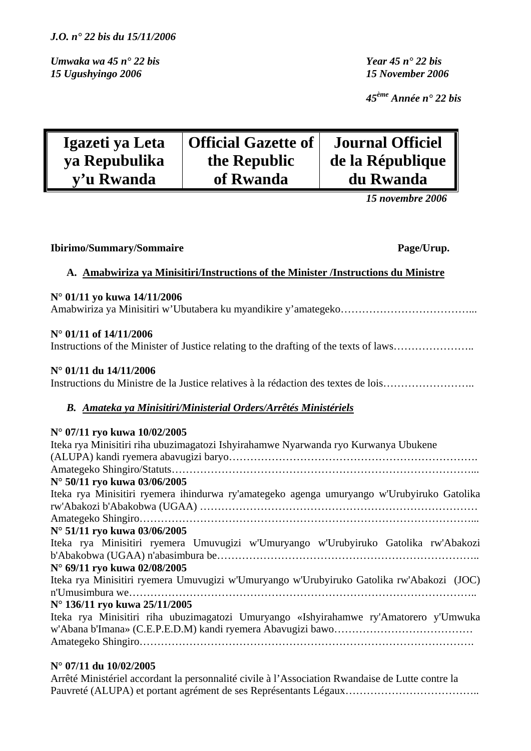*J.O. n° 22 bis du 15/11/2006*

*Umwaka wa 45 n° 22 bis*
*15 Ugushyingo 2006*

*Year 45 n° 22 bis*
*15 November 2006*

*45ème Année n° 22 bis*

| Igazeti ya Leta ya Repubulika y'u Rwanda | Official Gazette of the Republic of Rwanda | Journal Officiel de la République du Rwanda |
|---|---|---|

*15 novembre 2006*

**Ibirimo/Summary/Sommaire** **Page/Urup.**

**A. Amabwiriza ya Minisitiri/Instructions of the Minister /Instructions du Ministre**

**N° 01/11 yo kuwa 14/11/2006**
Amabwiriza ya Minisitiri w'Ubutabera ku myandikire y'amategeko………………………………...

**N° 01/11 of 14/11/2006**
Instructions of the Minister of Justice relating to the drafting of the texts of laws…………………..

**N° 01/11 du 14/11/2006**
Instructions du Ministre de la Justice relatives à la rédaction des textes de lois……………………..

***B. Amateka ya Minisitiri/Ministerial Orders/Arrêtés Ministériels***

**N° 07/11 ryo kuwa 10/02/2005**
Iteka rya Minisitiri riha ubuzimagatozi Ishyirahamwe Nyarwanda ryo Kurwanya Ubukene (ALUPA) kandi ryemera abavugizi baryo…………………………………………………………….
Amategeko Shingiro/Statuts………………………………………………………………………...

**N° 50/11 ryo kuwa 03/06/2005**
Iteka rya Minisitiri ryemera ihindurwa ry'amategeko agenga umuryango w'Urubyiruko Gatolika rw'Abakozi b'Abakobwa (UGAA) …………………………………………………………………
Amategeko Shingiro………………………………………………………………………………...

**N° 51/11 ryo kuwa 03/06/2005**
Iteka rya Minisitiri ryemera Umuvugizi w'Umuryango w'Urubyiruko Gatolika rw'Abakozi b'Abakobwa (UGAA) n'abasimbura be……………………………………………………………..

**N° 69/11 ryo kuwa 02/08/2005**
Iteka rya Minisitiri ryemera Umuvugizi w'Umuryango w'Urubyiruko Gatolika rw'Abakozi (JOC) n'Umusimbura we……………………………………………………………………………………..

**N° 136/11 ryo kuwa 25/11/2005**
Iteka rya Minisitiri riha ubuzimagatozi Umuryango «Ishyirahamwe ry'Amatorero y'Umwuka w'Abana b'Imana» (C.E.P.E.D.M) kandi ryemera Abavugizi bawo…………………………………
Amategeko Shingiro………………………………………………………………………………….

**N° 07/11 du 10/02/2005**
Arrêté Ministériel accordant la personnalité civile à l'Association Rwandaise de Lutte contre la Pauvreté (ALUPA) et portant agrément de ses Représentants Légaux………………………………..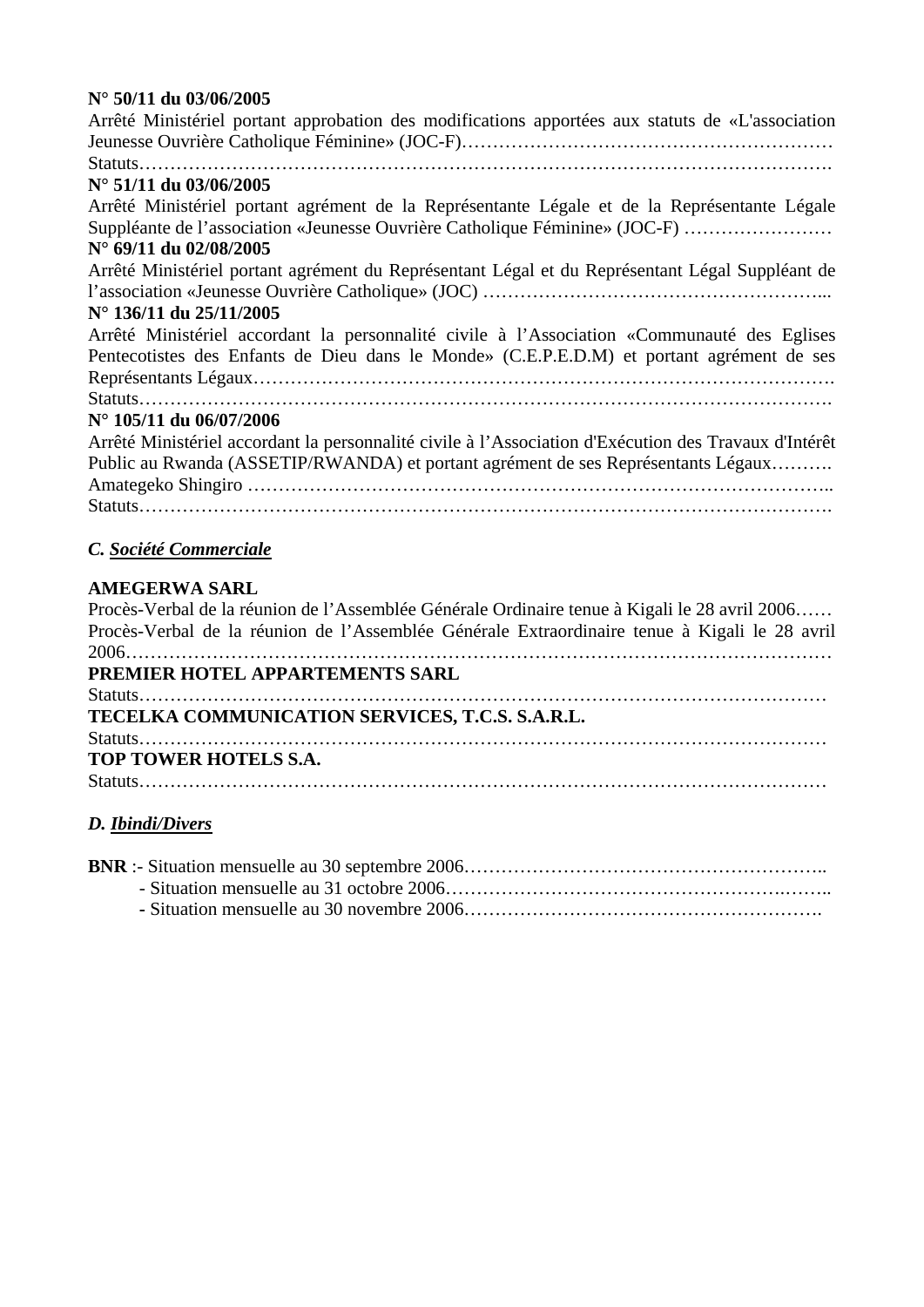**N° 50/11 du 03/06/2005**

Arrêté Ministériel portant approbation des modifications apportées aux statuts de «L'association Jeunesse Ouvrière Catholique Féminine» (JOC-F)……………………………………………………

Statuts……………………………………………………………………………………………….

**N° 51/11 du 03/06/2005**

Arrêté Ministériel portant agrément de la Représentante Légale et de la Représentante Légale Suppléante de l'association «Jeunesse Ouvrière Catholique Féminine» (JOC-F) ……………………

**N° 69/11 du 02/08/2005**

Arrêté Ministériel portant agrément du Représentant Légal et du Représentant Légal Suppléant de l'association «Jeunesse Ouvrière Catholique» (JOC) ………………………………………………...

**N° 136/11 du 25/11/2005**

Arrêté Ministériel accordant la personnalité civile à l'Association «Communauté des Eglises Pentecotistes des Enfants de Dieu dans le Monde» (C.E.P.E.D.M) et portant agrément de ses Représentants Légaux…………………………………………………………………………….

Statuts……………………………………………………………………………………………….

**N° 105/11 du 06/07/2006**

Arrêté Ministériel accordant la personnalité civile à l'Association d'Exécution des Travaux d'Intérêt Public au Rwanda (ASSETIP/RWANDA) et portant agrément de ses Représentants Légaux……….

Amategeko Shingiro ……………………………………………………………………………..

Statuts……………………………………………………………………………………………….

## *C. Société Commerciale*

**AMEGERWA SARL**

Procès-Verbal de la réunion de l'Assemblée Générale Ordinaire tenue à Kigali le 28 avril 2006……

Procès-Verbal de la réunion de l'Assemblée Générale Extraordinaire tenue à Kigali le 28 avril 2006…………………………………………………………………………………………………

**PREMIER HOTEL APPARTEMENTS SARL**

Statuts………………………………………………………………………………………………

**TECELKA COMMUNICATION SERVICES, T.C.S. S.A.R.L.**

Statuts………………………………………………………………………………………………

**TOP TOWER HOTELS S.A.**

Statuts………………………………………………………………………………………………

## *D. Ibindi/Divers*

**BNR** :- Situation mensuelle au 30 septembre 2006………………………………………………..

- Situation mensuelle au 31 octobre 2006……………………………………………….……..
- Situation mensuelle au 30 novembre 2006………………………………………………….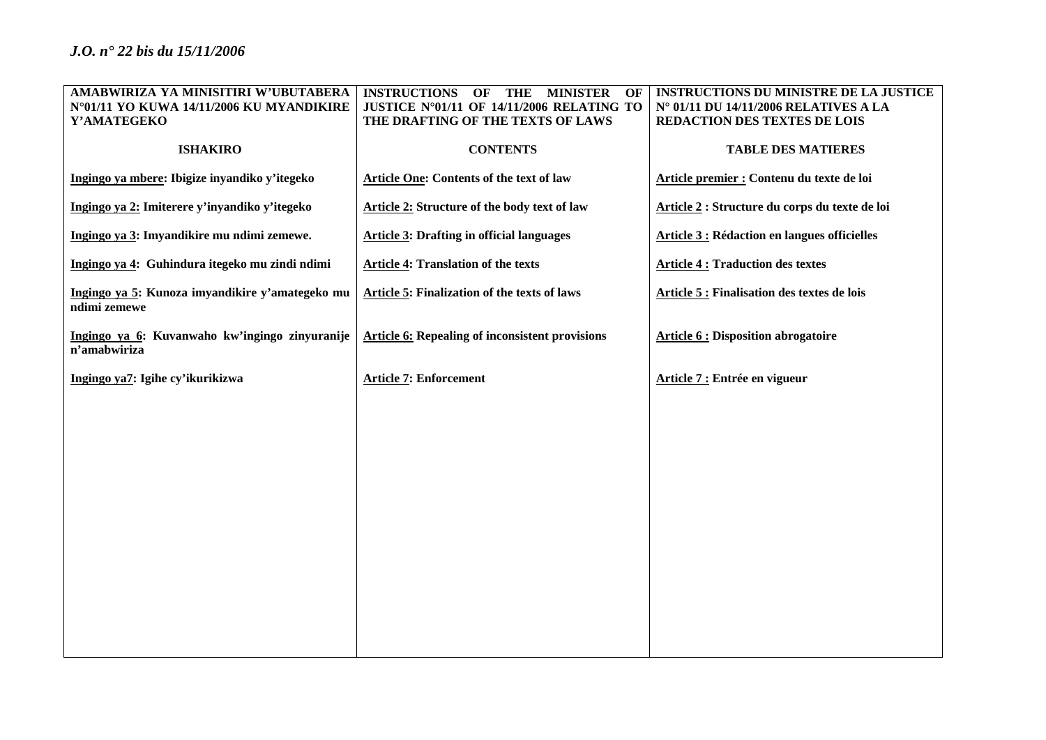| AMABWIRIZA YA MINISITIRI W'UBUTABERA N°01/11 YO KUWA 14/11/2006 KU MYANDIKIRE Y'AMATEGEKO | INSTRUCTIONS OF THE MINISTER OF JUSTICE N°01/11 OF 14/11/2006 RELATING TO THE DRAFTING OF THE TEXTS OF LAWS | INSTRUCTIONS DU MINISTRE DE LA JUSTICE N° 01/11 DU 14/11/2006 RELATIVES A LA REDACTION DES TEXTES DE LOIS |
|---|---|---|
| **ISHAKIRO** | **CONTENTS** | **TABLE DES MATIERES** |
| **Ingingo ya mbere: Ibigize inyandiko y'itegeko** | **Article One: Contents of the text of law** | **Article premier : Contenu du texte de loi** |
| **Ingingo ya 2: Imiterere y'inyandiko y'itegeko** | **Article 2: Structure of the body text of law** | **Article 2 : Structure du corps du texte de loi** |
| **Ingingo ya 3: Imyandikire mu ndimi zemewe.** | **Article 3: Drafting in official languages** | **Article 3 : Rédaction en langues officielles** |
| **Ingingo ya 4: Guhindura itegeko mu zindi ndimi** | **Article 4: Translation of the texts** | **Article 4 : Traduction des textes** |
| **Ingingo ya 5: Kunoza imyandikire y'amategeko mu ndimi zemewe** | **Article 5: Finalization of the texts of laws** | **Article 5 : Finalisation des textes de lois** |
| **Ingingo ya 6: Kuvanwaho kw'ingingo zinyuranije n'amabwiriza** | **Article 6: Repealing of inconsistent provisions** | **Article 6 : Disposition abrogatoire** |
| **Ingingo ya7: Igihe cy'ikurikizwa** | **Article 7: Enforcement** | **Article 7 : Entrée en vigueur** |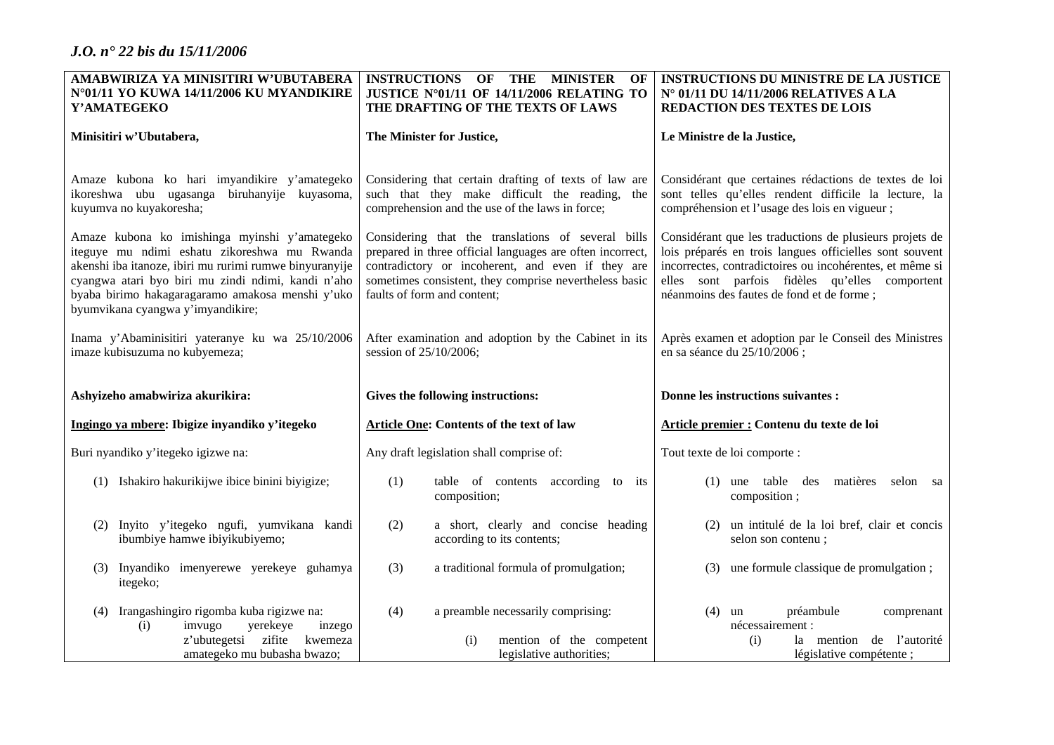*J.O. n° 22 bis du 15/11/2006*

**AMABWIRIZA YA MINISITIRI W'UBUTABERA N°01/11 YO KUWA 14/11/2006 KU MYANDIKIRE Y'AMATEGEKO**

**Minisitiri w'Ubutabera,**

Amaze kubona ko hari imyandikire y'amategeko ikoreshwa ubu ugasanga biruhanyije kuyasoma, kuyumva no kuyakoresha;

Amaze kubona ko imishinga myinshi y'amategeko iteguye mu ndimi eshatu zikoreshwa mu Rwanda akenshi iba itanoze, ibiri mu rurimi rumwe binyuranyije cyangwa atari byo biri mu zindi ndimi, kandi n'aho byaba birimo hakagaragaramo amakosa menshi y'uko byumvikana cyangwa y'imyandikire;

Inama y'Abaminisitiri yateranye ku wa 25/10/2006 imaze kubisuzuma no kubyemeza;

**Ashyizeho amabwiriza akurikira:**

**<u>Ingingo ya mbere</u>: Ibigize inyandiko y'itegeko**

Buri nyandiko y'itegeko igizwe na:

(1) Ishakiro hakurikijwe ibice binini biyigize;

(2) Inyito y'itegeko ngufi, yumvikana kandi ibumbiye hamwe ibiyikubiyemo;

(3) Inyandiko imenyerewe yerekeye guhamya itegeko;

(4) Irangashingiro rigomba kuba rigizwe na:
   (i) imvugo yerekeye inzego z'ubutegetsi zifite kwemeza amategeko mu bubasha bwazo;

---

**INSTRUCTIONS OF THE MINISTER OF JUSTICE N°01/11 OF 14/11/2006 RELATING TO THE DRAFTING OF THE TEXTS OF LAWS**

**The Minister for Justice,**

Considering that certain drafting of texts of law are such that they make difficult the reading, the comprehension and the use of the laws in force;

Considering that the translations of several bills prepared in three official languages are often incorrect, contradictory or incoherent, and even if they are sometimes consistent, they comprise nevertheless basic faults of form and content;

After examination and adoption by the Cabinet in its session of 25/10/2006;

**Gives the following instructions:**

**<u>Article One</u>: Contents of the text of law**

Any draft legislation shall comprise of:

(1) table of contents according to its composition;

(2) a short, clearly and concise heading according to its contents;

(3) a traditional formula of promulgation;

(4) a preamble necessarily comprising:
   (i) mention of the competent legislative authorities;

---

**INSTRUCTIONS DU MINISTRE DE LA JUSTICE N° 01/11 DU 14/11/2006 RELATIVES A LA REDACTION DES TEXTES DE LOIS**

**Le Ministre de la Justice,**

Considérant que certaines rédactions de textes de loi sont telles qu'elles rendent difficile la lecture, la compréhension et l'usage des lois en vigueur ;

Considérant que les traductions de plusieurs projets de lois préparés en trois langues officielles sont souvent incorrectes, contradictoires ou incohérentes, et même si elles sont parfois fidèles qu'elles comportent néanmoins des fautes de fond et de forme ;

Après examen et adoption par le Conseil des Ministres en sa séance du 25/10/2006 ;

**Donne les instructions suivantes :**

**<u>Article premier :</u> Contenu du texte de loi**

Tout texte de loi comporte :

(1) une table des matières selon sa composition ;

(2) un intitulé de la loi bref, clair et concis selon son contenu ;

(3) une formule classique de promulgation ;

(4) un préambule comprenant nécessairement :
   (i) la mention de l'autorité législative compétente ;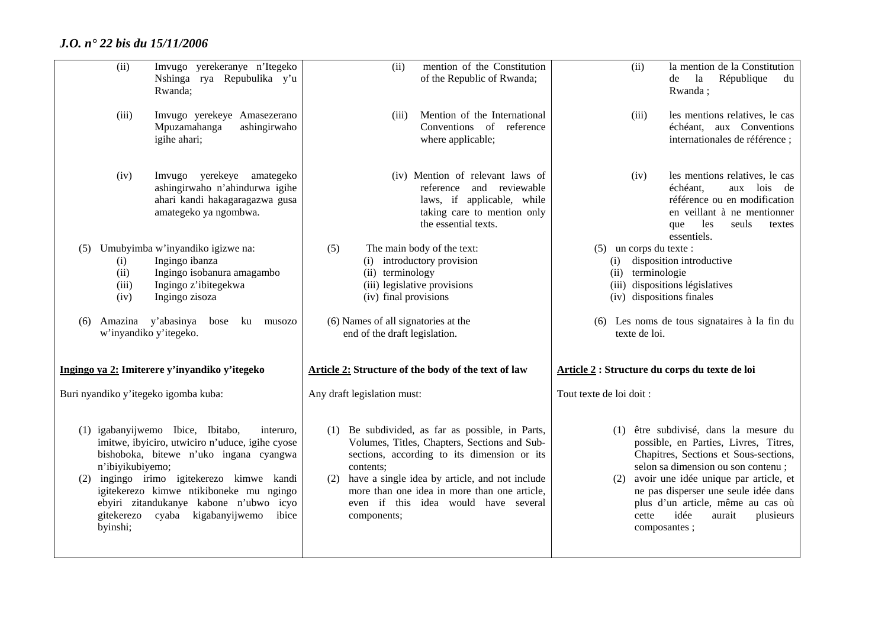(ii) Imvugo yerekeranye n'Itegeko Nshinga rya Repubulika y'u Rwanda;

(iii) Imvugo yerekeye Amasezerano Mpuzamahanga ashingirwaho igihe ahari;

(iv) Imvugo yerekeye amategeko ashingirwaho n'ahindurwa igihe ahari kandi hakagaragazwa gusa amategeko ya ngombwa.

(5) Umubyimba w'inyandiko igizwe na:
  - (i) Ingingo ibanza
  - (ii) Ingingo isobanura amagambo
  - (iii) Ingingo z'ibitegekwa
  - (iv) Ingingo zisoza

(6) Amazina y'abasinya bose ku musozo w'inyandiko y'itegeko.

**Ingingo ya 2: Imiterere y'inyandiko y'itegeko**

Buri nyandiko y'itegeko igomba kuba:

(1) igabanyijwemo Ibice, Ibitabo, interuro, imitwe, ibyiciro, utwiciro n'uduce, igihe cyose bishoboka, bitewe n'uko ingana cyangwa n'ibiyikubiyemo;
(2) ingingo irimo igitekerezo kimwe kandi igitekerezo kimwe ntikiboneke mu ngingo ebyiri zitandukanye kabone n'ubwo icyo gitekerezo cyaba kigabanyijwemo ibice byinshi;

(ii) mention of the Constitution of the Republic of Rwanda;

(iii) Mention of the International Conventions of reference where applicable;

(iv) Mention of relevant laws of reference and reviewable laws, if applicable, while taking care to mention only the essential texts.

(5) The main body of the text:
  - (i) introductory provision
  - (ii) terminology
  - (iii) legislative provisions
  - (iv) final provisions

(6) Names of all signatories at the end of the draft legislation.

**Article 2: Structure of the body of the text of law**

Any draft legislation must:

(1) Be subdivided, as far as possible, in Parts, Volumes, Titles, Chapters, Sections and Sub-sections, according to its dimension or its contents;
(2) have a single idea by article, and not include more than one idea in more than one article, even if this idea would have several components;

(ii) la mention de la Constitution de la République du Rwanda ;

(iii) les mentions relatives, le cas échéant, aux Conventions internationales de référence ;

(iv) les mentions relatives, le cas échéant, aux lois de référence ou en modification en veillant à ne mentionner que les seuls textes essentiels.

(5) un corps du texte :
  - (i) disposition introductive
  - (ii) terminologie
  - (iii) dispositions législatives
  - (iv) dispositions finales

(6) Les noms de tous signataires à la fin du texte de loi.

**Article 2 : Structure du corps du texte de loi**

Tout texte de loi doit :

(1) être subdivisé, dans la mesure du possible, en Parties, Livres, Titres, Chapitres, Sections et Sous-sections, selon sa dimension ou son contenu ;
(2) avoir une idée unique par article, et ne pas disperser une seule idée dans plus d'un article, même au cas où cette idée aurait plusieurs composantes ;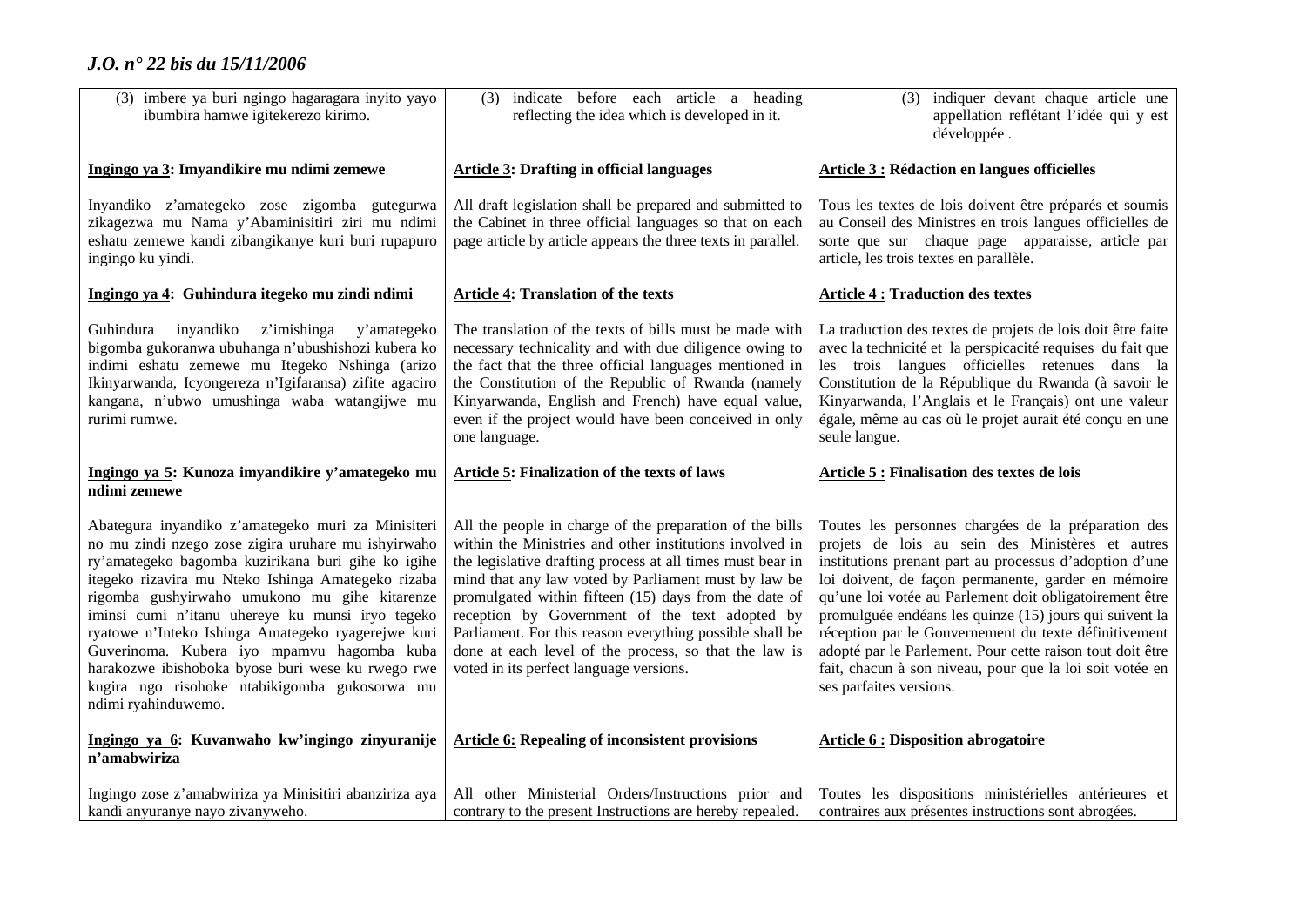| | | |
|---|---|---|
| (3) imbere ya buri ngingo hagaragara inyito yayo ibumbira hamwe igitekerezo kirimo. | (3) indicate before each article a heading reflecting the idea which is developed in it. | (3) indiquer devant chaque article une appellation reflétant l'idée qui y est développée . |
| **Ingingo ya 3: Imyandikire mu ndimi zemewe** | **Article 3: Drafting in official languages** | **Article 3 : Rédaction en langues officielles** |
| Inyandiko z'amategeko zose zigomba gutegurwa zikagezwa mu Nama y'Abaminisitiri ziri mu ndimi eshatu zemewe kandi zibangikanye kuri buri rupapuro ingingo ku yindi. | All draft legislation shall be prepared and submitted to the Cabinet in three official languages so that on each page article by article appears the three texts in parallel. | Tous les textes de lois doivent être préparés et soumis au Conseil des Ministres en trois langues officielles de sorte que sur chaque page apparaisse, article par article, les trois textes en parallèle. |
| **Ingingo ya 4: Guhindura itegeko mu zindi ndimi** | **Article 4: Translation of the texts** | **Article 4 : Traduction des textes** |
| Guhindura inyandiko z'imishinga y'amategeko bigomba gukoranwa ubuhanga n'ubushishozi kubera ko indimi eshatu zemewe mu Itegeko Nshinga (arizo Ikinyarwanda, Icyongereza n'Igifaransa) zifite agaciro kangana, n'ubwo umushinga waba watangijwe mu rurimi rumwe. | The translation of the texts of bills must be made with necessary technicality and with due diligence owing to the fact that the three official languages mentioned in the Constitution of the Republic of Rwanda (namely Kinyarwanda, English and French) have equal value, even if the project would have been conceived in only one language. | La traduction des textes de projets de lois doit être faite avec la technicité et la perspicacité requises du fait que les trois langues officielles retenues dans la Constitution de la République du Rwanda (à savoir le Kinyarwanda, l'Anglais et le Français) ont une valeur égale, même au cas où le projet aurait été conçu en une seule langue. |
| **Ingingo ya 5: Kunoza imyandikire y'amategeko mu ndimi zemewe** | **Article 5: Finalization of the texts of laws** | **Article 5 : Finalisation des textes de lois** |
| Abategura inyandiko z'amategeko muri za Minisiteri no mu zindi nzego zose zigira uruhare mu ishyirwaho ry'amategeko bagomba kuzirikana buri gihe ko igihe itegeko rizavira mu Nteko Ishinga Amategeko rizaba rigomba gushyirwaho umukono mu gihe kitarenze iminsi cumi n'itanu uhereye ku munsi iryo tegeko ryatowe n'Inteko Ishinga Amategeko ryagerejwe kuri Guverinoma. Kubera iyo mpamvu hagomba kuba harakozwe ibishoboka byose buri wese ku rwego rwe kugira ngo risohoke ntabikigomba gukosorwa mu ndimi ryahinduwemo. | All the people in charge of the preparation of the bills within the Ministries and other institutions involved in the legislative drafting process at all times must bear in mind that any law voted by Parliament must by law be promulgated within fifteen (15) days from the date of reception by Government of the text adopted by Parliament. For this reason everything possible shall be done at each level of the process, so that the law is voted in its perfect language versions. | Toutes les personnes chargées de la préparation des projets de lois au sein des Ministères et autres institutions prenant part au processus d'adoption d'une loi doivent, de façon permanente, garder en mémoire qu'une loi votée au Parlement doit obligatoirement être promulguée endéans les quinze (15) jours qui suivent la réception par le Gouvernement du texte définitivement adopté par le Parlement. Pour cette raison tout doit être fait, chacun à son niveau, pour que la loi soit votée en ses parfaites versions. |
| **Ingingo ya 6: Kuvanwaho kw'ingingo zinyuranije n'amabwiriza** | **Article 6: Repealing of inconsistent provisions** | **Article 6 : Disposition abrogatoire** |
| Ingingo zose z'amabwiriza ya Minisitiri abanziriza aya kandi anyuranye nayo zivanyweho. | All other Ministerial Orders/Instructions prior and contrary to the present Instructions are hereby repealed. | Toutes les dispositions ministérielles antérieures et contraires aux présentes instructions sont abrogées. |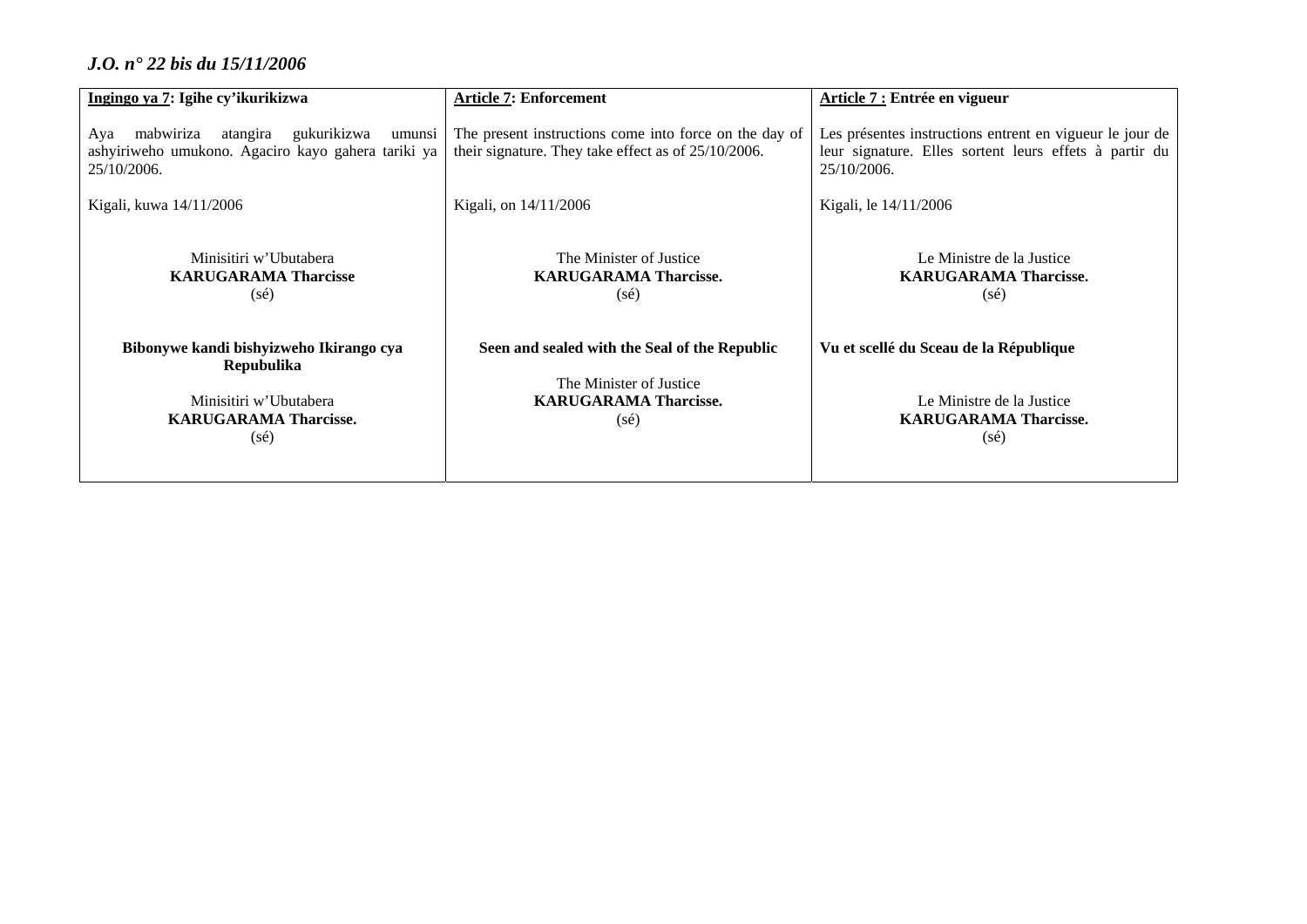| **<u>Ingingo ya 7</u>: Igihe cy'ikurikizwa** | **<u>Article 7</u>: Enforcement** | **<u>Article 7 :</u> Entrée en vigueur** |
|---|---|---|
| Aya mabwiriza atangira gukurikizwa umunsi ashyiriweho umukono. Agaciro kayo gahera tariki ya 25/10/2006. | The present instructions come into force on the day of their signature. They take effect as of 25/10/2006. | Les présentes instructions entrent en vigueur le jour de leur signature. Elles sortent leurs effets à partir du 25/10/2006. |
| Kigali, kuwa 14/11/2006 | Kigali, on 14/11/2006 | Kigali, le 14/11/2006 |
| Minisitiri w'Ubutabera<br>**KARUGARAMA Tharcisse**<br>(sé) | The Minister of Justice<br>**KARUGARAMA Tharcisse.**<br>(sé) | Le Ministre de la Justice<br>**KARUGARAMA Tharcisse.**<br>(sé) |
| **Bibonywe kandi bishyizweho Ikirango cya Repubulika** | **Seen and sealed with the Seal of the Republic** | **Vu et scellé du Sceau de la République** |
| Minisitiri w'Ubutabera<br>**KARUGARAMA Tharcisse.**<br>(sé) | The Minister of Justice<br>**KARUGARAMA Tharcisse.**<br>(sé) | Le Ministre de la Justice<br>**KARUGARAMA Tharcisse.**<br>(sé) |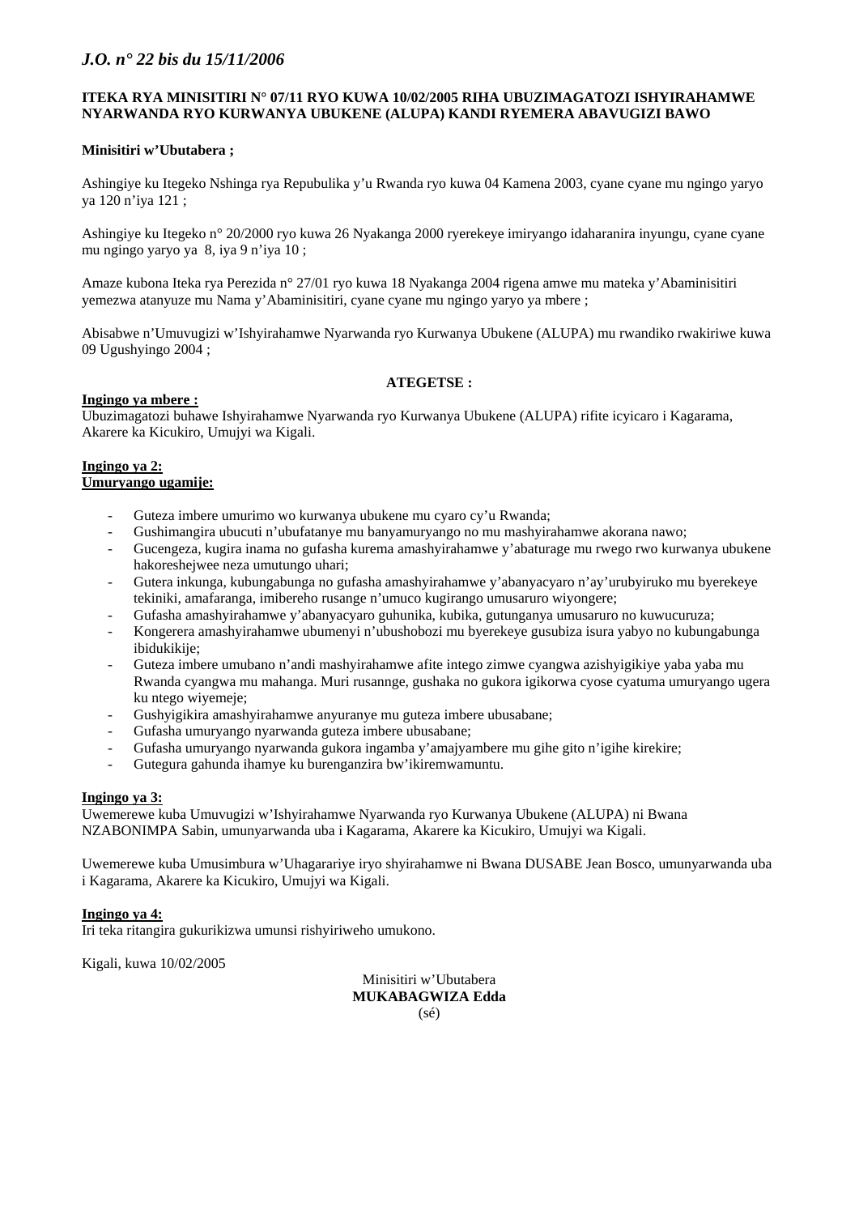**ITEKA RYA MINISITIRI N° 07/11 RYO KUWA 10/02/2005 RIHA UBUZIMAGATOZI ISHYIRAHAMWE NYARWANDA RYO KURWANYA UBUKENE (ALUPA) KANDI RYEMERA ABAVUGIZI BAWO**

**Minisitiri w'Ubutabera ;**

Ashingiye ku Itegeko Nshinga rya Repubulika y'u Rwanda ryo kuwa 04 Kamena 2003, cyane cyane mu ngingo yaryo ya 120 n'iya 121 ;

Ashingiye ku Itegeko n° 20/2000 ryo kuwa 26 Nyakanga 2000 ryerekeye imiryango idaharanira inyungu, cyane cyane mu ngingo yaryo ya 8, iya 9 n'iya 10 ;

Amaze kubona Iteka rya Perezida n° 27/01 ryo kuwa 18 Nyakanga 2004 rigena amwe mu mateka y'Abaminisitiri yemezwa atanyuze mu Nama y'Abaminisitiri, cyane cyane mu ngingo yaryo ya mbere ;

Abisabwe n'Umuvugizi w'Ishyirahamwe Nyarwanda ryo Kurwanya Ubukene (ALUPA) mu rwandiko rwakiriwe kuwa 09 Ugushyingo 2004 ;

**ATEGETSE :**

**Ingingo ya mbere :**

Ubuzimagatozi buhawe Ishyirahamwe Nyarwanda ryo Kurwanya Ubukene (ALUPA) rifite icyicaro i Kagarama, Akarere ka Kicukiro, Umujyi wa Kigali.

**Ingingo ya 2:**
**Umuryango ugamije:**

- Guteza imbere umurimo wo kurwanya ubukene mu cyaro cy'u Rwanda;
- Gushimangira ubucuti n'ubufatanye mu banyamuryango no mu mashyirahamwe akorana nawo;
- Gucengeza, kugira inama no gufasha kurema amashyirahamwe y'abaturage mu rwego rwo kurwanya ubukene hakoreshejwee neza umutungo uhari;
- Gutera inkunga, kubungabunga no gufasha amashyirahamwe y'abanyacyaro n'ay'urubyiruko mu byerekeye tekiniki, amafaranga, imibereho rusange n'umuco kugirango umusaruro wiyongere;
- Gufasha amashyirahamwe y'abanyacyaro guhunika, kubika, gutunganya umusaruro no kuwucuruza;
- Kongerera amashyirahamwe ubumenyi n'ubushobozi mu byerekeye gusubiza isura yabyo no kubungabunga ibidukikije;
- Guteza imbere umubano n'andi mashyirahamwe afite intego zimwe cyangwa azishyigikiye yaba yaba mu Rwanda cyangwa mu mahanga. Muri rusannge, gushaka no gukora igikorwa cyose cyatuma umuryango ugera ku ntego wiyemeje;
- Gushyigikira amashyirahamwe anyuranye mu guteza imbere ubusabane;
- Gufasha umuryango nyarwanda guteza imbere ubusabane;
- Gufasha umuryango nyarwanda gukora ingamba y'amajyambere mu gihe gito n'igihe kirekire;
- Gutegura gahunda ihamye ku burenganzira bw'ikiremwamuntu.

**Ingingo ya 3:**

Uwemerewe kuba Umuvugizi w'Ishyirahamwe Nyarwanda ryo Kurwanya Ubukene (ALUPA) ni Bwana NZABONIMPA Sabin, umunyarwanda uba i Kagarama, Akarere ka Kicukiro, Umujyi wa Kigali.

Uwemerewe kuba Umusimbura w'Uhagarariye iryo shyirahamwe ni Bwana DUSABE Jean Bosco, umunyarwanda uba i Kagarama, Akarere ka Kicukiro, Umujyi wa Kigali.

**Ingingo ya 4:**

Iri teka ritangira gukurikizwa umunsi rishyiriweho umukono.

Kigali, kuwa 10/02/2005

Minisitiri w'Ubutabera
**MUKABAGWIZA Edda**
(sé)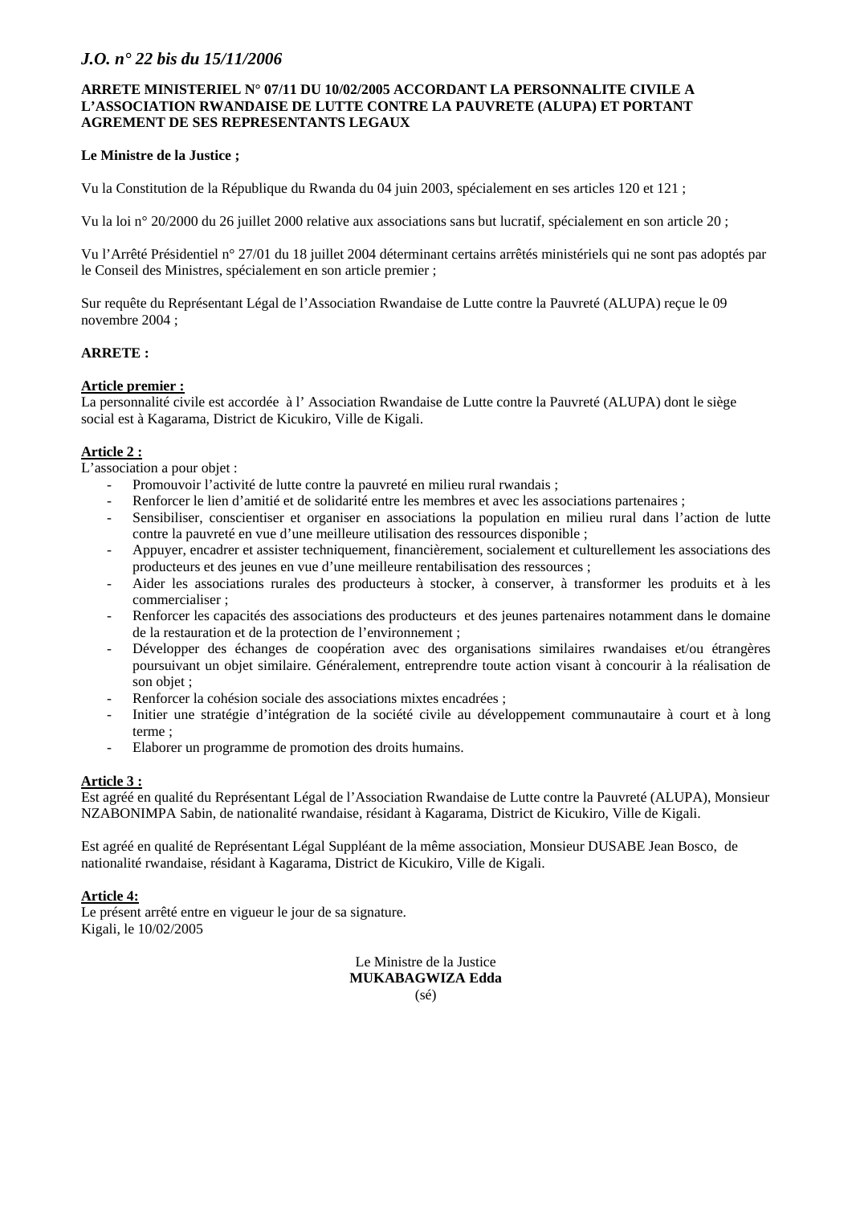**ARRETE MINISTERIEL N° 07/11 DU 10/02/2005 ACCORDANT LA PERSONNALITE CIVILE A L'ASSOCIATION RWANDAISE DE LUTTE CONTRE LA PAUVRETE (ALUPA) ET PORTANT AGREMENT DE SES REPRESENTANTS LEGAUX**

**Le Ministre de la Justice ;**

Vu la Constitution de la République du Rwanda du 04 juin 2003, spécialement en ses articles 120 et 121 ;

Vu la loi n° 20/2000 du 26 juillet 2000 relative aux associations sans but lucratif, spécialement en son article 20 ;

Vu l'Arrêté Présidentiel n° 27/01 du 18 juillet 2004 déterminant certains arrêtés ministériels qui ne sont pas adoptés par le Conseil des Ministres, spécialement en son article premier ;

Sur requête du Représentant Légal de l'Association Rwandaise de Lutte contre la Pauvreté (ALUPA) reçue le 09 novembre 2004 ;

**ARRETE :**

**Article premier :**

La personnalité civile est accordée à l' Association Rwandaise de Lutte contre la Pauvreté (ALUPA) dont le siège social est à Kagarama, District de Kicukiro, Ville de Kigali.

**Article 2 :**

L'association a pour objet :

- Promouvoir l'activité de lutte contre la pauvreté en milieu rural rwandais ;
- Renforcer le lien d'amitié et de solidarité entre les membres et avec les associations partenaires ;
- Sensibiliser, conscientiser et organiser en associations la population en milieu rural dans l'action de lutte contre la pauvreté en vue d'une meilleure utilisation des ressources disponible ;
- Appuyer, encadrer et assister techniquement, financièrement, socialement et culturellement les associations des producteurs et des jeunes en vue d'une meilleure rentabilisation des ressources ;
- Aider les associations rurales des producteurs à stocker, à conserver, à transformer les produits et à les commercialiser ;
- Renforcer les capacités des associations des producteurs et des jeunes partenaires notamment dans le domaine de la restauration et de la protection de l'environnement ;
- Développer des échanges de coopération avec des organisations similaires rwandaises et/ou étrangères poursuivant un objet similaire. Généralement, entreprendre toute action visant à concourir à la réalisation de son objet ;
- Renforcer la cohésion sociale des associations mixtes encadrées ;
- Initier une stratégie d'intégration de la société civile au développement communautaire à court et à long terme ;
- Elaborer un programme de promotion des droits humains.

**Article 3 :**

Est agréé en qualité du Représentant Légal de l'Association Rwandaise de Lutte contre la Pauvreté (ALUPA), Monsieur NZABONIMPA Sabin, de nationalité rwandaise, résidant à Kagarama, District de Kicukiro, Ville de Kigali.

Est agréé en qualité de Représentant Légal Suppléant de la même association, Monsieur DUSABE Jean Bosco, de nationalité rwandaise, résidant à Kagarama, District de Kicukiro, Ville de Kigali.

**Article 4:**

Le présent arrêté entre en vigueur le jour de sa signature.

Kigali, le 10/02/2005

Le Ministre de la Justice

**MUKABAGWIZA Edda**

(sé)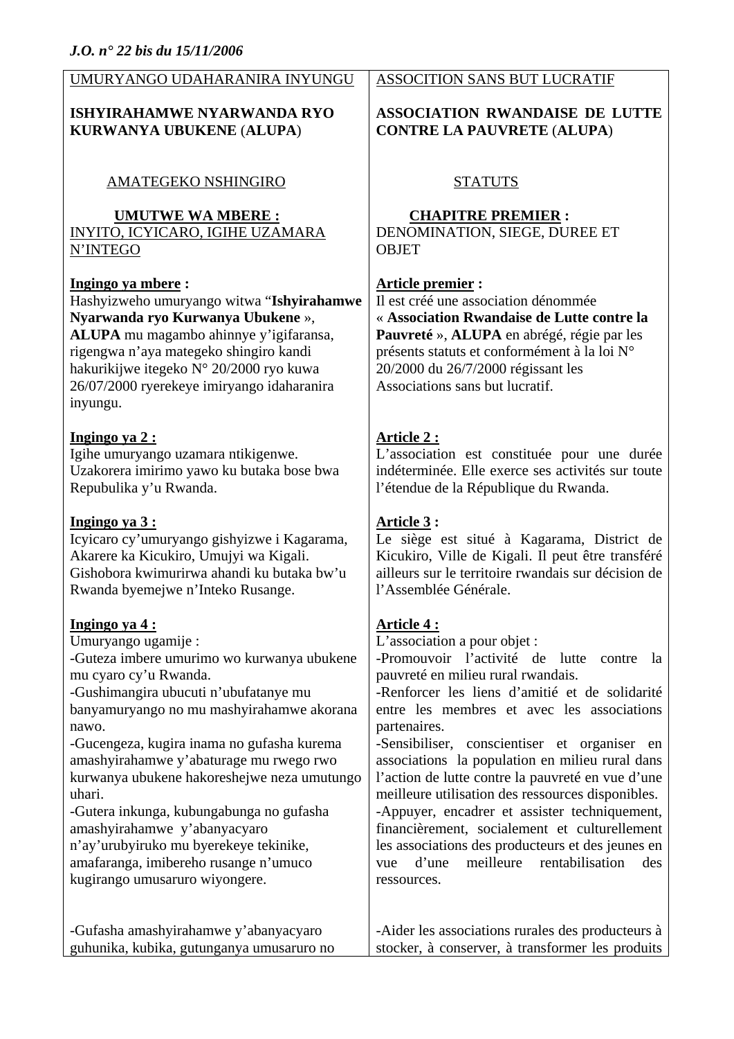UMURYANGO UDAHARANIRA INYUNGU

**ISHYIRAHAMWE NYARWANDA RYO KURWANYA UBUKENE** (**ALUPA**)

AMATEGEKO NSHINGIRO

**UMUTWE WA MBERE :**
INYITO, ICYICARO, IGIHE UZAMARA N'INTEGO

**Ingingo ya mbere :**
Hashyizweho umuryango witwa "**Ishyirahamwe Nyarwanda ryo Kurwanya Ubukene** », **ALUPA** mu magambo ahinnye y'igifaransa, rigengwa n'aya mategeko shingiro kandi hakurikijwe itegeko N° 20/2000 ryo kuwa 26/07/2000 ryerekeye imiryango idaharanira inyungu.

**Ingingo ya 2 :**
Igihe umuryango uzamara ntikigenwe. Uzakorera imirimo yawo ku butaka bose bwa Repubulika y'u Rwanda.

**Ingingo ya 3 :**
Icyicaro cy'umuryango gishyizwe i Kagarama, Akarere ka Kicukiro, Umujyi wa Kigali. Gishobora kwimurirwa ahandi ku butaka bw'u Rwanda byemejwe n'Inteko Rusange.

**Ingingo ya 4 :**
Umuryango ugamije :
-Guteza imbere umurimo wo kurwanya ubukene mu cyaro cy'u Rwanda.
-Gushimangira ubucuti n'ubufatanye mu banyamuryango no mu mashyirahamwe akorana nawo.
-Gucengeza, kugira inama no gufasha kurema amashyirahamwe y'abaturage mu rwego rwo kurwanya ubukene hakoreshejwe neza umutungo uhari.
-Gutera inkunga, kubungabunga no gufasha amashyirahamwe y'abanyacyaro n'ay'urubyiruko mu byerekeye tekinike, amafaranga, imibereho rusange n'umuco kugirango umusaruro wiyongere.

-Gufasha amashyirahamwe y'abanyacyaro guhunika, kubika, gutunganya umusaruro no

ASSOCITION SANS BUT LUCRATIF

**ASSOCIATION RWANDAISE DE LUTTE CONTRE LA PAUVRETE** (**ALUPA**)

STATUTS

**CHAPITRE PREMIER :**
DENOMINATION, SIEGE, DUREE ET OBJET

**Article premier :**
Il est créé une association dénommée « **Association Rwandaise de Lutte contre la Pauvreté** », **ALUPA** en abrégé, régie par les présents statuts et conformément à la loi N° 20/2000 du 26/7/2000 régissant les Associations sans but lucratif.

**Article 2 :**
L'association est constituée pour une durée indéterminée. Elle exerce ses activités sur toute l'étendue de la République du Rwanda.

**Article 3 :**
Le siège est situé à Kagarama, District de Kicukiro, Ville de Kigali. Il peut être transféré ailleurs sur le territoire rwandais sur décision de l'Assemblée Générale.

**Article 4 :**
L'association a pour objet :
-Promouvoir l'activité de lutte contre la pauvreté en milieu rural rwandais.
-Renforcer les liens d'amitié et de solidarité entre les membres et avec les associations partenaires.
-Sensibiliser, conscientiser et organiser en associations la population en milieu rural dans l'action de lutte contre la pauvreté en vue d'une meilleure utilisation des ressources disponibles.
-Appuyer, encadrer et assister techniquement, financièrement, socialement et culturellement les associations des producteurs et des jeunes en vue d'une meilleure rentabilisation des ressources.

-Aider les associations rurales des producteurs à stocker, à conserver, à transformer les produits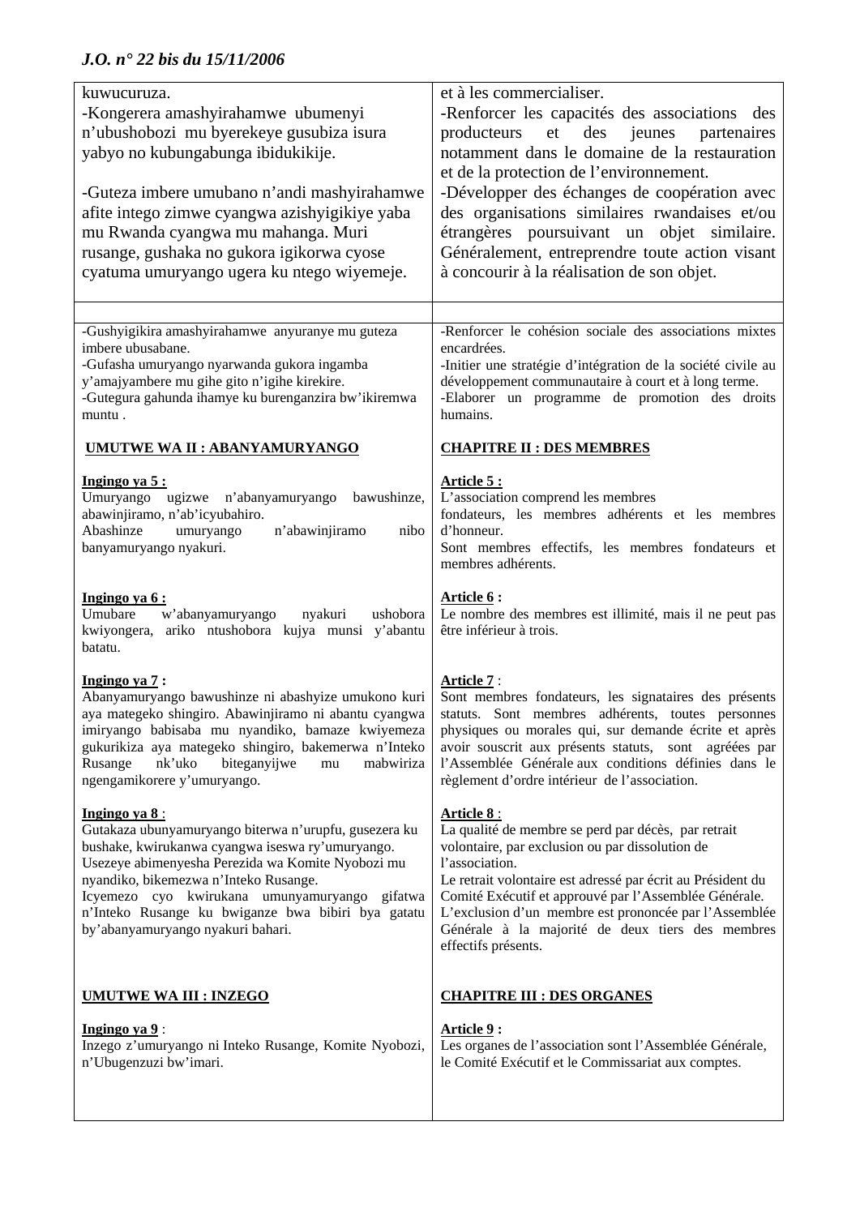kuwucuruza.
-Kongerera amashyirahamwe ubumenyi n'ubushobozi mu byerekeye gusubiza isura yabyo no kubungabunga ibidukikije.

-Guteza imbere umubano n'andi mashyirahamwe afite intego zimwe cyangwa azishyigikiye yaba mu Rwanda cyangwa mu mahanga. Muri rusange, gushaka no gukora igikorwa cyose cyatuma umuryango ugera ku ntego wiyemeje.

-Gushyigikira amashyirahamwe anyuranye mu guteza imbere ubusabane.
-Gufasha umuryango nyarwanda gukora ingamba y'amajyambere mu gihe gito n'igihe kirekire.
-Gutegura gahunda ihamye ku burenganzira bw'ikiremwa muntu .

## UMUTWE WA II : ABANYAMURYANGO

**Ingingo ya 5 :**
Umuryango ugizwe n'abanyamuryango bawushinze, abawinjiramo, n'ab'icyubahiro.
Abashinze umuryango n'abawinjiramo nibo banyamuryango nyakuri.

**Ingingo ya 6 :**
Umubare w'abanyamuryango nyakuri ushobora kwiyongera, ariko ntushobora kujya munsi y'abantu batatu.

**Ingingo ya 7 :**
Abanyamuryango bawushinze ni abashyize umukono kuri aya mategeko shingiro. Abawinjiramo ni abantu cyangwa imiryango babisaba mu nyandiko, bamaze kwiyemeza gukurikiza aya mategeko shingiro, bakemerwa n'Inteko Rusange nk'uko biteganyijwe mu mabwiriza ngengamikorere y'umuryango.

**Ingingo ya 8** :
Gutakaza ubunyamuryango biterwa n'urupfu, gusezera ku bushake, kwirukanwa cyangwa iseswa ry'umuryango.
Usezeye abimenyesha Perezida wa Komite Nyobozi mu nyandiko, bikemezwa n'Inteko Rusange.
Icyemezo cyo kwirukana umunyamuryango gifatwa n'Inteko Rusange ku bwiganze bwa bibiri bya gatatu by'abanyamuryango nyakuri bahari.

## UMUTWE WA III : INZEGO

**Ingingo ya 9** :
Inzego z'umuryango ni Inteko Rusange, Komite Nyobozi, n'Ubugenzuzi bw'imari.

---

et à les commercialiser.
-Renforcer les capacités des associations des producteurs et des jeunes partenaires notamment dans le domaine de la restauration et de la protection de l'environnement.
-Développer des échanges de coopération avec des organisations similaires rwandaises et/ou étrangères poursuivant un objet similaire. Généralement, entreprendre toute action visant à concourir à la réalisation de son objet.

-Renforcer le cohésion sociale des associations mixtes encadrées.
-Initier une stratégie d'intégration de la société civile au développement communautaire à court et à long terme.
-Elaborer un programme de promotion des droits humains.

## CHAPITRE II : DES MEMBRES

**Article 5 :**
L'association comprend les membres fondateurs, les membres adhérents et les membres d'honneur.
Sont membres effectifs, les membres fondateurs et membres adhérents.

**Article 6 :**
Le nombre des membres est illimité, mais il ne peut pas être inférieur à trois.

**Article 7** :
Sont membres fondateurs, les signataires des présents statuts. Sont membres adhérents, toutes personnes physiques ou morales qui, sur demande écrite et après avoir souscrit aux présents statuts, sont agréées par l'Assemblée Générale aux conditions définies dans le règlement d'ordre intérieur de l'association.

**Article 8** :
La qualité de membre se perd par décès, par retrait volontaire, par exclusion ou par dissolution de l'association.
Le retrait volontaire est adressé par écrit au Président du Comité Exécutif et approuvé par l'Assemblée Générale.
L'exclusion d'un membre est prononcée par l'Assemblée Générale à la majorité de deux tiers des membres effectifs présents.

## CHAPITRE III : DES ORGANES

**Article 9 :**
Les organes de l'association sont l'Assemblée Générale, le Comité Exécutif et le Commissariat aux comptes.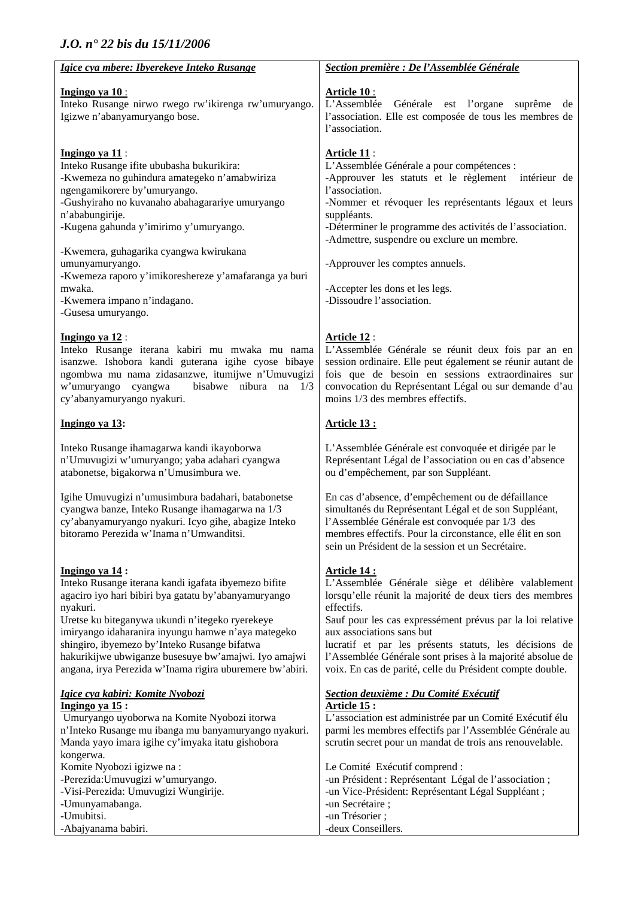*Igice cya mbere: Ibyerekeye Inteko Rusange*

**Ingingo ya 10** :
Inteko Rusange nirwo rwego rw'ikirenga rw'umuryango. Igizwe n'abanyamuryango bose.

**Ingingo ya 11** :
Inteko Rusange ifite ububasha bukurikira:
-Kwemeza no guhindura amategeko n'amabwiriza ngengamikorere by'umuryango.
-Gushyiraho no kuvanaho abahagarariye umuryango n'ababungirije.
-Kugena gahunda y'imirimo y'umuryango.
-Kwemera, guhagarika cyangwa kwirukana umunyamuryango.
-Kwemeza raporo y'imikoreshereze y'amafaranga ya buri mwaka.
-Kwemera impano n'indagano.
-Gusesa umuryango.

**Ingingo ya 12** :
Inteko Rusange iterana kabiri mu mwaka mu nama isanzwe. Ishobora kandi guterana igihe cyose bibaye ngombwa mu nama zidasanzwe, itumijwe n'Umuvugizi w'umuryango cyangwa bisabwe nibura na 1/3 cy'abanyamuryango nyakuri.

**Ingingo ya 13:**

Inteko Rusange ihamagarwa kandi ikayoborwa n'Umuvugizi w'umuryango; yaba adahari cyangwa atabonetse, bigakorwa n'Umusimbura we.

Igihe Umuvugizi n'umusimbura badahari, batabonetse cyangwa banze, Inteko Rusange ihamagarwa na 1/3 cy'abanyamuryango nyakuri. Icyo gihe, abagize Inteko bitoramo Perezida w'Inama n'Umwanditsi.

**Ingingo ya 14 :**
Inteko Rusange iterana kandi igafata ibyemezo bifite agaciro iyo hari bibiri bya gatatu by'abanyamuryango nyakuri.
Uretse ku biteganywa ukundi n'itegeko ryerekeye imiryango idaharanira inyungu hamwe n'aya mategeko shingiro, ibyemezo by'Inteko Rusange bifatwa hakurikijwe ubwiganze busesuye bw'amajwi. Iyo amajwi angana, irya Perezida w'Inama rigira uburemere bw'abiri.

*Igice cya kabiri: Komite Nyobozi*
**Ingingo ya 15 :**
Umuryango uyoborwa na Komite Nyobozi itorwa n'Inteko Rusange mu ibanga mu banyamuryango nyakuri. Manda yayo imara igihe cy'imyaka itatu gishobora kongerwa.
Komite Nyobozi igizwe na :
-Perezida:Umuvugizi w'umuryango.
-Visi-Perezida: Umuvugizi Wungirije.
-Umunyamabanga.
-Umubitsi.
-Abajyanama babiri.

*Section première : De l'Assemblée Générale*

**Article 10** :
L'Assemblée Générale est l'organe suprême de l'association. Elle est composée de tous les membres de l'association.

**Article 11** :
L'Assemblée Générale a pour compétences :
-Approuver les statuts et le règlement intérieur de l'association.
-Nommer et révoquer les représentants légaux et leurs suppléants.
-Déterminer le programme des activités de l'association.
-Admettre, suspendre ou exclure un membre.
-Approuver les comptes annuels.
-Accepter les dons et les legs.
-Dissoudre l'association.

**Article 12** :
L'Assemblée Générale se réunit deux fois par an en session ordinaire. Elle peut également se réunir autant de fois que de besoin en sessions extraordinaires sur convocation du Représentant Légal ou sur demande d'au moins 1/3 des membres effectifs.

**Article 13 :**

L'Assemblée Générale est convoquée et dirigée par le Représentant Légal de l'association ou en cas d'absence ou d'empêchement, par son Suppléant.

En cas d'absence, d'empêchement ou de défaillance simultanés du Représentant Légal et de son Suppléant, l'Assemblée Générale est convoquée par 1/3 des membres effectifs. Pour la circonstance, elle élit en son sein un Président de la session et un Secrétaire.

**Article 14 :**
L'Assemblée Générale siège et délibère valablement lorsqu'elle réunit la majorité de deux tiers des membres effectifs.
Sauf pour les cas expressément prévus par la loi relative aux associations sans but lucratif et par les présents statuts, les décisions de l'Assemblée Générale sont prises à la majorité absolue de voix. En cas de parité, celle du Président compte double.

*Section deuxième : Du Comité Exécutif*
**Article 15 :**
L'association est administrée par un Comité Exécutif élu parmi les membres effectifs par l'Assemblée Générale au scrutin secret pour un mandat de trois ans renouvelable.

Le Comité Exécutif comprend :
-un Président : Représentant Légal de l'association ;
-un Vice-Président: Représentant Légal Suppléant ;
-un Secrétaire ;
-un Trésorier ;
-deux Conseillers.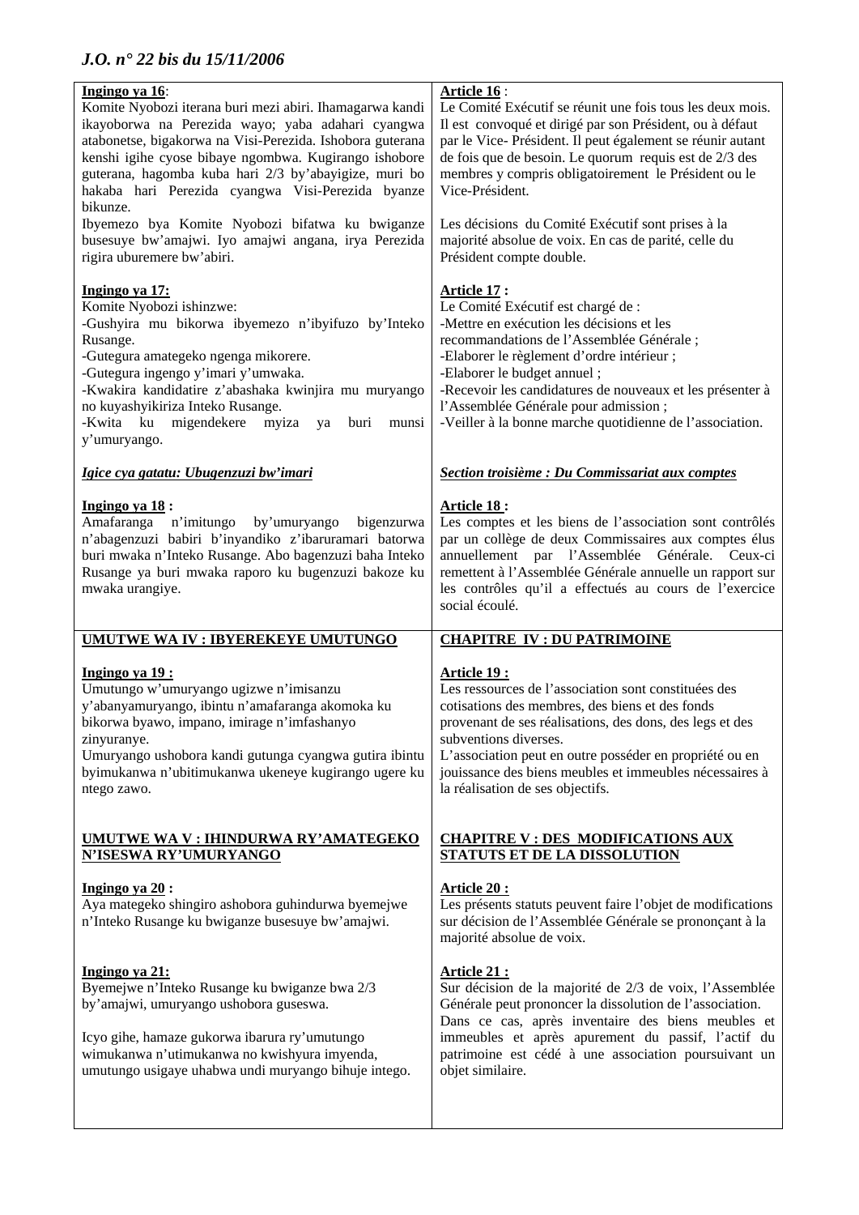**Ingingo ya 16**:
Komite Nyobozi iterana buri mezi abiri. Ihamagarwa kandi ikayoborwa na Perezida wayo; yaba adahari cyangwa atabonetse, bigakorwa na Visi-Perezida. Ishobora guterana kenshi igihe cyose bibaye ngombwa. Kugirango ishobore guterana, hagomba kuba hari 2/3 by'abayigize, muri bo hakaba hari Perezida cyangwa Visi-Perezida byanze bikunze.
Ibyemezo bya Komite Nyobozi bifatwa ku bwiganze busesuye bw'amajwi. Iyo amajwi angana, irya Perezida rigira uburemere bw'abiri.

**Ingingo ya 17:**
Komite Nyobozi ishinzwe:
-Gushyira mu bikorwa ibyemezo n'ibyifuzo by'Inteko Rusange.
-Gutegura amategeko ngenga mikorere.
-Gutegura ingengo y'imari y'umwaka.
-Kwakira kandidatire z'abashaka kwinjira mu muryango no kuyashyikiriza Inteko Rusange.
-Kwita ku migendekere myiza ya buri munsi y'umuryango.

***Igice cya gatatu: Ubugenzuzi bw'imari***

**Ingingo ya 18 :**
Amafaranga n'imitungo by'umuryango bigenzurwa n'abagenzuzi babiri b'inyandiko z'ibaruramari batorwa buri mwaka n'Inteko Rusange. Abo bagenzuzi baha Inteko Rusange ya buri mwaka raporo ku bugenzuzi bakoze ku mwaka urangiye.

**UMUTWE WA IV : IBYEREKEYE UMUTUNGO**

**Ingingo ya 19 :**
Umutungo w'umuryango ugizwe n'imisanzu y'abanyamuryango, ibintu n'amafaranga akomoka ku bikorwa byawo, impano, imirage n'imfashanyo zinyuranye.
Umuryango ushobora kandi gutunga cyangwa gutira ibintu byimukanwa n'ubitimukanwa ukeneye kugirango ugere ku ntego zawo.

**UMUTWE WA V : IHINDURWA RY'AMATEGEKO N'ISESWA RY'UMURYANGO**

**Ingingo ya 20 :**
Aya mategeko shingiro ashobora guhindurwa byemejwe n'Inteko Rusange ku bwiganze busesuye bw'amajwi.

**Ingingo ya 21:**
Byemejwe n'Inteko Rusange ku bwiganze bwa 2/3 by'amajwi, umuryango ushobora guseswa.

Icyo gihe, hamaze gukorwa ibarura ry'umutungo wimukanwa n'utimukanwa no kwishyura imyenda, umutungo usigaye uhabwa undi muryango bihuje intego.

**Article 16** :
Le Comité Exécutif se réunit une fois tous les deux mois. Il est convoqué et dirigé par son Président, ou à défaut par le Vice- Président. Il peut également se réunir autant de fois que de besoin. Le quorum requis est de 2/3 des membres y compris obligatoirement le Président ou le Vice-Président.

Les décisions du Comité Exécutif sont prises à la majorité absolue de voix. En cas de parité, celle du Président compte double.

**Article 17 :**
Le Comité Exécutif est chargé de :
-Mettre en exécution les décisions et les recommandations de l'Assemblée Générale ;
-Elaborer le règlement d'ordre intérieur ;
-Elaborer le budget annuel ;
-Recevoir les candidatures de nouveaux et les présenter à l'Assemblée Générale pour admission ;
-Veiller à la bonne marche quotidienne de l'association.

***Section troisième : Du Commissariat aux comptes***

**Article 18 :**
Les comptes et les biens de l'association sont contrôlés par un collège de deux Commissaires aux comptes élus annuellement par l'Assemblée Générale. Ceux-ci remettent à l'Assemblée Générale annuelle un rapport sur les contrôles qu'il a effectués au cours de l'exercice social écoulé.

**CHAPITRE IV : DU PATRIMOINE**

**Article 19 :**
Les ressources de l'association sont constituées des cotisations des membres, des biens et des fonds provenant de ses réalisations, des dons, des legs et des subventions diverses.
L'association peut en outre posséder en propriété ou en jouissance des biens meubles et immeubles nécessaires à la réalisation de ses objectifs.

**CHAPITRE V : DES MODIFICATIONS AUX STATUTS ET DE LA DISSOLUTION**

**Article 20 :**
Les présents statuts peuvent faire l'objet de modifications sur décision de l'Assemblée Générale se prononçant à la majorité absolue de voix.

**Article 21 :**
Sur décision de la majorité de 2/3 de voix, l'Assemblée Générale peut prononcer la dissolution de l'association. Dans ce cas, après inventaire des biens meubles et immeubles et après apurement du passif, l'actif du patrimoine est cédé à une association poursuivant un objet similaire.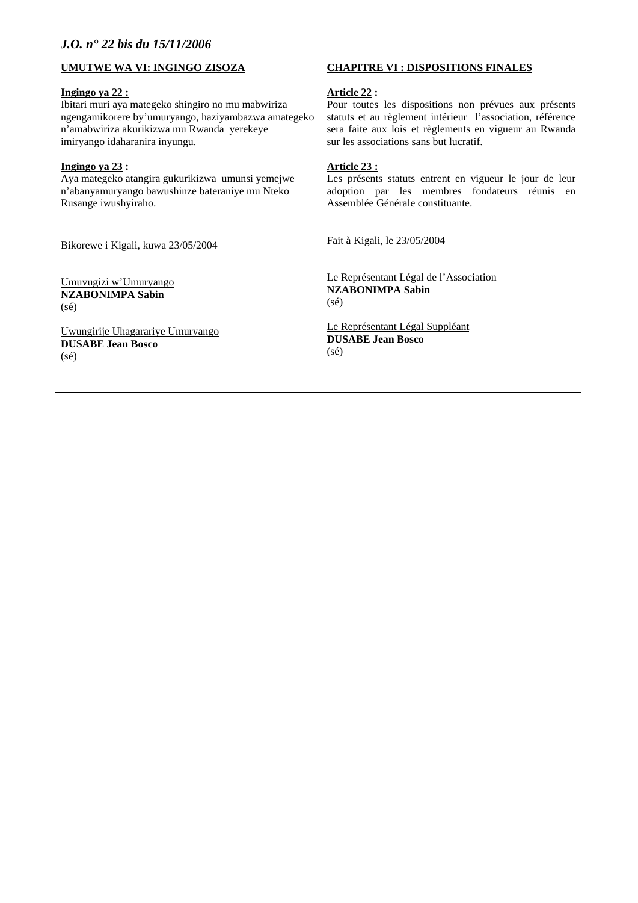**UMUTWE WA VI: INGINGO ZISOZA**

**Ingingo ya 22 :**
Ibitari muri aya mategeko shingiro no mu mabwiriza ngengamikorere by'umuryango, haziyambazwa amategeko n'amabwiriza akurikizwa mu Rwanda yerekeye imiryango idaharanira inyungu.

**Ingingo ya 23 :**
Aya mategeko atangira gukurikizwa umunsi yemejwe n'abanyamuryango bawushinze bateraniye mu Nteko Rusange iwushyiraho.

Bikorewe i Kigali, kuwa 23/05/2004

Umuvugizi w'Umuryango
**NZABONIMPA Sabin**
(sé)

Uwungirije Uhagarariye Umuryango
**DUSABE Jean Bosco**
(sé)

**CHAPITRE VI : DISPOSITIONS FINALES**

**Article 22 :**
Pour toutes les dispositions non prévues aux présents statuts et au règlement intérieur l'association, référence sera faite aux lois et règlements en vigueur au Rwanda sur les associations sans but lucratif.

**Article 23 :**
Les présents statuts entrent en vigueur le jour de leur adoption par les membres fondateurs réunis en Assemblée Générale constituante.

Fait à Kigali, le 23/05/2004

Le Représentant Légal de l'Association
**NZABONIMPA Sabin**
(sé)

Le Représentant Légal Suppléant
**DUSABE Jean Bosco**
(sé)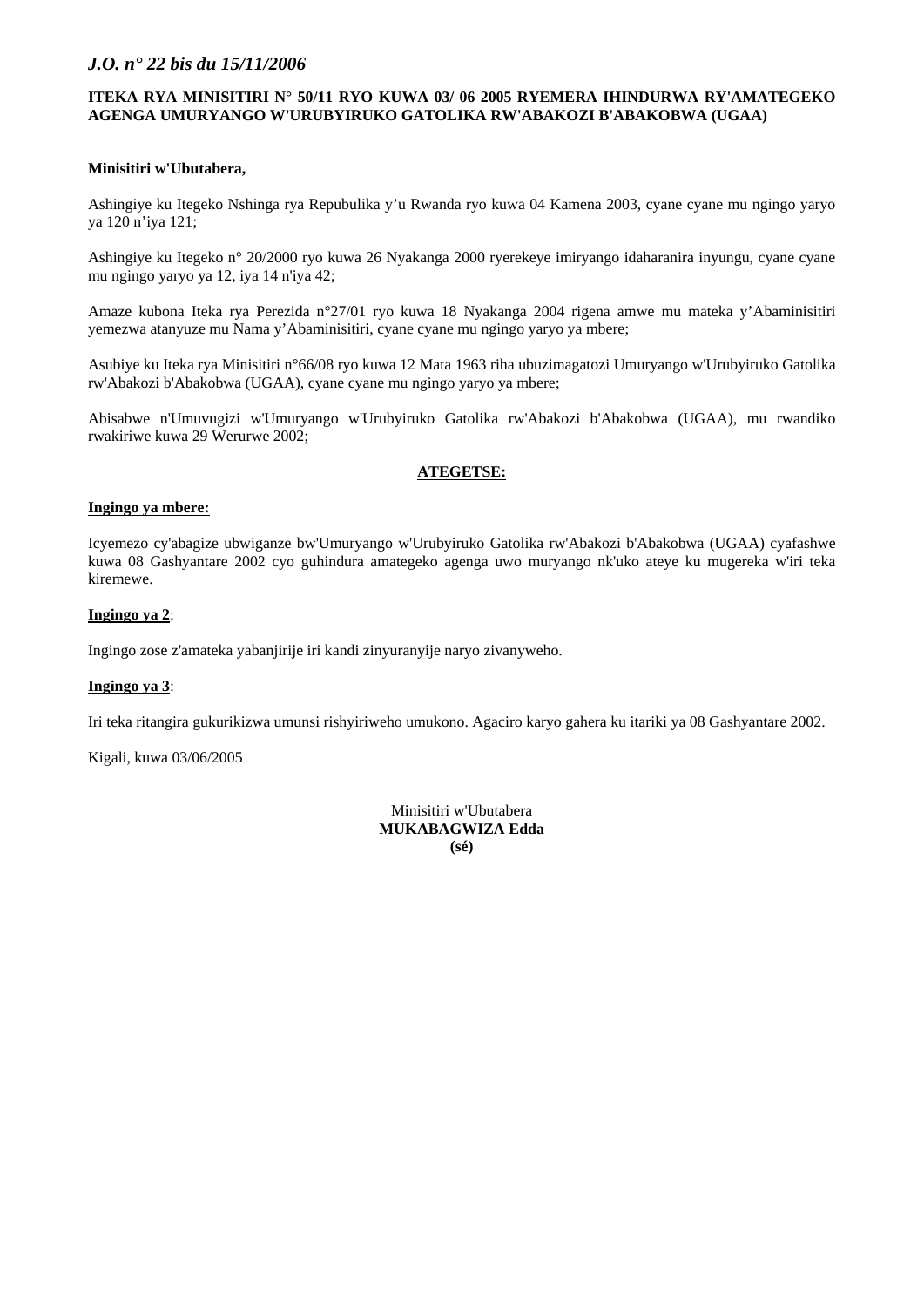**ITEKA RYA MINISITIRI N° 50/11 RYO KUWA 03/ 06 2005 RYEMERA IHINDURWA RY'AMATEGEKO AGENGA UMURYANGO W'URUBYIRUKO GATOLIKA RW'ABAKOZI B'ABAKOBWA (UGAA)**

**Minisitiri w'Ubutabera,**

Ashingiye ku Itegeko Nshinga rya Repubulika y'u Rwanda ryo kuwa 04 Kamena 2003, cyane cyane mu ngingo yaryo ya 120 n'iya 121;

Ashingiye ku Itegeko n° 20/2000 ryo kuwa 26 Nyakanga 2000 ryerekeye imiryango idaharanira inyungu, cyane cyane mu ngingo yaryo ya 12, iya 14 n'iya 42;

Amaze kubona Iteka rya Perezida n°27/01 ryo kuwa 18 Nyakanga 2004 rigena amwe mu mateka y'Abaminisitiri yemezwa atanyuze mu Nama y'Abaminisitiri, cyane cyane mu ngingo yaryo ya mbere;

Asubiye ku Iteka rya Minisitiri n°66/08 ryo kuwa 12 Mata 1963 riha ubuzimagatozi Umuryango w'Urubyiruko Gatolika rw'Abakozi b'Abakobwa (UGAA), cyane cyane mu ngingo yaryo ya mbere;

Abisabwe n'Umuvugizi w'Umuryango w'Urubyiruko Gatolika rw'Abakozi b'Abakobwa (UGAA), mu rwandiko rwakiriwe kuwa 29 Werurwe 2002;

**ATEGETSE:**

**Ingingo ya mbere:**

Icyemezo cy'abagize ubwiganze bw'Umuryango w'Urubyiruko Gatolika rw'Abakozi b'Abakobwa (UGAA) cyafashwe kuwa 08 Gashyantare 2002 cyo guhindura amategeko agenga uwo muryango nk'uko ateye ku mugereka w'iri teka kiremewe.

**Ingingo ya 2**:

Ingingo zose z'amateka yabanjirije iri kandi zinyuranyije naryo zivanyweho.

**Ingingo ya 3**:

Iri teka ritangira gukurikizwa umunsi rishyiriweho umukono. Agaciro karyo gahera ku itariki ya 08 Gashyantare 2002.

Kigali, kuwa 03/06/2005

Minisitiri w'Ubutabera  
**MUKABAGWIZA Edda**  
**(sé)**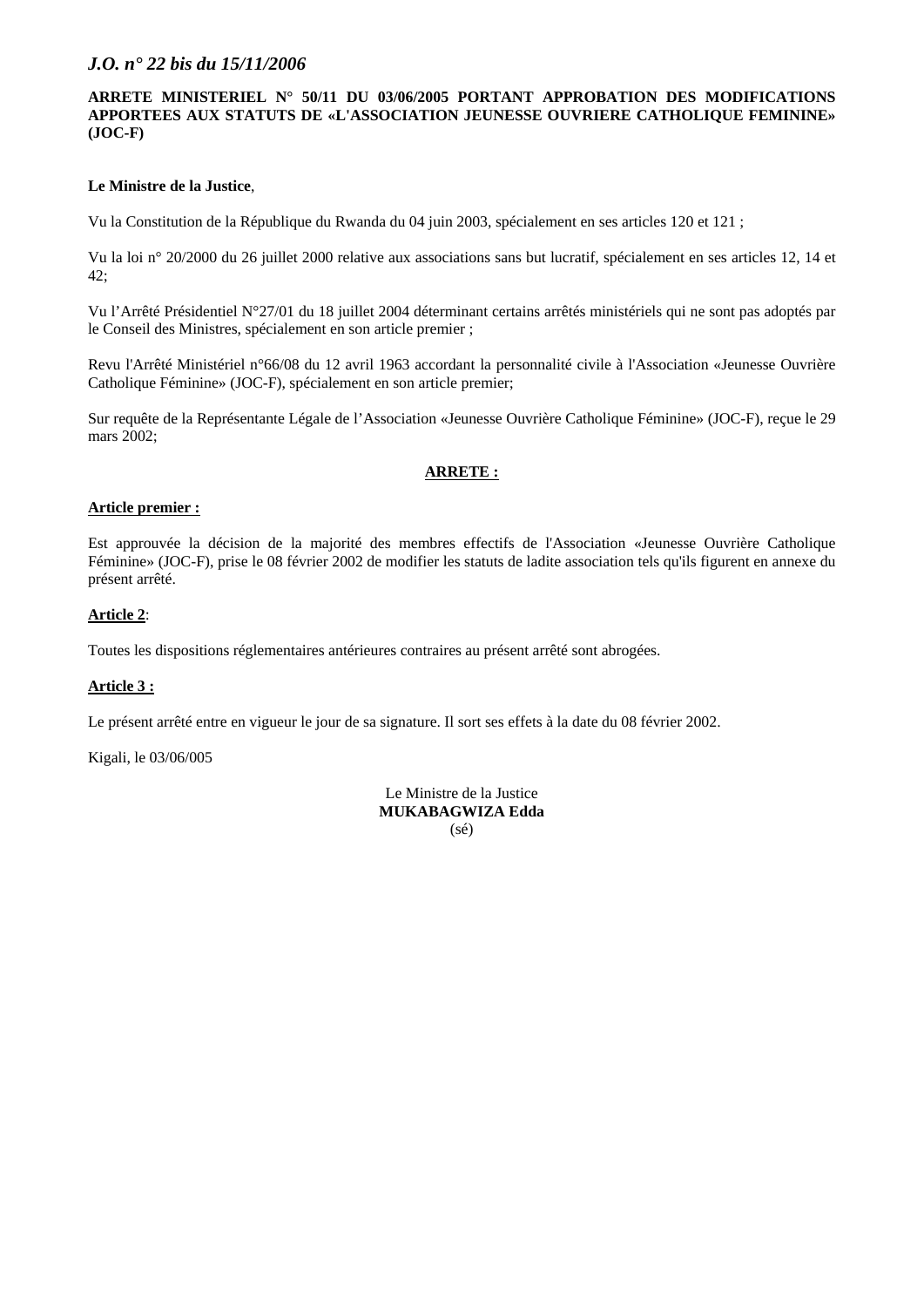**ARRETE MINISTERIEL N° 50/11 DU 03/06/2005 PORTANT APPROBATION DES MODIFICATIONS APPORTEES AUX STATUTS DE «L'ASSOCIATION JEUNESSE OUVRIERE CATHOLIQUE FEMININE» (JOC-F)**

**Le Ministre de la Justice**,

Vu la Constitution de la République du Rwanda du 04 juin 2003, spécialement en ses articles 120 et 121 ;

Vu la loi n° 20/2000 du 26 juillet 2000 relative aux associations sans but lucratif, spécialement en ses articles 12, 14 et 42;

Vu l'Arrêté Présidentiel N°27/01 du 18 juillet 2004 déterminant certains arrêtés ministériels qui ne sont pas adoptés par le Conseil des Ministres, spécialement en son article premier ;

Revu l'Arrêté Ministériel n°66/08 du 12 avril 1963 accordant la personnalité civile à l'Association «Jeunesse Ouvrière Catholique Féminine» (JOC-F), spécialement en son article premier;

Sur requête de la Représentante Légale de l'Association «Jeunesse Ouvrière Catholique Féminine» (JOC-F), reçue le 29 mars 2002;

**ARRETE :**

**Article premier :**

Est approuvée la décision de la majorité des membres effectifs de l'Association «Jeunesse Ouvrière Catholique Féminine» (JOC-F), prise le 08 février 2002 de modifier les statuts de ladite association tels qu'ils figurent en annexe du présent arrêté.

**Article 2**:

Toutes les dispositions réglementaires antérieures contraires au présent arrêté sont abrogées.

**Article 3 :**

Le présent arrêté entre en vigueur le jour de sa signature. Il sort ses effets à la date du 08 février 2002.

Kigali, le 03/06/005

Le Ministre de la Justice
**MUKABAGWIZA Edda**
(sé)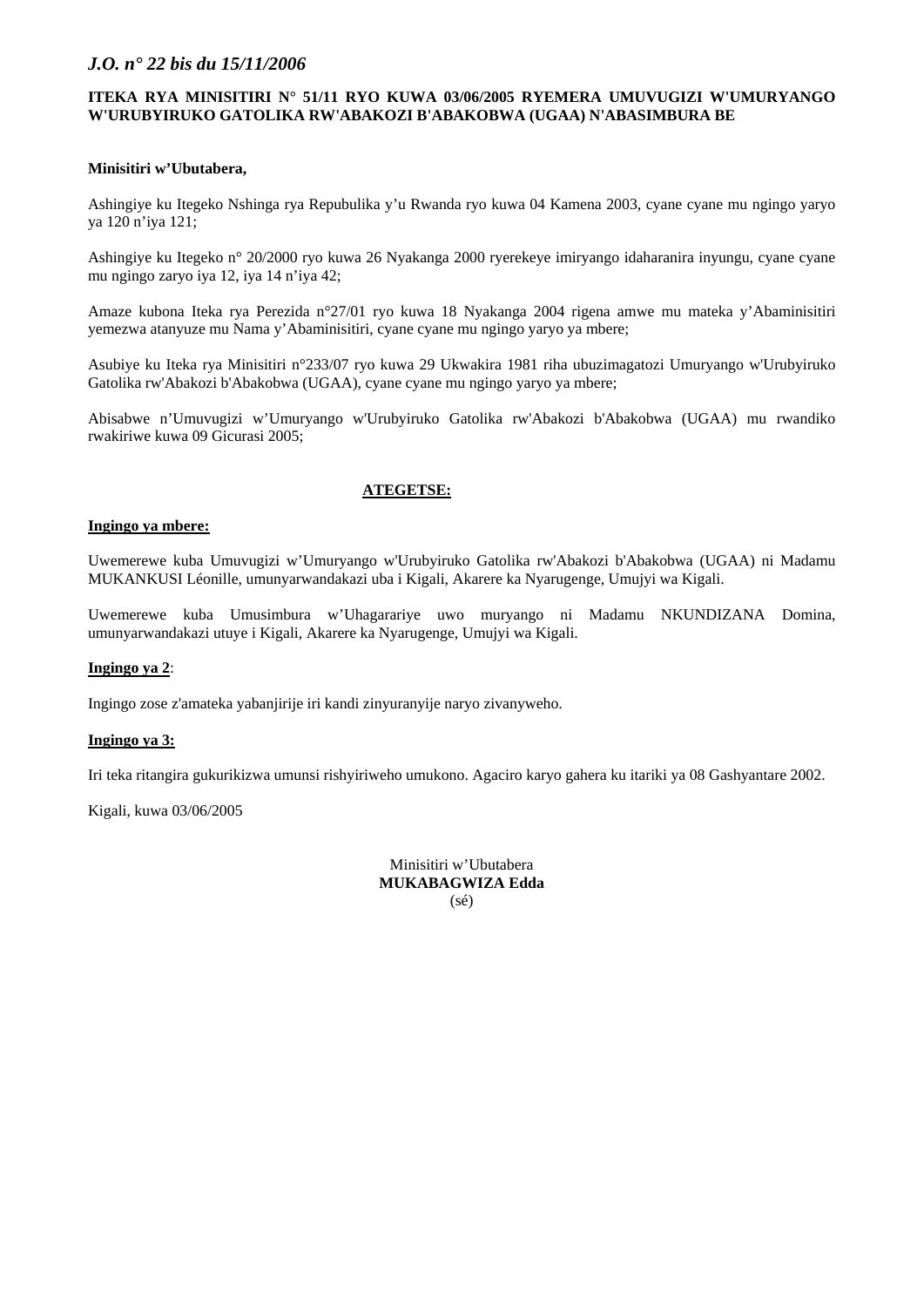**ITEKA RYA MINISITIRI N° 51/11 RYO KUWA 03/06/2005 RYEMERA UMUVUGIZI W'UMURYANGO W'URUBYIRUKO GATOLIKA RW'ABAKOZI B'ABAKOBWA (UGAA) N'ABASIMBURA BE**

**Minisitiri w'Ubutabera,**

Ashingiye ku Itegeko Nshinga rya Repubulika y'u Rwanda ryo kuwa 04 Kamena 2003, cyane cyane mu ngingo yaryo ya 120 n'iya 121;

Ashingiye ku Itegeko n° 20/2000 ryo kuwa 26 Nyakanga 2000 ryerekeye imiryango idaharanira inyungu, cyane cyane mu ngingo zaryo iya 12, iya 14 n'iya 42;

Amaze kubona Iteka rya Perezida n°27/01 ryo kuwa 18 Nyakanga 2004 rigena amwe mu mateka y'Abaminisitiri yemezwa atanyuze mu Nama y'Abaminisitiri, cyane cyane mu ngingo yaryo ya mbere;

Asubiye ku Iteka rya Minisitiri n°233/07 ryo kuwa 29 Ukwakira 1981 riha ubuzimagatozi Umuryango w'Urubyiruko Gatolika rw'Abakozi b'Abakobwa (UGAA), cyane cyane mu ngingo yaryo ya mbere;

Abisabwe n'Umuvugizi w'Umuryango w'Urubyiruko Gatolika rw'Abakozi b'Abakobwa (UGAA) mu rwandiko rwakiriwe kuwa 09 Gicurasi 2005;

**ATEGETSE:**

**Ingingo ya mbere:**

Uwemerewe kuba Umuvugizi w'Umuryango w'Urubyiruko Gatolika rw'Abakozi b'Abakobwa (UGAA) ni Madamu MUKANKUSI Léonille, umunyarwandakazi uba i Kigali, Akarere ka Nyarugenge, Umujyi wa Kigali.

Uwemerewe kuba Umusimbura w'Uhagarariye uwo muryango ni Madamu NKUNDIZANA Domina, umunyarwandakazi utuye i Kigali, Akarere ka Nyarugenge, Umujyi wa Kigali.

**Ingingo ya 2**:

Ingingo zose z'amateka yabanjirije iri kandi zinyuranyije naryo zivanyweho.

**Ingingo ya 3:**

Iri teka ritangira gukurikizwa umunsi rishyiriweho umukono. Agaciro karyo gahera ku itariki ya 08 Gashyantare 2002.

Kigali, kuwa 03/06/2005

Minisitiri w'Ubutabera
**MUKABAGWIZA Edda**
(sé)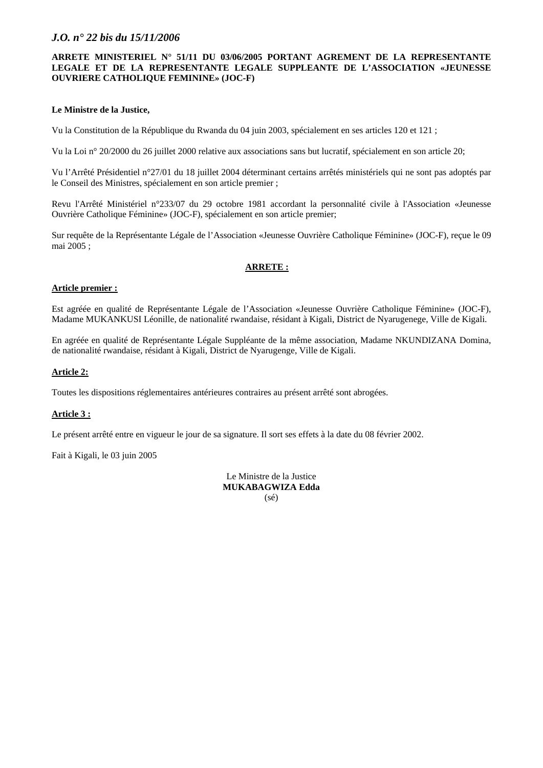**ARRETE MINISTERIEL N° 51/11 DU 03/06/2005 PORTANT AGREMENT DE LA REPRESENTANTE LEGALE ET DE LA REPRESENTANTE LEGALE SUPPLEANTE DE L'ASSOCIATION «JEUNESSE OUVRIERE CATHOLIQUE FEMININE» (JOC-F)**

**Le Ministre de la Justice,**

Vu la Constitution de la République du Rwanda du 04 juin 2003, spécialement en ses articles 120 et 121 ;

Vu la Loi n° 20/2000 du 26 juillet 2000 relative aux associations sans but lucratif, spécialement en son article 20;

Vu l'Arrêté Présidentiel n°27/01 du 18 juillet 2004 déterminant certains arrêtés ministériels qui ne sont pas adoptés par le Conseil des Ministres, spécialement en son article premier ;

Revu l'Arrêté Ministériel n°233/07 du 29 octobre 1981 accordant la personnalité civile à l'Association «Jeunesse Ouvrière Catholique Féminine» (JOC-F), spécialement en son article premier;

Sur requête de la Représentante Légale de l'Association «Jeunesse Ouvrière Catholique Féminine» (JOC-F), reçue le 09 mai 2005 ;

**ARRETE :**

**Article premier :**

Est agréée en qualité de Représentante Légale de l'Association «Jeunesse Ouvrière Catholique Féminine» (JOC-F), Madame MUKANKUSI Léonille, de nationalité rwandaise, résidant à Kigali, District de Nyarugenege, Ville de Kigali.

En agréée en qualité de Représentante Légale Suppléante de la même association, Madame NKUNDIZANA Domina, de nationalité rwandaise, résidant à Kigali, District de Nyarugenge, Ville de Kigali.

**Article 2:**

Toutes les dispositions réglementaires antérieures contraires au présent arrêté sont abrogées.

**Article 3 :**

Le présent arrêté entre en vigueur le jour de sa signature. Il sort ses effets à la date du 08 février 2002.

Fait à Kigali, le 03 juin 2005

Le Ministre de la Justice
**MUKABAGWIZA Edda**
(sé)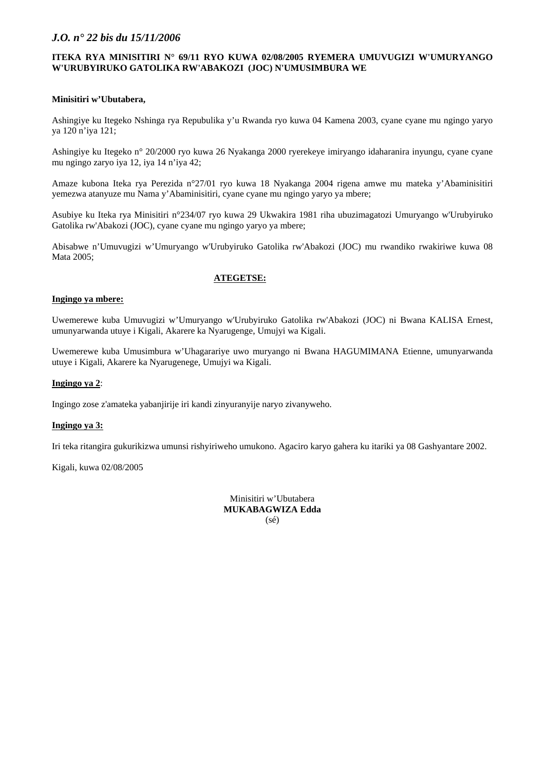**ITEKA RYA MINISITIRI N° 69/11 RYO KUWA 02/08/2005 RYEMERA UMUVUGIZI W'UMURYANGO W'URUBYIRUKO GATOLIKA RW'ABAKOZI (JOC) N'UMUSIMBURA WE**

**Minisitiri w'Ubutabera,**

Ashingiye ku Itegeko Nshinga rya Repubulika y'u Rwanda ryo kuwa 04 Kamena 2003, cyane cyane mu ngingo yaryo ya 120 n'iya 121;

Ashingiye ku Itegeko n° 20/2000 ryo kuwa 26 Nyakanga 2000 ryerekeye imiryango idaharanira inyungu, cyane cyane mu ngingo zaryo iya 12, iya 14 n'iya 42;

Amaze kubona Iteka rya Perezida n°27/01 ryo kuwa 18 Nyakanga 2004 rigena amwe mu mateka y'Abaminisitiri yemezwa atanyuze mu Nama y'Abaminisitiri, cyane cyane mu ngingo yaryo ya mbere;

Asubiye ku Iteka rya Minisitiri n°234/07 ryo kuwa 29 Ukwakira 1981 riha ubuzimagatozi Umuryango w'Urubyiruko Gatolika rw'Abakozi (JOC), cyane cyane mu ngingo yaryo ya mbere;

Abisabwe n'Umuvugizi w'Umuryango w'Urubyiruko Gatolika rw'Abakozi (JOC) mu rwandiko rwakiriwe kuwa 08 Mata 2005;

**ATEGETSE:**

**Ingingo ya mbere:**

Uwemerewe kuba Umuvugizi w'Umuryango w'Urubyiruko Gatolika rw'Abakozi (JOC) ni Bwana KALISA Ernest, umunyarwanda utuye i Kigali, Akarere ka Nyarugenge, Umujyi wa Kigali.

Uwemerewe kuba Umusimbura w'Uhagarariye uwo muryango ni Bwana HAGUMIMANA Etienne, umunyarwanda utuye i Kigali, Akarere ka Nyarugenege, Umujyi wa Kigali.

**Ingingo ya 2**:

Ingingo zose z'amateka yabanjirije iri kandi zinyuranyije naryo zivanyweho.

**Ingingo ya 3:**

Iri teka ritangira gukurikizwa umunsi rishyiriweho umukono. Agaciro karyo gahera ku itariki ya 08 Gashyantare 2002.

Kigali, kuwa 02/08/2005

Minisitiri w'Ubutabera
**MUKABAGWIZA Edda**
(sé)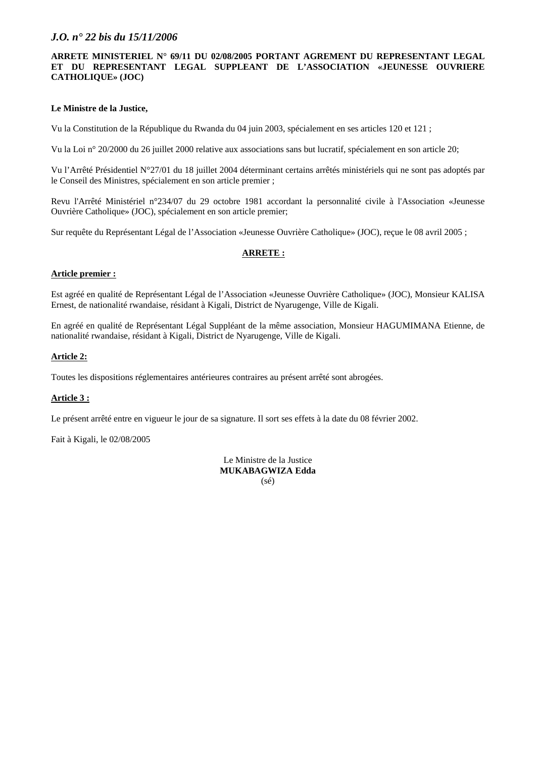**ARRETE MINISTERIEL N° 69/11 DU 02/08/2005 PORTANT AGREMENT DU REPRESENTANT LEGAL ET DU REPRESENTANT LEGAL SUPPLEANT DE L'ASSOCIATION «JEUNESSE OUVRIERE CATHOLIQUE» (JOC)**

**Le Ministre de la Justice,**

Vu la Constitution de la République du Rwanda du 04 juin 2003, spécialement en ses articles 120 et 121 ;

Vu la Loi n° 20/2000 du 26 juillet 2000 relative aux associations sans but lucratif, spécialement en son article 20;

Vu l'Arrêté Présidentiel N°27/01 du 18 juillet 2004 déterminant certains arrêtés ministériels qui ne sont pas adoptés par le Conseil des Ministres, spécialement en son article premier ;

Revu l'Arrêté Ministériel n°234/07 du 29 octobre 1981 accordant la personnalité civile à l'Association «Jeunesse Ouvrière Catholique» (JOC), spécialement en son article premier;

Sur requête du Représentant Légal de l'Association «Jeunesse Ouvrière Catholique» (JOC), reçue le 08 avril 2005 ;

**ARRETE :**

**Article premier :**

Est agréé en qualité de Représentant Légal de l'Association «Jeunesse Ouvrière Catholique» (JOC), Monsieur KALISA Ernest, de nationalité rwandaise, résidant à Kigali, District de Nyarugenge, Ville de Kigali.

En agréé en qualité de Représentant Légal Suppléant de la même association, Monsieur HAGUMIMANA Etienne, de nationalité rwandaise, résidant à Kigali, District de Nyarugenge, Ville de Kigali.

**Article 2:**

Toutes les dispositions réglementaires antérieures contraires au présent arrêté sont abrogées.

**Article 3 :**

Le présent arrêté entre en vigueur le jour de sa signature. Il sort ses effets à la date du 08 février 2002.

Fait à Kigali, le 02/08/2005

Le Ministre de la Justice
**MUKABAGWIZA Edda**
(sé)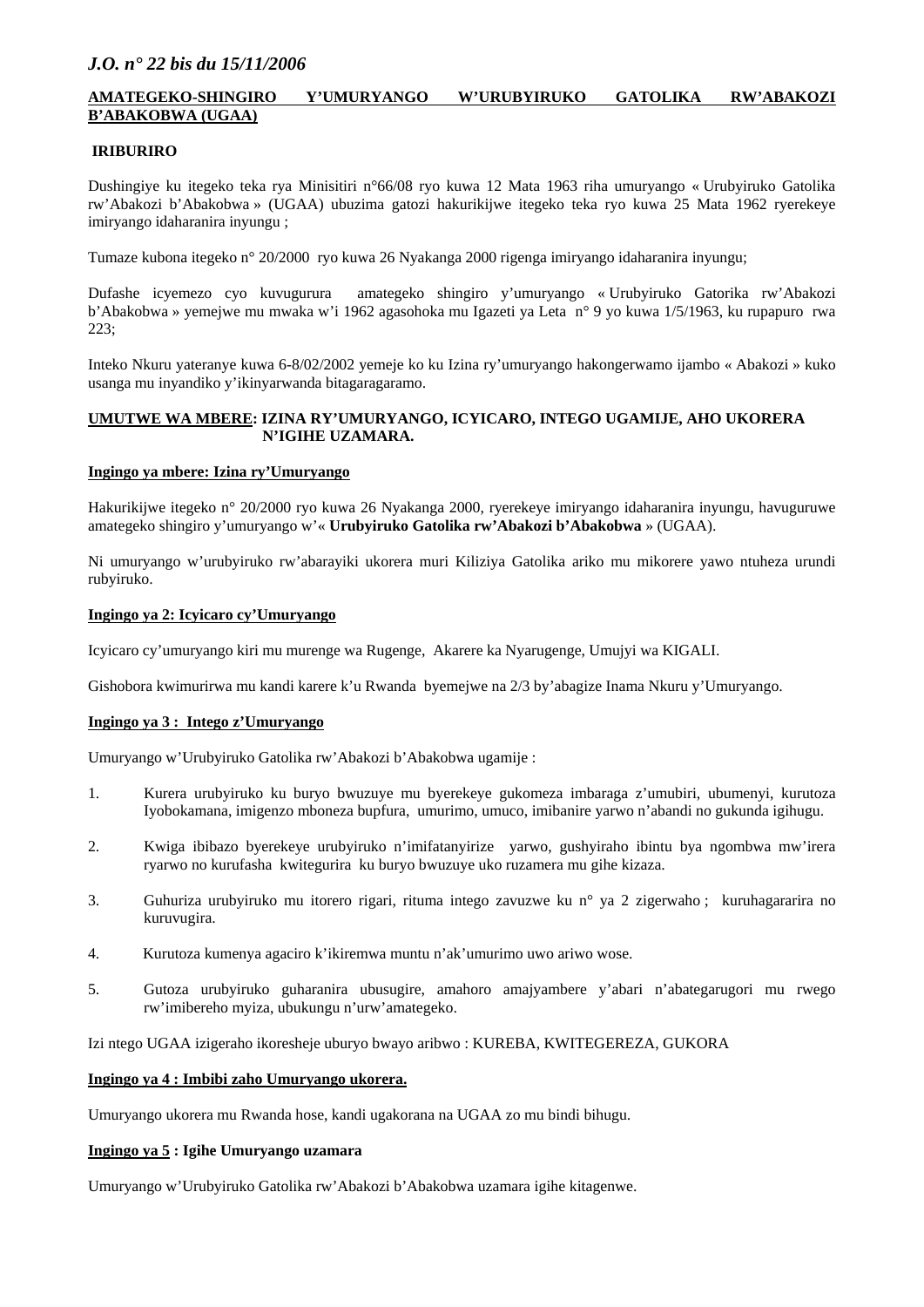**AMATEGEKO-SHINGIRO Y'UMURYANGO W'URUBYIRUKO GATOLIKA RW'ABAKOZI B'ABAKOBWA (UGAA)**

**IRIBURIRO**

Dushingiye ku itegeko teka rya Minisitiri n°66/08 ryo kuwa 12 Mata 1963 riha umuryango « Urubyiruko Gatolika rw'Abakozi b'Abakobwa » (UGAA) ubuzima gatozi hakurikijwe itegeko teka ryo kuwa 25 Mata 1962 ryerekeye imiryango idaharanira inyungu ;

Tumaze kubona itegeko n° 20/2000 ryo kuwa 26 Nyakanga 2000 rigenga imiryango idaharanira inyungu;

Dufashe icyemezo cyo kuvugurura amategeko shingiro y'umuryango « Urubyiruko Gatorika rw'Abakozi b'Abakobwa » yemejwe mu mwaka w'i 1962 agasohoka mu Igazeti ya Leta n° 9 yo kuwa 1/5/1963, ku rupapuro rwa 223;

Inteko Nkuru yateranye kuwa 6-8/02/2002 yemeje ko ku Izina ry'umuryango hakongerwamo ijambo « Abakozi » kuko usanga mu inyandiko y'ikinyarwanda bitagaragaramo.

**UMUTWE WA MBERE: IZINA RY'UMURYANGO, ICYICARO, INTEGO UGAMIJE, AHO UKORERA N'IGIHE UZAMARA.**

**Ingingo ya mbere: Izina ry'Umuryango**

Hakurikijwe itegeko n° 20/2000 ryo kuwa 26 Nyakanga 2000, ryerekeye imiryango idaharanira inyungu, havuguruwe amategeko shingiro y'umuryango w'« **Urubyiruko Gatolika rw'Abakozi b'Abakobwa** » (UGAA).

Ni umuryango w'urubyiruko rw'abarayiki ukorera muri Kiliziya Gatolika ariko mu mikorere yawo ntuheza urundi rubyiruko.

**Ingingo ya 2: Icyicaro cy'Umuryango**

Icyicaro cy'umuryango kiri mu murenge wa Rugenge, Akarere ka Nyarugenge, Umujyi wa KIGALI.

Gishobora kwimurirwa mu kandi karere k'u Rwanda byemejwe na 2/3 by'abagize Inama Nkuru y'Umuryango.

**Ingingo ya 3 : Intego z'Umuryango**

Umuryango w'Urubyiruko Gatolika rw'Abakozi b'Abakobwa ugamije :

1. Kurera urubyiruko ku buryo bwuzuye mu byerekeye gukomeza imbaraga z'umubiri, ubumenyi, kurutoza Iyobokamana, imigenzo mboneza bupfura, umurimo, umuco, imibanire yarwo n'abandi no gukunda igihugu.
2. Kwiga ibibazo byerekeye urubyiruko n'imifatanyirize yarwo, gushyiraho ibintu bya ngombwa mw'irera ryarwo no kurufasha kwitegurira ku buryo bwuzuye uko ruzamera mu gihe kizaza.
3. Guhuriza urubyiruko mu itorero rigari, rituma intego zavuzwe ku n° ya 2 zigerwaho ; kuruhagararira no kuruvugira.
4. Kurutoza kumenya agaciro k'ikiremwa muntu n'ak'umurimo uwo ariwo wose.
5. Gutoza urubyiruko guharanira ubusugire, amahoro amajyambere y'abari n'abategarugori mu rwego rw'imibereho myiza, ubukungu n'urw'amategeko.

Izi ntego UGAA izigeraho ikoresheje uburyo bwayo aribwo : KUREBA, KWITEGEREZA, GUKORA

**Ingingo ya 4 : Imbibi zaho Umuryango ukorera.**

Umuryango ukorera mu Rwanda hose, kandi ugakorana na UGAA zo mu bindi bihugu.

**Ingingo ya 5 : Igihe Umuryango uzamara**

Umuryango w'Urubyiruko Gatolika rw'Abakozi b'Abakobwa uzamara igihe kitagenwe.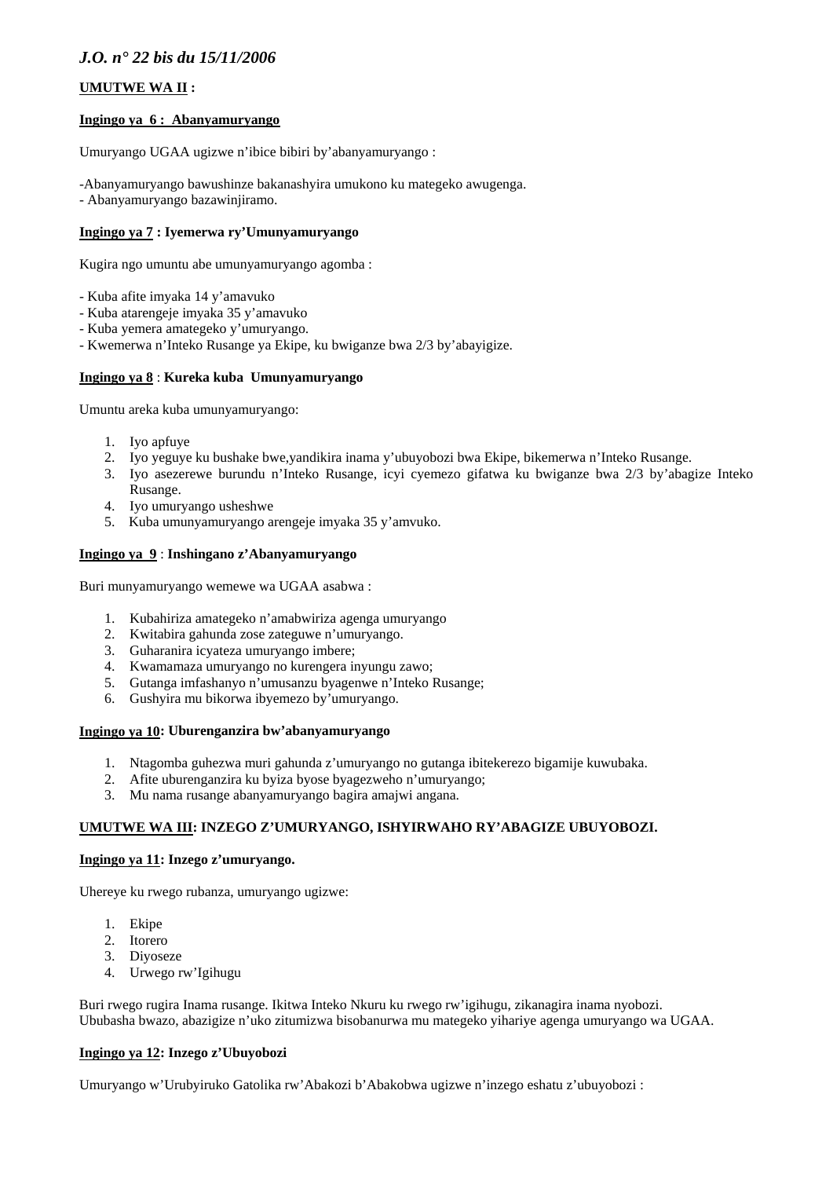**UMUTWE WA II :**

**Ingingo ya 6 : Abanyamuryango**

Umuryango UGAA ugizwe n'ibice bibiri by'abanyamuryango :

-Abanyamuryango bawushinze bakanashyira umukono ku mategeko awugenga.
- Abanyamuryango bazawinjiramo.

**Ingingo ya 7 : Iyemerwa ry'Umunyamuryango**

Kugira ngo umuntu abe umunyamuryango agomba :

- Kuba afite imyaka 14 y'amavuko
- Kuba atarengeje imyaka 35 y'amavuko
- Kuba yemera amategeko y'umuryango.
- Kwemerwa n'Inteko Rusange ya Ekipe, ku bwiganze bwa 2/3 by'abayigize.

**Ingingo ya 8 : Kureka kuba Umunyamuryango**

Umuntu areka kuba umunyamuryango:

1. Iyo apfuye
2. Iyo yeguye ku bushake bwe,yandikira inama y'ubuyobozi bwa Ekipe, bikemerwa n'Inteko Rusange.
3. Iyo asezerewe burundu n'Inteko Rusange, icyi cyemezo gifatwa ku bwiganze bwa 2/3 by'abagize Inteko Rusange.
4. Iyo umuryango usheshwe
5. Kuba umunyamuryango arengeje imyaka 35 y'amvuko.

**Ingingo ya 9 : Inshingano z'Abanyamuryango**

Buri munyamuryango wemewe wa UGAA asabwa :

1. Kubahiriza amategeko n'amabwiriza agenga umuryango
2. Kwitabira gahunda zose zateguwe n'umuryango.
3. Guharanira icyateza umuryango imbere;
4. Kwamamaza umuryango no kurengera inyungu zawo;
5. Gutanga imfashanyo n'umusanzu byagenwe n'Inteko Rusange;
6. Gushyira mu bikorwa ibyemezo by'umuryango.

**Ingingo ya 10: Uburenganzira bw'abanyamuryango**

1. Ntagomba guhezwa muri gahunda z'umuryango no gutanga ibitekerezo bigamije kuwubaka.
2. Afite uburenganzira ku byiza byose byagezweho n'umuryango;
3. Mu nama rusange abanyamuryango bagira amajwi angana.

**UMUTWE WA III: INZEGO Z'UMURYANGO, ISHYIRWAHO RY'ABAGIZE UBUYOBOZI.**

**Ingingo ya 11: Inzego z'umuryango.**

Uhereye ku rwego rubanza, umuryango ugizwe:

1. Ekipe
2. Itorero
3. Diyoseze
4. Urwego rw'Igihugu

Buri rwego rugira Inama rusange. Ikitwa Inteko Nkuru ku rwego rw'igihugu, zikanagira inama nyobozi.
Ububasha bwazo, abazigize n'uko zitumizwa bisobanurwa mu mategeko yihariye agenga umuryango wa UGAA.

**Ingingo ya 12: Inzego z'Ubuyobozi**

Umuryango w'Urubyiruko Gatolika rw'Abakozi b'Abakobwa ugizwe n'inzego eshatu z'ubuyobozi :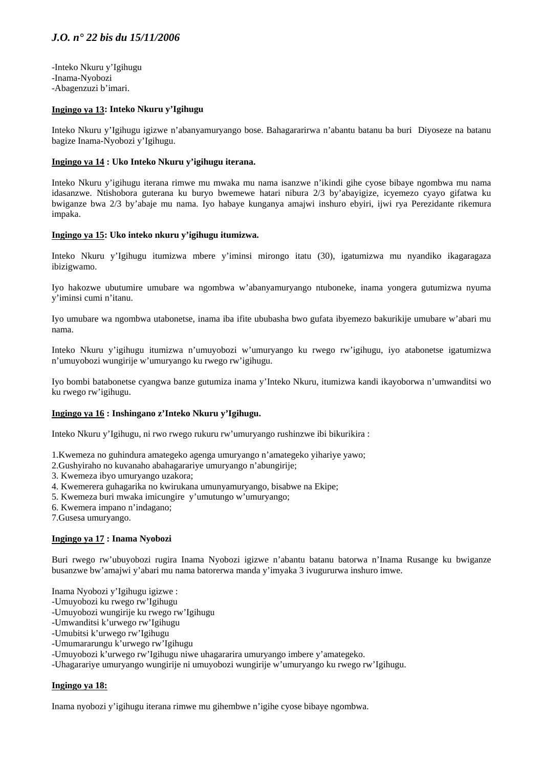-Inteko Nkuru y'Igihugu
-Inama-Nyobozi
-Abagenzuzi b'imari.

**Ingingo ya 13: Inteko Nkuru y'Igihugu**

Inteko Nkuru y'Igihugu igizwe n'abanyamuryango bose. Bahagararirwa n'abantu batanu ba buri Diyoseze na batanu bagize Inama-Nyobozi y'Igihugu.

**Ingingo ya 14 : Uko Inteko Nkuru y'igihugu iterana.**

Inteko Nkuru y'igihugu iterana rimwe mu mwaka mu nama isanzwe n'ikindi gihe cyose bibaye ngombwa mu nama idasanzwe. Ntishobora guterana ku buryo bwemewe hatari nibura 2/3 by'abayigize, icyemezo cyayo gifatwa ku bwiganze bwa 2/3 by'abaje mu nama. Iyo habaye kunganya amajwi inshuro ebyiri, ijwi rya Perezidante rikemura impaka.

**Ingingo ya 15: Uko inteko nkuru y'igihugu itumizwa.**

Inteko Nkuru y'Igihugu itumizwa mbere y'iminsi mirongo itatu (30), igatumizwa mu nyandiko ikagaragaza ibizigwamo.

Iyo hakozwe ubutumire umubare wa ngombwa w'abanyamuryango ntuboneke, inama yongera gutumizwa nyuma y'iminsi cumi n'itanu.

Iyo umubare wa ngombwa utabonetse, inama iba ifite ububasha bwo gufata ibyemezo bakurikije umubare w'abari mu nama.

Inteko Nkuru y'igihugu itumizwa n'umuyobozi w'umuryango ku rwego rw'igihugu, iyo atabonetse igatumizwa n'umuyobozi wungirije w'umuryango ku rwego rw'igihugu.

Iyo bombi batabonetse cyangwa banze gutumiza inama y'Inteko Nkuru, itumizwa kandi ikayoborwa n'umwanditsi wo ku rwego rw'igihugu.

**Ingingo ya 16 : Inshingano z'Inteko Nkuru y'Igihugu.**

Inteko Nkuru y'Igihugu, ni rwo rwego rukuru rw'umuryango rushinzwe ibi bikurikira :

1.Kwemeza no guhindura amategeko agenga umuryango n'amategeko yihariye yawo;
2.Gushyiraho no kuvanaho abahagarariye umuryango n'abungirije;
3. Kwemeza ibyo umuryango uzakora;
4. Kwemerera guhagarika no kwirukana umunyamuryango, bisabwe na Ekipe;
5. Kwemeza buri mwaka imicungire y'umutungo w'umuryango;
6. Kwemera impano n'indagano;
7.Gusesa umuryango.

**Ingingo ya 17 : Inama Nyobozi**

Buri rwego rw'ubuyobozi rugira Inama Nyobozi igizwe n'abantu batanu batorwa n'Inama Rusange ku bwiganze busanzwe bw'amajwi y'abari mu nama batorerwa manda y'imyaka 3 ivugururwa inshuro imwe.

Inama Nyobozi y'Igihugu igizwe :
-Umuyobozi ku rwego rw'Igihugu
-Umuyobozi wungirije ku rwego rw'Igihugu
-Umwanditsi k'urwego rw'Igihugu
-Umubitsi k'urwego rw'Igihugu
-Umumararungu k'urwego rw'Igihugu
-Umuyobozi k'urwego rw'Igihugu niwe uhagararira umuryango imbere y'amategeko.
-Uhagarariye umuryango wungirije ni umuyobozi wungirije w'umuryango ku rwego rw'Igihugu.

**Ingingo ya 18:**

Inama nyobozi y'igihugu iterana rimwe mu gihembwe n'igihe cyose bibaye ngombwa.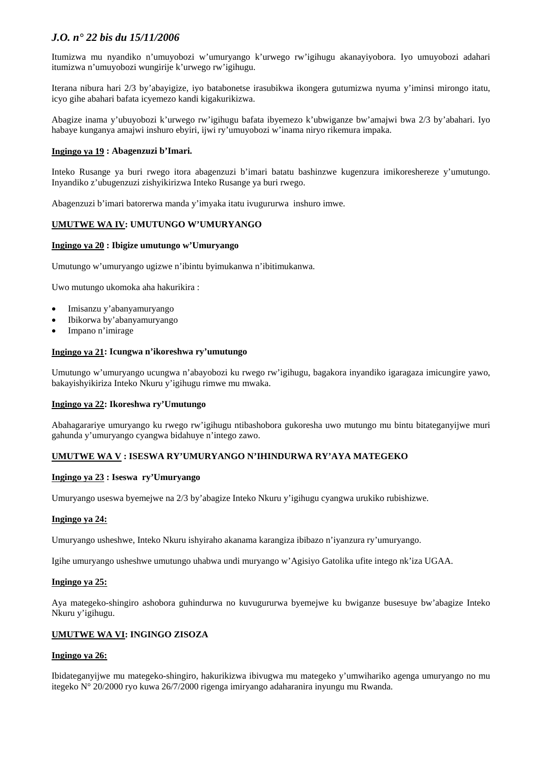Itumizwa mu nyandiko n'umuyobozi w'umuryango k'urwego rw'igihugu akanayiyobora. Iyo umuyobozi adahari itumizwa n'umuyobozi wungirije k'urwego rw'igihugu.

Iterana nibura hari 2/3 by'abayigize, iyo batabonetse irasubikwa ikongera gutumizwa nyuma y'iminsi mirongo itatu, icyo gihe abahari bafata icyemezo kandi kigakurikizwa.

Abagize inama y'ubuyobozi k'urwego rw'igihugu bafata ibyemezo k'ubwiganze bw'amajwi bwa 2/3 by'abahari. Iyo habaye kunganya amajwi inshuro ebyiri, ijwi ry'umuyobozi w'inama niryo rikemura impaka.

**<u>Ingingo ya 19</u> : Abagenzuzi b'Imari.**

Inteko Rusange ya buri rwego itora abagenzuzi b'imari batatu bashinzwe kugenzura imikoreshereze y'umutungo. Inyandiko z'ubugenzuzi zishyikirizwa Inteko Rusange ya buri rwego.

Abagenzuzi b'imari batorerwa manda y'imyaka itatu ivugururwa inshuro imwe.

**<u>UMUTWE WA IV</u>: UMUTUNGO W'UMURYANGO**

**<u>Ingingo ya 20</u> : Ibigize umutungo w'Umuryango**

Umutungo w'umuryango ugizwe n'ibintu byimukanwa n'ibitimukanwa.

Uwo mutungo ukomoka aha hakurikira :

- Imisanzu y'abanyamuryango
- Ibikorwa by'abanyamuryango
- Impano n'imirage

**<u>Ingingo ya 21</u>: Icungwa n'ikoreshwa ry'umutungo**

Umutungo w'umuryango ucungwa n'abayobozi ku rwego rw'igihugu, bagakora inyandiko igaragaza imicungire yawo, bakayishyikiriza Inteko Nkuru y'igihugu rimwe mu mwaka.

**<u>Ingingo ya 22</u>: Ikoreshwa ry'Umutungo**

Abahagarariye umuryango ku rwego rw'igihugu ntibashobora gukoresha uwo mutungo mu bintu bitateganyijwe muri gahunda y'umuryango cyangwa bidahuye n'intego zawo.

**<u>UMUTWE WA V</u> : ISESWA RY'UMURYANGO N'IHINDURWA RY'AYA MATEGEKO**

**<u>Ingingo ya 23</u> : Iseswa ry'Umuryango**

Umuryango useswa byemejwe na 2/3 by'abagize Inteko Nkuru y'igihugu cyangwa urukiko rubishizwe.

**<u>Ingingo ya 24:</u>**

Umuryango usheshwe, Inteko Nkuru ishyiraho akanama karangiza ibibazo n'iyanzura ry'umuryango.

Igihe umuryango usheshwe umutungo uhabwa undi muryango w'Agisiyo Gatolika ufite intego nk'iza UGAA.

**<u>Ingingo ya 25:</u>**

Aya mategeko-shingiro ashobora guhindurwa no kuvugururwa byemejwe ku bwiganze busesuye bw'abagize Inteko Nkuru y'igihugu.

**<u>UMUTWE WA VI</u>: INGINGO ZISOZA**

**<u>Ingingo ya 26:</u>**

Ibidateganyijwe mu mategeko-shingiro, hakurikizwa ibivugwa mu mategeko y'umwihariko agenga umuryango no mu itegeko N° 20/2000 ryo kuwa 26/7/2000 rigenga imiryango adaharanira inyungu mu Rwanda.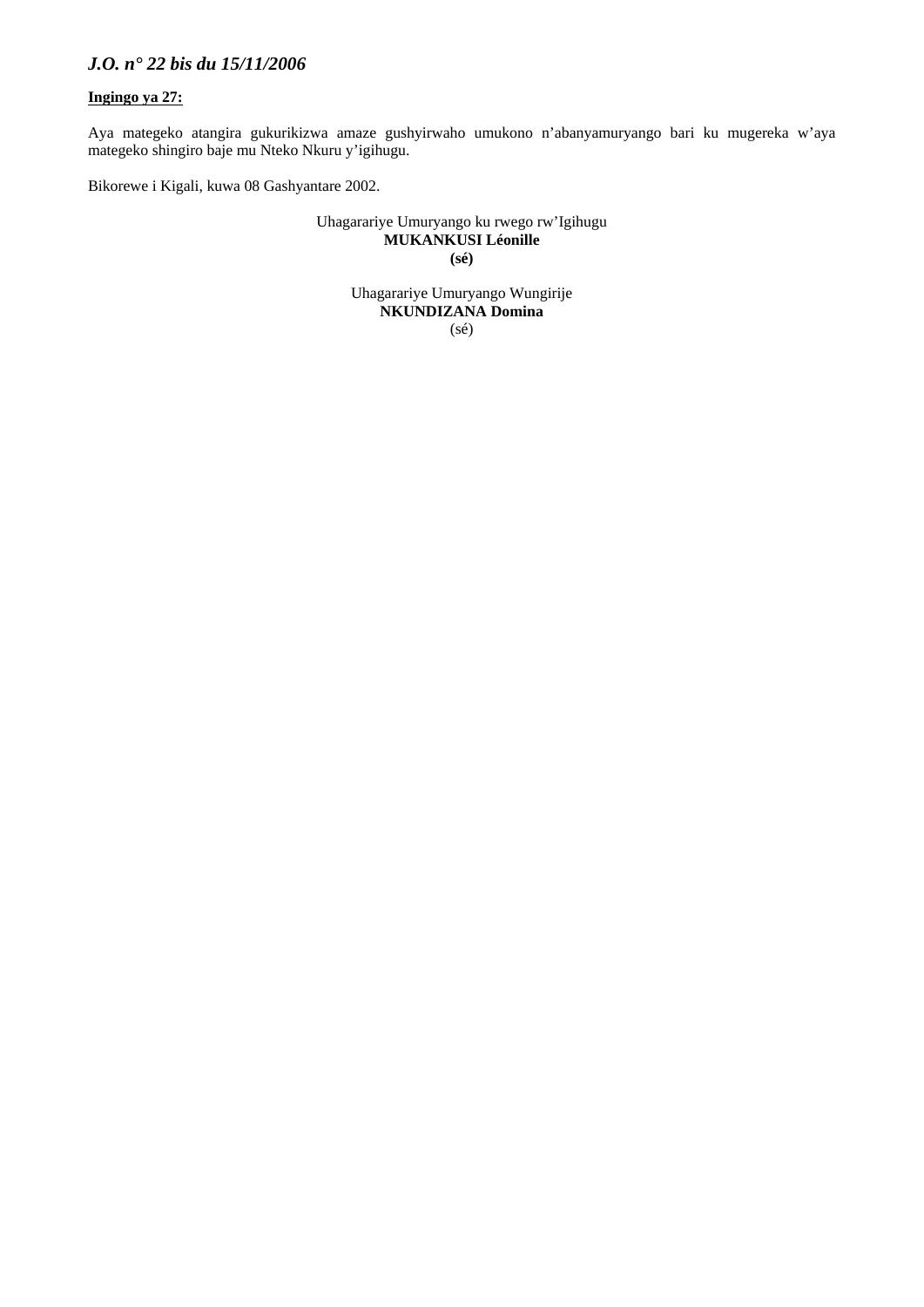**Ingingo ya 27:**

Aya mategeko atangira gukurikizwa amaze gushyirwaho umukono n'abanyamuryango bari ku mugereka w'aya mategeko shingiro baje mu Nteko Nkuru y'igihugu.

Bikorewe i Kigali, kuwa 08 Gashyantare 2002.

Uhagarariye Umuryango ku rwego rw'Igihugu
**MUKANKUSI Léonille**
**(sé)**

Uhagarariye Umuryango Wungirije
**NKUNDIZANA Domina**
(sé)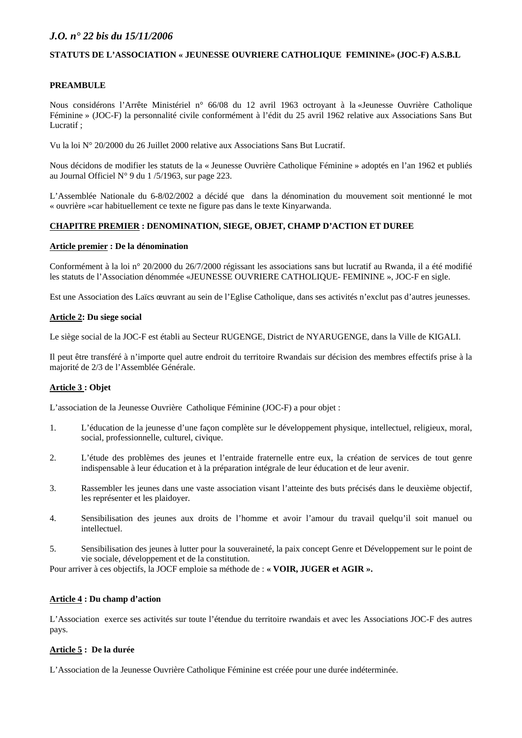**STATUTS DE L'ASSOCIATION « JEUNESSE OUVRIERE CATHOLIQUE FEMININE» (JOC-F) A.S.B.L**

**PREAMBULE**

Nous considérons l'Arrête Ministériel n° 66/08 du 12 avril 1963 octroyant à la «Jeunesse Ouvrière Catholique Féminine » (JOC-F) la personnalité civile conformément à l'édit du 25 avril 1962 relative aux Associations Sans But Lucratif ;

Vu la loi N° 20/2000 du 26 Juillet 2000 relative aux Associations Sans But Lucratif.

Nous décidons de modifier les statuts de la « Jeunesse Ouvrière Catholique Féminine » adoptés en l'an 1962 et publiés au Journal Officiel N° 9 du 1 /5/1963, sur page 223.

L'Assemblée Nationale du 6-8/02/2002 a décidé que dans la dénomination du mouvement soit mentionné le mot « ouvrière »car habituellement ce texte ne figure pas dans le texte Kinyarwanda.

**CHAPITRE PREMIER : DENOMINATION, SIEGE, OBJET, CHAMP D'ACTION ET DUREE**

**Article premier : De la dénomination**

Conformément à la loi n° 20/2000 du 26/7/2000 régissant les associations sans but lucratif au Rwanda, il a été modifié les statuts de l'Association dénommée «JEUNESSE OUVRIERE CATHOLIQUE- FEMININE », JOC-F en sigle.

Est une Association des Laïcs œuvrant au sein de l'Eglise Catholique, dans ses activités n'exclut pas d'autres jeunesses.

**Article 2: Du siege social**

Le siège social de la JOC-F est établi au Secteur RUGENGE, District de NYARUGENGE, dans la Ville de KIGALI.

Il peut être transféré à n'importe quel autre endroit du territoire Rwandais sur décision des membres effectifs prise à la majorité de 2/3 de l'Assemblée Générale.

**Article 3 : Objet**

L'association de la Jeunesse Ouvrière Catholique Féminine (JOC-F) a pour objet :

1. L'éducation de la jeunesse d'une façon complète sur le développement physique, intellectuel, religieux, moral, social, professionnelle, culturel, civique.
2. L'étude des problèmes des jeunes et l'entraide fraternelle entre eux, la création de services de tout genre indispensable à leur éducation et à la préparation intégrale de leur éducation et de leur avenir.
3. Rassembler les jeunes dans une vaste association visant l'atteinte des buts précisés dans le deuxième objectif, les représenter et les plaidoyer.
4. Sensibilisation des jeunes aux droits de l'homme et avoir l'amour du travail quelqu'il soit manuel ou intellectuel.
5. Sensibilisation des jeunes à lutter pour la souveraineté, la paix concept Genre et Développement sur le point de vie sociale, développement et de la constitution.

Pour arriver à ces objectifs, la JOCF emploie sa méthode de : **« VOIR, JUGER et AGIR ».**

**Article 4 : Du champ d'action**

L'Association exerce ses activités sur toute l'étendue du territoire rwandais et avec les Associations JOC-F des autres pays.

**Article 5 : De la durée**

L'Association de la Jeunesse Ouvrière Catholique Féminine est créée pour une durée indéterminée.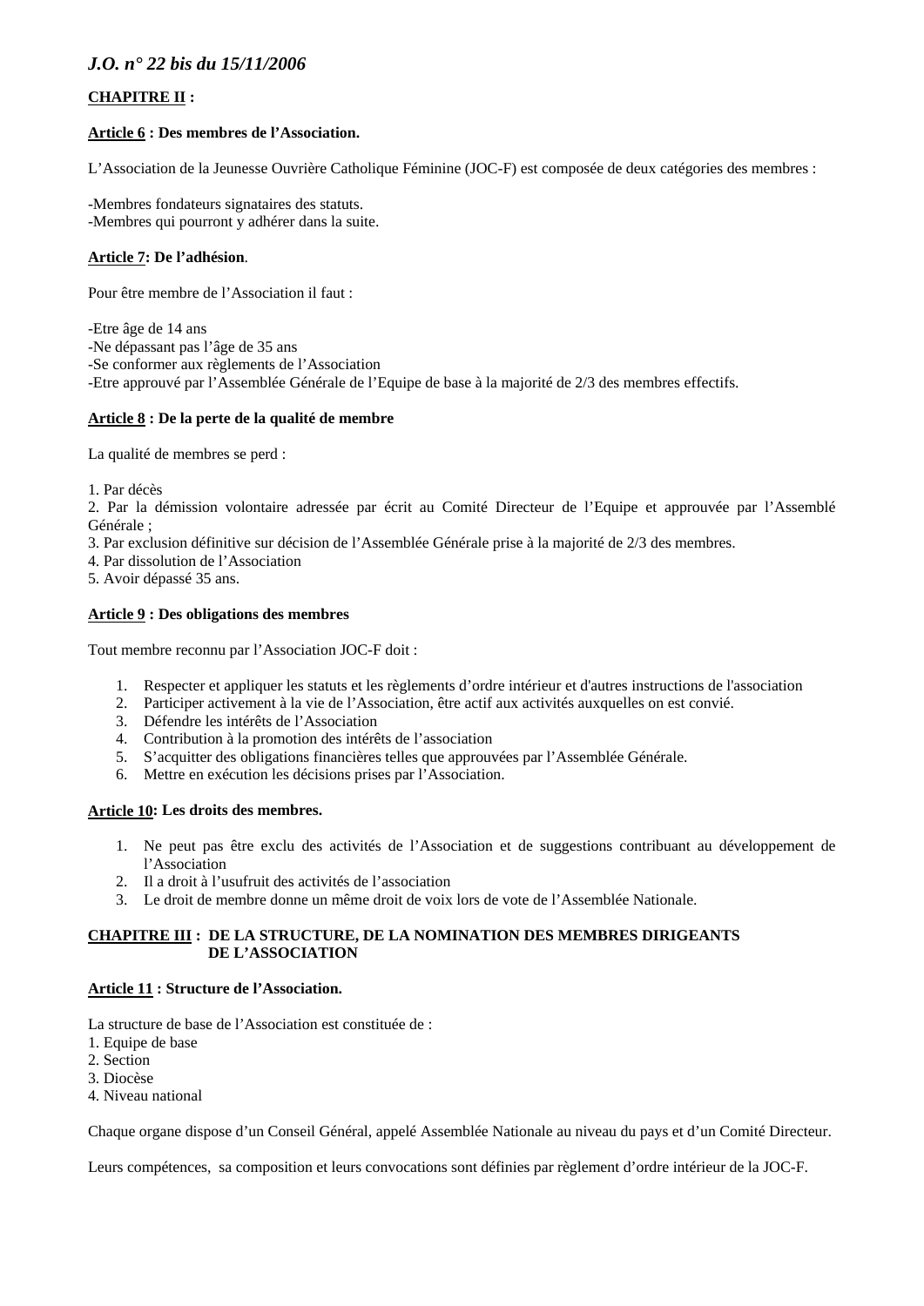**CHAPITRE II :**

**Article 6 : Des membres de l'Association.**

L'Association de la Jeunesse Ouvrière Catholique Féminine (JOC-F) est composée de deux catégories des membres :

-Membres fondateurs signataires des statuts.
-Membres qui pourront y adhérer dans la suite.

**Article 7: De l'adhésion**.

Pour être membre de l'Association il faut :

-Etre âge de 14 ans
-Ne dépassant pas l'âge de 35 ans
-Se conformer aux règlements de l'Association
-Etre approuvé par l'Assemblée Générale de l'Equipe de base à la majorité de 2/3 des membres effectifs.

**Article 8 : De la perte de la qualité de membre**

La qualité de membres se perd :

1. Par décès
2. Par la démission volontaire adressée par écrit au Comité Directeur de l'Equipe et approuvée par l'Assemblé Générale ;
3. Par exclusion définitive sur décision de l'Assemblée Générale prise à la majorité de 2/3 des membres.
4. Par dissolution de l'Association
5. Avoir dépassé 35 ans.

**Article 9 : Des obligations des membres**

Tout membre reconnu par l'Association JOC-F doit :

1. Respecter et appliquer les statuts et les règlements d'ordre intérieur et d'autres instructions de l'association
2. Participer activement à la vie de l'Association, être actif aux activités auxquelles on est convié.
3. Défendre les intérêts de l'Association
4. Contribution à la promotion des intérêts de l'association
5. S'acquitter des obligations financières telles que approuvées par l'Assemblée Générale.
6. Mettre en exécution les décisions prises par l'Association.

**Article 10: Les droits des membres.**

1. Ne peut pas être exclu des activités de l'Association et de suggestions contribuant au développement de l'Association
2. Il a droit à l'usufruit des activités de l'association
3. Le droit de membre donne un même droit de voix lors de vote de l'Assemblée Nationale.

**CHAPITRE III : DE LA STRUCTURE, DE LA NOMINATION DES MEMBRES DIRIGEANTS DE L'ASSOCIATION**

**Article 11 : Structure de l'Association.**

La structure de base de l'Association est constituée de :
1. Equipe de base
2. Section
3. Diocèse
4. Niveau national

Chaque organe dispose d'un Conseil Général, appelé Assemblée Nationale au niveau du pays et d'un Comité Directeur.

Leurs compétences, sa composition et leurs convocations sont définies par règlement d'ordre intérieur de la JOC-F.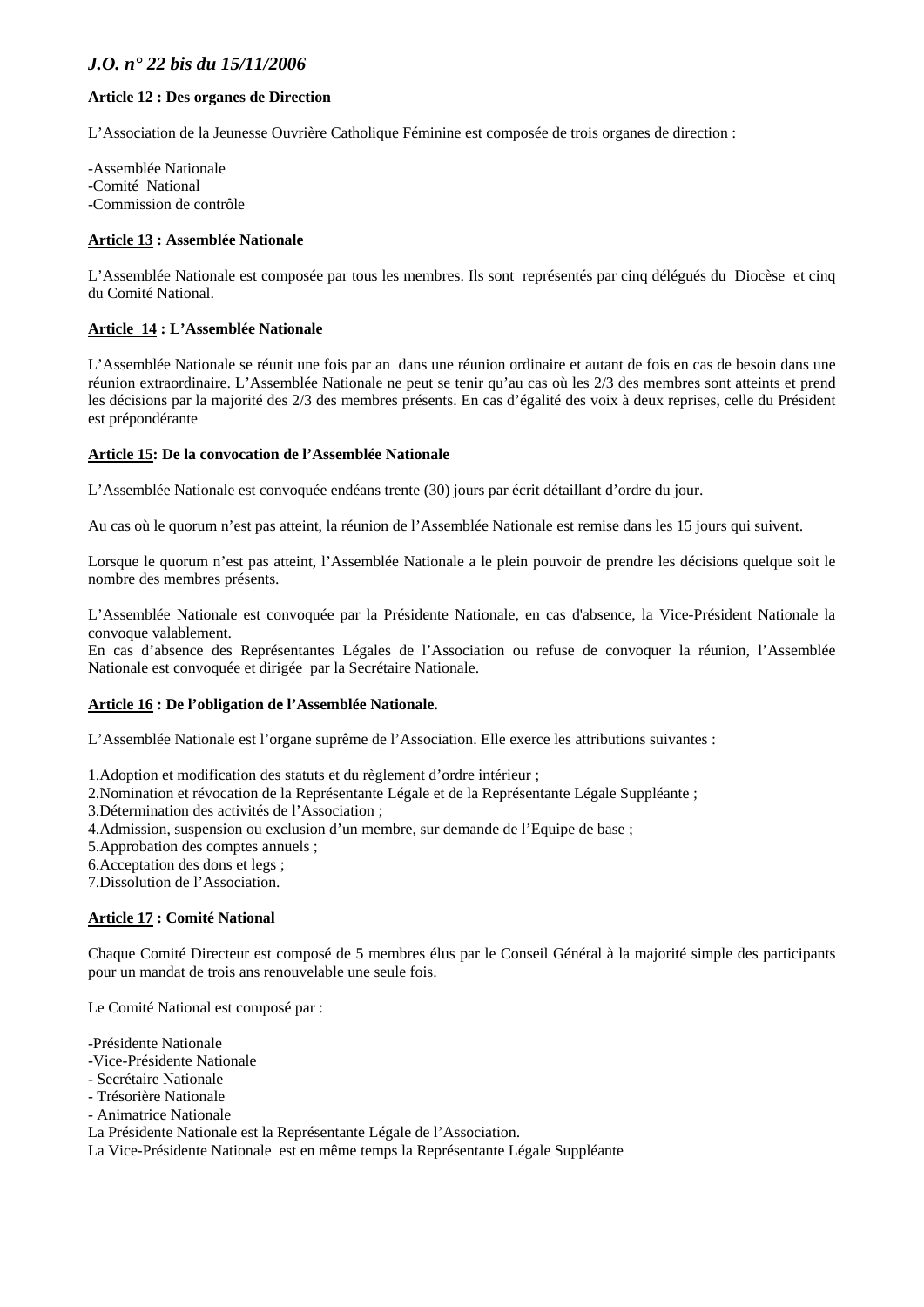**Article 12 : Des organes de Direction**

L'Association de la Jeunesse Ouvrière Catholique Féminine est composée de trois organes de direction :

-Assemblée Nationale
-Comité National
-Commission de contrôle

**Article 13 : Assemblée Nationale**

L'Assemblée Nationale est composée par tous les membres. Ils sont représentés par cinq délégués du Diocèse et cinq du Comité National.

**Article 14 : L'Assemblée Nationale**

L'Assemblée Nationale se réunit une fois par an dans une réunion ordinaire et autant de fois en cas de besoin dans une réunion extraordinaire. L'Assemblée Nationale ne peut se tenir qu'au cas où les 2/3 des membres sont atteints et prend les décisions par la majorité des 2/3 des membres présents. En cas d'égalité des voix à deux reprises, celle du Président est prépondérante

**Article 15: De la convocation de l'Assemblée Nationale**

L'Assemblée Nationale est convoquée endéans trente (30) jours par écrit détaillant d'ordre du jour.

Au cas où le quorum n'est pas atteint, la réunion de l'Assemblée Nationale est remise dans les 15 jours qui suivent.

Lorsque le quorum n'est pas atteint, l'Assemblée Nationale a le plein pouvoir de prendre les décisions quelque soit le nombre des membres présents.

L'Assemblée Nationale est convoquée par la Présidente Nationale, en cas d'absence, la Vice-Président Nationale la convoque valablement.
En cas d'absence des Représentantes Légales de l'Association ou refuse de convoquer la réunion, l'Assemblée Nationale est convoquée et dirigée par la Secrétaire Nationale.

**Article 16 : De l'obligation de l'Assemblée Nationale.**

L'Assemblée Nationale est l'organe suprême de l'Association. Elle exerce les attributions suivantes :

1.Adoption et modification des statuts et du règlement d'ordre intérieur ;
2.Nomination et révocation de la Représentante Légale et de la Représentante Légale Suppléante ;
3.Détermination des activités de l'Association ;
4.Admission, suspension ou exclusion d'un membre, sur demande de l'Equipe de base ;
5.Approbation des comptes annuels ;
6.Acceptation des dons et legs ;
7.Dissolution de l'Association.

**Article 17 : Comité National**

Chaque Comité Directeur est composé de 5 membres élus par le Conseil Général à la majorité simple des participants pour un mandat de trois ans renouvelable une seule fois.

Le Comité National est composé par :

-Présidente Nationale
-Vice-Présidente Nationale
- Secrétaire Nationale
- Trésorière Nationale
- Animatrice Nationale
La Présidente Nationale est la Représentante Légale de l'Association.
La Vice-Présidente Nationale est en même temps la Représentante Légale Suppléante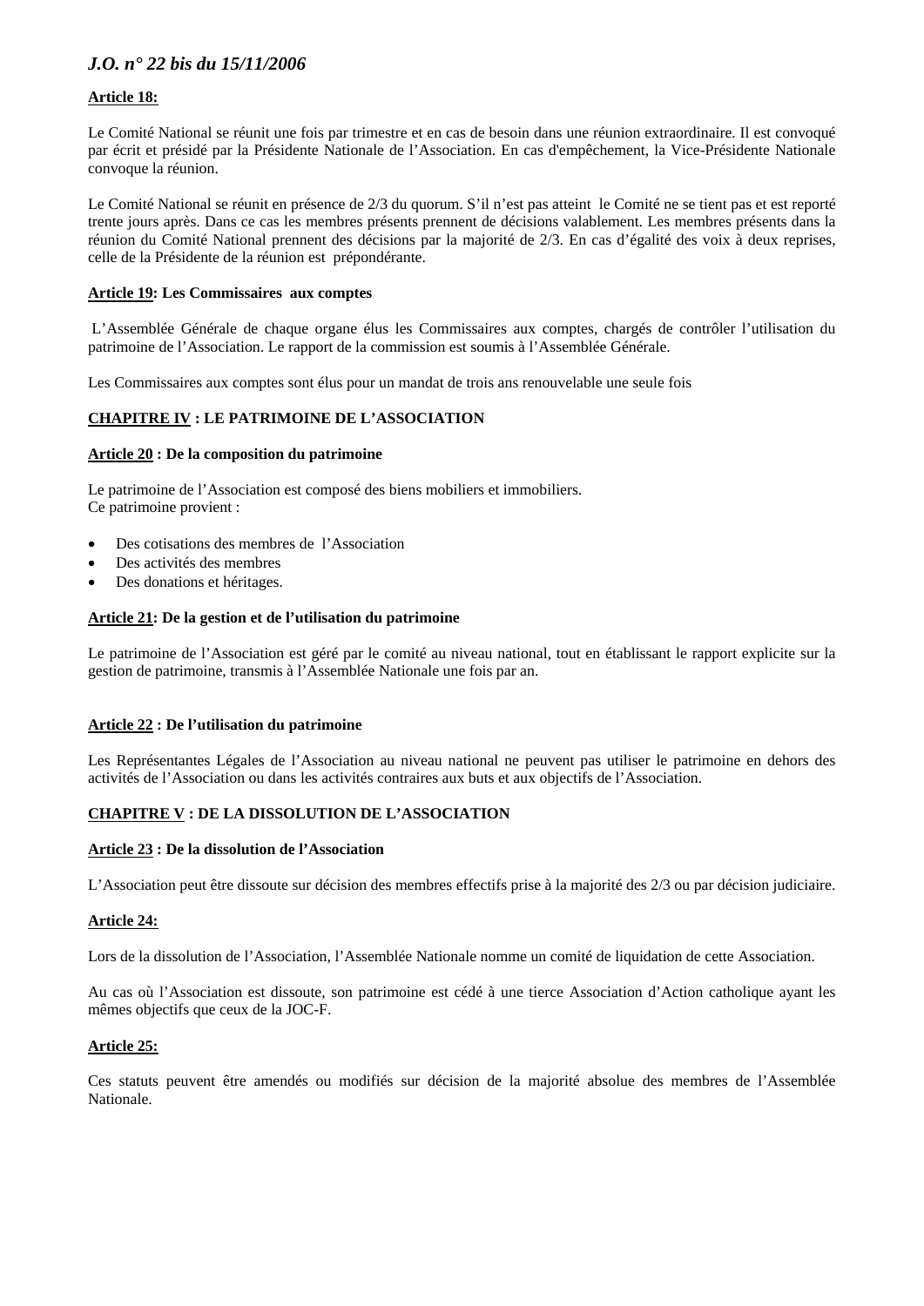**Article 18:**

Le Comité National se réunit une fois par trimestre et en cas de besoin dans une réunion extraordinaire. Il est convoqué par écrit et présidé par la Présidente Nationale de l'Association. En cas d'empêchement, la Vice-Présidente Nationale convoque la réunion.

Le Comité National se réunit en présence de 2/3 du quorum. S'il n'est pas atteint le Comité ne se tient pas et est reporté trente jours après. Dans ce cas les membres présents prennent de décisions valablement. Les membres présents dans la réunion du Comité National prennent des décisions par la majorité de 2/3. En cas d'égalité des voix à deux reprises, celle de la Présidente de la réunion est prépondérante.

**Article 19: Les Commissaires aux comptes**

L'Assemblée Générale de chaque organe élus les Commissaires aux comptes, chargés de contrôler l'utilisation du patrimoine de l'Association. Le rapport de la commission est soumis à l'Assemblée Générale.

Les Commissaires aux comptes sont élus pour un mandat de trois ans renouvelable une seule fois

**CHAPITRE IV : LE PATRIMOINE DE L'ASSOCIATION**

**Article 20 : De la composition du patrimoine**

Le patrimoine de l'Association est composé des biens mobiliers et immobiliers.
Ce patrimoine provient :

- Des cotisations des membres de l'Association
- Des activités des membres
- Des donations et héritages.

**Article 21: De la gestion et de l'utilisation du patrimoine**

Le patrimoine de l'Association est géré par le comité au niveau national, tout en établissant le rapport explicite sur la gestion de patrimoine, transmis à l'Assemblée Nationale une fois par an.

**Article 22 : De l'utilisation du patrimoine**

Les Représentantes Légales de l'Association au niveau national ne peuvent pas utiliser le patrimoine en dehors des activités de l'Association ou dans les activités contraires aux buts et aux objectifs de l'Association.

**CHAPITRE V : DE LA DISSOLUTION DE L'ASSOCIATION**

**Article 23 : De la dissolution de l'Association**

L'Association peut être dissoute sur décision des membres effectifs prise à la majorité des 2/3 ou par décision judiciaire.

**Article 24:**

Lors de la dissolution de l'Association, l'Assemblée Nationale nomme un comité de liquidation de cette Association.

Au cas où l'Association est dissoute, son patrimoine est cédé à une tierce Association d'Action catholique ayant les mêmes objectifs que ceux de la JOC-F.

**Article 25:**

Ces statuts peuvent être amendés ou modifiés sur décision de la majorité absolue des membres de l'Assemblée Nationale.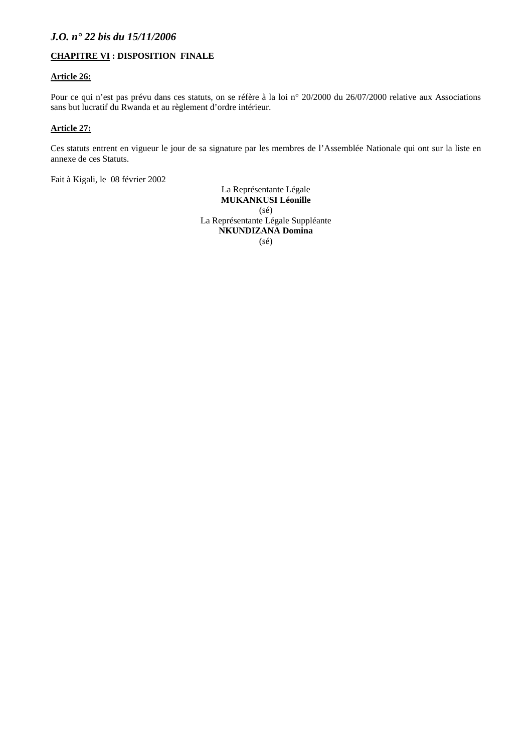**CHAPITRE VI : DISPOSITION FINALE**

**Article 26:**

Pour ce qui n'est pas prévu dans ces statuts, on se réfère à la loi n° 20/2000 du 26/07/2000 relative aux Associations sans but lucratif du Rwanda et au règlement d'ordre intérieur.

**Article 27:**

Ces statuts entrent en vigueur le jour de sa signature par les membres de l'Assemblée Nationale qui ont sur la liste en annexe de ces Statuts.

Fait à Kigali, le 08 février 2002

La Représentante Légale
**MUKANKUSI Léonille**
(sé)

La Représentante Légale Suppléante
**NKUNDIZANA Domina**
(sé)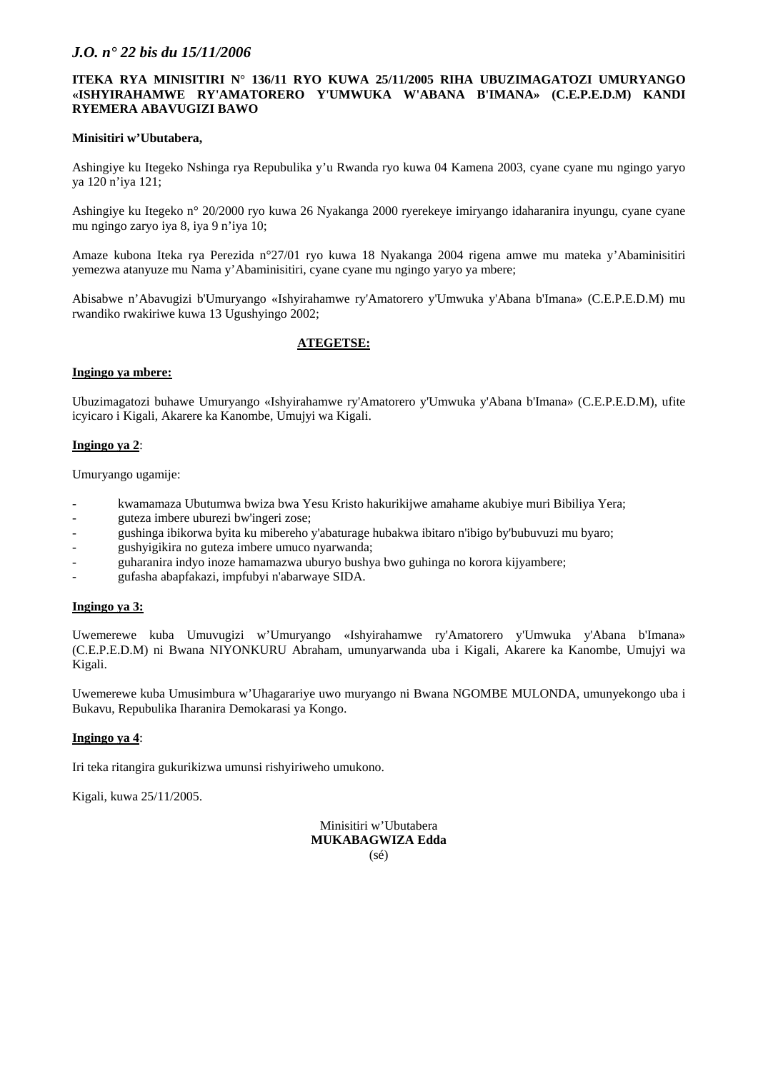**ITEKA RYA MINISITIRI N° 136/11 RYO KUWA 25/11/2005 RIHA UBUZIMAGATOZI UMURYANGO «ISHYIRAHAMWE RY'AMATORERO Y'UMWUKA W'ABANA B'IMANA» (C.E.P.E.D.M) KANDI RYEMERA ABAVUGIZI BAWO**

**Minisitiri w'Ubutabera,**

Ashingiye ku Itegeko Nshinga rya Repubulika y'u Rwanda ryo kuwa 04 Kamena 2003, cyane cyane mu ngingo yaryo ya 120 n'iya 121;

Ashingiye ku Itegeko n° 20/2000 ryo kuwa 26 Nyakanga 2000 ryerekeye imiryango idaharanira inyungu, cyane cyane mu ngingo zaryo iya 8, iya 9 n'iya 10;

Amaze kubona Iteka rya Perezida n°27/01 ryo kuwa 18 Nyakanga 2004 rigena amwe mu mateka y'Abaminisitiri yemezwa atanyuze mu Nama y'Abaminisitiri, cyane cyane mu ngingo yaryo ya mbere;

Abisabwe n'Abavugizi b'Umuryango «Ishyirahamwe ry'Amatorero y'Umwuka y'Abana b'Imana» (C.E.P.E.D.M) mu rwandiko rwakiriwe kuwa 13 Ugushyingo 2002;

**ATEGETSE:**

**Ingingo ya mbere:**

Ubuzimagatozi buhawe Umuryango «Ishyirahamwe ry'Amatorero y'Umwuka y'Abana b'Imana» (C.E.P.E.D.M), ufite icyicaro i Kigali, Akarere ka Kanombe, Umujyi wa Kigali.

**Ingingo ya 2**:

Umuryango ugamije:

- kwamamaza Ubutumwa bwiza bwa Yesu Kristo hakurikijwe amahame akubiye muri Bibiliya Yera;
- guteza imbere uburezi bw'ingeri zose;
- gushinga ibikorwa byita ku mibereho y'abaturage hubakwa ibitaro n'ibigo by'ubuvuzi mu byaro;
- gushyigikira no guteza imbere umuco nyarwanda;
- guharanira indyo inoze hamamazwa uburyo bushya bwo guhinga no korora kijyambere;
- gufasha abapfakazi, impfubyi n'abarwaye SIDA.

**Ingingo ya 3:**

Uwemerewe kuba Umuvugizi w'Umuryango «Ishyirahamwe ry'Amatorero y'Umwuka y'Abana b'Imana» (C.E.P.E.D.M) ni Bwana NIYONKURU Abraham, umunyarwanda uba i Kigali, Akarere ka Kanombe, Umujyi wa Kigali.

Uwemerewe kuba Umusimbura w'Uhagarariye uwo muryango ni Bwana NGOMBE MULONDA, umunyekongo uba i Bukavu, Repubulika Iharanira Demokarasi ya Kongo.

**Ingingo ya 4**:

Iri teka ritangira gukurikizwa umunsi rishyiriweho umukono.

Kigali, kuwa 25/11/2005.

Minisitiri w'Ubutabera
**MUKABAGWIZA Edda**
(sé)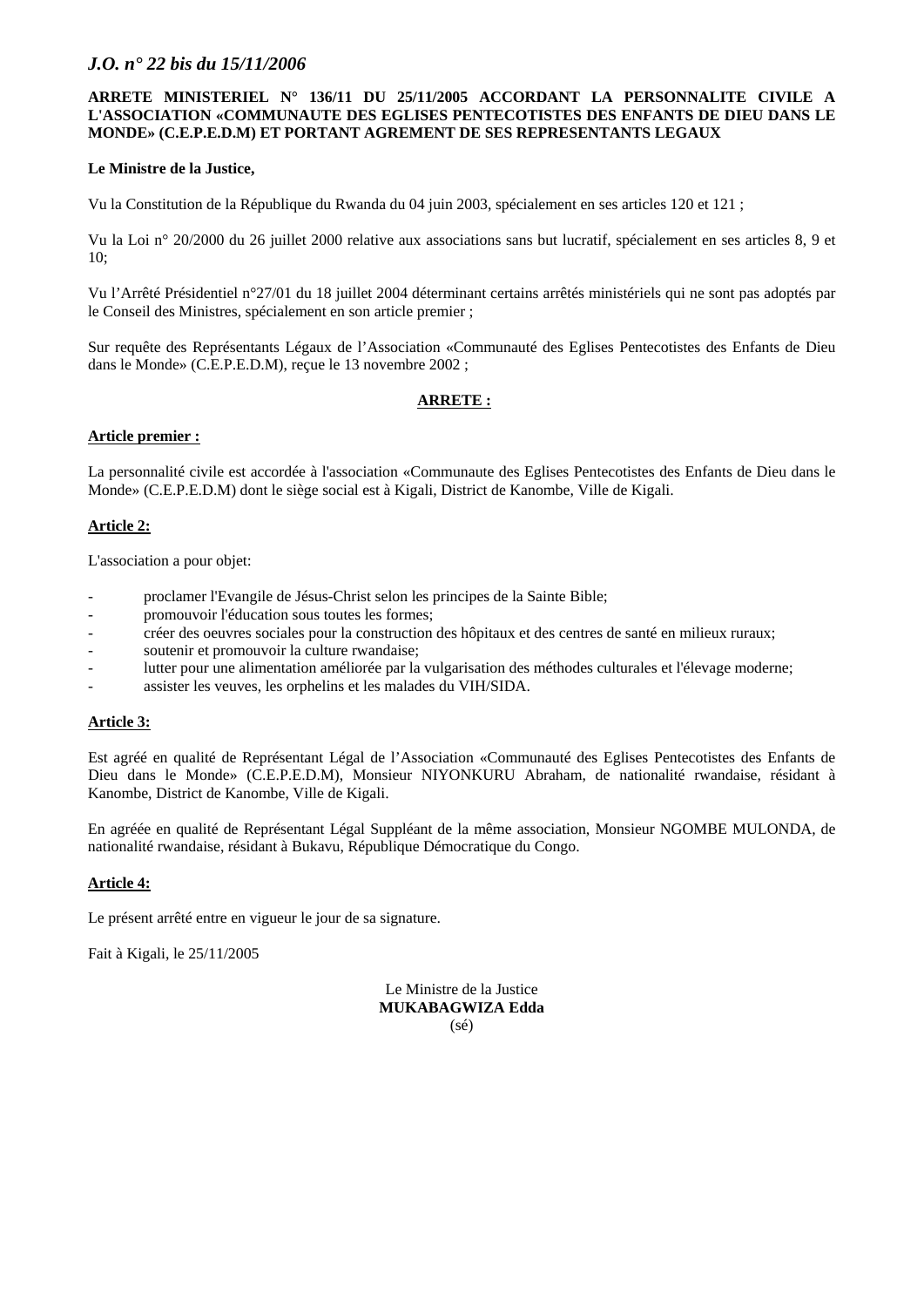**ARRETE MINISTERIEL N° 136/11 DU 25/11/2005 ACCORDANT LA PERSONNALITE CIVILE A L'ASSOCIATION «COMMUNAUTE DES EGLISES PENTECOTISTES DES ENFANTS DE DIEU DANS LE MONDE» (C.E.P.E.D.M) ET PORTANT AGREMENT DE SES REPRESENTANTS LEGAUX**

**Le Ministre de la Justice,**

Vu la Constitution de la République du Rwanda du 04 juin 2003, spécialement en ses articles 120 et 121 ;

Vu la Loi n° 20/2000 du 26 juillet 2000 relative aux associations sans but lucratif, spécialement en ses articles 8, 9 et 10;

Vu l'Arrêté Présidentiel n°27/01 du 18 juillet 2004 déterminant certains arrêtés ministériels qui ne sont pas adoptés par le Conseil des Ministres, spécialement en son article premier ;

Sur requête des Représentants Légaux de l'Association «Communauté des Eglises Pentecotistes des Enfants de Dieu dans le Monde» (C.E.P.E.D.M), reçue le 13 novembre 2002 ;

**ARRETE :**

**Article premier :**

La personnalité civile est accordée à l'association «Communaute des Eglises Pentecotistes des Enfants de Dieu dans le Monde» (C.E.P.E.D.M) dont le siège social est à Kigali, District de Kanombe, Ville de Kigali.

**Article 2:**

L'association a pour objet:

- proclamer l'Evangile de Jésus-Christ selon les principes de la Sainte Bible;
- promouvoir l'éducation sous toutes les formes;
- créer des oeuvres sociales pour la construction des hôpitaux et des centres de santé en milieux ruraux;
- soutenir et promouvoir la culture rwandaise;
- lutter pour une alimentation améliorée par la vulgarisation des méthodes culturales et l'élevage moderne;
- assister les veuves, les orphelins et les malades du VIH/SIDA.

**Article 3:**

Est agréé en qualité de Représentant Légal de l'Association «Communauté des Eglises Pentecotistes des Enfants de Dieu dans le Monde» (C.E.P.E.D.M), Monsieur NIYONKURU Abraham, de nationalité rwandaise, résidant à Kanombe, District de Kanombe, Ville de Kigali.

En agréée en qualité de Représentant Légal Suppléant de la même association, Monsieur NGOMBE MULONDA, de nationalité rwandaise, résidant à Bukavu, République Démocratique du Congo.

**Article 4:**

Le présent arrêté entre en vigueur le jour de sa signature.

Fait à Kigali, le 25/11/2005

Le Ministre de la Justice
**MUKABAGWIZA Edda**
(sé)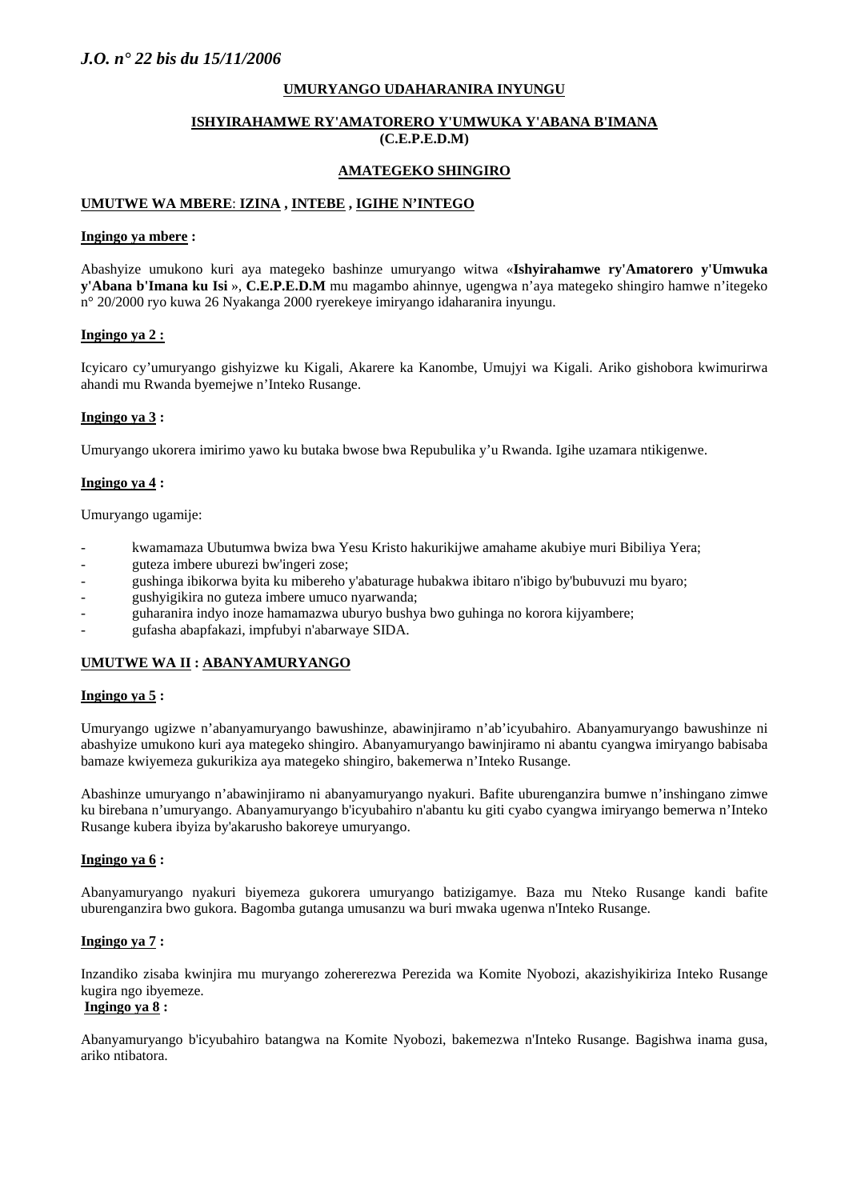**UMURYANGO UDAHARANIRA INYUNGU**

**ISHYIRAHAMWE RY'AMATORERO Y'UMWUKA Y'ABANA B'IMANA (C.E.P.E.D.M)**

**AMATEGEKO SHINGIRO**

## UMUTWE WA MBERE: IZINA , INTEBE , IGIHE N'INTEGO

**Ingingo ya mbere :**

Abashyize umukono kuri aya mategeko bashinze umuryango witwa «**Ishyirahamwe ry'Amatorero y'Umwuka y'Abana b'Imana ku Isi** », **C.E.P.E.D.M** mu magambo ahinnye, ugengwa n'aya mategeko shingiro hamwe n'itegeko n° 20/2000 ryo kuwa 26 Nyakanga 2000 ryerekeye imiryango idaharanira inyungu.

**Ingingo ya 2 :**

Icyicaro cy'umuryango gishyizwe ku Kigali, Akarere ka Kanombe, Umujyi wa Kigali. Ariko gishobora kwimurirwa ahandi mu Rwanda byemejwe n'Inteko Rusange.

**Ingingo ya 3 :**

Umuryango ukorera imirimo yawo ku butaka bwose bwa Repubulika y'u Rwanda. Igihe uzamara ntikigenwe.

**Ingingo ya 4 :**

Umuryango ugamije:

- kwamamaza Ubutumwa bwiza bwa Yesu Kristo hakurikijwe amahame akubiye muri Bibiliya Yera;
- guteza imbere uburezi bw'ingeri zose;
- gushinga ibikorwa byita ku mibereho y'abaturage hubakwa ibitaro n'ibigo by'bubuvuzi mu byaro;
- gushyigikira no guteza imbere umuco nyarwanda;
- guharanira indyo inoze hamamazwa uburyo bushya bwo guhinga no korora kijyambere;
- gufasha abapfakazi, impfubyi n'abarwaye SIDA.

## UMUTWE WA II : ABANYAMURYANGO

**Ingingo ya 5 :**

Umuryango ugizwe n'abanyamuryango bawushinze, abawinjiramo n'ab'icyubahiro. Abanyamuryango bawushinze ni abashyize umukono kuri aya mategeko shingiro. Abanyamuryango bawinjiramo ni abantu cyangwa imiryango babisaba bamaze kwiyemeza gukurikiza aya mategeko shingiro, bakemerwa n'Inteko Rusange.

Abashinze umuryango n'abawinjiramo ni abanyamuryango nyakuri. Bafite uburenganzira bumwe n'inshingano zimwe ku birebana n'umuryango. Abanyamuryango b'icyubahiro n'abantu ku giti cyabo cyangwa imiryango bemerwa n'Inteko Rusange kubera ibyiza by'akarusho bakoreye umuryango.

**Ingingo ya 6 :**

Abanyamuryango nyakuri biyemeza gukorera umuryango batizigamye. Baza mu Nteko Rusange kandi bafite uburenganzira bwo gutora. Bagomba gutanga umusanzu wa buri mwaka ugenwa n'Inteko Rusange.

**Ingingo ya 7 :**

Inzandiko zisaba kwinjira mu muryango zohererezwa Perezida wa Komite Nyobozi, akazishyikiriza Inteko Rusange kugira ngo ibyemeze.

**Ingingo ya 8 :**

Abanyamuryango b'icyubahiro batangwa na Komite Nyobozi, bakemezwa n'Inteko Rusange. Bagishwa inama gusa, ariko ntibatora.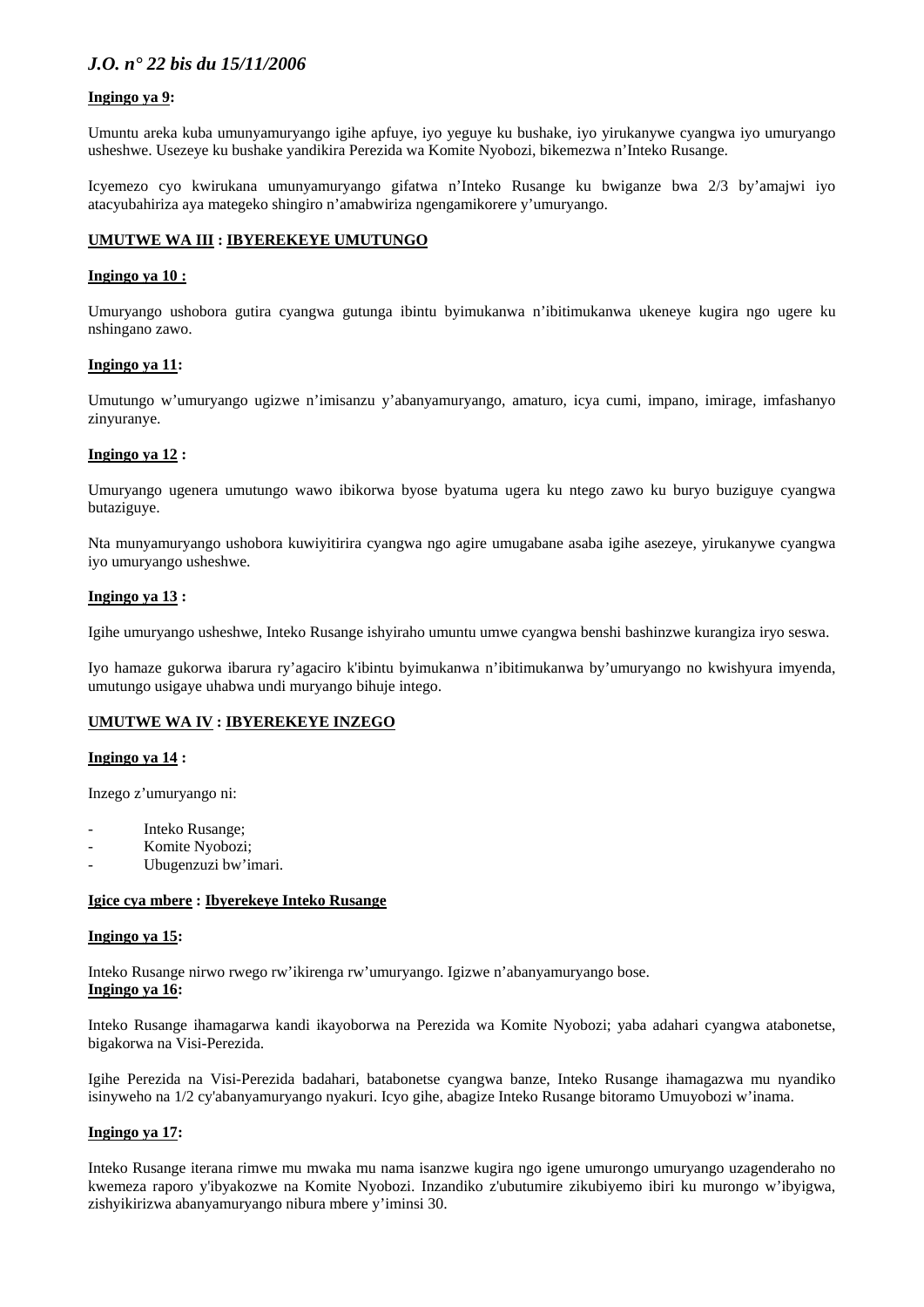**Ingingo ya 9:**

Umuntu areka kuba umunyamuryango igihe apfuye, iyo yeguye ku bushake, iyo yirukanywe cyangwa iyo umuryango usheshwe. Usezeye ku bushake yandikira Perezida wa Komite Nyobozi, bikemezwa n'Inteko Rusange.

Icyemezo cyo kwirukana umunyamuryango gifatwa n'Inteko Rusange ku bwiganze bwa 2/3 by'amajwi iyo atacyubahiriza aya mategeko shingiro n'amabwiriza ngengamikorere y'umuryango.

**UMUTWE WA III : IBYEREKEYE UMUTUNGO**

**Ingingo ya 10 :**

Umuryango ushobora gutira cyangwa gutunga ibintu byimukanwa n'ibitimukanwa ukeneye kugira ngo ugere ku nshingano zawo.

**Ingingo ya 11:**

Umutungo w'umuryango ugizwe n'imisanzu y'abanyamuryango, amaturo, icya cumi, impano, imirage, imfashanyo zinyuranye.

**Ingingo ya 12 :**

Umuryango ugenera umutungo wawo ibikorwa byose byatuma ugera ku ntego zawo ku buryo buziguye cyangwa butaziguye.

Nta munyamuryango ushobora kuwiyitirira cyangwa ngo agire umugabane asaba igihe asezeye, yirukanywe cyangwa iyo umuryango usheshwe.

**Ingingo ya 13 :**

Igihe umuryango usheshwe, Inteko Rusange ishyiraho umuntu umwe cyangwa benshi bashinzwe kurangiza iryo seswa.

Iyo hamaze gukorwa ibarura ry'agaciro k'ibintu byimukanwa n'ibitimukanwa by'umuryango no kwishyura imyenda, umutungo usigaye uhabwa undi muryango bihuje intego.

**UMUTWE WA IV : IBYEREKEYE INZEGO**

**Ingingo ya 14 :**

Inzego z'umuryango ni:

- Inteko Rusange;
- Komite Nyobozi;
- Ubugenzuzi bw'imari.

**Igice cya mbere : Ibyerekeye Inteko Rusange**

**Ingingo ya 15:**

Inteko Rusange nirwo rwego rw'ikirenga rw'umuryango. Igizwe n'abanyamuryango bose.

**Ingingo ya 16:**

Inteko Rusange ihamagarwa kandi ikayoborwa na Perezida wa Komite Nyobozi; yaba adahari cyangwa atabonetse, bigakorwa na Visi-Perezida.

Igihe Perezida na Visi-Perezida badahari, batabonetse cyangwa banze, Inteko Rusange ihamagazwa mu nyandiko isinyweho na 1/2 cy'abanyamuryango nyakuri. Icyo gihe, abagize Inteko Rusange bitoramo Umuyobozi w'inama.

**Ingingo ya 17:**

Inteko Rusange iterana rimwe mu mwaka mu nama isanzwe kugira ngo igene umurongo umuryango uzagenderaho no kwemeza raporo y'ibyakozwe na Komite Nyobozi. Inzandiko z'ubutumire zikubiyemo ibiri ku murongo w'ibyigwa, zishyikirizwa abanyamuryango nibura mbere y'iminsi 30.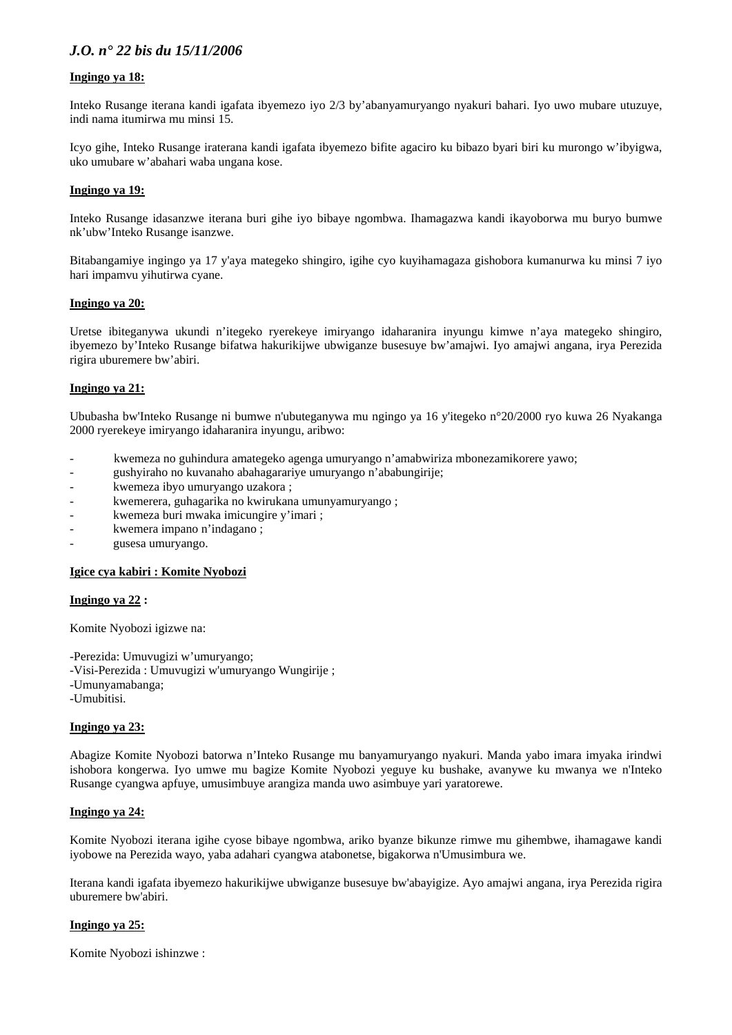**Ingingo ya 18:**

Inteko Rusange iterana kandi igafata ibyemezo iyo 2/3 by'abanyamuryango nyakuri bahari. Iyo uwo mubare utuzuye, indi nama itumirwa mu minsi 15.

Icyo gihe, Inteko Rusange iraterana kandi igafata ibyemezo bifite agaciro ku bibazo byari biri ku murongo w'ibyigwa, uko umubare w'abahari waba ungana kose.

**Ingingo ya 19:**

Inteko Rusange idasanzwe iterana buri gihe iyo bibaye ngombwa. Ihamagazwa kandi ikayoborwa mu buryo bumwe nk'ubw'Inteko Rusange isanzwe.

Bitabangamiye ingingo ya 17 y'aya mategeko shingiro, igihe cyo kuyihamagaza gishobora kumanurwa ku minsi 7 iyo hari impamvu yihutirwa cyane.

**Ingingo ya 20:**

Uretse ibiteganywa ukundi n'itegeko ryerekeye imiryango idaharanira inyungu kimwe n'aya mategeko shingiro, ibyemezo by'Inteko Rusange bifatwa hakurikijwe ubwiganze busesuye bw'amajwi. Iyo amajwi angana, irya Perezida rigira uburemere bw'abiri.

**Ingingo ya 21:**

Ububasha bw'Inteko Rusange ni bumwe n'ubuteganywa mu ngingo ya 16 y'itegeko n°20/2000 ryo kuwa 26 Nyakanga 2000 ryerekeye imiryango idaharanira inyungu, aribwo:

- kwemeza no guhindura amategeko agenga umuryango n'amabwiriza mbonezamikorere yawo;
- gushyiraho no kuvanaho abahagarariye umuryango n'ababungirije;
- kwemeza ibyo umuryango uzakora ;
- kwemerera, guhagarika no kwirukana umunyamuryango ;
- kwemeza buri mwaka imicungire y'imari ;
- kwemera impano n'indagano ;
- gusesa umuryango.

**Igice cya kabiri : Komite Nyobozi**

**Ingingo ya 22 :**

Komite Nyobozi igizwe na:

-Perezida: Umuvugizi w'umuryango;
-Visi-Perezida : Umuvugizi w'umuryango Wungirije ;
-Umunyamabanga;
-Umubitisi.

**Ingingo ya 23:**

Abagize Komite Nyobozi batorwa n'Inteko Rusange mu banyamuryango nyakuri. Manda yabo imara imyaka irindwi ishobora kongerwa. Iyo umwe mu bagize Komite Nyobozi yeguye ku bushake, avanywe ku mwanya we n'Inteko Rusange cyangwa apfuye, umusimbuye arangiza manda uwo asimbuye yari yaratorewe.

**Ingingo ya 24:**

Komite Nyobozi iterana igihe cyose bibaye ngombwa, ariko byanze bikunze rimwe mu gihembwe, ihamagawe kandi iyobowe na Perezida wayo, yaba adahari cyangwa atabonetse, bigakorwa n'Umusimbura we.

Iterana kandi igafata ibyemezo hakurikijwe ubwiganze busesuye bw'abayigize. Ayo amajwi angana, irya Perezida rigira uburemere bw'abiri.

**Ingingo ya 25:**

Komite Nyobozi ishinzwe :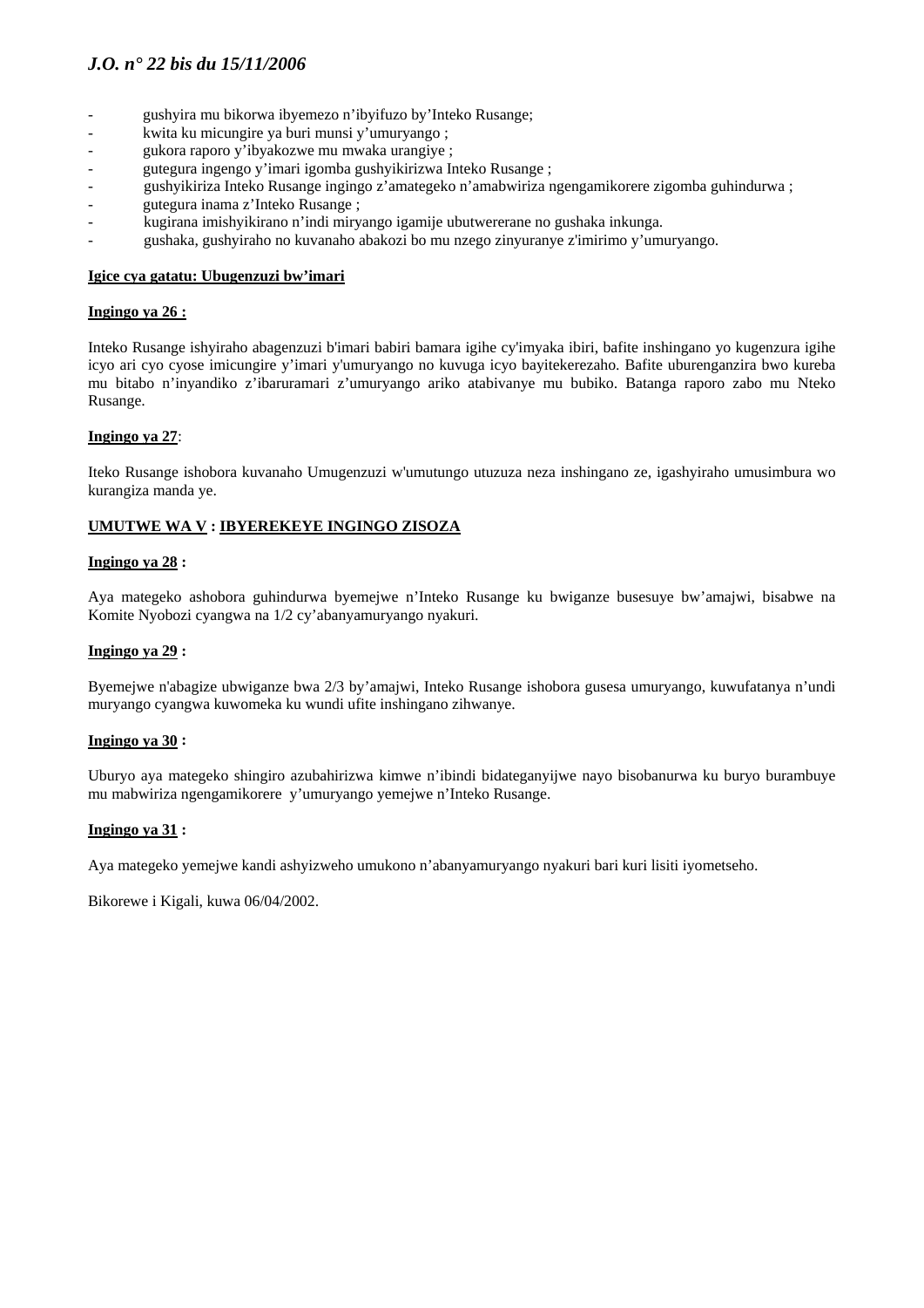- gushyira mu bikorwa ibyemezo n'ibyifuzo by'Inteko Rusange;
- kwita ku micungire ya buri munsi y'umuryango ;
- gukora raporo y'ibyakozwe mu mwaka urangiye ;
- gutegura ingengo y'imari igomba gushyikirizwa Inteko Rusange ;
- gushyikiriza Inteko Rusange ingingo z'amategeko n'amabwiriza ngengamikorere zigomba guhindurwa ;
- gutegura inama z'Inteko Rusange ;
- kugirana imishyikirano n'indi miryango igamije ubutwererane no gushaka inkunga.
- gushaka, gushyiraho no kuvanaho abakozi bo mu nzego zinyuranye z'imirimo y'umuryango.

**Igice cya gatatu: Ubugenzuzi bw'imari**

**Ingingo ya 26 :**

Inteko Rusange ishyiraho abagenzuzi b'imari babiri bamara igihe cy'imyaka ibiri, bafite inshingano yo kugenzura igihe icyo ari cyo cyose imicungire y'imari y'umuryango no kuvuga icyo bayitekerezaho. Bafite uburenganzira bwo kureba mu bitabo n'inyandiko z'ibaruramari z'umuryango ariko atabivanye mu bubiko. Batanga raporo zabo mu Nteko Rusange.

**Ingingo ya 27**:

Iteko Rusange ishobora kuvanaho Umugenzuzi w'umutungo utuzuza neza inshingano ze, igashyiraho umusimbura wo kurangiza manda ye.

**UMUTWE WA V : IBYEREKEYE INGINGO ZISOZA**

**Ingingo ya 28 :**

Aya mategeko ashobora guhindurwa byemejwe n'Inteko Rusange ku bwiganze busesuye bw'amajwi, bisabwe na Komite Nyobozi cyangwa na 1/2 cy'abanyamuryango nyakuri.

**Ingingo ya 29 :**

Byemejwe n'abagize ubwiganze bwa 2/3 by'amajwi, Inteko Rusange ishobora gusesa umuryango, kuwufatanya n'undi muryango cyangwa kuwomeka ku wundi ufite inshingano zihwanye.

**Ingingo ya 30 :**

Uburyo aya mategeko shingiro azubahirizwa kimwe n'ibindi bidateganyijwe nayo bisobanurwa ku buryo burambuye mu mabwiriza ngengamikorere y'umuryango yemejwe n'Inteko Rusange.

**Ingingo ya 31 :**

Aya mategeko yemejwe kandi ashyizweho umukono n'abanyamuryango nyakuri bari kuri lisiti iyometseho.

Bikorewe i Kigali, kuwa 06/04/2002.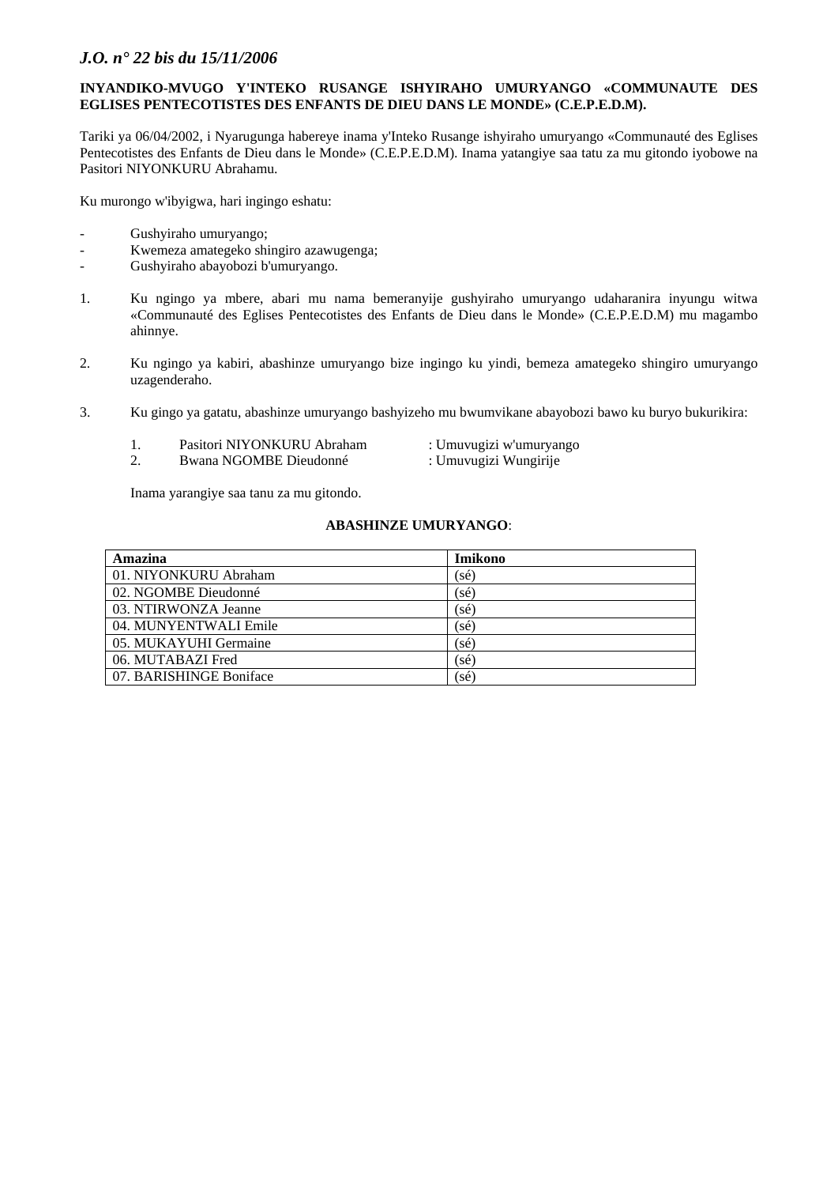**INYANDIKO-MVUGO Y'INTEKO RUSANGE ISHYIRAHO UMURYANGO «COMMUNAUTE DES EGLISES PENTECOTISTES DES ENFANTS DE DIEU DANS LE MONDE» (C.E.P.E.D.M).**

Tariki ya 06/04/2002, i Nyarugunga habereye inama y'Inteko Rusange ishyiraho umuryango «Communauté des Eglises Pentecotistes des Enfants de Dieu dans le Monde» (C.E.P.E.D.M). Inama yatangiye saa tatu za mu gitondo iyobowe na Pasitori NIYONKURU Abrahamu.

Ku murongo w'ibyigwa, hari ingingo eshatu:

- Gushyiraho umuryango;
- Kwemeza amategeko shingiro azawugenga;
- Gushyiraho abayobozi b'umuryango.

1. Ku ngingo ya mbere, abari mu nama bemeranyije gushyiraho umuryango udaharanira inyungu witwa «Communauté des Eglises Pentecotistes des Enfants de Dieu dans le Monde» (C.E.P.E.D.M) mu magambo ahinnye.

2. Ku ngingo ya kabiri, abashinze umuryango bize ingingo ku yindi, bemeza amategeko shingiro umuryango uzagenderaho.

3. Ku gingo ya gatatu, abashinze umuryango bashyizeho mu bwumvikane abayobozi bawo ku buryo bukurikira:

   1. Pasitori NIYONKURU Abraham : Umuvugizi w'umuryango
   2. Bwana NGOMBE Dieudonné : Umuvugizi Wungirije

   Inama yarangiye saa tanu za mu gitondo.

**ABASHINZE UMURYANGO**:

| Amazina | Imikono |
|---|---|
| 01. NIYONKURU Abraham | (sé) |
| 02. NGOMBE Dieudonné | (sé) |
| 03. NTIRWONZA Jeanne | (sé) |
| 04. MUNYENTWALI Emile | (sé) |
| 05. MUKAYUHI Germaine | (sé) |
| 06. MUTABAZI Fred | (sé) |
| 07. BARISHINGE Boniface | (sé) |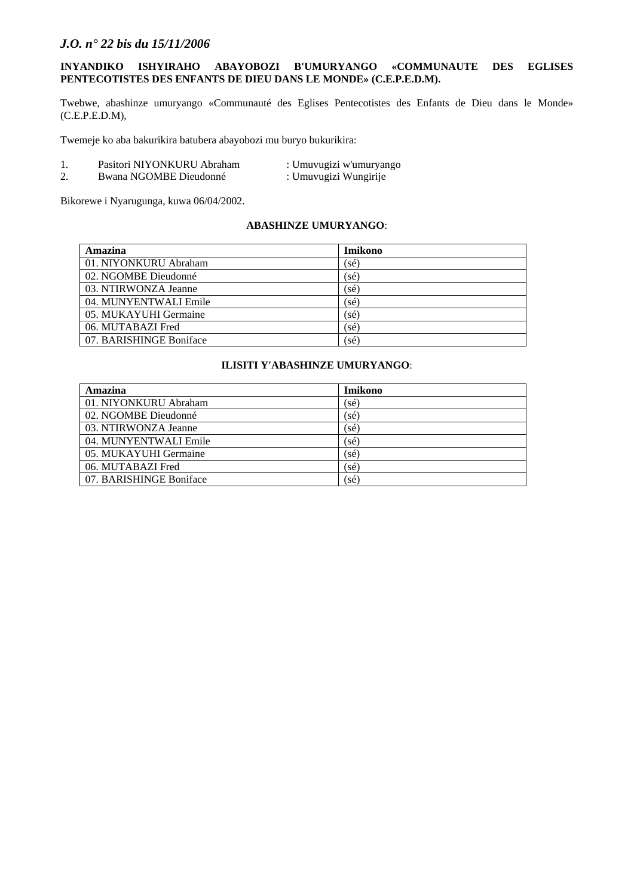**INYANDIKO ISHYIRAHO ABAYOBOZI B'UMURYANGO «COMMUNAUTE DES EGLISES PENTECOTISTES DES ENFANTS DE DIEU DANS LE MONDE» (C.E.P.E.D.M).**

Twebwe, abashinze umuryango «Communauté des Eglises Pentecotistes des Enfants de Dieu dans le Monde» (C.E.P.E.D.M),

Twemeje ko aba bakurikira batubera abayobozi mu buryo bukurikira:

1. Pasitori NIYONKURU Abraham : Umuvugizi w'umuryango
2. Bwana NGOMBE Dieudonné : Umuvugizi Wungirije

Bikorewe i Nyarugunga, kuwa 06/04/2002.

**ABASHINZE UMURYANGO**:

| Amazina | Imikono |
|---|---|
| 01. NIYONKURU Abraham | (sé) |
| 02. NGOMBE Dieudonné | (sé) |
| 03. NTIRWONZA Jeanne | (sé) |
| 04. MUNYENTWALI Emile | (sé) |
| 05. MUKAYUHI Germaine | (sé) |
| 06. MUTABAZI Fred | (sé) |
| 07. BARISHINGE Boniface | (sé) |

**ILISITI Y'ABASHINZE UMURYANGO**:

| Amazina | Imikono |
|---|---|
| 01. NIYONKURU Abraham | (sé) |
| 02. NGOMBE Dieudonné | (sé) |
| 03. NTIRWONZA Jeanne | (sé) |
| 04. MUNYENTWALI Emile | (sé) |
| 05. MUKAYUHI Germaine | (sé) |
| 06. MUTABAZI Fred | (sé) |
| 07. BARISHINGE Boniface | (sé) |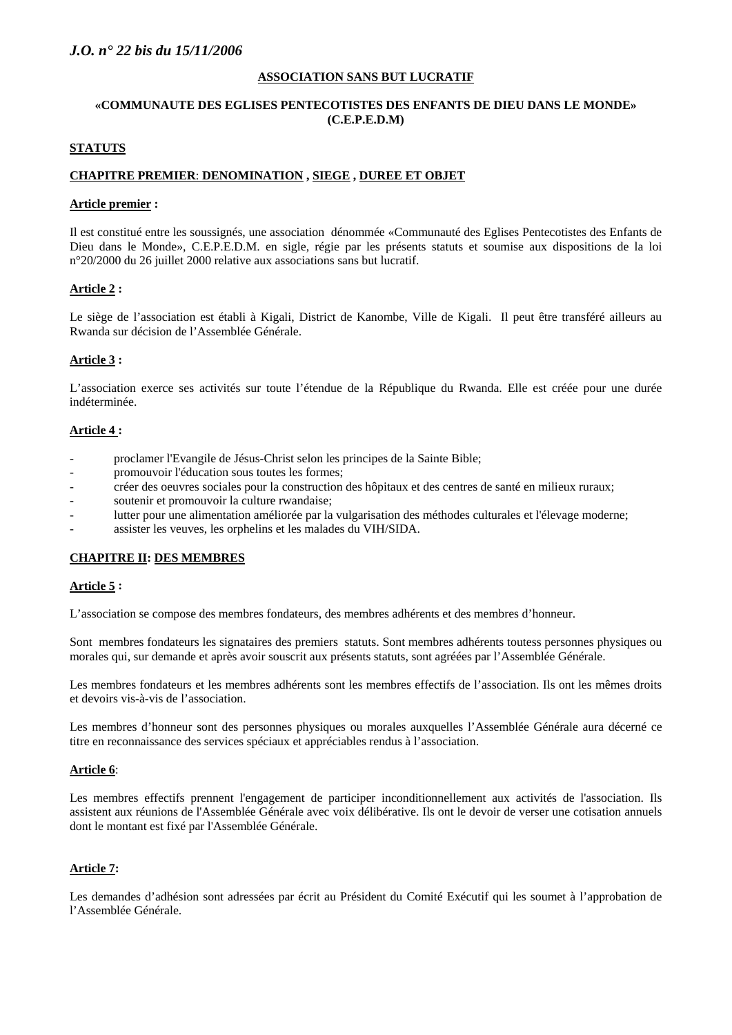**ASSOCIATION SANS BUT LUCRATIF**

**«COMMUNAUTE DES EGLISES PENTECOTISTES DES ENFANTS DE DIEU DANS LE MONDE» (C.E.P.E.D.M)**

**STATUTS**

## CHAPITRE PREMIER: DENOMINATION , SIEGE , DUREE ET OBJET

**Article premier :**

Il est constitué entre les soussignés, une association dénommée «Communauté des Eglises Pentecotistes des Enfants de Dieu dans le Monde», C.E.P.E.D.M. en sigle, régie par les présents statuts et soumise aux dispositions de la loi n°20/2000 du 26 juillet 2000 relative aux associations sans but lucratif.

**Article 2 :**

Le siège de l'association est établi à Kigali, District de Kanombe, Ville de Kigali. Il peut être transféré ailleurs au Rwanda sur décision de l'Assemblée Générale.

**Article 3 :**

L'association exerce ses activités sur toute l'étendue de la République du Rwanda. Elle est créée pour une durée indéterminée.

**Article 4 :**

- proclamer l'Evangile de Jésus-Christ selon les principes de la Sainte Bible;
- promouvoir l'éducation sous toutes les formes;
- créer des oeuvres sociales pour la construction des hôpitaux et des centres de santé en milieux ruraux;
- soutenir et promouvoir la culture rwandaise;
- lutter pour une alimentation améliorée par la vulgarisation des méthodes culturales et l'élevage moderne;
- assister les veuves, les orphelins et les malades du VIH/SIDA.

## CHAPITRE II: DES MEMBRES

**Article 5 :**

L'association se compose des membres fondateurs, des membres adhérents et des membres d'honneur.

Sont membres fondateurs les signataires des premiers statuts. Sont membres adhérents toutess personnes physiques ou morales qui, sur demande et après avoir souscrit aux présents statuts, sont agréées par l'Assemblée Générale.

Les membres fondateurs et les membres adhérents sont les membres effectifs de l'association. Ils ont les mêmes droits et devoirs vis-à-vis de l'association.

Les membres d'honneur sont des personnes physiques ou morales auxquelles l'Assemblée Générale aura décerné ce titre en reconnaissance des services spéciaux et appréciables rendus à l'association.

**Article 6**:

Les membres effectifs prennent l'engagement de participer inconditionnellement aux activités de l'association. Ils assistent aux réunions de l'Assemblée Générale avec voix délibérative. Ils ont le devoir de verser une cotisation annuels dont le montant est fixé par l'Assemblée Générale.

**Article 7:**

Les demandes d'adhésion sont adressées par écrit au Président du Comité Exécutif qui les soumet à l'approbation de l'Assemblée Générale.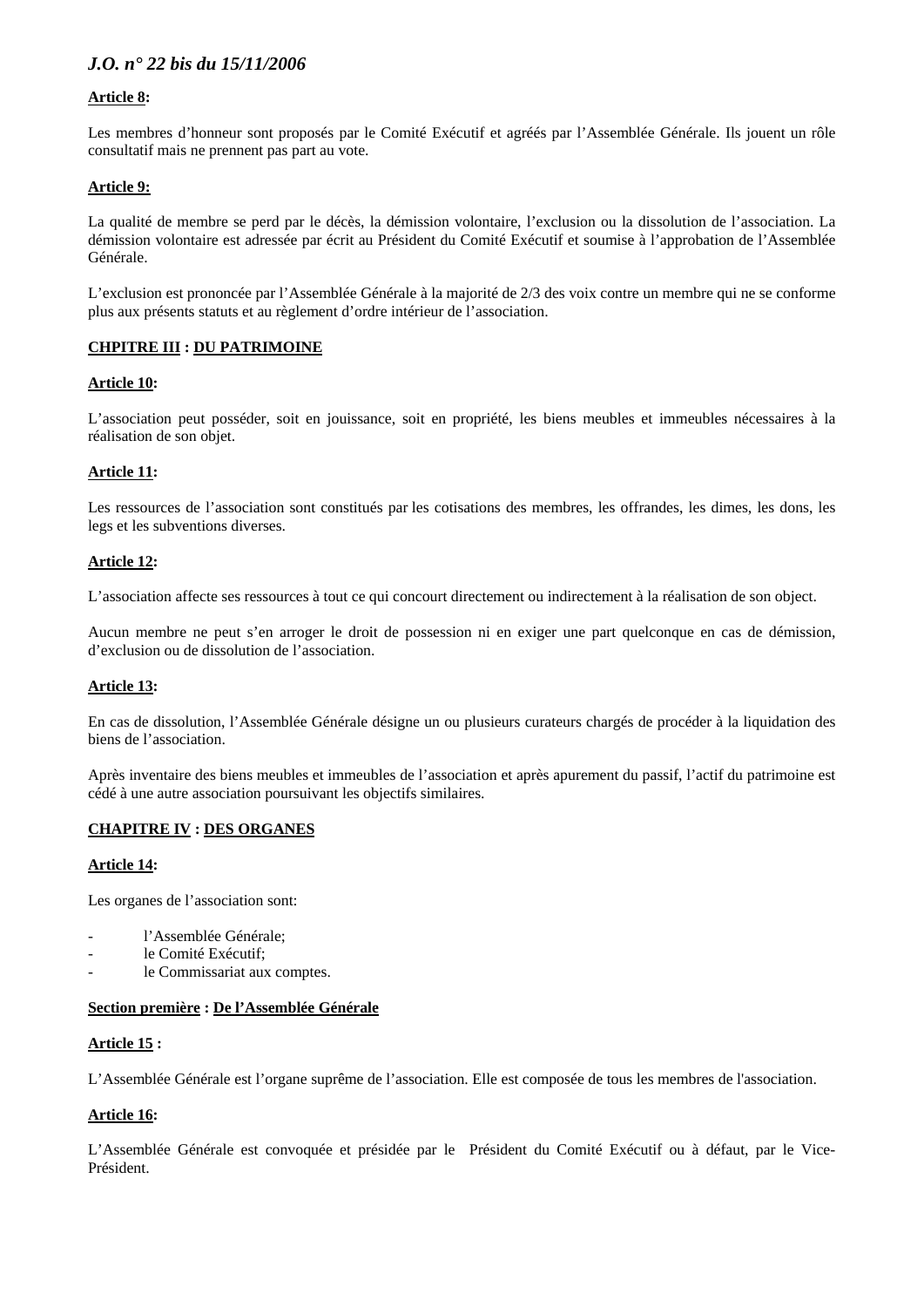**Article 8:**

Les membres d'honneur sont proposés par le Comité Exécutif et agréés par l'Assemblée Générale. Ils jouent un rôle consultatif mais ne prennent pas part au vote.

**Article 9:**

La qualité de membre se perd par le décès, la démission volontaire, l'exclusion ou la dissolution de l'association. La démission volontaire est adressée par écrit au Président du Comité Exécutif et soumise à l'approbation de l'Assemblée Générale.

L'exclusion est prononcée par l'Assemblée Générale à la majorité de 2/3 des voix contre un membre qui ne se conforme plus aux présents statuts et au règlement d'ordre intérieur de l'association.

## CHPITRE III : DU PATRIMOINE

**Article 10:**

L'association peut posséder, soit en jouissance, soit en propriété, les biens meubles et immeubles nécessaires à la réalisation de son objet.

**Article 11:**

Les ressources de l'association sont constitués par les cotisations des membres, les offrandes, les dimes, les dons, les legs et les subventions diverses.

**Article 12:**

L'association affecte ses ressources à tout ce qui concourt directement ou indirectement à la réalisation de son object.

Aucun membre ne peut s'en arroger le droit de possession ni en exiger une part quelconque en cas de démission, d'exclusion ou de dissolution de l'association.

**Article 13:**

En cas de dissolution, l'Assemblée Générale désigne un ou plusieurs curateurs chargés de procéder à la liquidation des biens de l'association.

Après inventaire des biens meubles et immeubles de l'association et après apurement du passif, l'actif du patrimoine est cédé à une autre association poursuivant les objectifs similaires.

## CHAPITRE IV : DES ORGANES

**Article 14:**

Les organes de l'association sont:

- l'Assemblée Générale;
- le Comité Exécutif;
- le Commissariat aux comptes.

### Section première : De l'Assemblée Générale

**Article 15 :**

L'Assemblée Générale est l'organe suprême de l'association. Elle est composée de tous les membres de l'association.

**Article 16:**

L'Assemblée Générale est convoquée et présidée par le Président du Comité Exécutif ou à défaut, par le Vice-Président.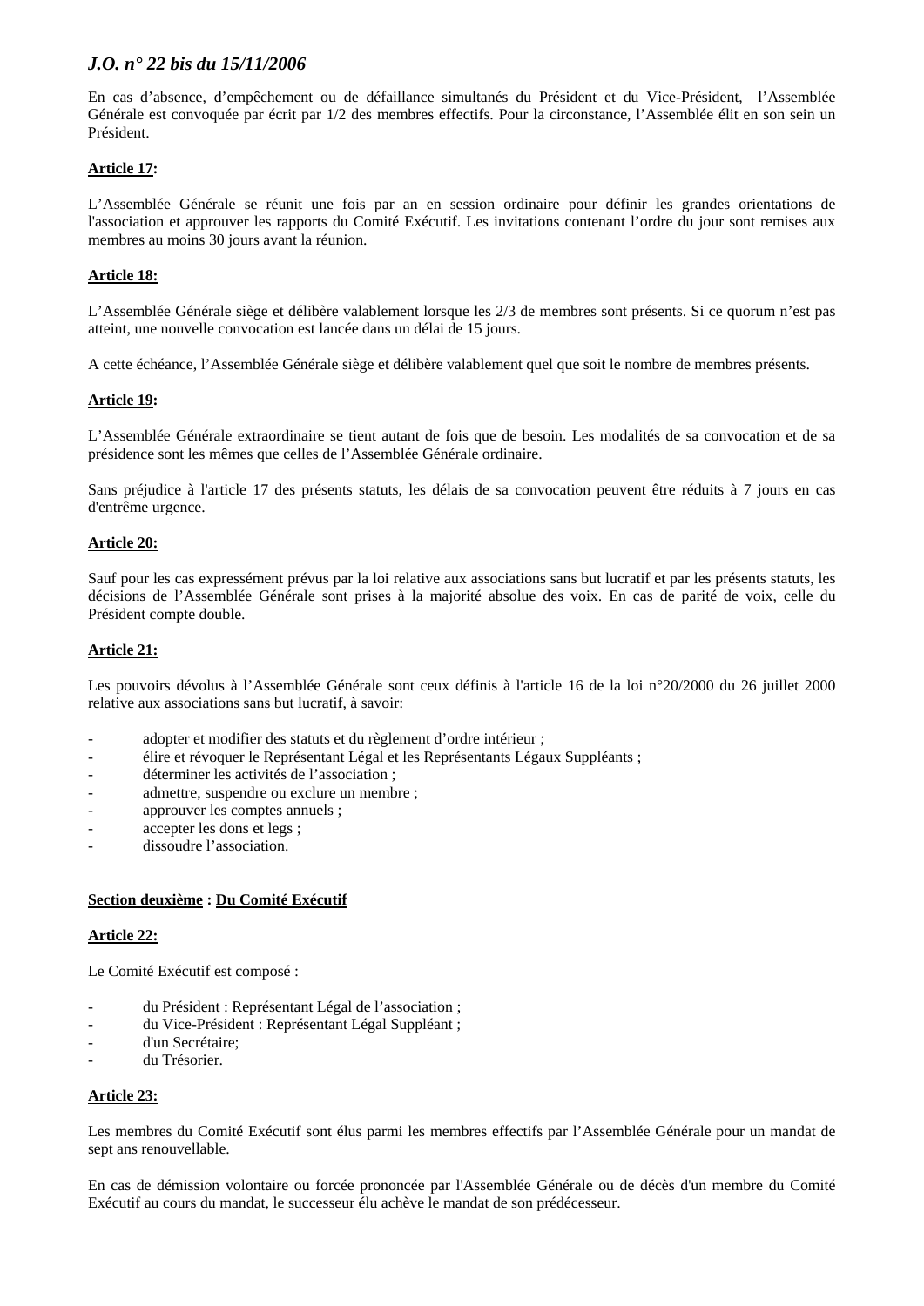En cas d'absence, d'empêchement ou de défaillance simultanés du Président et du Vice-Président, l'Assemblée Générale est convoquée par écrit par 1/2 des membres effectifs. Pour la circonstance, l'Assemblée élit en son sein un Président.

**Article 17:**

L'Assemblée Générale se réunit une fois par an en session ordinaire pour définir les grandes orientations de l'association et approuver les rapports du Comité Exécutif. Les invitations contenant l'ordre du jour sont remises aux membres au moins 30 jours avant la réunion.

**Article 18:**

L'Assemblée Générale siège et délibère valablement lorsque les 2/3 de membres sont présents. Si ce quorum n'est pas atteint, une nouvelle convocation est lancée dans un délai de 15 jours.

A cette échéance, l'Assemblée Générale siège et délibère valablement quel que soit le nombre de membres présents.

**Article 19:**

L'Assemblée Générale extraordinaire se tient autant de fois que de besoin. Les modalités de sa convocation et de sa présidence sont les mêmes que celles de l'Assemblée Générale ordinaire.

Sans préjudice à l'article 17 des présents statuts, les délais de sa convocation peuvent être réduits à 7 jours en cas d'entrême urgence.

**Article 20:**

Sauf pour les cas expressément prévus par la loi relative aux associations sans but lucratif et par les présents statuts, les décisions de l'Assemblée Générale sont prises à la majorité absolue des voix. En cas de parité de voix, celle du Président compte double.

**Article 21:**

Les pouvoirs dévolus à l'Assemblée Générale sont ceux définis à l'article 16 de la loi n°20/2000 du 26 juillet 2000 relative aux associations sans but lucratif, à savoir:

- adopter et modifier des statuts et du règlement d'ordre intérieur ;
- élire et révoquer le Représentant Légal et les Représentants Légaux Suppléants ;
- déterminer les activités de l'association ;
- admettre, suspendre ou exclure un membre ;
- approuver les comptes annuels ;
- accepter les dons et legs ;
- dissoudre l'association.

**Section deuxième : Du Comité Exécutif**

**Article 22:**

Le Comité Exécutif est composé :

- du Président : Représentant Légal de l'association ;
- du Vice-Président : Représentant Légal Suppléant ;
- d'un Secrétaire;
- du Trésorier.

**Article 23:**

Les membres du Comité Exécutif sont élus parmi les membres effectifs par l'Assemblée Générale pour un mandat de sept ans renouvellable.

En cas de démission volontaire ou forcée prononcée par l'Assemblée Générale ou de décès d'un membre du Comité Exécutif au cours du mandat, le successeur élu achève le mandat de son prédécesseur.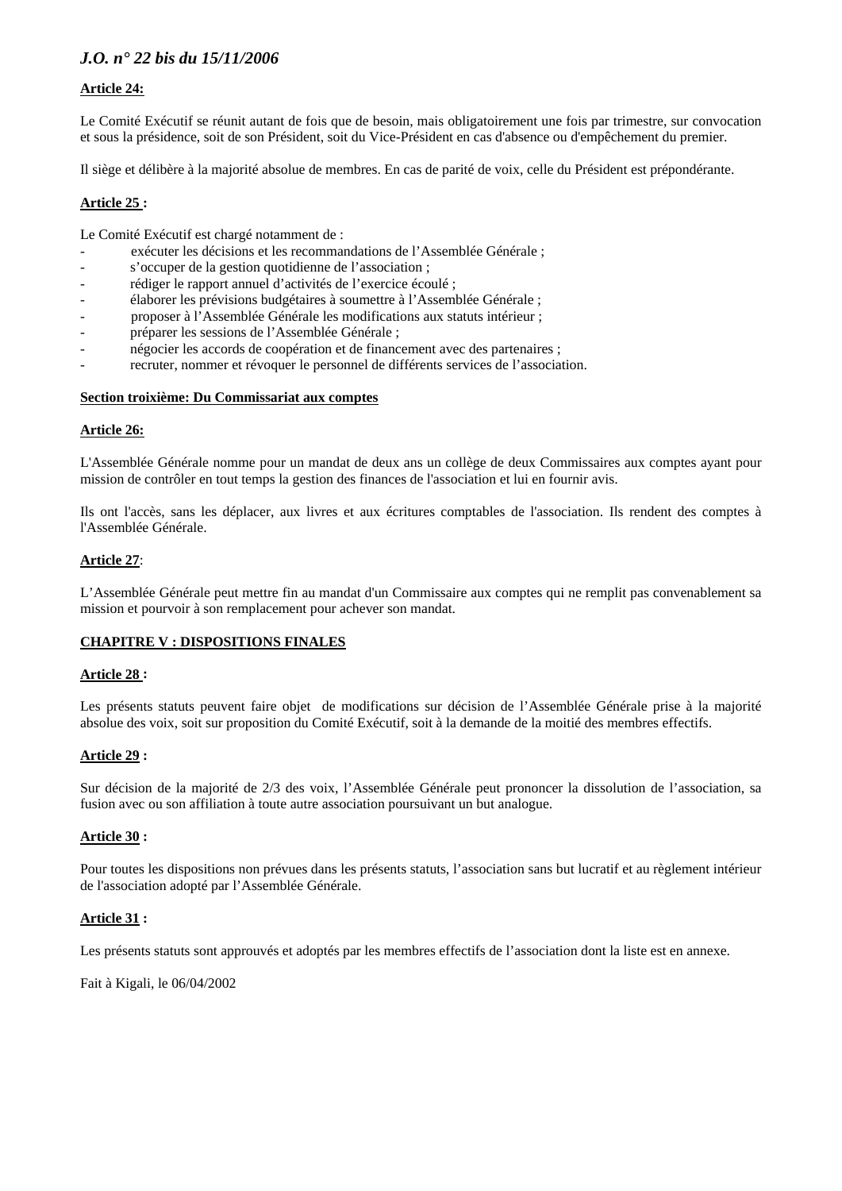**Article 24:**

Le Comité Exécutif se réunit autant de fois que de besoin, mais obligatoirement une fois par trimestre, sur convocation et sous la présidence, soit de son Président, soit du Vice-Président en cas d'absence ou d'empêchement du premier.

Il siège et délibère à la majorité absolue de membres. En cas de parité de voix, celle du Président est prépondérante.

**Article 25 :**

Le Comité Exécutif est chargé notamment de :

- exécuter les décisions et les recommandations de l'Assemblée Générale ;
- s'occuper de la gestion quotidienne de l'association ;
- rédiger le rapport annuel d'activités de l'exercice écoulé ;
- élaborer les prévisions budgétaires à soumettre à l'Assemblée Générale ;
- proposer à l'Assemblée Générale les modifications aux statuts intérieur ;
- préparer les sessions de l'Assemblée Générale ;
- négocier les accords de coopération et de financement avec des partenaires ;
- recruter, nommer et révoquer le personnel de différents services de l'association.

**Section troixième: Du Commissariat aux comptes**

**Article 26:**

L'Assemblée Générale nomme pour un mandat de deux ans un collège de deux Commissaires aux comptes ayant pour mission de contrôler en tout temps la gestion des finances de l'association et lui en fournir avis.

Ils ont l'accès, sans les déplacer, aux livres et aux écritures comptables de l'association. Ils rendent des comptes à l'Assemblée Générale.

**Article 27:**

L'Assemblée Générale peut mettre fin au mandat d'un Commissaire aux comptes qui ne remplit pas convenablement sa mission et pourvoir à son remplacement pour achever son mandat.

**CHAPITRE V : DISPOSITIONS FINALES**

**Article 28 :**

Les présents statuts peuvent faire objet de modifications sur décision de l'Assemblée Générale prise à la majorité absolue des voix, soit sur proposition du Comité Exécutif, soit à la demande de la moitié des membres effectifs.

**Article 29 :**

Sur décision de la majorité de 2/3 des voix, l'Assemblée Générale peut prononcer la dissolution de l'association, sa fusion avec ou son affiliation à toute autre association poursuivant un but analogue.

**Article 30 :**

Pour toutes les dispositions non prévues dans les présents statuts, l'association sans but lucratif et au règlement intérieur de l'association adopté par l'Assemblée Générale.

**Article 31 :**

Les présents statuts sont approuvés et adoptés par les membres effectifs de l'association dont la liste est en annexe.

Fait à Kigali, le 06/04/2002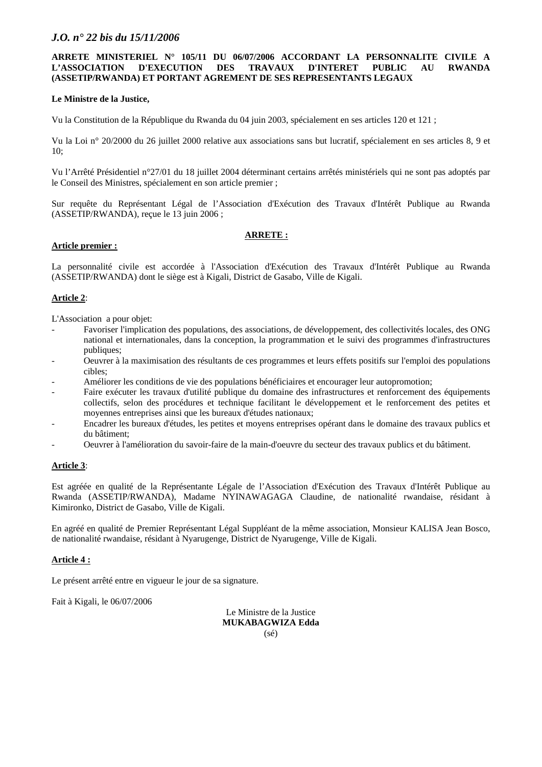**ARRETE MINISTERIEL N° 105/11 DU 06/07/2006 ACCORDANT LA PERSONNALITE CIVILE A L'ASSOCIATION D'EXECUTION DES TRAVAUX D'INTERET PUBLIC AU RWANDA (ASSETIP/RWANDA) ET PORTANT AGREMENT DE SES REPRESENTANTS LEGAUX**

**Le Ministre de la Justice,**

Vu la Constitution de la République du Rwanda du 04 juin 2003, spécialement en ses articles 120 et 121 ;

Vu la Loi n° 20/2000 du 26 juillet 2000 relative aux associations sans but lucratif, spécialement en ses articles 8, 9 et 10;

Vu l'Arrêté Présidentiel n°27/01 du 18 juillet 2004 déterminant certains arrêtés ministériels qui ne sont pas adoptés par le Conseil des Ministres, spécialement en son article premier ;

Sur requête du Représentant Légal de l'Association d'Exécution des Travaux d'Intérêt Publique au Rwanda (ASSETIP/RWANDA), reçue le 13 juin 2006 ;

**ARRETE :**

**Article premier :**

La personnalité civile est accordée à l'Association d'Exécution des Travaux d'Intérêt Publique au Rwanda (ASSETIP/RWANDA) dont le siège est à Kigali, District de Gasabo, Ville de Kigali.

**Article 2**:

L'Association a pour objet:

- Favoriser l'implication des populations, des associations, de développement, des collectivités locales, des ONG national et internationales, dans la conception, la programmation et le suivi des programmes d'infrastructures publiques;
- Oeuvrer à la maximisation des résultants de ces programmes et leurs effets positifs sur l'emploi des populations cibles;
- Améliorer les conditions de vie des populations bénéficiaires et encourager leur autopromotion;
- Faire exécuter les travaux d'utilité publique du domaine des infrastructures et renforcement des équipements collectifs, selon des procédures et technique facilitant le développement et le renforcement des petites et moyennes entreprises ainsi que les bureaux d'études nationaux;
- Encadrer les bureaux d'études, les petites et moyens entreprises opérant dans le domaine des travaux publics et du bâtiment;
- Oeuvrer à l'amélioration du savoir-faire de la main-d'oeuvre du secteur des travaux publics et du bâtiment.

**Article 3**:

Est agréée en qualité de la Représentante Légale de l'Association d'Exécution des Travaux d'Intérêt Publique au Rwanda (ASSETIP/RWANDA), Madame NYINAWAGAGA Claudine, de nationalité rwandaise, résidant à Kimironko, District de Gasabo, Ville de Kigali.

En agréé en qualité de Premier Représentant Légal Suppléant de la même association, Monsieur KALISA Jean Bosco, de nationalité rwandaise, résidant à Nyarugenge, District de Nyarugenge, Ville de Kigali.

**Article 4 :**

Le présent arrêté entre en vigueur le jour de sa signature.

Fait à Kigali, le 06/07/2006

Le Ministre de la Justice
**MUKABAGWIZA Edda**
(sé)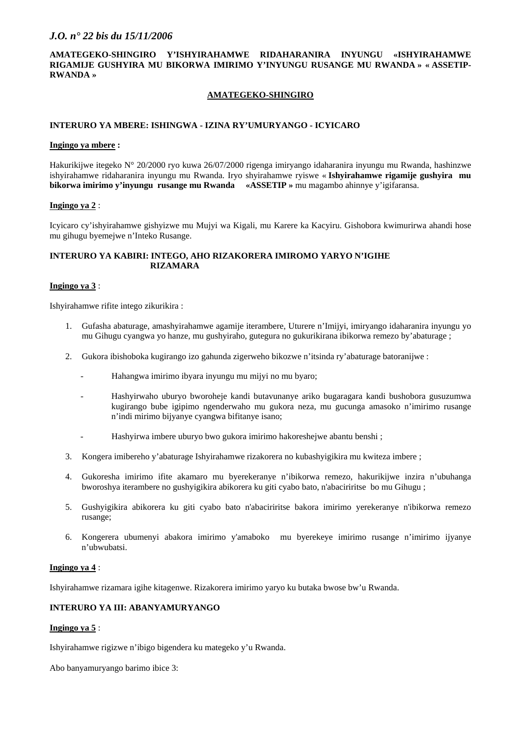**AMATEGEKO-SHINGIRO Y'ISHYIRAHAMWE RIDAHARANIRA INYUNGU «ISHYIRAHAMWE RIGAMIJE GUSHYIRA MU BIKORWA IMIRIMO Y'INYUNGU RUSANGE MU RWANDA » « ASSETIP-RWANDA »**

## AMATEGEKO-SHINGIRO

### INTERURO YA MBERE: ISHINGWA - IZINA RY'UMURYANGO - ICYICARO

**Ingingo ya mbere :**

Hakurikijwe itegeko N° 20/2000 ryo kuwa 26/07/2000 rigenga imiryango idaharanira inyungu mu Rwanda, hashinzwe ishyirahamwe ridaharanira inyungu mu Rwanda. Iryo shyirahamwe ryiswe « **Ishyirahamwe rigamije gushyira mu bikorwa imirimo y'inyungu rusange mu Rwanda «ASSETIP »** mu magambo ahinnye y'igifaransa.

**Ingingo ya 2** :

Icyicaro cy'ishyirahamwe gishyizwe mu Mujyi wa Kigali, mu Karere ka Kacyiru. Gishobora kwimurirwa ahandi hose mu gihugu byemejwe n'Inteko Rusange.

### INTERURO YA KABIRI: INTEGO, AHO RIZAKORERA IMIROMO YARYO N'IGIHE RIZAMARA

**Ingingo ya 3** :

Ishyirahamwe rifite intego zikurikira :

1. Gufasha abaturage, amashyirahamwe agamije iterambere, Uturere n'Imijyi, imiryango idaharanira inyungu yo mu Gihugu cyangwa yo hanze, mu gushyiraho, gutegura no gukurikirana ibikorwa remezo by'abaturage ;

2. Gukora ibishoboka kugirango izo gahunda zigerweho bikozwe n'itsinda ry'abaturage batoranijwe :

   - Hahangwa imirimo ibyara inyungu mu mijyi no mu byaro;

   - Hashyirwaho uburyo bworoheje kandi butavunanye ariko bugaragara kandi bushobora gusuzumwa kugirango bube igipimo ngenderwaho mu gukora neza, mu gucunga amasoko n'imirimo rusange n'indi mirimo bijyanye cyangwa bifitanye isano;

   - Hashyirwa imbere uburyo bwo gukora imirimo hakoreshejwe abantu benshi ;

3. Kongera imibereho y'abaturage Ishyirahamwe rizakorera no kubashyigikira mu kwiteza imbere ;

4. Gukoresha imirimo ifite akamaro mu byerekeranye n'ibikorwa remezo, hakurikijwe inzira n'ubuhanga bworoshya iterambere no gushyigikira abikorera ku giti cyabo bato, n'abacirirtse bo mu Gihugu ;

5. Gushyigikira abikorera ku giti cyabo bato n'abaciriritse bakora imirimo yerekeranye n'ibikorwa remezo rusange;

6. Kongerera ubumenyi abakora imirimo y'amaboko mu byerekeye imirimo rusange n'imirimo ijyanye n'ubwubatsi.

**Ingingo ya 4** :

Ishyirahamwe rizamara igihe kitagenwe. Rizakorera imirimo yaryo ku butaka bwose bw'u Rwanda.

### INTERURO YA III: ABANYAMURYANGO

**Ingingo ya 5** :

Ishyirahamwe rigizwe n'ibigo bigendera ku mategeko y'u Rwanda.

Abo banyamuryango barimo ibice 3: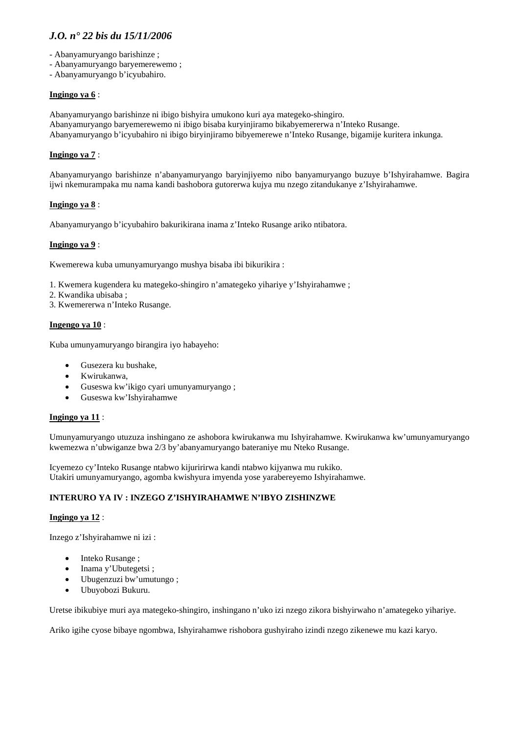- Abanyamuryango barishinze ;
- Abanyamuryango baryemerewemo ;
- Abanyamuryango b'icyubahiro.

**<u>Ingingo ya 6</u>** :

Abanyamuryango barishinze ni ibigo bishyira umukono kuri aya mategeko-shingiro.
Abanyamuryango baryemerewemo ni ibigo bisaba kuryinjiramo bikabyemererwa n'Inteko Rusange.
Abanyamuryango b'icyubahiro ni ibigo biryinjiramo bibyemerewe n'Inteko Rusange, bigamije kuritera inkunga.

**<u>Ingingo ya 7</u>** :

Abanyamuryango barishinze n'abanyamuryango baryinjiyemo nibo banyamuryango buzuye b'Ishyirahamwe. Bagira ijwi nkemurampaka mu nama kandi bashobora gutorerwa kujya mu nzego zitandukanye z'Ishyirahamwe.

**<u>Ingingo ya 8</u>** :

Abanyamuryango b'icyubahiro bakurikirana inama z'Inteko Rusange ariko ntibatora.

**<u>Ingingo ya 9</u>** :

Kwemerewa kuba umunyamuryango mushya bisaba ibi bikurikira :

1. Kwemera kugendera ku mategeko-shingiro n'amategeko yihariye y'Ishyirahamwe ;
2. Kwandika ubisaba ;
3. Kwemererwa n'Inteko Rusange.

**<u>Ingengo ya 10</u>** :

Kuba umunyamuryango birangira iyo habayeho:

- Gusezera ku bushake,
- Kwirukanwa,
- Guseswa kw'ikigo cyari umunyamuryango ;
- Guseswa kw'Ishyirahamwe

**<u>Ingingo ya 11</u>** :

Umunyamuryango utuzuza inshingano ze ashobora kwirukanwa mu Ishyirahamwe. Kwirukanwa kw'umunyamuryango kwemezwa n'ubwiganze bwa 2/3 by'abanyamuryango bateraniye mu Nteko Rusange.

Icyemezo cy'Inteko Rusange ntabwo kijuririrwa kandi ntabwo kijyanwa mu rukiko.
Utakiri umunyamuryango, agomba kwishyura imyenda yose yarabereyemo Ishyirahamwe.

**INTERURO YA IV : INZEGO Z'ISHYIRAHAMWE N'IBYO ZISHINZWE**

**<u>Ingingo ya 12</u>** :

Inzego z'Ishyirahamwe ni izi :

- Inteko Rusange ;
- Inama y'Ubutegetsi ;
- Ubugenzuzi bw'umutungo ;
- Ubuyobozi Bukuru.

Uretse ibikubiye muri aya mategeko-shingiro, inshingano n'uko izi nzego zikora bishyirwaho n'amategeko yihariye.

Ariko igihe cyose bibaye ngombwa, Ishyirahamwe rishobora gushyiraho izindi nzego zikenewe mu kazi karyo.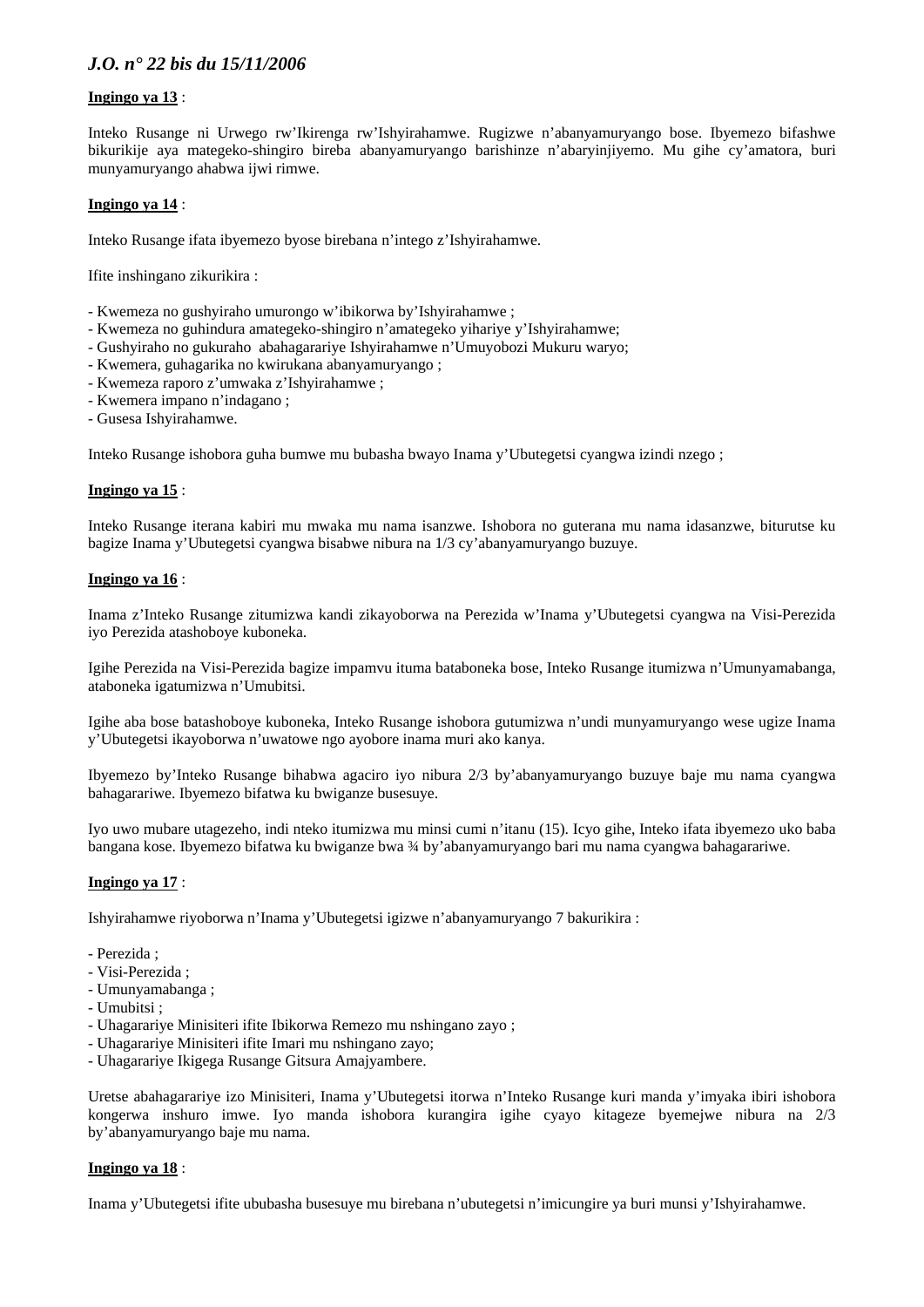**Ingingo ya 13** :

Inteko Rusange ni Urwego rw'Ikirenga rw'Ishyirahamwe. Rugizwe n'abanyamuryango bose. Ibyemezo bifashwe bikurikije aya mategeko-shingiro bireba abanyamuryango barishinze n'abaryinjiyemo. Mu gihe cy'amatora, buri munyamuryango ahabwa ijwi rimwe.

**Ingingo ya 14** :

Inteko Rusange ifata ibyemezo byose birebana n'intego z'Ishyirahamwe.

Ifite inshingano zikurikira :

- Kwemeza no gushyiraho umurongo w'ibikorwa by'Ishyirahamwe ;
- Kwemeza no guhindura amategeko-shingiro n'amategeko yihariye y'Ishyirahamwe;
- Gushyiraho no gukuraho abahagarariye Ishyirahamwe n'Umuyobozi Mukuru waryo;
- Kwemera, guhagarika no kwirukana abanyamuryango ;
- Kwemeza raporo z'umwaka z'Ishyirahamwe ;
- Kwemera impano n'indagano ;
- Gusesa Ishyirahamwe.

Inteko Rusange ishobora guha bumwe mu bubasha bwayo Inama y'Ubutegetsi cyangwa izindi nzego ;

**Ingingo ya 15** :

Inteko Rusange iterana kabiri mu mwaka mu nama isanzwe. Ishobora no guterana mu nama idasanzwe, biturutse ku bagize Inama y'Ubutegetsi cyangwa bisabwe nibura na 1/3 cy'abanyamuryango buzuye.

**Ingingo ya 16** :

Inama z'Inteko Rusange zitumizwa kandi zikayoborwa na Perezida w'Inama y'Ubutegetsi cyangwa na Visi-Perezida iyo Perezida atashoboye kuboneka.

Igihe Perezida na Visi-Perezida bagize impamvu ituma bataboneka bose, Inteko Rusange itumizwa n'Umunyamabanga, ataboneka igatumizwa n'Umubitsi.

Igihe aba bose batashoboye kuboneka, Inteko Rusange ishobora gutumizwa n'undi munyamuryango wese ugize Inama y'Ubutegetsi ikayoborwa n'uwatowe ngo ayobore inama muri ako kanya.

Ibyemezo by'Inteko Rusange bihabwa agaciro iyo nibura 2/3 by'abanyamuryango buzuye baje mu nama cyangwa bahagarariwe. Ibyemezo bifatwa ku bwiganze busesuye.

Iyo uwo mubare utagezeho, indi nteko itumizwa mu minsi cumi n'itanu (15). Icyo gihe, Inteko ifata ibyemezo uko baba bangana kose. Ibyemezo bifatwa ku bwiganze bwa ¾ by'abanyamuryango bari mu nama cyangwa bahagarariwe.

**Ingingo ya 17** :

Ishyirahamwe riyoborwa n'Inama y'Ubutegetsi igizwe n'abanyamuryango 7 bakurikira :

- Perezida ;
- Visi-Perezida ;
- Umunyamabanga ;
- Umubitsi ;
- Uhagarariye Minisiteri ifite Ibikorwa Remezo mu nshingano zayo ;
- Uhagarariye Minisiteri ifite Imari mu nshingano zayo;
- Uhagarariye Ikigega Rusange Gitsura Amajyambere.

Uretse abahagarariye izo Minisiteri, Inama y'Ubutegetsi itorwa n'Inteko Rusange kuri manda y'imyaka ibiri ishobora kongerwa inshuro imwe. Iyo manda ishobora kurangira igihe cyayo kitageze byemejwe nibura na 2/3 by'abanyamuryango baje mu nama.

**Ingingo ya 18** :

Inama y'Ubutegetsi ifite ububasha busesuye mu birebana n'ubutegetsi n'imicungire ya buri munsi y'Ishyirahamwe.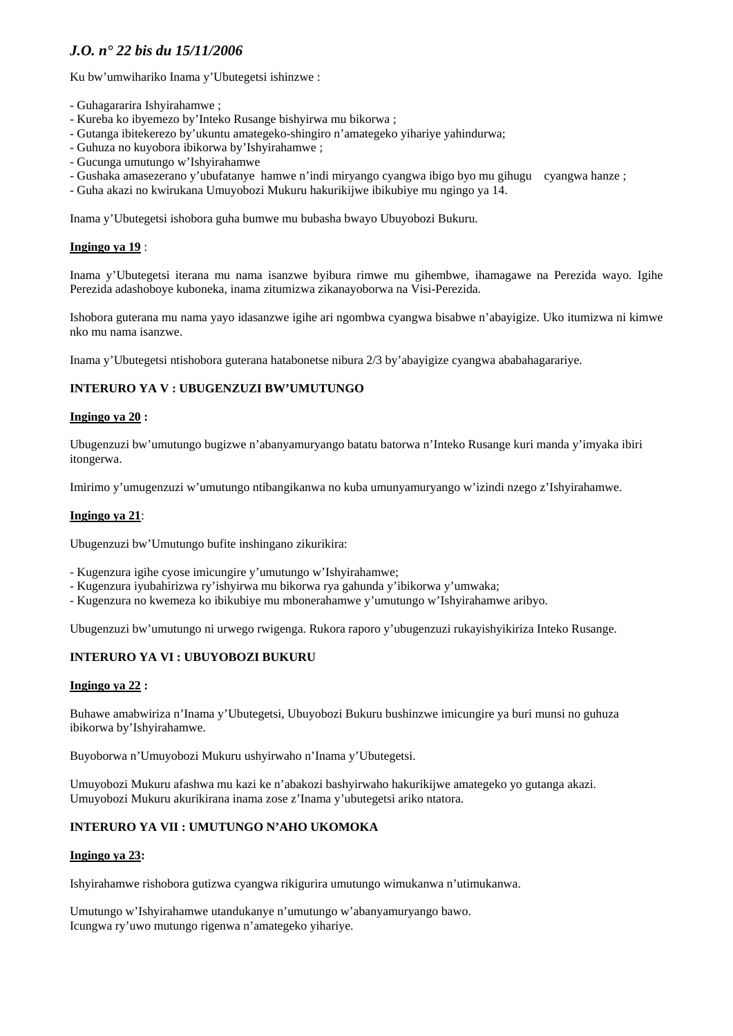Ku bw'umwihariko Inama y'Ubutegetsi ishinzwe :

- Guhagararira Ishyirahamwe ;
- Kureba ko ibyemezo by'Inteko Rusange bishyirwa mu bikorwa ;
- Gutanga ibitekerezo by'ukuntu amategeko-shingiro n'amategeko yihariye yahindurwa;
- Guhuza no kuyobora ibikorwa by'Ishyirahamwe ;
- Gucunga umutungo w'Ishyirahamwe
- Gushaka amasezerano y'ubufatanye hamwe n'indi miryango cyangwa ibigo byo mu gihugu cyangwa hanze ;
- Guha akazi no kwirukana Umuyobozi Mukuru hakurikijwe ibikubiye mu ngingo ya 14.

Inama y'Ubutegetsi ishobora guha bumwe mu bubasha bwayo Ubuyobozi Bukuru.

**Ingingo ya 19** :

Inama y'Ubutegetsi iterana mu nama isanzwe byibura rimwe mu gihembwe, ihamagawe na Perezida wayo. Igihe Perezida adashoboye kuboneka, inama zitumizwa zikanayoborwa na Visi-Perezida.

Ishobora guterana mu nama yayo idasanzwe igihe ari ngombwa cyangwa bisabwe n'abayigize. Uko itumizwa ni kimwe nko mu nama isanzwe.

Inama y'Ubutegetsi ntishobora guterana hatabonetse nibura 2/3 by'abayigize cyangwa ababahagarariye.

**INTERURO YA V : UBUGENZUZI BW'UMUTUNGO**

**Ingingo ya 20 :**

Ubugenzuzi bw'umutungo bugizwe n'abanyamuryango batatu batorwa n'Inteko Rusange kuri manda y'imyaka ibiri itongerwa.

Imirimo y'umugenzuzi w'umutungo ntibangikanwa no kuba umunyamuryango w'izindi nzego z'Ishyirahamwe.

**Ingingo ya 21**:

Ubugenzuzi bw'Umutungo bufite inshingano zikurikira:

- Kugenzura igihe cyose imicungire y'umutungo w'Ishyirahamwe;
- Kugenzura iyubahirizwa ry'ishyirwa mu bikorwa rya gahunda y'ibikorwa y'umwaka;
- Kugenzura no kwemeza ko ibikubiye mu mbonerahamwe y'umutungo w'Ishyirahamwe aribyo.

Ubugenzuzi bw'umutungo ni urwego rwigenga. Rukora raporo y'ubugenzuzi rukayishyikiriza Inteko Rusange.

**INTERURO YA VI : UBUYOBOZI BUKURU**

**Ingingo ya 22 :**

Buhawe amabwiriza n'Inama y'Ubutegetsi, Ubuyobozi Bukuru bushinzwe imicungire ya buri munsi no guhuza ibikorwa by'Ishyirahamwe.

Buyoborwa n'Umuyobozi Mukuru ushyirwaho n'Inama y'Ubutegetsi.

Umuyobozi Mukuru afashwa mu kazi ke n'abakozi bashyirwaho hakurikijwe amategeko yo gutanga akazi.
Umuyobozi Mukuru akurikirana inama zose z'Inama y'ubutegetsi ariko ntatora.

**INTERURO YA VII : UMUTUNGO N'AHO UKOMOKA**

**Ingingo ya 23:**

Ishyirahamwe rishobora gutizwa cyangwa rikigurira umutungo wimukanwa n'utimukanwa.

Umutungo w'Ishyirahamwe utandukanye n'umutungo w'abanyamuryango bawo.
Icungwa ry'uwo mutungo rigenwa n'amategeko yihariye.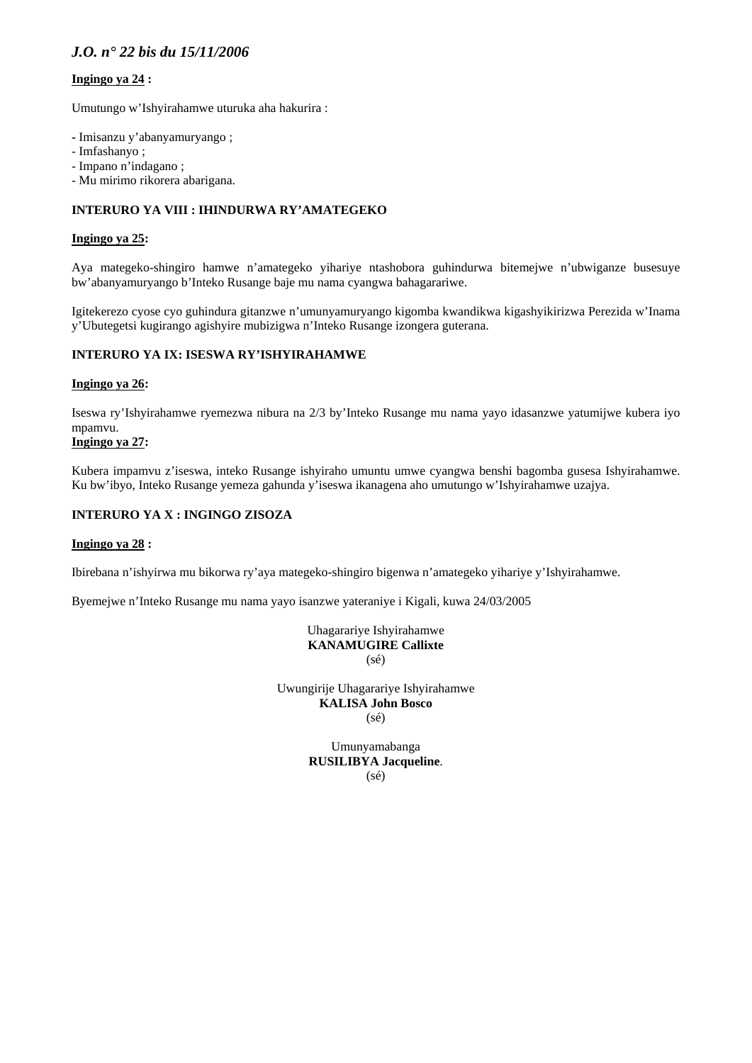**Ingingo ya 24 :**

Umutungo w'Ishyirahamwe uturuka aha hakurira :

- Imisanzu y'abanyamuryango ;
- Imfashanyo ;
- Impano n'indagano ;
- Mu mirimo rikorera abarigana.

**INTERURO YA VIII : IHINDURWA RY'AMATEGEKO**

**Ingingo ya 25:**

Aya mategeko-shingiro hamwe n'amategeko yihariye ntashobora guhindurwa bitemejwe n'ubwiganze busesuye bw'abanyamuryango b'Inteko Rusange baje mu nama cyangwa bahagarariwe.

Igitekerezo cyose cyo guhindura gitanzwe n'umunyamuryango kigomba kwandikwa kigashyikirizwa Perezida w'Inama y'Ubutegetsi kugirango agishyire mubizigwa n'Inteko Rusange izongera guterana.

**INTERURO YA IX: ISESWA RY'ISHYIRAHAMWE**

**Ingingo ya 26:**

Iseswa ry'Ishyirahamwe ryemezwa nibura na 2/3 by'Inteko Rusange mu nama yayo idasanzwe yatumijwe kubera iyo mpamvu.

**Ingingo ya 27:**

Kubera impamvu z'iseswa, inteko Rusange ishyiraho umuntu umwe cyangwa benshi bagomba gusesa Ishyirahamwe. Ku bw'ibyo, Inteko Rusange yemeza gahunda y'iseswa ikanagena aho umutungo w'Ishyirahamwe uzajya.

**INTERURO YA X : INGINGO ZISOZA**

**Ingingo ya 28 :**

Ibirebana n'ishyirwa mu bikorwa ry'aya mategeko-shingiro bigenwa n'amategeko yihariye y'Ishyirahamwe.

Byemejwe n'Inteko Rusange mu nama yayo isanzwe yateraniye i Kigali, kuwa 24/03/2005

Uhagarariye Ishyirahamwe
**KANAMUGIRE Callixte**
(sé)

Uwungirije Uhagarariye Ishyirahamwe
**KALISA John Bosco**
(sé)

Umunyamabanga
**RUSILIBYA Jacqueline**.
(sé)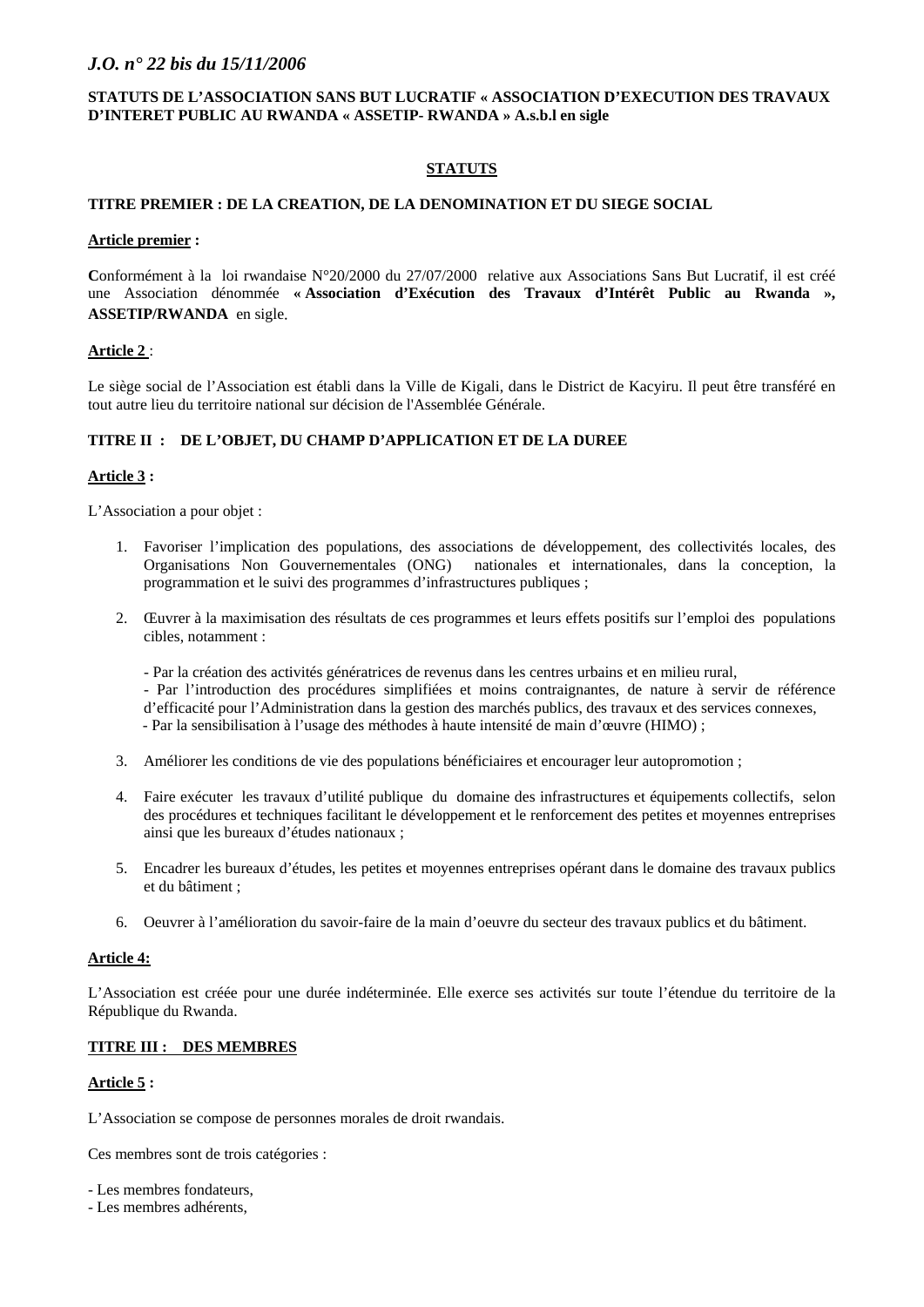**STATUTS DE L'ASSOCIATION SANS BUT LUCRATIF « ASSOCIATION D'EXECUTION DES TRAVAUX D'INTERET PUBLIC AU RWANDA « ASSETIP- RWANDA » A.s.b.l en sigle**

## STATUTS

### TITRE PREMIER : DE LA CREATION, DE LA DENOMINATION ET DU SIEGE SOCIAL

**Article premier :**

Conformément à la loi rwandaise N°20/2000 du 27/07/2000 relative aux Associations Sans But Lucratif, il est créé une Association dénommée **« Association d'Exécution des Travaux d'Intérêt Public au Rwanda », ASSETIP/RWANDA** en sigle.

**Article 2 :**

Le siège social de l'Association est établi dans la Ville de Kigali, dans le District de Kacyiru. Il peut être transféré en tout autre lieu du territoire national sur décision de l'Assemblée Générale.

### TITRE II : DE L'OBJET, DU CHAMP D'APPLICATION ET DE LA DUREE

**Article 3 :**

L'Association a pour objet :

1. Favoriser l'implication des populations, des associations de développement, des collectivités locales, des Organisations Non Gouvernementales (ONG) nationales et internationales, dans la conception, la programmation et le suivi des programmes d'infrastructures publiques ;
2. Œuvrer à la maximisation des résultats de ces programmes et leurs effets positifs sur l'emploi des populations cibles, notamment :

   - Par la création des activités génératrices de revenus dans les centres urbains et en milieu rural,
   - Par l'introduction des procédures simplifiées et moins contraignantes, de nature à servir de référence d'efficacité pour l'Administration dans la gestion des marchés publics, des travaux et des services connexes,
   - Par la sensibilisation à l'usage des méthodes à haute intensité de main d'œuvre (HIMO) ;
3. Améliorer les conditions de vie des populations bénéficiaires et encourager leur autopromotion ;
4. Faire exécuter les travaux d'utilité publique du domaine des infrastructures et équipements collectifs, selon des procédures et techniques facilitant le développement et le renforcement des petites et moyennes entreprises ainsi que les bureaux d'études nationaux ;
5. Encadrer les bureaux d'études, les petites et moyennes entreprises opérant dans le domaine des travaux publics et du bâtiment ;
6. Oeuvrer à l'amélioration du savoir-faire de la main d'oeuvre du secteur des travaux publics et du bâtiment.

**Article 4:**

L'Association est créée pour une durée indéterminée. Elle exerce ses activités sur toute l'étendue du territoire de la République du Rwanda.

### TITRE III : DES MEMBRES

**Article 5 :**

L'Association se compose de personnes morales de droit rwandais.

Ces membres sont de trois catégories :

- Les membres fondateurs,
- Les membres adhérents,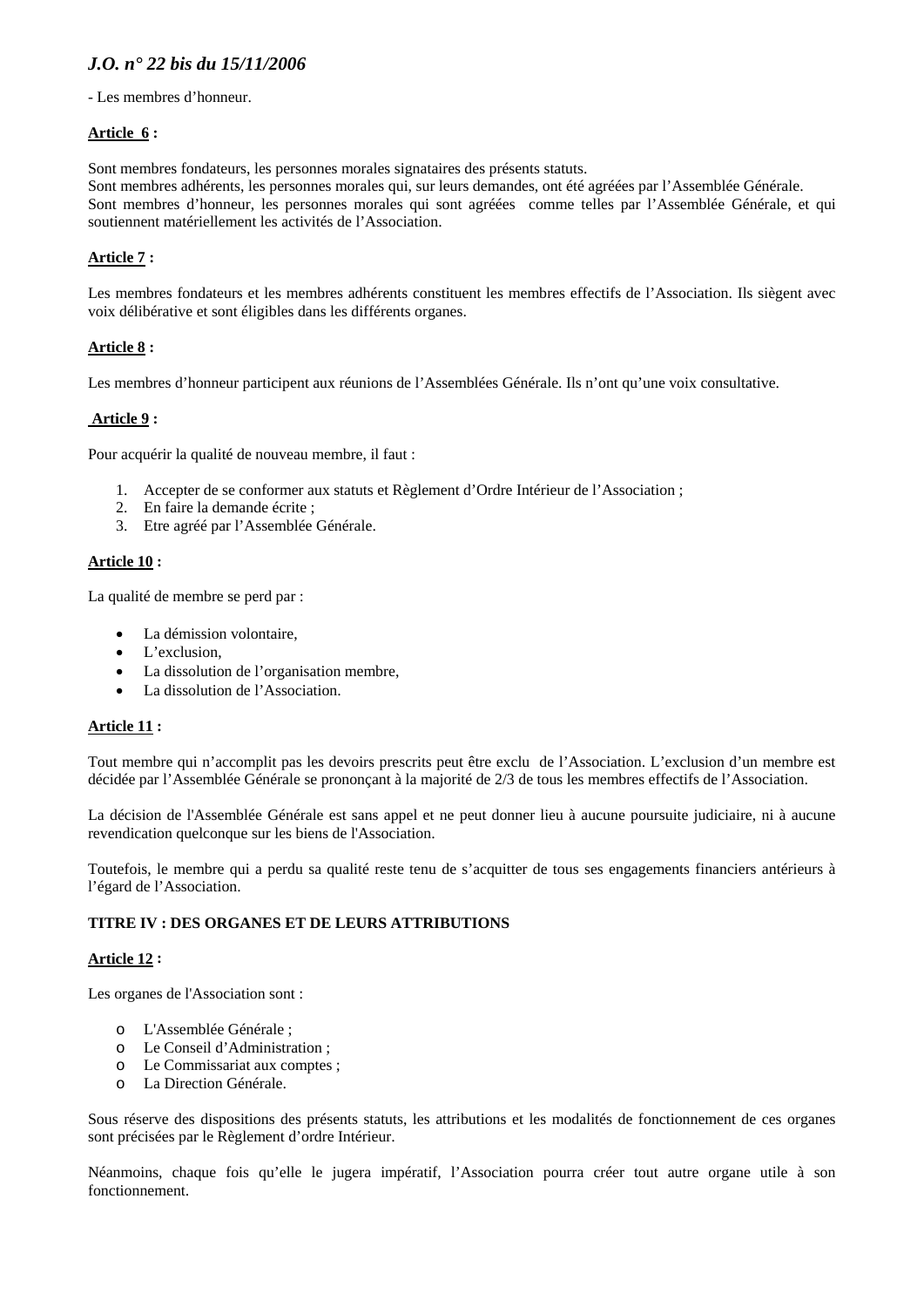- Les membres d'honneur.

**Article 6 :**

Sont membres fondateurs, les personnes morales signataires des présents statuts.
Sont membres adhérents, les personnes morales qui, sur leurs demandes, ont été agréées par l'Assemblée Générale.
Sont membres d'honneur, les personnes morales qui sont agréées comme telles par l'Assemblée Générale, et qui soutiennent matériellement les activités de l'Association.

**Article 7 :**

Les membres fondateurs et les membres adhérents constituent les membres effectifs de l'Association. Ils siègent avec voix délibérative et sont éligibles dans les différents organes.

**Article 8 :**

Les membres d'honneur participent aux réunions de l'Assemblées Générale. Ils n'ont qu'une voix consultative.

**Article 9 :**

Pour acquérir la qualité de nouveau membre, il faut :

1. Accepter de se conformer aux statuts et Règlement d'Ordre Intérieur de l'Association ;
2. En faire la demande écrite ;
3. Etre agréé par l'Assemblée Générale.

**Article 10 :**

La qualité de membre se perd par :

- La démission volontaire,
- L'exclusion,
- La dissolution de l'organisation membre,
- La dissolution de l'Association.

**Article 11 :**

Tout membre qui n'accomplit pas les devoirs prescrits peut être exclu de l'Association. L'exclusion d'un membre est décidée par l'Assemblée Générale se prononçant à la majorité de 2/3 de tous les membres effectifs de l'Association.

La décision de l'Assemblée Générale est sans appel et ne peut donner lieu à aucune poursuite judiciaire, ni à aucune revendication quelconque sur les biens de l'Association.

Toutefois, le membre qui a perdu sa qualité reste tenu de s'acquitter de tous ses engagements financiers antérieurs à l'égard de l'Association.

**TITRE IV : DES ORGANES ET DE LEURS ATTRIBUTIONS**

**Article 12 :**

Les organes de l'Association sont :

- L'Assemblée Générale ;
- Le Conseil d'Administration ;
- Le Commissariat aux comptes ;
- La Direction Générale.

Sous réserve des dispositions des présents statuts, les attributions et les modalités de fonctionnement de ces organes sont précisées par le Règlement d'ordre Intérieur.

Néanmoins, chaque fois qu'elle le jugera impératif, l'Association pourra créer tout autre organe utile à son fonctionnement.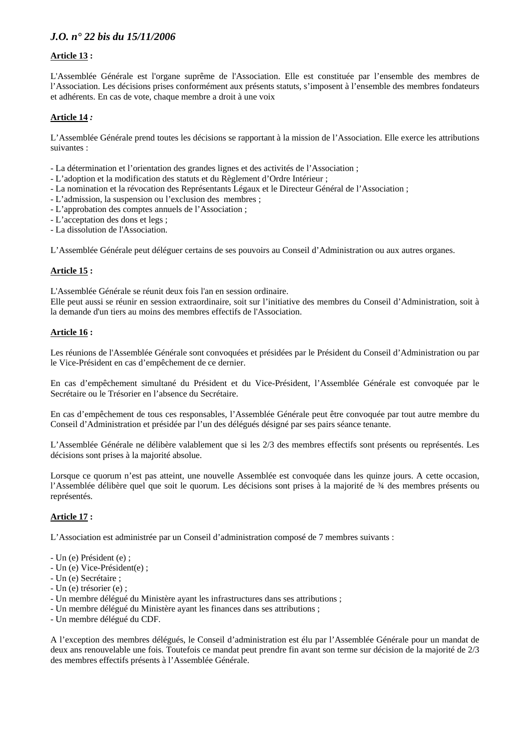**Article 13 :**

L'Assemblée Générale est l'organe suprême de l'Association. Elle est constituée par l'ensemble des membres de l'Association. Les décisions prises conformément aux présents statuts, s'imposent à l'ensemble des membres fondateurs et adhérents. En cas de vote, chaque membre a droit à une voix

**Article 14 :**

L'Assemblée Générale prend toutes les décisions se rapportant à la mission de l'Association. Elle exerce les attributions suivantes :

- La détermination et l'orientation des grandes lignes et des activités de l'Association ;
- L'adoption et la modification des statuts et du Règlement d'Ordre Intérieur ;
- La nomination et la révocation des Représentants Légaux et le Directeur Général de l'Association ;
- L'admission, la suspension ou l'exclusion des membres ;
- L'approbation des comptes annuels de l'Association ;
- L'acceptation des dons et legs ;
- La dissolution de l'Association.

L'Assemblée Générale peut déléguer certains de ses pouvoirs au Conseil d'Administration ou aux autres organes.

**Article 15 :**

L'Assemblée Générale se réunit deux fois l'an en session ordinaire.
Elle peut aussi se réunir en session extraordinaire, soit sur l'initiative des membres du Conseil d'Administration, soit à la demande d'un tiers au moins des membres effectifs de l'Association.

**Article 16 :**

Les réunions de l'Assemblée Générale sont convoquées et présidées par le Président du Conseil d'Administration ou par le Vice-Président en cas d'empêchement de ce dernier.

En cas d'empêchement simultané du Président et du Vice-Président, l'Assemblée Générale est convoquée par le Secrétaire ou le Trésorier en l'absence du Secrétaire.

En cas d'empêchement de tous ces responsables, l'Assemblée Générale peut être convoquée par tout autre membre du Conseil d'Administration et présidée par l'un des délégués désigné par ses pairs séance tenante.

L'Assemblée Générale ne délibère valablement que si les 2/3 des membres effectifs sont présents ou représentés. Les décisions sont prises à la majorité absolue.

Lorsque ce quorum n'est pas atteint, une nouvelle Assemblée est convoquée dans les quinze jours. A cette occasion, l'Assemblée délibère quel que soit le quorum. Les décisions sont prises à la majorité de ¾ des membres présents ou représentés.

**Article 17 :**

L'Association est administrée par un Conseil d'administration composé de 7 membres suivants :

- Un (e) Président (e) ;
- Un (e) Vice-Président(e) ;
- Un (e) Secrétaire ;
- Un (e) trésorier (e) ;
- Un membre délégué du Ministère ayant les infrastructures dans ses attributions ;
- Un membre délégué du Ministère ayant les finances dans ses attributions ;
- Un membre délégué du CDF.

A l'exception des membres délégués, le Conseil d'administration est élu par l'Assemblée Générale pour un mandat de deux ans renouvelable une fois. Toutefois ce mandat peut prendre fin avant son terme sur décision de la majorité de 2/3 des membres effectifs présents à l'Assemblée Générale.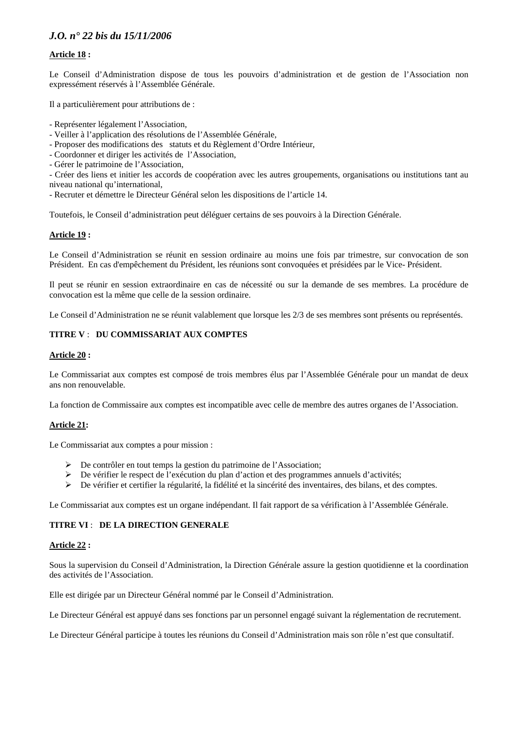**Article 18 :**

Le Conseil d'Administration dispose de tous les pouvoirs d'administration et de gestion de l'Association non expressément réservés à l'Assemblée Générale.

Il a particulièrement pour attributions de :

- Représenter légalement l'Association,
- Veiller à l'application des résolutions de l'Assemblée Générale,
- Proposer des modifications des statuts et du Règlement d'Ordre Intérieur,
- Coordonner et diriger les activités de l'Association,
- Gérer le patrimoine de l'Association,
- Créer des liens et initier les accords de coopération avec les autres groupements, organisations ou institutions tant au niveau national qu'international,
- Recruter et démettre le Directeur Général selon les dispositions de l'article 14.

Toutefois, le Conseil d'administration peut déléguer certains de ses pouvoirs à la Direction Générale.

**Article 19 :**

Le Conseil d'Administration se réunit en session ordinaire au moins une fois par trimestre, sur convocation de son Président. En cas d'empêchement du Président, les réunions sont convoquées et présidées par le Vice- Président.

Il peut se réunir en session extraordinaire en cas de nécessité ou sur la demande de ses membres. La procédure de convocation est la même que celle de la session ordinaire.

Le Conseil d'Administration ne se réunit valablement que lorsque les 2/3 de ses membres sont présents ou représentés.

## TITRE V : DU COMMISSARIAT AUX COMPTES

**Article 20 :**

Le Commissariat aux comptes est composé de trois membres élus par l'Assemblée Générale pour un mandat de deux ans non renouvelable.

La fonction de Commissaire aux comptes est incompatible avec celle de membre des autres organes de l'Association.

**Article 21:**

Le Commissariat aux comptes a pour mission :

- De contrôler en tout temps la gestion du patrimoine de l'Association;
- De vérifier le respect de l'exécution du plan d'action et des programmes annuels d'activités;
- De vérifier et certifier la régularité, la fidélité et la sincérité des inventaires, des bilans, et des comptes.

Le Commissariat aux comptes est un organe indépendant. Il fait rapport de sa vérification à l'Assemblée Générale.

## TITRE VI : DE LA DIRECTION GENERALE

**Article 22 :**

Sous la supervision du Conseil d'Administration, la Direction Générale assure la gestion quotidienne et la coordination des activités de l'Association.

Elle est dirigée par un Directeur Général nommé par le Conseil d'Administration.

Le Directeur Général est appuyé dans ses fonctions par un personnel engagé suivant la réglementation de recrutement.

Le Directeur Général participe à toutes les réunions du Conseil d'Administration mais son rôle n'est que consultatif.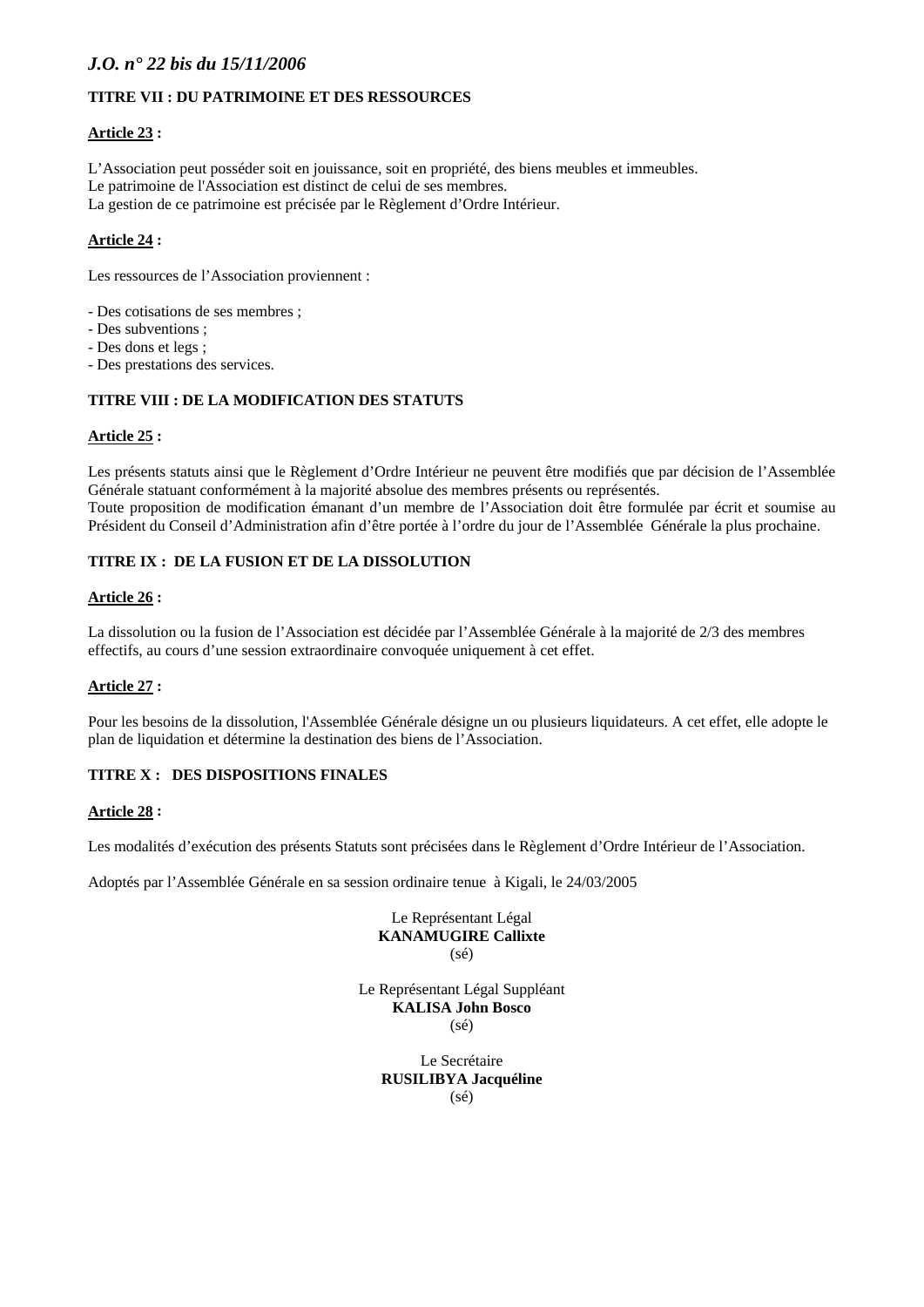**TITRE VII : DU PATRIMOINE ET DES RESSOURCES**

**Article 23 :**

L'Association peut posséder soit en jouissance, soit en propriété, des biens meubles et immeubles.
Le patrimoine de l'Association est distinct de celui de ses membres.
La gestion de ce patrimoine est précisée par le Règlement d'Ordre Intérieur.

**Article 24 :**

Les ressources de l'Association proviennent :

- Des cotisations de ses membres ;
- Des subventions ;
- Des dons et legs ;
- Des prestations des services.

**TITRE VIII : DE LA MODIFICATION DES STATUTS**

**Article 25 :**

Les présents statuts ainsi que le Règlement d'Ordre Intérieur ne peuvent être modifiés que par décision de l'Assemblée Générale statuant conformément à la majorité absolue des membres présents ou représentés.
Toute proposition de modification émanant d'un membre de l'Association doit être formulée par écrit et soumise au Président du Conseil d'Administration afin d'être portée à l'ordre du jour de l'Assemblée Générale la plus prochaine.

**TITRE IX : DE LA FUSION ET DE LA DISSOLUTION**

**Article 26 :**

La dissolution ou la fusion de l'Association est décidée par l'Assemblée Générale à la majorité de 2/3 des membres effectifs, au cours d'une session extraordinaire convoquée uniquement à cet effet.

**Article 27 :**

Pour les besoins de la dissolution, l'Assemblée Générale désigne un ou plusieurs liquidateurs. A cet effet, elle adopte le plan de liquidation et détermine la destination des biens de l'Association.

**TITRE X : DES DISPOSITIONS FINALES**

**Article 28 :**

Les modalités d'exécution des présents Statuts sont précisées dans le Règlement d'Ordre Intérieur de l'Association.

Adoptés par l'Assemblée Générale en sa session ordinaire tenue à Kigali, le 24/03/2005

Le Représentant Légal
**KANAMUGIRE Callixte**
(sé)

Le Représentant Légal Suppléant
**KALISA John Bosco**
(sé)

Le Secrétaire
**RUSILIBYA Jacquéline**
(sé)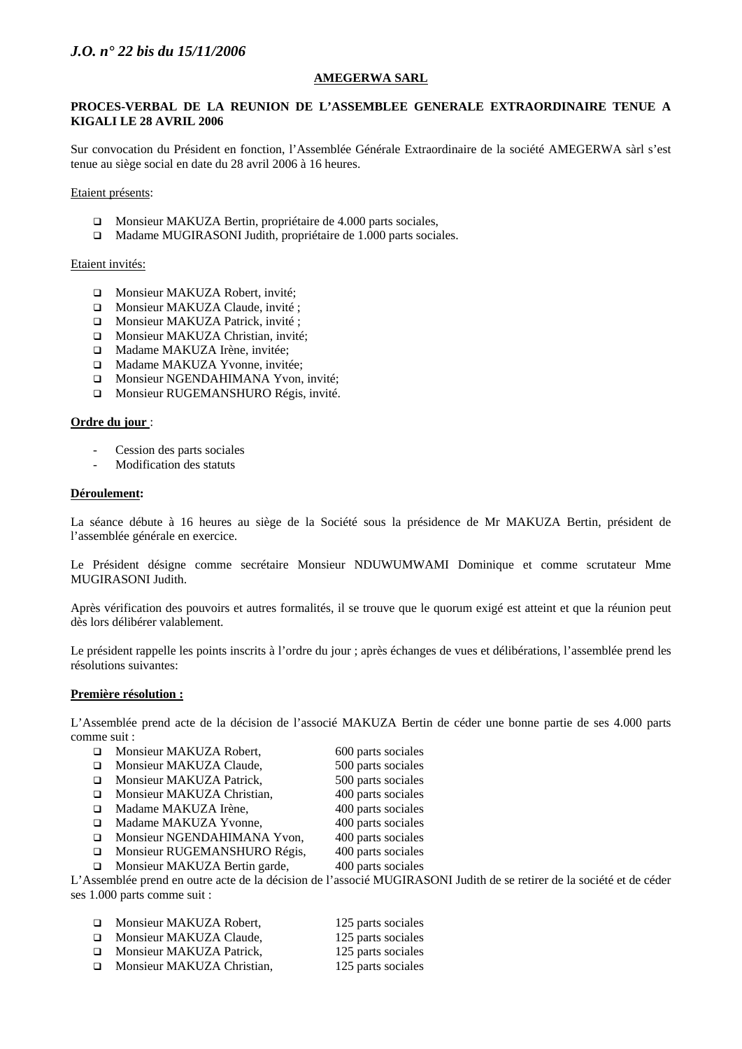**AMEGERWA SARL**

**PROCES-VERBAL DE LA REUNION DE L'ASSEMBLEE GENERALE EXTRAORDINAIRE TENUE A KIGALI LE 28 AVRIL 2006**

Sur convocation du Président en fonction, l'Assemblée Générale Extraordinaire de la société AMEGERWA sàrl s'est tenue au siège social en date du 28 avril 2006 à 16 heures.

Etaient présents:

- Monsieur MAKUZA Bertin, propriétaire de 4.000 parts sociales,
- Madame MUGIRASONI Judith, propriétaire de 1.000 parts sociales.

Etaient invités:

- Monsieur MAKUZA Robert, invité;
- Monsieur MAKUZA Claude, invité ;
- Monsieur MAKUZA Patrick, invité ;
- Monsieur MAKUZA Christian, invité;
- Madame MAKUZA Irène, invitée;
- Madame MAKUZA Yvonne, invitée;
- Monsieur NGENDAHIMANA Yvon, invité;
- Monsieur RUGEMANSHURO Régis, invité.

**Ordre du jour** :

- Cession des parts sociales
- Modification des statuts

**Déroulement:**

La séance débute à 16 heures au siège de la Société sous la présidence de Mr MAKUZA Bertin, président de l'assemblée générale en exercice.

Le Président désigne comme secrétaire Monsieur NDUWUMWAMI Dominique et comme scrutateur Mme MUGIRASONI Judith.

Après vérification des pouvoirs et autres formalités, il se trouve que le quorum exigé est atteint et que la réunion peut dès lors délibérer valablement.

Le président rappelle les points inscrits à l'ordre du jour ; après échanges de vues et délibérations, l'assemblée prend les résolutions suivantes:

**Première résolution :**

L'Assemblée prend acte de la décision de l'associé MAKUZA Bertin de céder une bonne partie de ses 4.000 parts comme suit :

- Monsieur MAKUZA Robert, 600 parts sociales
- Monsieur MAKUZA Claude, 500 parts sociales
- Monsieur MAKUZA Patrick, 500 parts sociales
- Monsieur MAKUZA Christian, 400 parts sociales
- Madame MAKUZA Irène, 400 parts sociales
- Madame MAKUZA Yvonne, 400 parts sociales
- Monsieur NGENDAHIMANA Yvon, 400 parts sociales
- Monsieur RUGEMANSHURO Régis, 400 parts sociales
- Monsieur MAKUZA Bertin garde, 400 parts sociales

L'Assemblée prend en outre acte de la décision de l'associé MUGIRASONI Judith de se retirer de la société et de céder ses 1.000 parts comme suit :

- Monsieur MAKUZA Robert, 125 parts sociales
- Monsieur MAKUZA Claude, 125 parts sociales
- Monsieur MAKUZA Patrick, 125 parts sociales
- Monsieur MAKUZA Christian, 125 parts sociales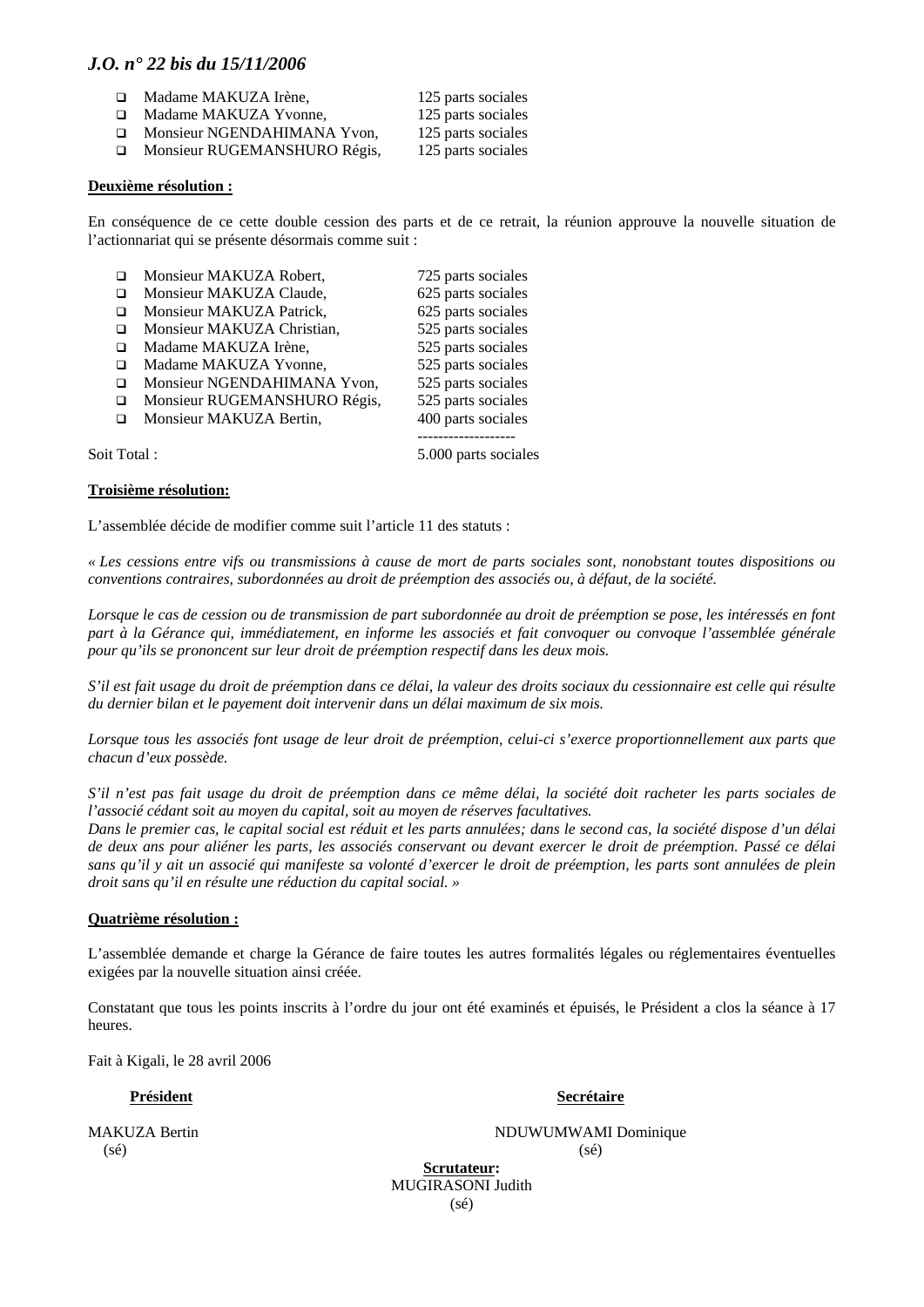- Madame MAKUZA Irène, 125 parts sociales
- Madame MAKUZA Yvonne, 125 parts sociales
- Monsieur NGENDAHIMANA Yvon, 125 parts sociales
- Monsieur RUGEMANSHURO Régis, 125 parts sociales

**Deuxième résolution :**

En conséquence de ce cette double cession des parts et de ce retrait, la réunion approuve la nouvelle situation de l'actionnariat qui se présente désormais comme suit :

| | |
|---|---|
| Monsieur MAKUZA Robert, | 725 parts sociales |
| Monsieur MAKUZA Claude, | 625 parts sociales |
| Monsieur MAKUZA Patrick, | 625 parts sociales |
| Monsieur MAKUZA Christian, | 525 parts sociales |
| Madame MAKUZA Irène, | 525 parts sociales |
| Madame MAKUZA Yvonne, | 525 parts sociales |
| Monsieur NGENDAHIMANA Yvon, | 525 parts sociales |
| Monsieur RUGEMANSHURO Régis, | 525 parts sociales |
| Monsieur MAKUZA Bertin, | 400 parts sociales |
| Soit Total : | 5.000 parts sociales |

**Troisième résolution:**

L'assemblée décide de modifier comme suit l'article 11 des statuts :

*« Les cessions entre vifs ou transmissions à cause de mort de parts sociales sont, nonobstant toutes dispositions ou conventions contraires, subordonnées au droit de préemption des associés ou, à défaut, de la société.*

*Lorsque le cas de cession ou de transmission de part subordonnée au droit de préemption se pose, les intéressés en font part à la Gérance qui, immédiatement, en informe les associés et fait convoquer ou convoque l'assemblée générale pour qu'ils se prononcent sur leur droit de préemption respectif dans les deux mois.*

*S'il est fait usage du droit de préemption dans ce délai, la valeur des droits sociaux du cessionnaire est celle qui résulte du dernier bilan et le payement doit intervenir dans un délai maximum de six mois.*

*Lorsque tous les associés font usage de leur droit de préemption, celui-ci s'exerce proportionnellement aux parts que chacun d'eux possède.*

*S'il n'est pas fait usage du droit de préemption dans ce même délai, la société doit racheter les parts sociales de l'associé cédant soit au moyen du capital, soit au moyen de réserves facultatives.*
*Dans le premier cas, le capital social est réduit et les parts annulées; dans le second cas, la société dispose d'un délai de deux ans pour aliéner les parts, les associés conservant ou devant exercer le droit de préemption. Passé ce délai sans qu'il y ait un associé qui manifeste sa volonté d'exercer le droit de préemption, les parts sont annulées de plein droit sans qu'il en résulte une réduction du capital social. »*

**Quatrième résolution :**

L'assemblée demande et charge la Gérance de faire toutes les autres formalités légales ou réglementaires éventuelles exigées par la nouvelle situation ainsi créée.

Constatant que tous les points inscrits à l'ordre du jour ont été examinés et épuisés, le Président a clos la séance à 17 heures.

Fait à Kigali, le 28 avril 2006

**Président**
MAKUZA Bertin
(sé)

**Secrétaire**
NDUWUMWAMI Dominique
(sé)

**Scrutateur:**
MUGIRASONI Judith
(sé)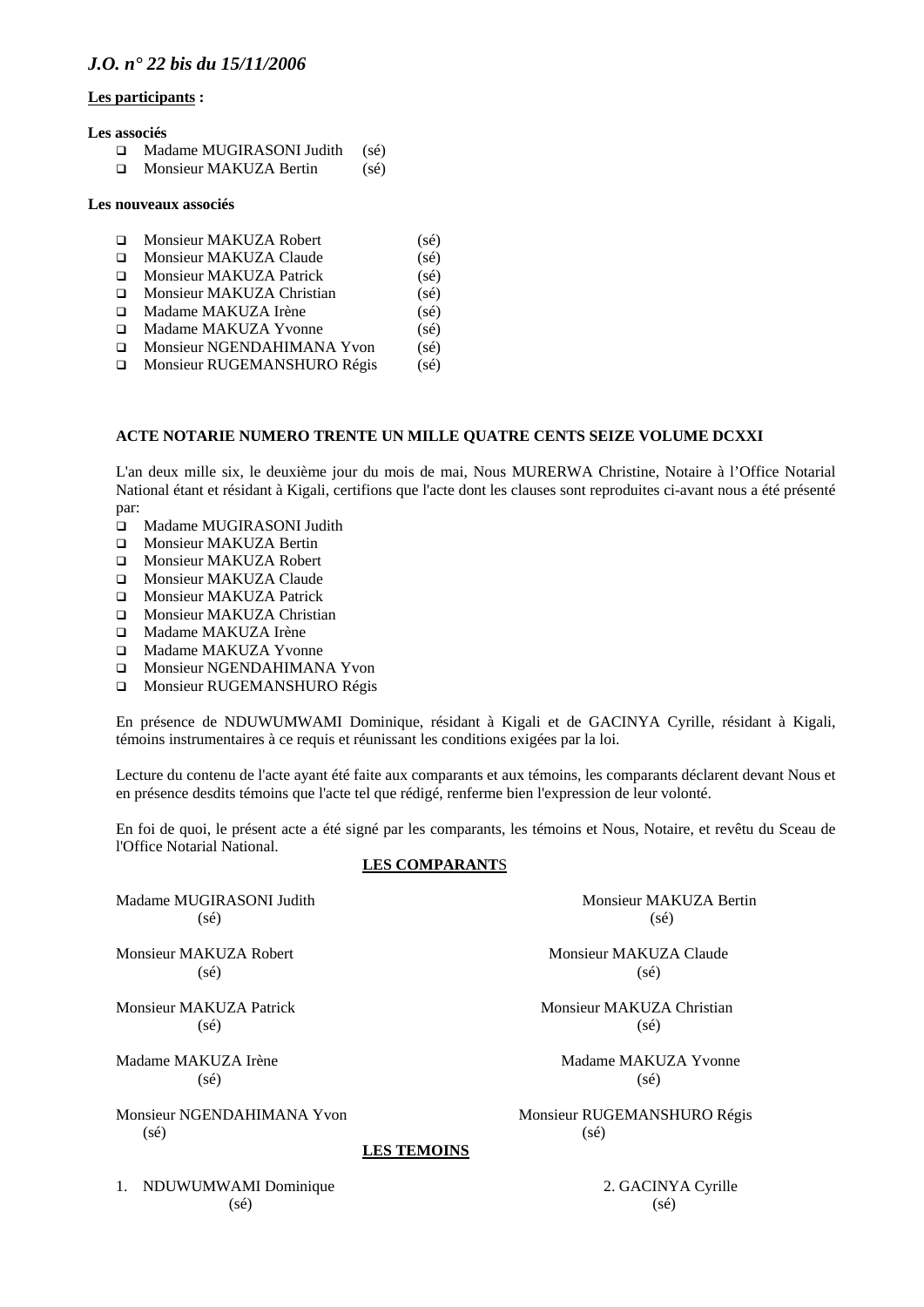**Les participants :**

**Les associés**

- Madame MUGIRASONI Judith (sé)
- Monsieur MAKUZA Bertin (sé)

**Les nouveaux associés**

- Monsieur MAKUZA Robert (sé)
- Monsieur MAKUZA Claude (sé)
- Monsieur MAKUZA Patrick (sé)
- Monsieur MAKUZA Christian (sé)
- Madame MAKUZA Irène (sé)
- Madame MAKUZA Yvonne (sé)
- Monsieur NGENDAHIMANA Yvon (sé)
- Monsieur RUGEMANSHURO Régis (sé)

**ACTE NOTARIE NUMERO TRENTE UN MILLE QUATRE CENTS SEIZE VOLUME DCXXI**

L'an deux mille six, le deuxième jour du mois de mai, Nous MURERWA Christine, Notaire à l'Office Notarial National étant et résidant à Kigali, certifions que l'acte dont les clauses sont reproduites ci-avant nous a été présenté par:

- Madame MUGIRASONI Judith
- Monsieur MAKUZA Bertin
- Monsieur MAKUZA Robert
- Monsieur MAKUZA Claude
- Monsieur MAKUZA Patrick
- Monsieur MAKUZA Christian
- Madame MAKUZA Irène
- Madame MAKUZA Yvonne
- Monsieur NGENDAHIMANA Yvon
- Monsieur RUGEMANSHURO Régis

En présence de NDUWUMWAMI Dominique, résidant à Kigali et de GACINYA Cyrille, résidant à Kigali, témoins instrumentaires à ce requis et réunissant les conditions exigées par la loi.

Lecture du contenu de l'acte ayant été faite aux comparants et aux témoins, les comparants déclarent devant Nous et en présence desdits témoins que l'acte tel que rédigé, renferme bien l'expression de leur volonté.

En foi de quoi, le présent acte a été signé par les comparants, les témoins et Nous, Notaire, et revêtu du Sceau de l'Office Notarial National.

**LES COMPARANTS**

Madame MUGIRASONI Judith
(sé)

Monsieur MAKUZA Bertin
(sé)

Monsieur MAKUZA Robert
(sé)

Monsieur MAKUZA Claude
(sé)

Monsieur MAKUZA Patrick
(sé)

Monsieur MAKUZA Christian
(sé)

Madame MAKUZA Irène
(sé)

Madame MAKUZA Yvonne
(sé)

Monsieur NGENDAHIMANA Yvon
(sé)

Monsieur RUGEMANSHURO Régis
(sé)

**LES TEMOINS**

1. NDUWUMWAMI Dominique
(sé)

2. GACINYA Cyrille
(sé)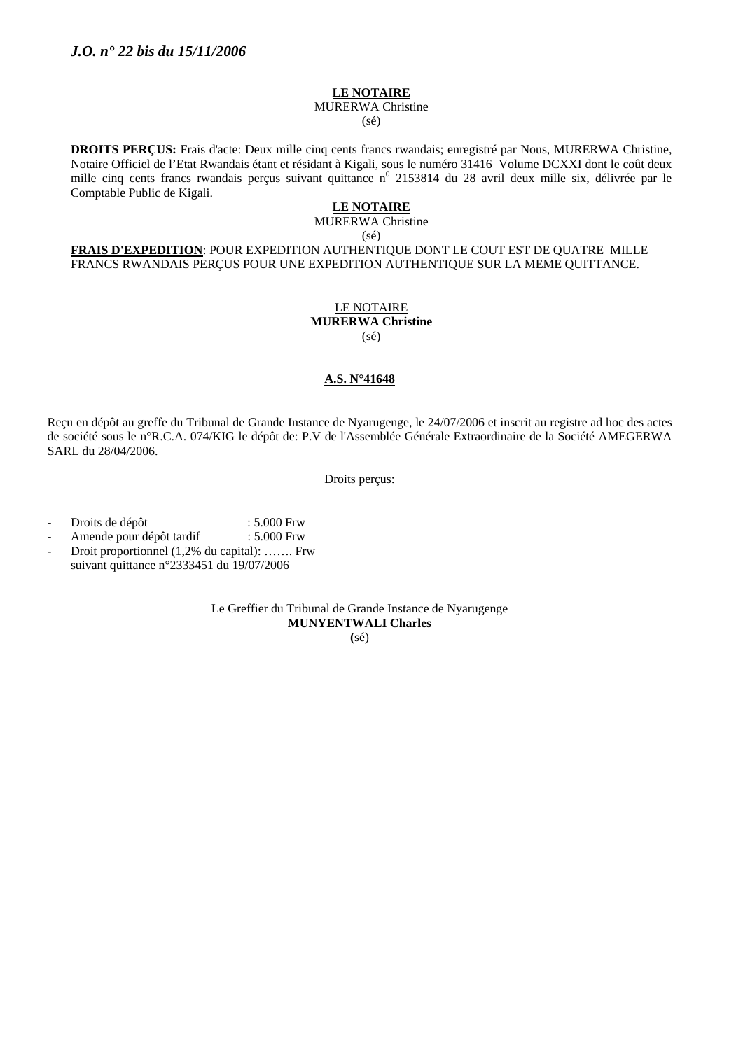**LE NOTAIRE**
MURERWA Christine
(sé)

**DROITS PERÇUS:** Frais d'acte: Deux mille cinq cents francs rwandais; enregistré par Nous, MURERWA Christine, Notaire Officiel de l'Etat Rwandais étant et résidant à Kigali, sous le numéro 31416 Volume DCXXI dont le coût deux mille cinq cents francs rwandais perçus suivant quittance n$^0$ 2153814 du 28 avril deux mille six, délivrée par le Comptable Public de Kigali.

**LE NOTAIRE**
MURERWA Christine
(sé)

**FRAIS D'EXPEDITION**: POUR EXPEDITION AUTHENTIQUE DONT LE COUT EST DE QUATRE MILLE FRANCS RWANDAIS PERÇUS POUR UNE EXPEDITION AUTHENTIQUE SUR LA MEME QUITTANCE.

LE NOTAIRE
**MURERWA Christine**
(sé)

**A.S. N°41648**

Reçu en dépôt au greffe du Tribunal de Grande Instance de Nyarugenge, le 24/07/2006 et inscrit au registre ad hoc des actes de société sous le n°R.C.A. 074/KIG le dépôt de: P.V de l'Assemblée Générale Extraordinaire de la Société AMEGERWA SARL du 28/04/2006.

Droits perçus:

- Droits de dépôt : 5.000 Frw
- Amende pour dépôt tardif : 5.000 Frw
- Droit proportionnel (1,2% du capital): ……. Frw
  suivant quittance n°2333451 du 19/07/2006

Le Greffier du Tribunal de Grande Instance de Nyarugenge
**MUNYENTWALI Charles**
(sé)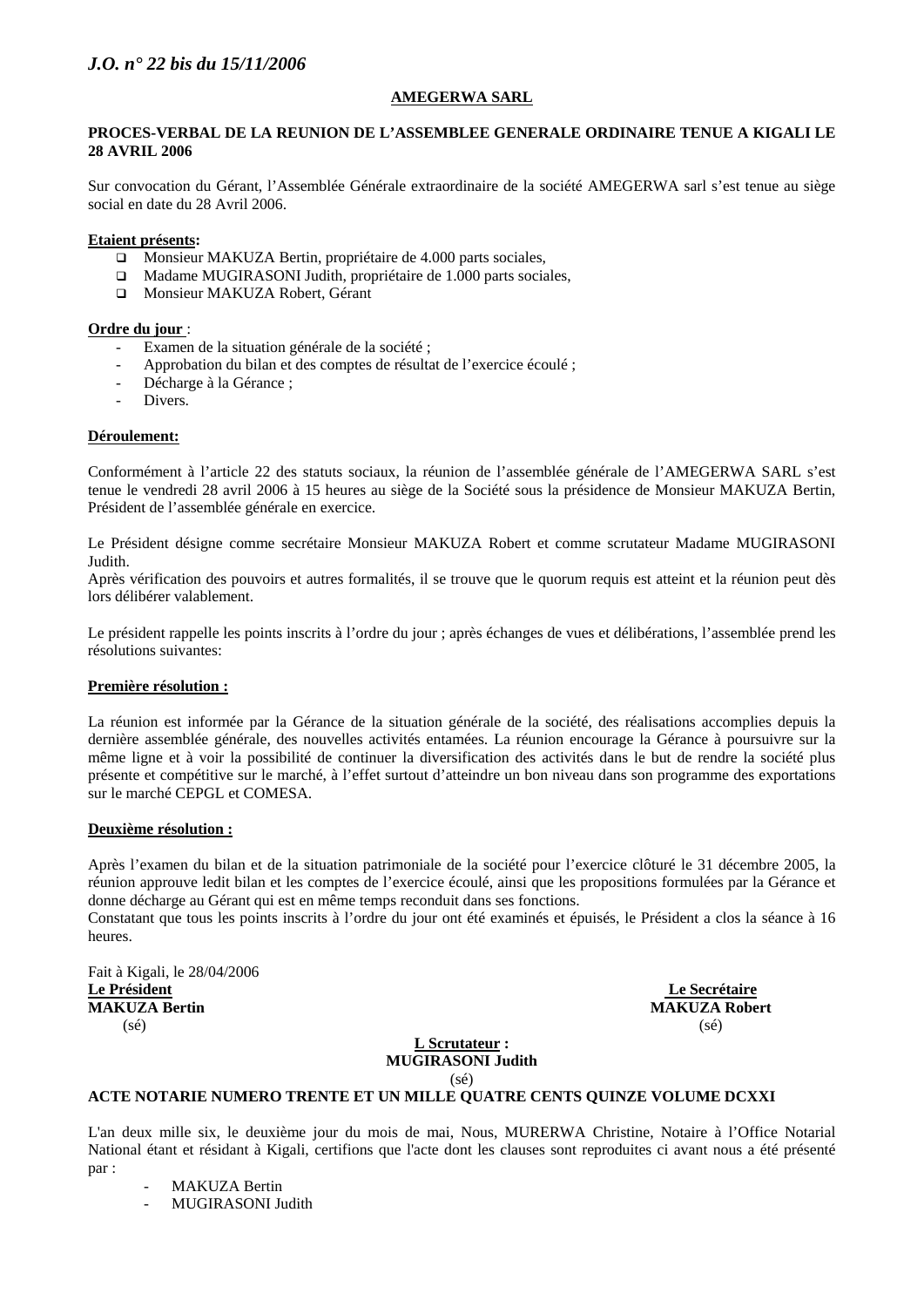**AMEGERWA SARL**

**PROCES-VERBAL DE LA REUNION DE L'ASSEMBLEE GENERALE ORDINAIRE TENUE A KIGALI LE 28 AVRIL 2006**

Sur convocation du Gérant, l'Assemblée Générale extraordinaire de la société AMEGERWA sarl s'est tenue au siège social en date du 28 Avril 2006.

**Etaient présents:**

- Monsieur MAKUZA Bertin, propriétaire de 4.000 parts sociales,
- Madame MUGIRASONI Judith, propriétaire de 1.000 parts sociales,
- Monsieur MAKUZA Robert, Gérant

**Ordre du jour** :

- Examen de la situation générale de la société ;
- Approbation du bilan et des comptes de résultat de l'exercice écoulé ;
- Décharge à la Gérance ;
- Divers.

**Déroulement:**

Conformément à l'article 22 des statuts sociaux, la réunion de l'assemblée générale de l'AMEGERWA SARL s'est tenue le vendredi 28 avril 2006 à 15 heures au siège de la Société sous la présidence de Monsieur MAKUZA Bertin, Président de l'assemblée générale en exercice.

Le Président désigne comme secrétaire Monsieur MAKUZA Robert et comme scrutateur Madame MUGIRASONI Judith.
Après vérification des pouvoirs et autres formalités, il se trouve que le quorum requis est atteint et la réunion peut dès lors délibérer valablement.

Le président rappelle les points inscrits à l'ordre du jour ; après échanges de vues et délibérations, l'assemblée prend les résolutions suivantes:

**Première résolution :**

La réunion est informée par la Gérance de la situation générale de la société, des réalisations accomplies depuis la dernière assemblée générale, des nouvelles activités entamées. La réunion encourage la Gérance à poursuivre sur la même ligne et à voir la possibilité de continuer la diversification des activités dans le but de rendre la société plus présente et compétitive sur le marché, à l'effet surtout d'atteindre un bon niveau dans son programme des exportations sur le marché CEPGL et COMESA.

**Deuxième résolution :**

Après l'examen du bilan et de la situation patrimoniale de la société pour l'exercice clôturé le 31 décembre 2005, la réunion approuve ledit bilan et les comptes de l'exercice écoulé, ainsi que les propositions formulées par la Gérance et donne décharge au Gérant qui est en même temps reconduit dans ses fonctions.
Constatant que tous les points inscrits à l'ordre du jour ont été examinés et épuisés, le Président a clos la séance à 16 heures.

Fait à Kigali, le 28/04/2006

**Le Président**
**MAKUZA Bertin**
(sé)

**Le Secrétaire**
**MAKUZA Robert**
(sé)

**L Scrutateur :**
**MUGIRASONI Judith**
(sé)

**ACTE NOTARIE NUMERO TRENTE ET UN MILLE QUATRE CENTS QUINZE VOLUME DCXXI**

L'an deux mille six, le deuxième jour du mois de mai, Nous, MURERWA Christine, Notaire à l'Office Notarial National étant et résidant à Kigali, certifions que l'acte dont les clauses sont reproduites ci avant nous a été présenté par :

- MAKUZA Bertin
- MUGIRASONI Judith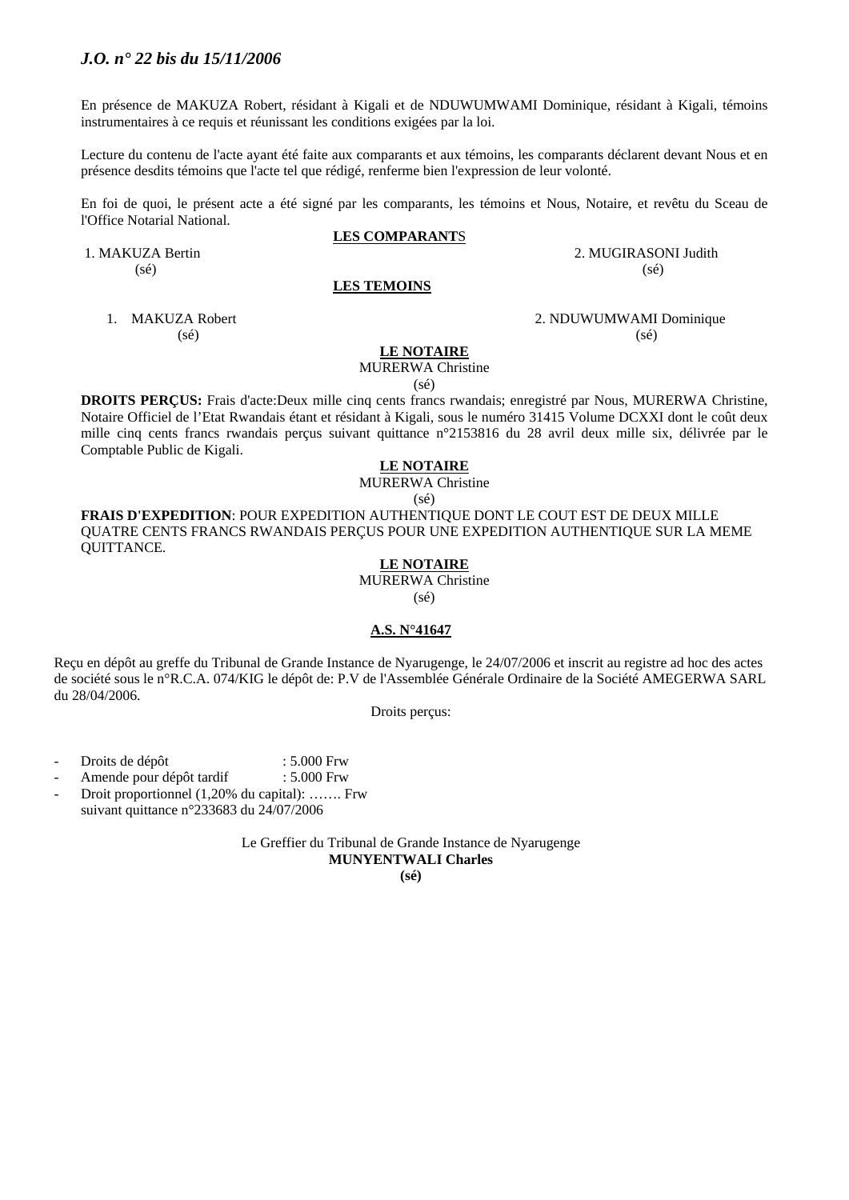En présence de MAKUZA Robert, résidant à Kigali et de NDUWUMWAMI Dominique, résidant à Kigali, témoins instrumentaires à ce requis et réunissant les conditions exigées par la loi.

Lecture du contenu de l'acte ayant été faite aux comparants et aux témoins, les comparants déclarent devant Nous et en présence desdits témoins que l'acte tel que rédigé, renferme bien l'expression de leur volonté.

En foi de quoi, le présent acte a été signé par les comparants, les témoins et Nous, Notaire, et revêtu du Sceau de l'Office Notarial National.

**LES COMPARANTS**

1. MAKUZA Bertin
(sé)

2. MUGIRASONI Judith
(sé)

**LES TEMOINS**

1. MAKUZA Robert
(sé)

2. NDUWUMWAMI Dominique
(sé)

**LE NOTAIRE**
MURERWA Christine
(sé)

**DROITS PERÇUS:** Frais d'acte:Deux mille cinq cents francs rwandais; enregistré par Nous, MURERWA Christine, Notaire Officiel de l'Etat Rwandais étant et résidant à Kigali, sous le numéro 31415 Volume DCXXI dont le coût deux mille cinq cents francs rwandais perçus suivant quittance n°2153816 du 28 avril deux mille six, délivrée par le Comptable Public de Kigali.

**LE NOTAIRE**
MURERWA Christine
(sé)

**FRAIS D'EXPEDITION**: POUR EXPEDITION AUTHENTIQUE DONT LE COUT EST DE DEUX MILLE QUATRE CENTS FRANCS RWANDAIS PERÇUS POUR UNE EXPEDITION AUTHENTIQUE SUR LA MEME QUITTANCE.

**LE NOTAIRE**
MURERWA Christine
(sé)

**A.S. N°41647**

Reçu en dépôt au greffe du Tribunal de Grande Instance de Nyarugenge, le 24/07/2006 et inscrit au registre ad hoc des actes de société sous le n°R.C.A. 074/KIG le dépôt de: P.V de l'Assemblée Générale Ordinaire de la Société AMEGERWA SARL du 28/04/2006.

Droits perçus:

- Droits de dépôt : 5.000 Frw
- Amende pour dépôt tardif : 5.000 Frw
- Droit proportionnel (1,20% du capital): ……. Frw
  suivant quittance n°233683 du 24/07/2006

Le Greffier du Tribunal de Grande Instance de Nyarugenge
**MUNYENTWALI Charles**
**(sé)**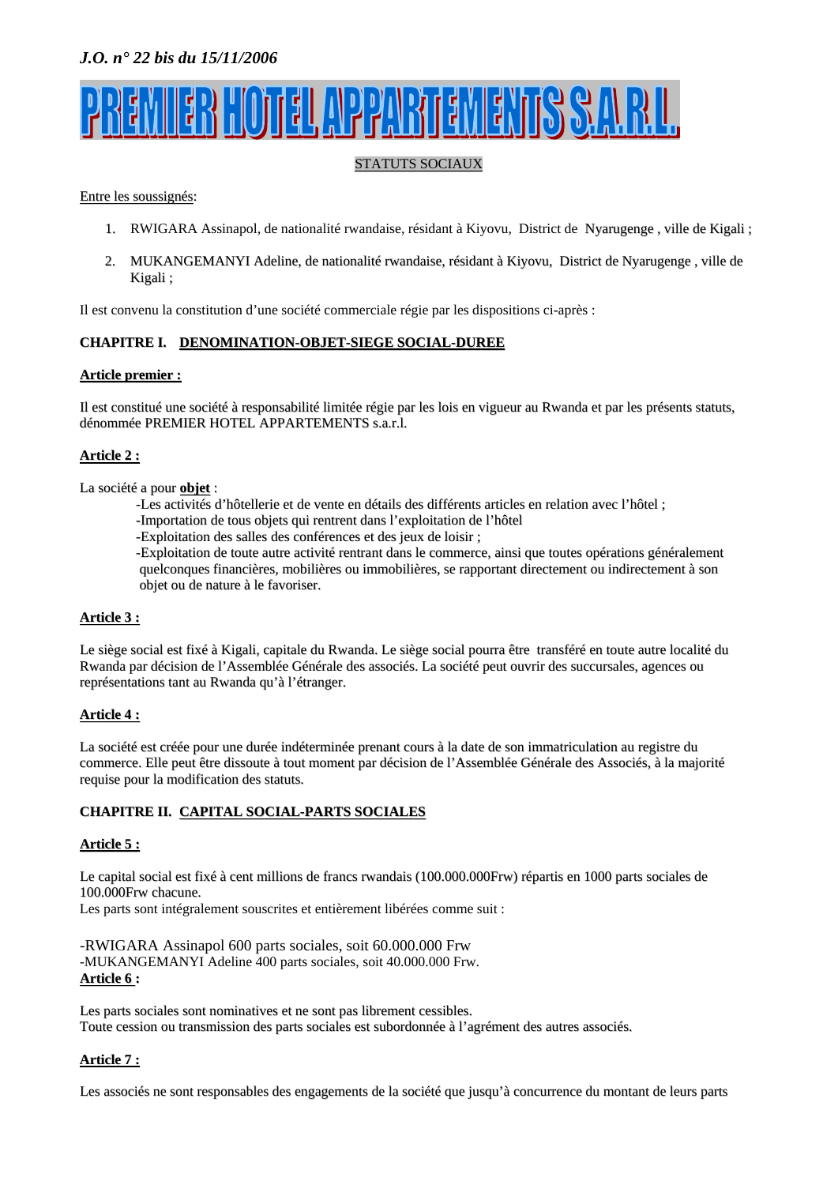# PREMIER HOTEL APPARTEMENTS S.A.R.L.

STATUTS SOCIAUX

Entre les soussignés:

1. RWIGARA Assinapol, de nationalité rwandaise, résidant à Kiyovu, District de Nyarugenge , ville de Kigali ;
2. MUKANGEMANYI Adeline, de nationalité rwandaise, résidant à Kiyovu, District de Nyarugenge , ville de Kigali ;

Il est convenu la constitution d'une société commerciale régie par les dispositions ci-après :

## CHAPITRE I. DENOMINATION-OBJET-SIEGE SOCIAL-DUREE

### Article premier :

Il est constitué une société à responsabilité limitée régie par les lois en vigueur au Rwanda et par les présents statuts, dénommée PREMIER HOTEL APPARTEMENTS s.a.r.l.

### Article 2 :

La société a pour **objet** :

-Les activités d'hôtellerie et de vente en détails des différents articles en relation avec l'hôtel ;
-Importation de tous objets qui rentrent dans l'exploitation de l'hôtel
-Exploitation des salles des conférences et des jeux de loisir ;
-Exploitation de toute autre activité rentrant dans le commerce, ainsi que toutes opérations généralement quelconques financières, mobilières ou immobilières, se rapportant directement ou indirectement à son objet ou de nature à le favoriser.

### Article 3 :

Le siège social est fixé à Kigali, capitale du Rwanda. Le siège social pourra être transféré en toute autre localité du Rwanda par décision de l'Assemblée Générale des associés. La société peut ouvrir des succursales, agences ou représentations tant au Rwanda qu'à l'étranger.

### Article 4 :

La société est créée pour une durée indéterminée prenant cours à la date de son immatriculation au registre du commerce. Elle peut être dissoute à tout moment par décision de l'Assemblée Générale des Associés, à la majorité requise pour la modification des statuts.

## CHAPITRE II. CAPITAL SOCIAL-PARTS SOCIALES

### Article 5 :

Le capital social est fixé à cent millions de francs rwandais (100.000.000Frw) répartis en 1000 parts sociales de 100.000Frw chacune.
Les parts sont intégralement souscrites et entièrement libérées comme suit :

-RWIGARA Assinapol 600 parts sociales, soit 60.000.000 Frw
-MUKANGEMANYI Adeline 400 parts sociales, soit 40.000.000 Frw.

### Article 6 :

Les parts sociales sont nominatives et ne sont pas librement cessibles.
Toute cession ou transmission des parts sociales est subordonnée à l'agrément des autres associés.

### Article 7 :

Les associés ne sont responsables des engagements de la société que jusqu'à concurrence du montant de leurs parts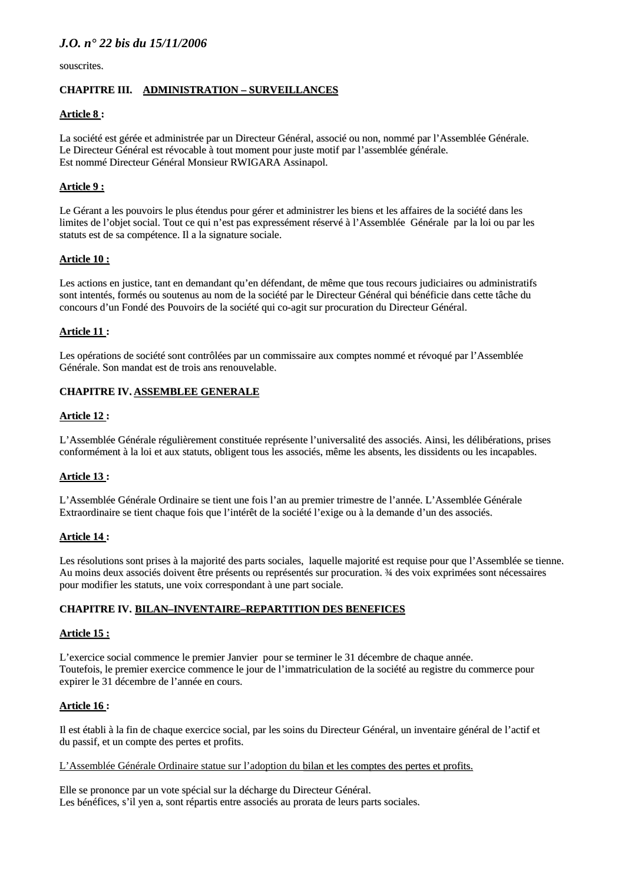souscrites.

**CHAPITRE III. ADMINISTRATION – SURVEILLANCES**

**Article 8 :**

La société est gérée et administrée par un Directeur Général, associé ou non, nommé par l'Assemblée Générale.
Le Directeur Général est révocable à tout moment pour juste motif par l'assemblée générale.
Est nommé Directeur Général Monsieur RWIGARA Assinapol.

**Article 9 :**

Le Gérant a les pouvoirs le plus étendus pour gérer et administrer les biens et les affaires de la société dans les limites de l'objet social. Tout ce qui n'est pas expressément réservé à l'Assemblée Générale par la loi ou par les statuts est de sa compétence. Il a la signature sociale.

**Article 10 :**

Les actions en justice, tant en demandant qu'en défendant, de même que tous recours judiciaires ou administratifs sont intentés, formés ou soutenus au nom de la société par le Directeur Général qui bénéficie dans cette tâche du concours d'un Fondé des Pouvoirs de la société qui co-agit sur procuration du Directeur Général.

**Article 11 :**

Les opérations de société sont contrôlées par un commissaire aux comptes nommé et révoqué par l'Assemblée Générale. Son mandat est de trois ans renouvelable.

**CHAPITRE IV. ASSEMBLEE GENERALE**

**Article 12 :**

L'Assemblée Générale régulièrement constituée représente l'universalité des associés. Ainsi, les délibérations, prises conformément à la loi et aux statuts, obligent tous les associés, même les absents, les dissidents ou les incapables.

**Article 13 :**

L'Assemblée Générale Ordinaire se tient une fois l'an au premier trimestre de l'année. L'Assemblée Générale Extraordinaire se tient chaque fois que l'intérêt de la société l'exige ou à la demande d'un des associés.

**Article 14 :**

Les résolutions sont prises à la majorité des parts sociales, laquelle majorité est requise pour que l'Assemblée se tienne. Au moins deux associés doivent être présents ou représentés sur procuration. ¾ des voix exprimées sont nécessaires pour modifier les statuts, une voix correspondant à une part sociale.

**CHAPITRE IV. BILAN–INVENTAIRE–REPARTITION DES BENEFICES**

**Article 15 :**

L'exercice social commence le premier Janvier pour se terminer le 31 décembre de chaque année.
Toutefois, le premier exercice commence le jour de l'immatriculation de la société au registre du commerce pour expirer le 31 décembre de l'année en cours.

**Article 16 :**

Il est établi à la fin de chaque exercice social, par les soins du Directeur Général, un inventaire général de l'actif et du passif, et un compte des pertes et profits.

L'Assemblée Générale Ordinaire statue sur l'adoption du bilan et les comptes des pertes et profits.

Elle se prononce par un vote spécial sur la décharge du Directeur Général.
Les bénéfices, s'il yen a, sont répartis entre associés au prorata de leurs parts sociales.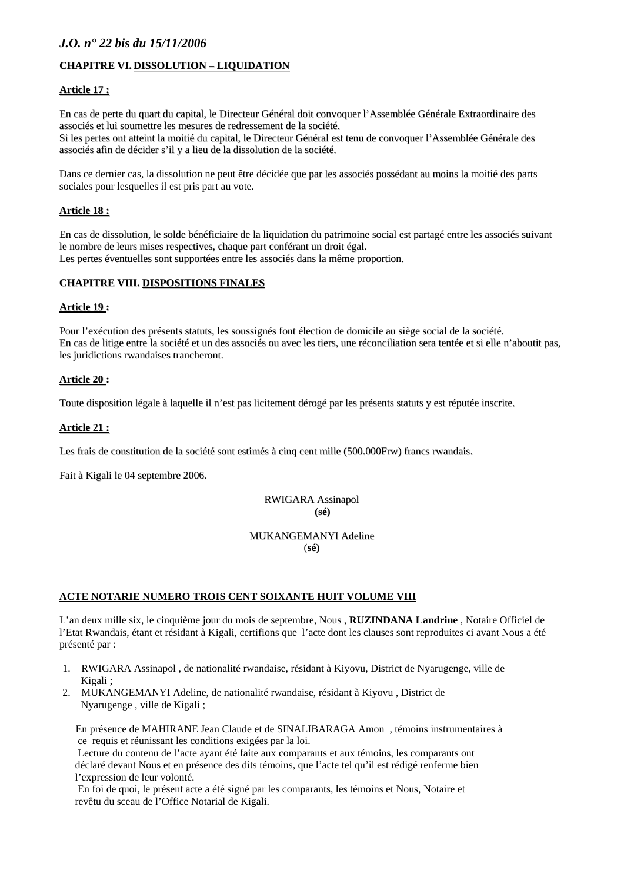**CHAPITRE VI. DISSOLUTION – LIQUIDATION**

**Article 17 :**

En cas de perte du quart du capital, le Directeur Général doit convoquer l'Assemblée Générale Extraordinaire des associés et lui soumettre les mesures de redressement de la société.
Si les pertes ont atteint la moitié du capital, le Directeur Général est tenu de convoquer l'Assemblée Générale des associés afin de décider s'il y a lieu de la dissolution de la société.

Dans ce dernier cas, la dissolution ne peut être décidée que par les associés possédant au moins la moitié des parts sociales pour lesquelles il est pris part au vote.

**Article 18 :**

En cas de dissolution, le solde bénéficiaire de la liquidation du patrimoine social est partagé entre les associés suivant le nombre de leurs mises respectives, chaque part conférant un droit égal.
Les pertes éventuelles sont supportées entre les associés dans la même proportion.

**CHAPITRE VIII. DISPOSITIONS FINALES**

**Article 19 :**

Pour l'exécution des présents statuts, les soussignés font élection de domicile au siège social de la société.
En cas de litige entre la société et un des associés ou avec les tiers, une réconciliation sera tentée et si elle n'aboutit pas, les juridictions rwandaises trancheront.

**Article 20 :**

Toute disposition légale à laquelle il n'est pas licitement dérogé par les présents statuts y est réputée inscrite.

**Article 21 :**

Les frais de constitution de la société sont estimés à cinq cent mille (500.000Frw) francs rwandais.

Fait à Kigali le 04 septembre 2006.

RWIGARA Assinapol
**(sé)**

MUKANGEMANYI Adeline
**(sé)**

**ACTE NOTARIE NUMERO TROIS CENT SOIXANTE HUIT VOLUME VIII**

L'an deux mille six, le cinquième jour du mois de septembre, Nous , **RUZINDANA Landrine** , Notaire Officiel de l'Etat Rwandais, étant et résidant à Kigali, certifions que l'acte dont les clauses sont reproduites ci avant Nous a été présenté par :

1. RWIGARA Assinapol , de nationalité rwandaise, résidant à Kiyovu, District de Nyarugenge, ville de Kigali ;
2. MUKANGEMANYI Adeline, de nationalité rwandaise, résidant à Kiyovu , District de Nyarugenge , ville de Kigali ;

En présence de MAHIRANE Jean Claude et de SINALIBARAGA Amon , témoins instrumentaires à ce requis et réunissant les conditions exigées par la loi.
Lecture du contenu de l'acte ayant été faite aux comparants et aux témoins, les comparants ont déclaré devant Nous et en présence des dits témoins, que l'acte tel qu'il est rédigé renferme bien l'expression de leur volonté.
En foi de quoi, le présent acte a été signé par les comparants, les témoins et Nous, Notaire et revêtu du sceau de l'Office Notarial de Kigali.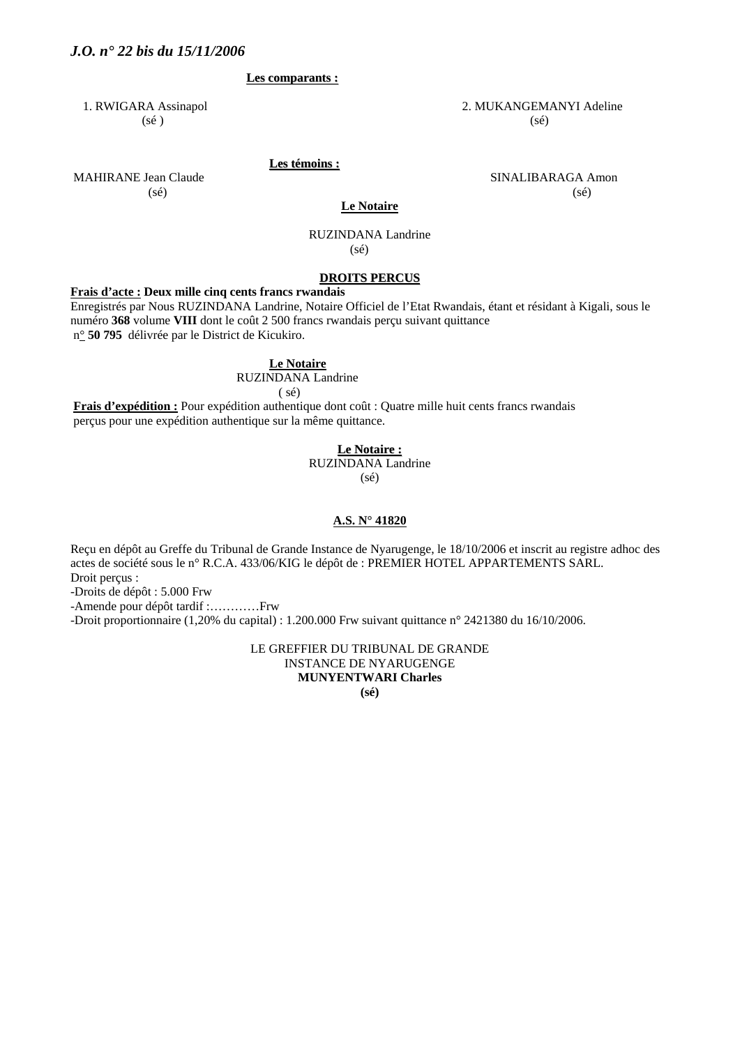**Les comparants :**

1. RWIGARA Assinapol
(sé )

2. MUKANGEMANYI Adeline
(sé)

**Les témoins :**

MAHIRANE Jean Claude
(sé)

SINALIBARAGA Amon
(sé)

**Le Notaire**

RUZINDANA Landrine
(sé)

**DROITS PERCUS**

**Frais d'acte : Deux mille cinq cents francs rwandais**
Enregistrés par Nous RUZINDANA Landrine, Notaire Officiel de l'Etat Rwandais, étant et résidant à Kigali, sous le numéro **368** volume **VIII** dont le coût 2 500 francs rwandais perçu suivant quittance n° **50 795** délivrée par le District de Kicukiro.

**Le Notaire**
RUZINDANA Landrine
( sé)

**Frais d'expédition :** Pour expédition authentique dont coût : Quatre mille huit cents francs rwandais perçus pour une expédition authentique sur la même quittance.

**Le Notaire :**
RUZINDANA Landrine
(sé)

**A.S. N° 41820**

Reçu en dépôt au Greffe du Tribunal de Grande Instance de Nyarugenge, le 18/10/2006 et inscrit au registre adhoc des actes de société sous le n° R.C.A. 433/06/KIG le dépôt de : PREMIER HOTEL APPARTEMENTS SARL.
Droit perçus :
-Droits de dépôt : 5.000 Frw
-Amende pour dépôt tardif :…………Frw
-Droit proportionnaire (1,20% du capital) : 1.200.000 Frw suivant quittance n° 2421380 du 16/10/2006.

LE GREFFIER DU TRIBUNAL DE GRANDE INSTANCE DE NYARUGENGE
**MUNYENTWARI Charles**
**(sé)**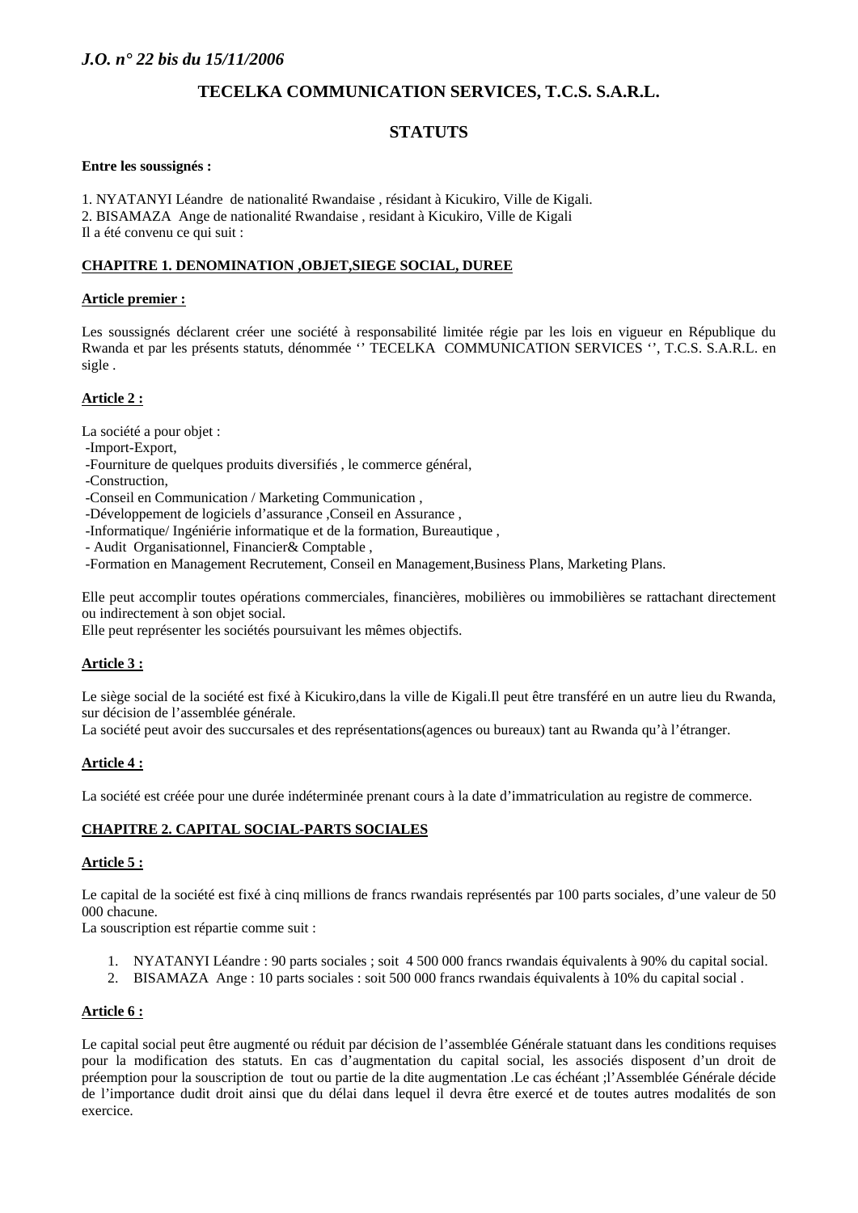## TECELKA COMMUNICATION SERVICES, T.C.S. S.A.R.L.

## STATUTS

**Entre les soussignés :**

1. NYATANYI Léandre de nationalité Rwandaise , résidant à Kicukiro, Ville de Kigali.
2. BISAMAZA Ange de nationalité Rwandaise , resident à Kicukiro, Ville de Kigali

Il a été convenu ce qui suit :

### CHAPITRE 1. DENOMINATION ,OBJET,SIEGE SOCIAL, DUREE

**Article premier :**

Les soussignés déclarent créer une société à responsabilité limitée régie par les lois en vigueur en République du Rwanda et par les présents statuts, dénommée ‘’ TECELKA COMMUNICATION SERVICES ‘’, T.C.S. S.A.R.L. en sigle .

**Article 2 :**

La société a pour objet :

-Import-Export,
-Fourniture de quelques produits diversifiés , le commerce général,
-Construction,
-Conseil en Communication / Marketing Communication ,
-Développement de logiciels d’assurance ,Conseil en Assurance ,
-Informatique/ Ingéniérie informatique et de la formation, Bureautique ,
- Audit Organisationnel, Financier& Comptable ,
-Formation en Management Recrutement, Conseil en Management,Business Plans, Marketing Plans.

Elle peut accomplir toutes opérations commerciales, financières, mobilières ou immobilières se rattachant directement ou indirectement à son objet social.
Elle peut représenter les sociétés poursuivant les mêmes objectifs.

**Article 3 :**

Le siège social de la société est fixé à Kicukiro,dans la ville de Kigali.Il peut être transféré en un autre lieu du Rwanda, sur décision de l’assemblée générale.
La société peut avoir des succursales et des représentations(agences ou bureaux) tant au Rwanda qu’à l’étranger.

**Article 4 :**

La société est créée pour une durée indéterminée prenant cours à la date d’immatriculation au registre de commerce.

### CHAPITRE 2. CAPITAL SOCIAL-PARTS SOCIALES

**Article 5 :**

Le capital de la société est fixé à cinq millions de francs rwandais représentés par 100 parts sociales, d’une valeur de 50 000 chacune.
La souscription est répartie comme suit :

1. NYATANYI Léandre : 90 parts sociales ; soit 4 500 000 francs rwandais équivalents à 90% du capital social.
2. BISAMAZA Ange : 10 parts sociales : soit 500 000 francs rwandais équivalents à 10% du capital social .

**Article 6 :**

Le capital social peut être augmenté ou réduit par décision de l’assemblée Générale statuant dans les conditions requises pour la modification des statuts. En cas d’augmentation du capital social, les associés disposent d’un droit de préemption pour la souscription de tout ou partie de la dite augmentation .Le cas échéant ;l’Assemblée Générale décide de l’importance dudit droit ainsi que du délai dans lequel il devra être exercé et de toutes autres modalités de son exercice.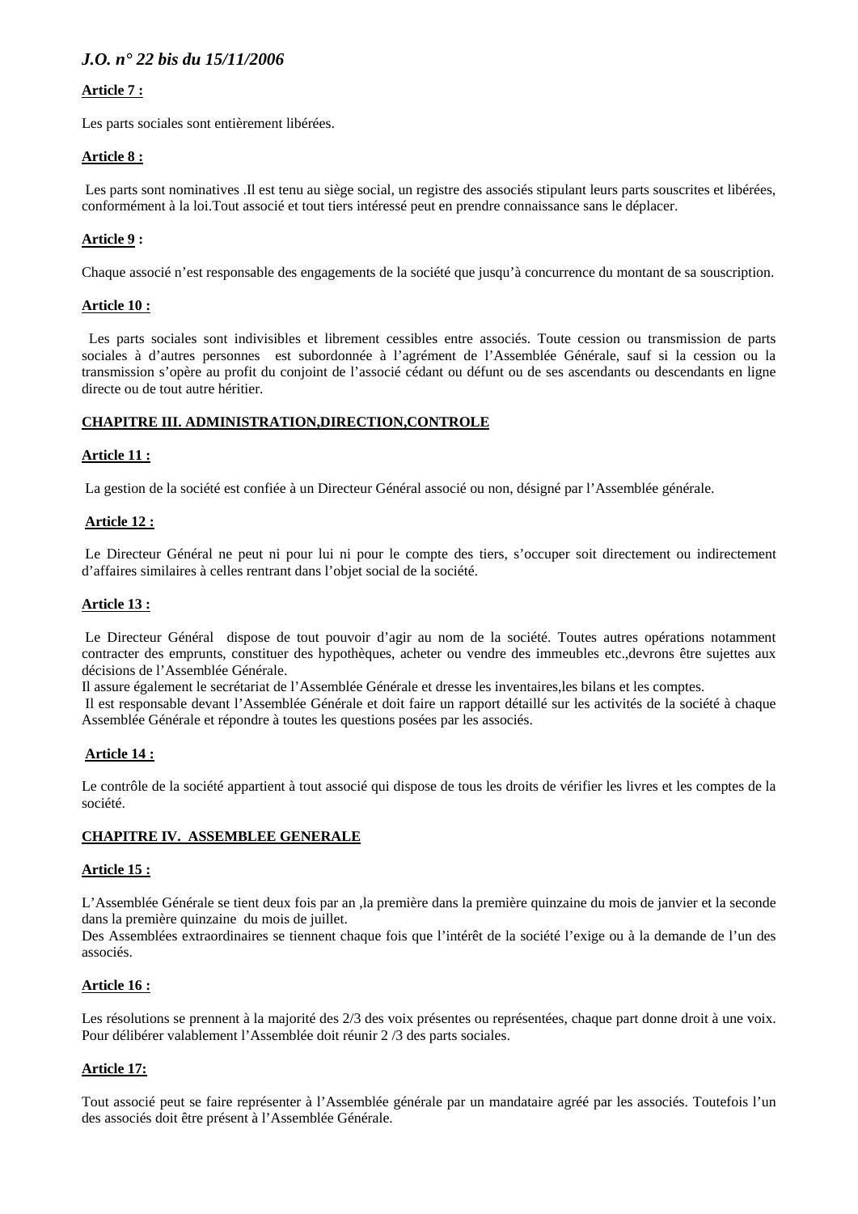**Article 7 :**

Les parts sociales sont entièrement libérées.

**Article 8 :**

Les parts sont nominatives .Il est tenu au siège social, un registre des associés stipulant leurs parts souscrites et libérées, conformément à la loi.Tout associé et tout tiers intéressé peut en prendre connaissance sans le déplacer.

**Article 9 :**

Chaque associé n'est responsable des engagements de la société que jusqu'à concurrence du montant de sa souscription.

**Article 10 :**

Les parts sociales sont indivisibles et librement cessibles entre associés. Toute cession ou transmission de parts sociales à d'autres personnes est subordonnée à l'agrément de l'Assemblée Générale, sauf si la cession ou la transmission s'opère au profit du conjoint de l'associé cédant ou défunt ou de ses ascendants ou descendants en ligne directe ou de tout autre héritier.

**CHAPITRE III. ADMINISTRATION,DIRECTION,CONTROLE**

**Article 11 :**

La gestion de la société est confiée à un Directeur Général associé ou non, désigné par l'Assemblée générale.

**Article 12 :**

Le Directeur Général ne peut ni pour lui ni pour le compte des tiers, s'occuper soit directement ou indirectement d'affaires similaires à celles rentrant dans l'objet social de la société.

**Article 13 :**

Le Directeur Général dispose de tout pouvoir d'agir au nom de la société. Toutes autres opérations notamment contracter des emprunts, constituer des hypothèques, acheter ou vendre des immeubles etc.,devrons être sujettes aux décisions de l'Assemblée Générale.
Il assure également le secrétariat de l'Assemblée Générale et dresse les inventaires,les bilans et les comptes.
Il est responsable devant l'Assemblée Générale et doit faire un rapport détaillé sur les activités de la société à chaque Assemblée Générale et répondre à toutes les questions posées par les associés.

**Article 14 :**

Le contrôle de la société appartient à tout associé qui dispose de tous les droits de vérifier les livres et les comptes de la société.

**CHAPITRE IV. ASSEMBLEE GENERALE**

**Article 15 :**

L'Assemblée Générale se tient deux fois par an ,la première dans la première quinzaine du mois de janvier et la seconde dans la première quinzaine du mois de juillet.
Des Assemblées extraordinaires se tiennent chaque fois que l'intérêt de la société l'exige ou à la demande de l'un des associés.

**Article 16 :**

Les résolutions se prennent à la majorité des 2/3 des voix présentes ou représentées, chaque part donne droit à une voix. Pour délibérer valablement l'Assemblée doit réunir 2 /3 des parts sociales.

**Article 17:**

Tout associé peut se faire représenter à l'Assemblée générale par un mandataire agréé par les associés. Toutefois l'un des associés doit être présent à l'Assemblée Générale.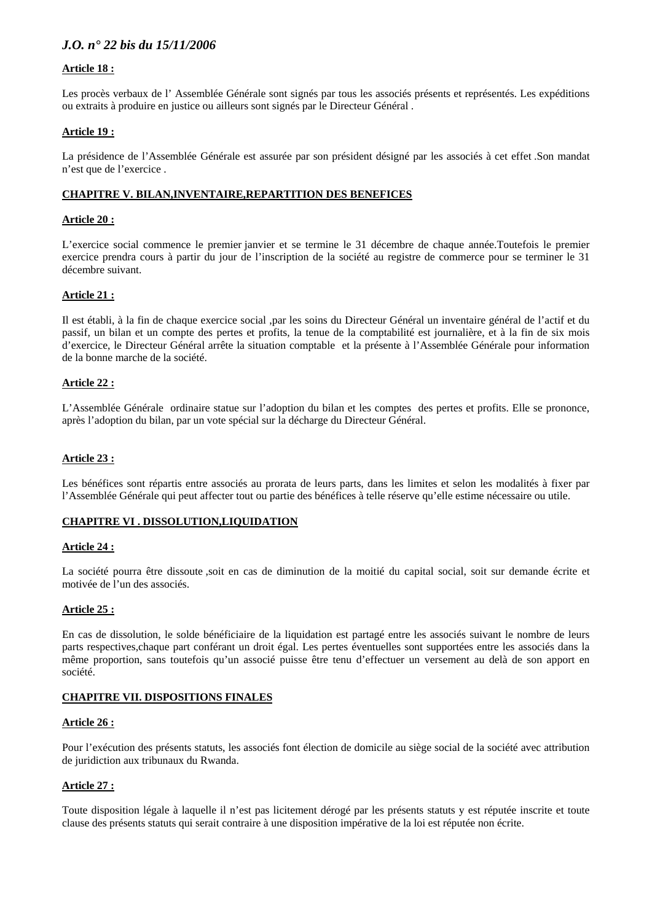**Article 18 :**

Les procès verbaux de l' Assemblée Générale sont signés par tous les associés présents et représentés. Les expéditions ou extraits à produire en justice ou ailleurs sont signés par le Directeur Général .

**Article 19 :**

La présidence de l'Assemblée Générale est assurée par son président désigné par les associés à cet effet .Son mandat n'est que de l'exercice .

**CHAPITRE V. BILAN,INVENTAIRE,REPARTITION DES BENEFICES**

**Article 20 :**

L'exercice social commence le premier janvier et se termine le 31 décembre de chaque année.Toutefois le premier exercice prendra cours à partir du jour de l'inscription de la société au registre de commerce pour se terminer le 31 décembre suivant.

**Article 21 :**

Il est établi, à la fin de chaque exercice social ,par les soins du Directeur Général un inventaire général de l'actif et du passif, un bilan et un compte des pertes et profits, la tenue de la comptabilité est journalière, et à la fin de six mois d'exercice, le Directeur Général arrête la situation comptable et la présente à l'Assemblée Générale pour information de la bonne marche de la société.

**Article 22 :**

L'Assemblée Générale ordinaire statue sur l'adoption du bilan et les comptes des pertes et profits. Elle se prononce, après l'adoption du bilan, par un vote spécial sur la décharge du Directeur Général.

**Article 23 :**

Les bénéfices sont répartis entre associés au prorata de leurs parts, dans les limites et selon les modalités à fixer par l'Assemblée Générale qui peut affecter tout ou partie des bénéfices à telle réserve qu'elle estime nécessaire ou utile.

**CHAPITRE VI . DISSOLUTION,LIQUIDATION**

**Article 24 :**

La société pourra être dissoute ,soit en cas de diminution de la moitié du capital social, soit sur demande écrite et motivée de l'un des associés.

**Article 25 :**

En cas de dissolution, le solde bénéficiaire de la liquidation est partagé entre les associés suivant le nombre de leurs parts respectives,chaque part conférant un droit égal. Les pertes éventuelles sont supportées entre les associés dans la même proportion, sans toutefois qu'un associé puisse être tenu d'effectuer un versement au delà de son apport en société.

**CHAPITRE VII. DISPOSITIONS FINALES**

**Article 26 :**

Pour l'exécution des présents statuts, les associés font élection de domicile au siège social de la société avec attribution de juridiction aux tribunaux du Rwanda.

**Article 27 :**

Toute disposition légale à laquelle il n'est pas licitement dérogé par les présents statuts y est réputée inscrite et toute clause des présents statuts qui serait contraire à une disposition impérative de la loi est réputée non écrite.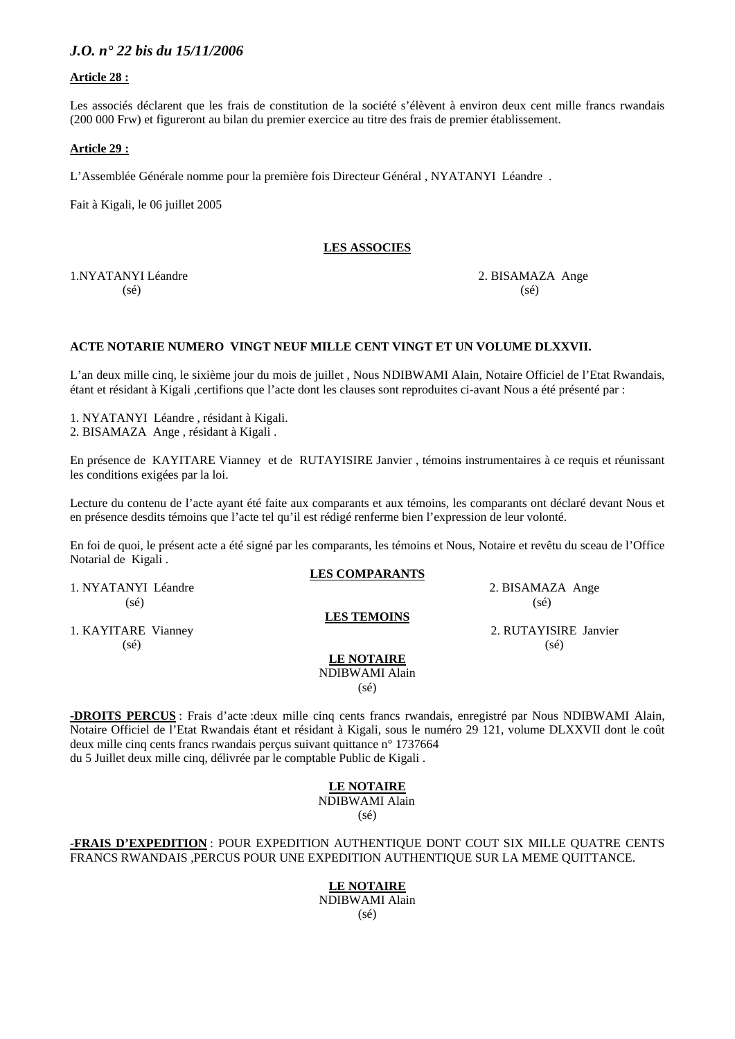**Article 28 :**

Les associés déclarent que les frais de constitution de la société s'élèvent à environ deux cent mille francs rwandais (200 000 Frw) et figureront au bilan du premier exercice au titre des frais de premier établissement.

**Article 29 :**

L'Assemblée Générale nomme pour la première fois Directeur Général , NYATANYI Léandre .

Fait à Kigali, le 06 juillet 2005

**LES ASSOCIES**

1.NYATANYI Léandre
(sé)

2. BISAMAZA Ange
(sé)

**ACTE NOTARIE NUMERO VINGT NEUF MILLE CENT VINGT ET UN VOLUME DLXXVII.**

L'an deux mille cinq, le sixième jour du mois de juillet , Nous NDIBWAMI Alain, Notaire Officiel de l'Etat Rwandais, étant et résidant à Kigali ,certifions que l'acte dont les clauses sont reproduites ci-avant Nous a été présenté par :

1. NYATANYI Léandre , résidant à Kigali.
2. BISAMAZA Ange , résidant à Kigali .

En présence de KAYITARE Vianney et de RUTAYISIRE Janvier , témoins instrumentaires à ce requis et réunissant les conditions exigées par la loi.

Lecture du contenu de l'acte ayant été faite aux comparants et aux témoins, les comparants ont déclaré devant Nous et en présence desdits témoins que l'acte tel qu'il est rédigé renferme bien l'expression de leur volonté.

En foi de quoi, le présent acte a été signé par les comparants, les témoins et Nous, Notaire et revêtu du sceau de l'Office Notarial de Kigali .

**LES COMPARANTS**

1. NYATANYI Léandre
(sé)

2. BISAMAZA Ange
(sé)

**LES TEMOINS**

1. KAYITARE Vianney
(sé)

2. RUTAYISIRE Janvier
(sé)

**LE NOTAIRE**
NDIBWAMI Alain
(sé)

**-DROITS PERCUS** : Frais d'acte :deux mille cinq cents francs rwandais, enregistré par Nous NDIBWAMI Alain, Notaire Officiel de l'Etat Rwandais étant et résidant à Kigali, sous le numéro 29 121, volume DLXXVII dont le coût deux mille cinq cents francs rwandais perçus suivant quittance n° 1737664
du 5 Juillet deux mille cinq, délivrée par le comptable Public de Kigali .

**LE NOTAIRE**
NDIBWAMI Alain
(sé)

**-FRAIS D'EXPEDITION** : POUR EXPEDITION AUTHENTIQUE DONT COUT SIX MILLE QUATRE CENTS FRANCS RWANDAIS ,PERCUS POUR UNE EXPEDITION AUTHENTIQUE SUR LA MEME QUITTANCE.

**LE NOTAIRE**
NDIBWAMI Alain
(sé)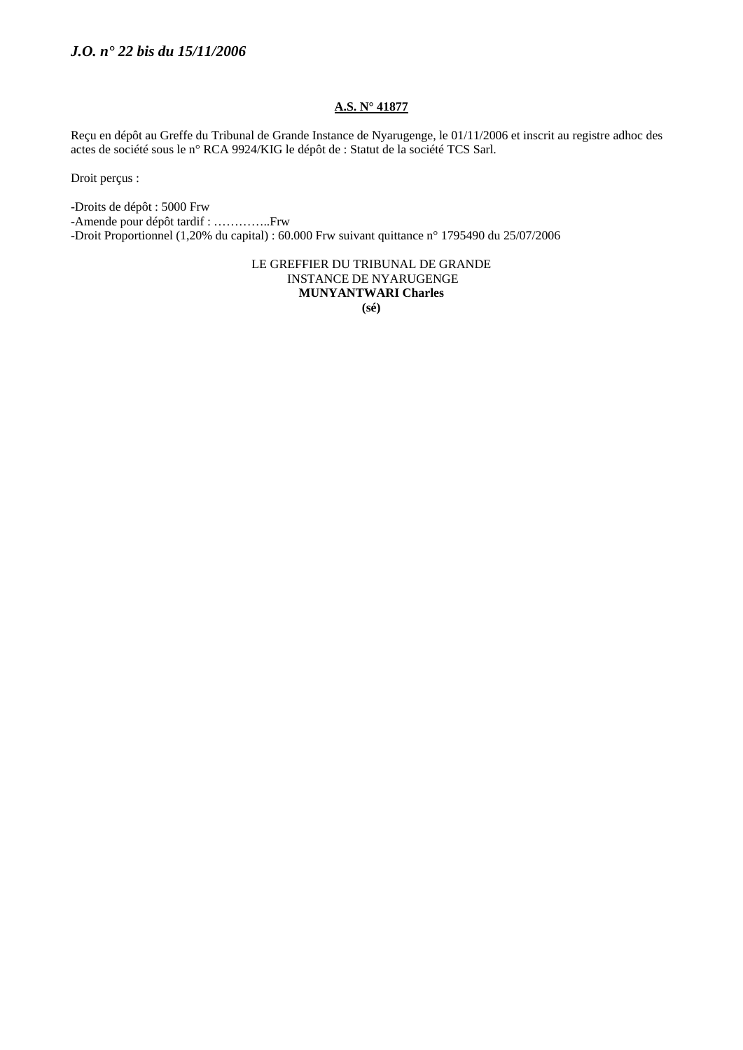**<u>A.S. N° 41877</u>**

Reçu en dépôt au Greffe du Tribunal de Grande Instance de Nyarugenge, le 01/11/2006 et inscrit au registre adhoc des actes de société sous le n° RCA 9924/KIG le dépôt de : Statut de la société TCS Sarl.

Droit perçus :

-Droits de dépôt : 5000 Frw
-Amende pour dépôt tardif : …………..Frw
-Droit Proportionnel (1,20% du capital) : 60.000 Frw suivant quittance n° 1795490 du 25/07/2006

LE GREFFIER DU TRIBUNAL DE GRANDE INSTANCE DE NYARUGENGE
**MUNYANTWARI Charles**
**(sé)**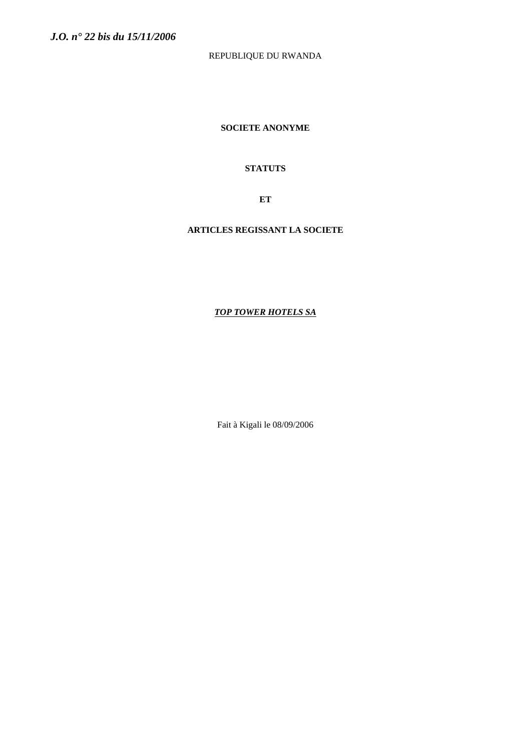REPUBLIQUE DU RWANDA

**SOCIETE ANONYME**

**STATUTS**

**ET**

**ARTICLES REGISSANT LA SOCIETE**

***TOP TOWER HOTELS SA***

Fait à Kigali le 08/09/2006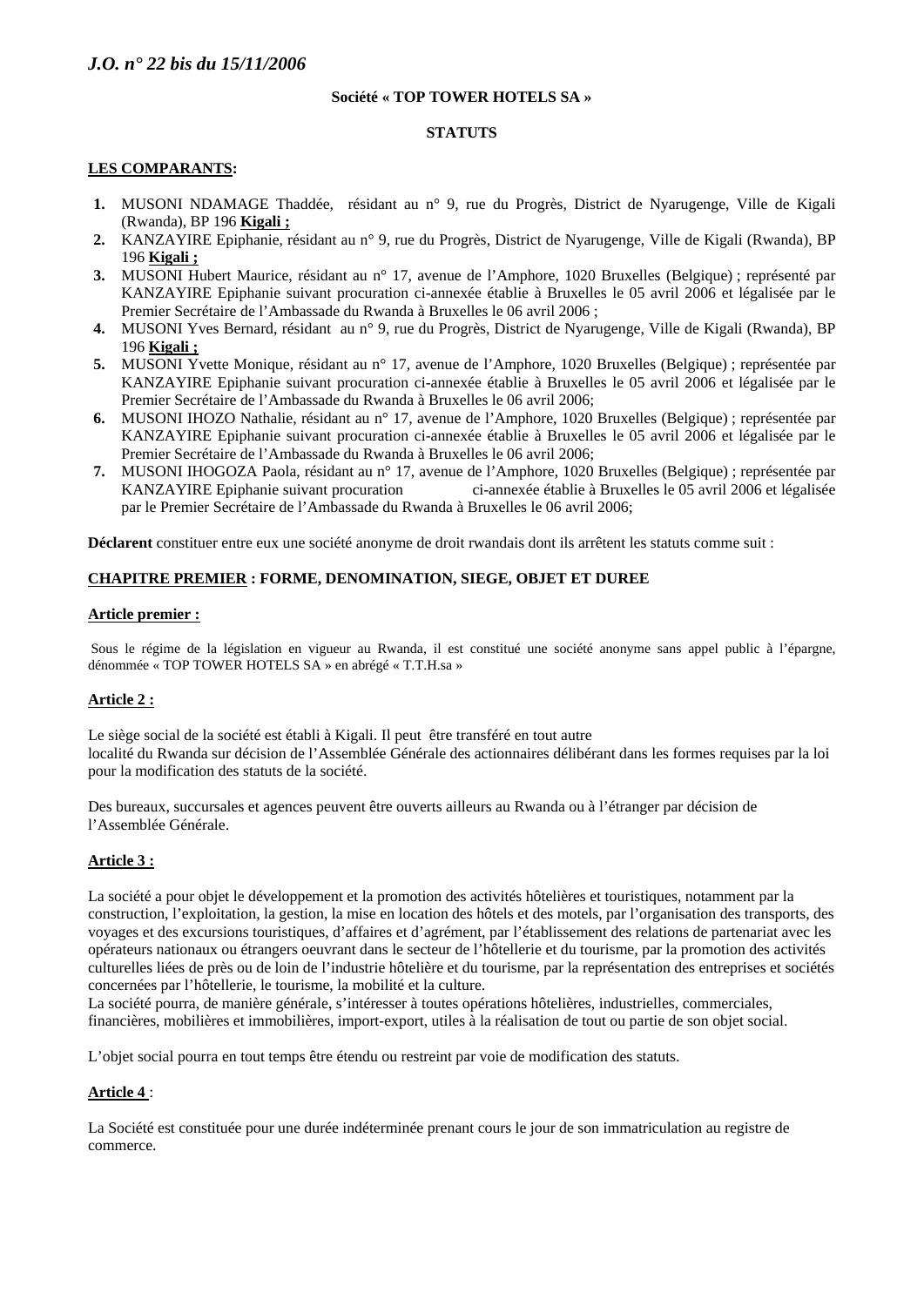Société « TOP TOWER HOTELS SA »

**STATUTS**

**LES COMPARANTS:**

1. MUSONI NDAMAGE Thaddée, résidant au n° 9, rue du Progrès, District de Nyarugenge, Ville de Kigali (Rwanda), BP 196 **Kigali ;**
2. KANZAYIRE Epiphanie, résidant au n° 9, rue du Progrès, District de Nyarugenge, Ville de Kigali (Rwanda), BP 196 **Kigali ;**
3. MUSONI Hubert Maurice, résidant au n° 17, avenue de l'Amphore, 1020 Bruxelles (Belgique) ; représenté par KANZAYIRE Epiphanie suivant procuration ci-annexée établie à Bruxelles le 05 avril 2006 et légalisée par le Premier Secrétaire de l'Ambassade du Rwanda à Bruxelles le 06 avril 2006 ;
4. MUSONI Yves Bernard, résidant au n° 9, rue du Progrès, District de Nyarugenge, Ville de Kigali (Rwanda), BP 196 **Kigali ;**
5. MUSONI Yvette Monique, résidant au n° 17, avenue de l'Amphore, 1020 Bruxelles (Belgique) ; représentée par KANZAYIRE Epiphanie suivant procuration ci-annexée établie à Bruxelles le 05 avril 2006 et légalisée par le Premier Secrétaire de l'Ambassade du Rwanda à Bruxelles le 06 avril 2006;
6. MUSONI IHOZO Nathalie, résidant au n° 17, avenue de l'Amphore, 1020 Bruxelles (Belgique) ; représentée par KANZAYIRE Epiphanie suivant procuration ci-annexée établie à Bruxelles le 05 avril 2006 et légalisée par le Premier Secrétaire de l'Ambassade du Rwanda à Bruxelles le 06 avril 2006;
7. MUSONI IHOGOZA Paola, résidant au n° 17, avenue de l'Amphore, 1020 Bruxelles (Belgique) ; représentée par KANZAYIRE Epiphanie suivant procuration ci-annexée établie à Bruxelles le 05 avril 2006 et légalisée par le Premier Secrétaire de l'Ambassade du Rwanda à Bruxelles le 06 avril 2006;

**Déclarent** constituer entre eux une société anonyme de droit rwandais dont ils arrêtent les statuts comme suit :

**CHAPITRE PREMIER : FORME, DENOMINATION, SIEGE, OBJET ET DUREE**

**Article premier :**

Sous le régime de la législation en vigueur au Rwanda, il est constitué une société anonyme sans appel public à l'épargne, dénommée « TOP TOWER HOTELS SA » en abrégé « T.T.H.sa »

**Article 2 :**

Le siège social de la société est établi à Kigali. Il peut être transféré en tout autre localité du Rwanda sur décision de l'Assemblée Générale des actionnaires délibérant dans les formes requises par la loi pour la modification des statuts de la société.

Des bureaux, succursales et agences peuvent être ouverts ailleurs au Rwanda ou à l'étranger par décision de l'Assemblée Générale.

**Article 3 :**

La société a pour objet le développement et la promotion des activités hôtelières et touristiques, notamment par la construction, l'exploitation, la gestion, la mise en location des hôtels et des motels, par l'organisation des transports, des voyages et des excursions touristiques, d'affaires et d'agrément, par l'établissement des relations de partenariat avec les opérateurs nationaux ou étrangers oeuvrant dans le secteur de l'hôtellerie et du tourisme, par la promotion des activités culturelles liées de près ou de loin de l'industrie hôtelière et du tourisme, par la représentation des entreprises et sociétés concernées par l'hôtellerie, le tourisme, la mobilité et la culture.
La société pourra, de manière générale, s'intéresser à toutes opérations hôtelières, industrielles, commerciales, financières, mobilières et immobilières, import-export, utiles à la réalisation de tout ou partie de son objet social.

L'objet social pourra en tout temps être étendu ou restreint par voie de modification des statuts.

**Article 4** :

La Société est constituée pour une durée indéterminée prenant cours le jour de son immatriculation au registre de commerce.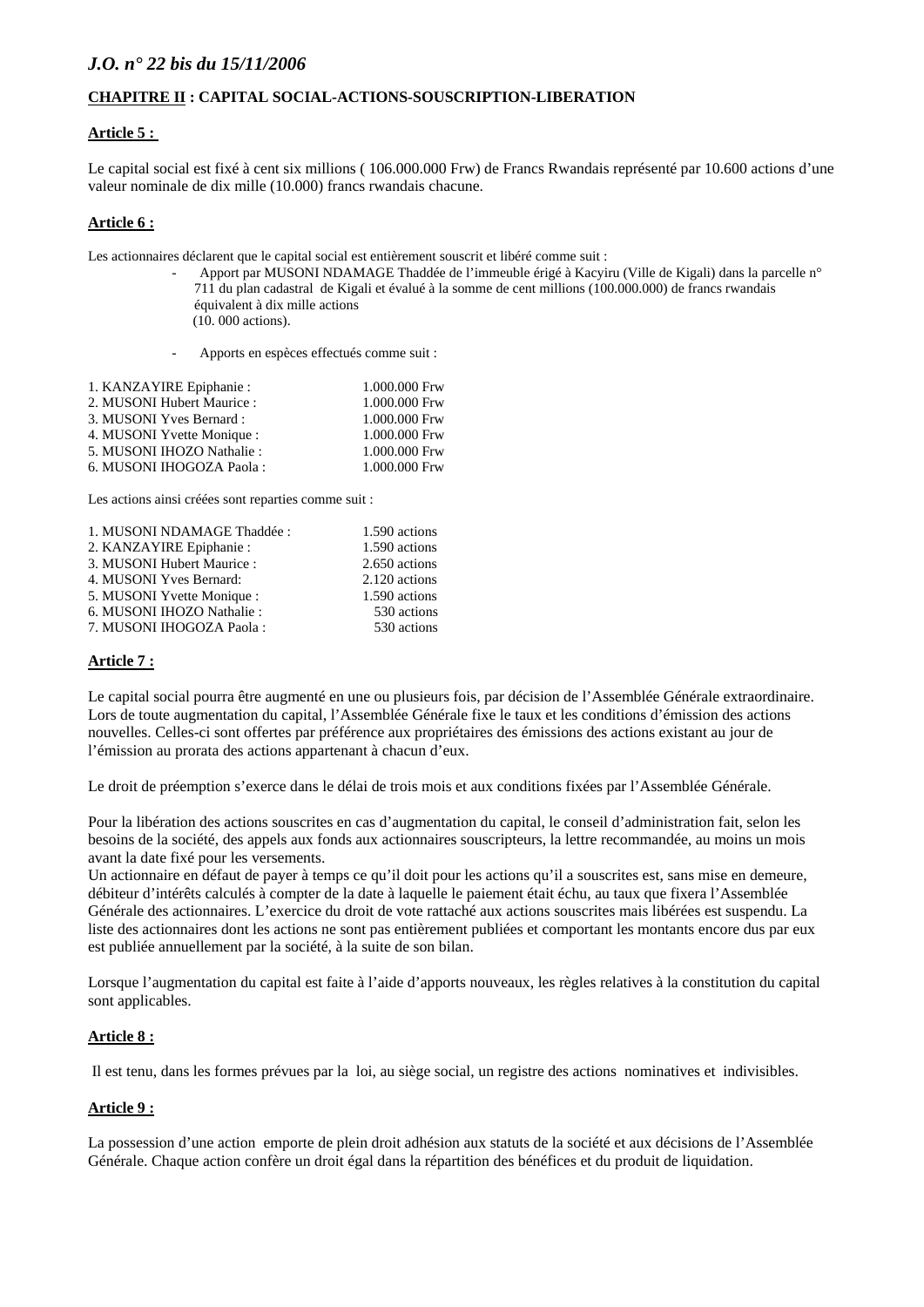## CHAPITRE II : CAPITAL SOCIAL-ACTIONS-SOUSCRIPTION-LIBERATION

**Article 5 :**

Le capital social est fixé à cent six millions ( 106.000.000 Frw) de Francs Rwandais représenté par 10.600 actions d'une valeur nominale de dix mille (10.000) francs rwandais chacune.

**Article 6 :**

Les actionnaires déclarent que le capital social est entièrement souscrit et libéré comme suit :

- Apport par MUSONI NDAMAGE Thaddée de l'immeuble érigé à Kacyiru (Ville de Kigali) dans la parcelle n° 711 du plan cadastral de Kigali et évalué à la somme de cent millions (100.000.000) de francs rwandais équivalent à dix mille actions (10. 000 actions).

- Apports en espèces effectués comme suit :

| | |
|---|---|
| 1. KANZAYIRE Epiphanie : | 1.000.000 Frw |
| 2. MUSONI Hubert Maurice : | 1.000.000 Frw |
| 3. MUSONI Yves Bernard : | 1.000.000 Frw |
| 4. MUSONI Yvette Monique : | 1.000.000 Frw |
| 5. MUSONI IHOZO Nathalie : | 1.000.000 Frw |
| 6. MUSONI IHOGOZA Paola : | 1.000.000 Frw |

Les actions ainsi créées sont reparties comme suit :

| | |
|---|---|
| 1. MUSONI NDAMAGE Thaddée : | 1.590 actions |
| 2. KANZAYIRE Epiphanie : | 1.590 actions |
| 3. MUSONI Hubert Maurice : | 2.650 actions |
| 4. MUSONI Yves Bernard: | 2.120 actions |
| 5. MUSONI Yvette Monique : | 1.590 actions |
| 6. MUSONI IHOZO Nathalie : | 530 actions |
| 7. MUSONI IHOGOZA Paola : | 530 actions |

**Article 7 :**

Le capital social pourra être augmenté en une ou plusieurs fois, par décision de l'Assemblée Générale extraordinaire. Lors de toute augmentation du capital, l'Assemblée Générale fixe le taux et les conditions d'émission des actions nouvelles. Celles-ci sont offertes par préférence aux propriétaires des émissions des actions existant au jour de l'émission au prorata des actions appartenant à chacun d'eux.

Le droit de préemption s'exerce dans le délai de trois mois et aux conditions fixées par l'Assemblée Générale.

Pour la libération des actions souscrites en cas d'augmentation du capital, le conseil d'administration fait, selon les besoins de la société, des appels aux fonds aux actionnaires souscripteurs, la lettre recommandée, au moins un mois avant la date fixé pour les versements.
Un actionnaire en défaut de payer à temps ce qu'il doit pour les actions qu'il a souscrites est, sans mise en demeure, débiteur d'intérêts calculés à compter de la date à laquelle le paiement était échu, au taux que fixera l'Assemblée Générale des actionnaires. L'exercice du droit de vote rattaché aux actions souscrites mais libérées est suspendu. La liste des actionnaires dont les actions ne sont pas entièrement publiées et comportant les montants encore dus par eux est publiée annuellement par la société, à la suite de son bilan.

Lorsque l'augmentation du capital est faite à l'aide d'apports nouveaux, les règles relatives à la constitution du capital sont applicables.

**Article 8 :**

Il est tenu, dans les formes prévues par la loi, au siège social, un registre des actions nominatives et indivisibles.

**Article 9 :**

La possession d'une action emporte de plein droit adhésion aux statuts de la société et aux décisions de l'Assemblée Générale. Chaque action confère un droit égal dans la répartition des bénéfices et du produit de liquidation.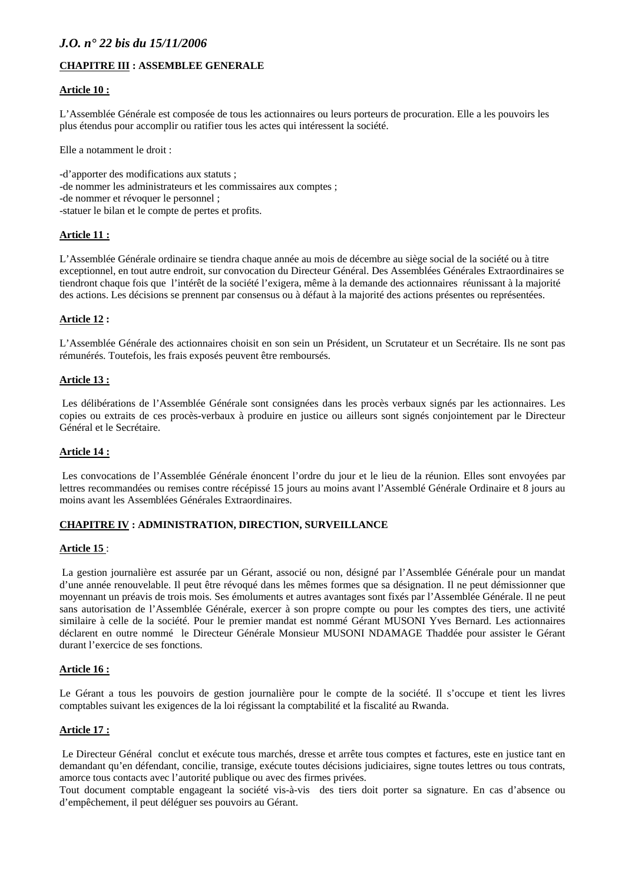**CHAPITRE III : ASSEMBLEE GENERALE**

**Article 10 :**

L'Assemblée Générale est composée de tous les actionnaires ou leurs porteurs de procuration. Elle a les pouvoirs les plus étendus pour accomplir ou ratifier tous les actes qui intéressent la société.

Elle a notamment le droit :

-d'apporter des modifications aux statuts ;
-de nommer les administrateurs et les commissaires aux comptes ;
-de nommer et révoquer le personnel ;
-statuer le bilan et le compte de pertes et profits.

**Article 11 :**

L'Assemblée Générale ordinaire se tiendra chaque année au mois de décembre au siège social de la société ou à titre exceptionnel, en tout autre endroit, sur convocation du Directeur Général. Des Assemblées Générales Extraordinaires se tiendront chaque fois que l'intérêt de la société l'exigera, même à la demande des actionnaires réunissant à la majorité des actions. Les décisions se prennent par consensus ou à défaut à la majorité des actions présentes ou représentées.

**Article 12 :**

L'Assemblée Générale des actionnaires choisit en son sein un Président, un Scrutateur et un Secrétaire. Ils ne sont pas rémunérés. Toutefois, les frais exposés peuvent être remboursés.

**Article 13 :**

Les délibérations de l'Assemblée Générale sont consignées dans les procès verbaux signés par les actionnaires. Les copies ou extraits de ces procès-verbaux à produire en justice ou ailleurs sont signés conjointement par le Directeur Général et le Secrétaire.

**Article 14 :**

Les convocations de l'Assemblée Générale énoncent l'ordre du jour et le lieu de la réunion. Elles sont envoyées par lettres recommandées ou remises contre récépissé 15 jours au moins avant l'Assemblé Générale Ordinaire et 8 jours au moins avant les Assemblées Générales Extraordinaires.

**CHAPITRE IV : ADMINISTRATION, DIRECTION, SURVEILLANCE**

**Article 15** :

La gestion journalière est assurée par un Gérant, associé ou non, désigné par l'Assemblée Générale pour un mandat d'une année renouvelable. Il peut être révoqué dans les mêmes formes que sa désignation. Il ne peut démissionner que moyennant un préavis de trois mois. Ses émoluments et autres avantages sont fixés par l'Assemblée Générale. Il ne peut sans autorisation de l'Assemblée Générale, exercer à son propre compte ou pour les comptes des tiers, une activité similaire à celle de la société. Pour le premier mandat est nommé Gérant MUSONI Yves Bernard. Les actionnaires déclarent en outre nommé le Directeur Générale Monsieur MUSONI NDAMAGE Thaddée pour assister le Gérant durant l'exercice de ses fonctions.

**Article 16 :**

Le Gérant a tous les pouvoirs de gestion journalière pour le compte de la société. Il s'occupe et tient les livres comptables suivant les exigences de la loi régissant la comptabilité et la fiscalité au Rwanda.

**Article 17 :**

Le Directeur Général conclut et exécute tous marchés, dresse et arrête tous comptes et factures, este en justice tant en demandant qu'en défendant, concilie, transige, exécute toutes décisions judiciaires, signe toutes lettres ou tous contrats, amorce tous contacts avec l'autorité publique ou avec des firmes privées.
Tout document comptable engageant la société vis-à-vis des tiers doit porter sa signature. En cas d'absence ou d'empêchement, il peut déléguer ses pouvoirs au Gérant.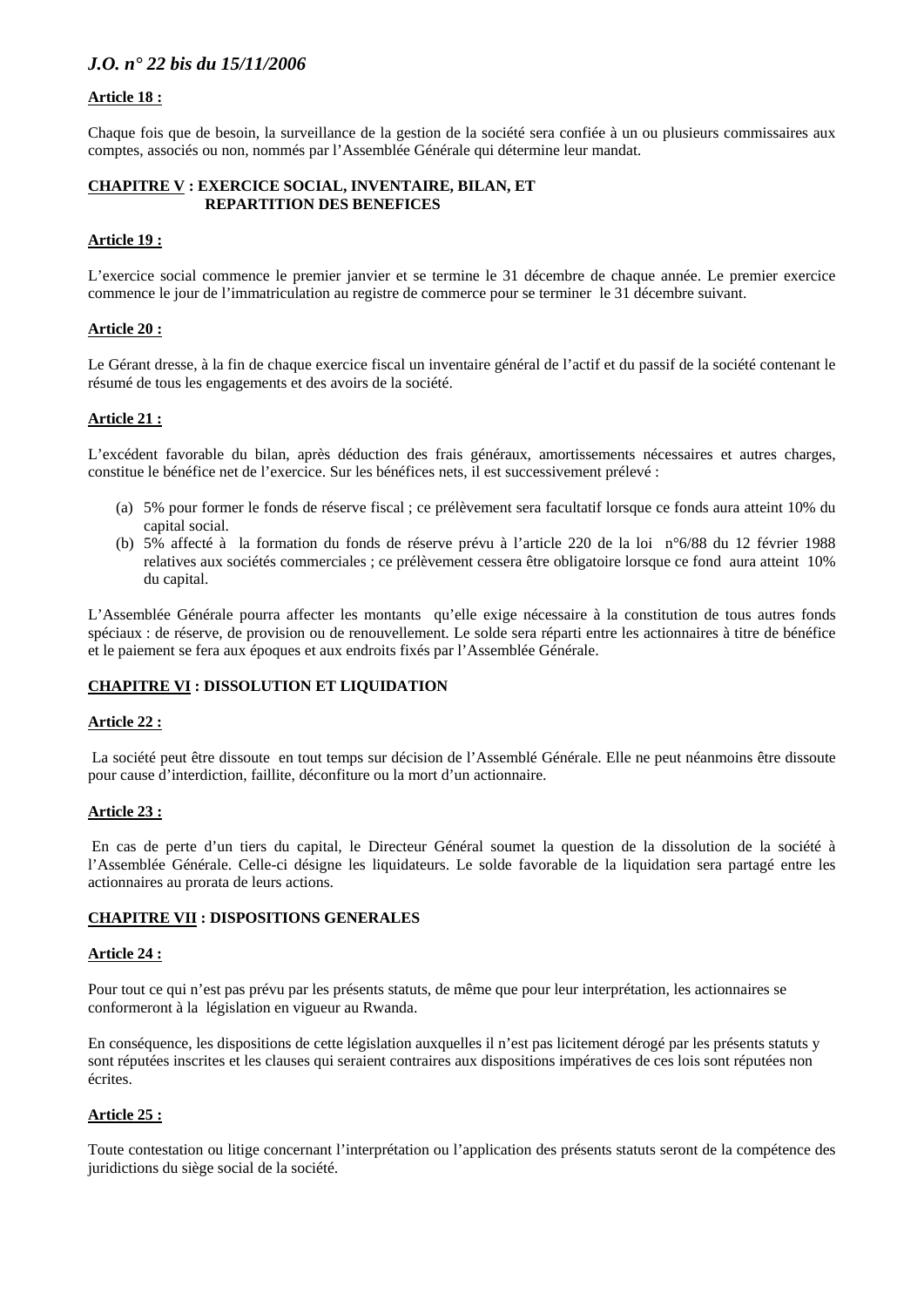**Article 18 :**

Chaque fois que de besoin, la surveillance de la gestion de la société sera confiée à un ou plusieurs commissaires aux comptes, associés ou non, nommés par l'Assemblée Générale qui détermine leur mandat.

## CHAPITRE V : EXERCICE SOCIAL, INVENTAIRE, BILAN, ET REPARTITION DES BENEFICES

**Article 19 :**

L'exercice social commence le premier janvier et se termine le 31 décembre de chaque année. Le premier exercice commence le jour de l'immatriculation au registre de commerce pour se terminer le 31 décembre suivant.

**Article 20 :**

Le Gérant dresse, à la fin de chaque exercice fiscal un inventaire général de l'actif et du passif de la société contenant le résumé de tous les engagements et des avoirs de la société.

**Article 21 :**

L'excédent favorable du bilan, après déduction des frais généraux, amortissements nécessaires et autres charges, constitue le bénéfice net de l'exercice. Sur les bénéfices nets, il est successivement prélevé :

(a) 5% pour former le fonds de réserve fiscal ; ce prélèvement sera facultatif lorsque ce fonds aura atteint 10% du capital social.
(b) 5% affecté à la formation du fonds de réserve prévu à l'article 220 de la loi n°6/88 du 12 février 1988 relatives aux sociétés commerciales ; ce prélèvement cessera être obligatoire lorsque ce fond aura atteint 10% du capital.

L'Assemblée Générale pourra affecter les montants qu'elle exige nécessaire à la constitution de tous autres fonds spéciaux : de réserve, de provision ou de renouvellement. Le solde sera réparti entre les actionnaires à titre de bénéfice et le paiement se fera aux époques et aux endroits fixés par l'Assemblée Générale.

## CHAPITRE VI : DISSOLUTION ET LIQUIDATION

**Article 22 :**

La société peut être dissoute en tout temps sur décision de l'Assemblé Générale. Elle ne peut néanmoins être dissoute pour cause d'interdiction, faillite, déconfiture ou la mort d'un actionnaire.

**Article 23 :**

En cas de perte d'un tiers du capital, le Directeur Général soumet la question de la dissolution de la société à l'Assemblée Générale. Celle-ci désigne les liquidateurs. Le solde favorable de la liquidation sera partagé entre les actionnaires au prorata de leurs actions.

## CHAPITRE VII : DISPOSITIONS GENERALES

**Article 24 :**

Pour tout ce qui n'est pas prévu par les présents statuts, de même que pour leur interprétation, les actionnaires se conformeront à la législation en vigueur au Rwanda.

En conséquence, les dispositions de cette législation auxquelles il n'est pas licitement dérogé par les présents statuts y sont réputées inscrites et les clauses qui seraient contraires aux dispositions impératives de ces lois sont réputées non écrites.

**Article 25 :**

Toute contestation ou litige concernant l'interprétation ou l'application des présents statuts seront de la compétence des juridictions du siège social de la société.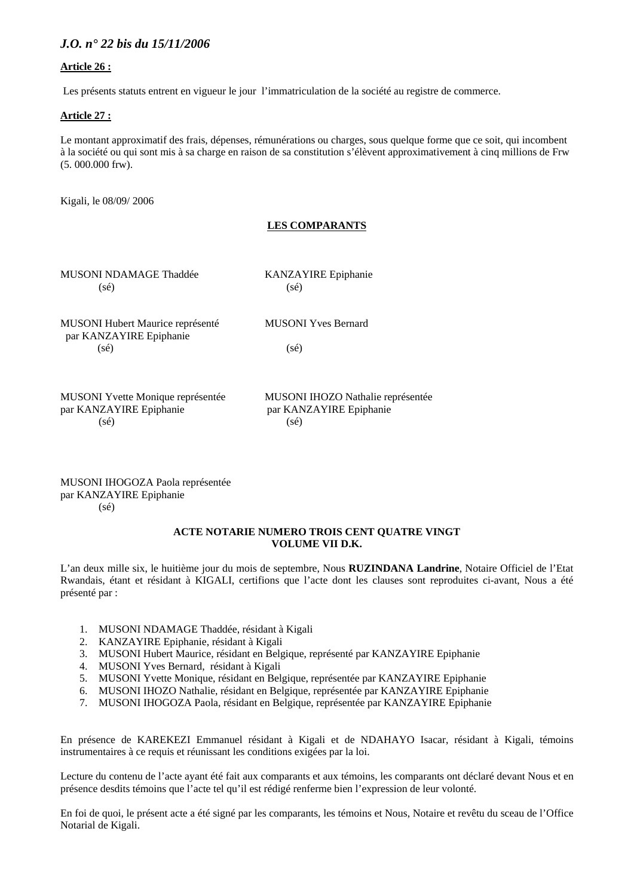**Article 26 :**

Les présents statuts entrent en vigueur le jour l'immatriculation de la société au registre de commerce.

**Article 27 :**

Le montant approximatif des frais, dépenses, rémunérations ou charges, sous quelque forme que ce soit, qui incombent à la société ou qui sont mis à sa charge en raison de sa constitution s'élèvent approximativement à cinq millions de Frw (5. 000.000 frw).

Kigali, le 08/09/ 2006

**LES COMPARANTS**

MUSONI NDAMAGE Thaddée
(sé)

KANZAYIRE Epiphanie
(sé)

MUSONI Hubert Maurice représenté par KANZAYIRE Epiphanie
(sé)

MUSONI Yves Bernard
(sé)

MUSONI Yvette Monique représentée par KANZAYIRE Epiphanie
(sé)

MUSONI IHOZO Nathalie représentée par KANZAYIRE Epiphanie
(sé)

MUSONI IHOGOZA Paola représentée par KANZAYIRE Epiphanie
(sé)

**ACTE NOTARIE NUMERO TROIS CENT QUATRE VINGT VOLUME VII D.K.**

L'an deux mille six, le huitième jour du mois de septembre, Nous **RUZINDANA Landrine**, Notaire Officiel de l'Etat Rwandais, étant et résidant à KIGALI, certifions que l'acte dont les clauses sont reproduites ci-avant, Nous a été présenté par :

1. MUSONI NDAMAGE Thaddée, résidant à Kigali
2. KANZAYIRE Epiphanie, résidant à Kigali
3. MUSONI Hubert Maurice, résidant en Belgique, représenté par KANZAYIRE Epiphanie
4. MUSONI Yves Bernard, résidant à Kigali
5. MUSONI Yvette Monique, résidant en Belgique, représentée par KANZAYIRE Epiphanie
6. MUSONI IHOZO Nathalie, résidant en Belgique, représentée par KANZAYIRE Epiphanie
7. MUSONI IHOGOZA Paola, résidant en Belgique, représentée par KANZAYIRE Epiphanie

En présence de KAREKEZI Emmanuel résidant à Kigali et de NDAHAYO Isacar, résidant à Kigali, témoins instrumentaires à ce requis et réunissant les conditions exigées par la loi.

Lecture du contenu de l'acte ayant été fait aux comparants et aux témoins, les comparants ont déclaré devant Nous et en présence desdits témoins que l'acte tel qu'il est rédigé renferme bien l'expression de leur volonté.

En foi de quoi, le présent acte a été signé par les comparants, les témoins et Nous, Notaire et revêtu du sceau de l'Office Notarial de Kigali.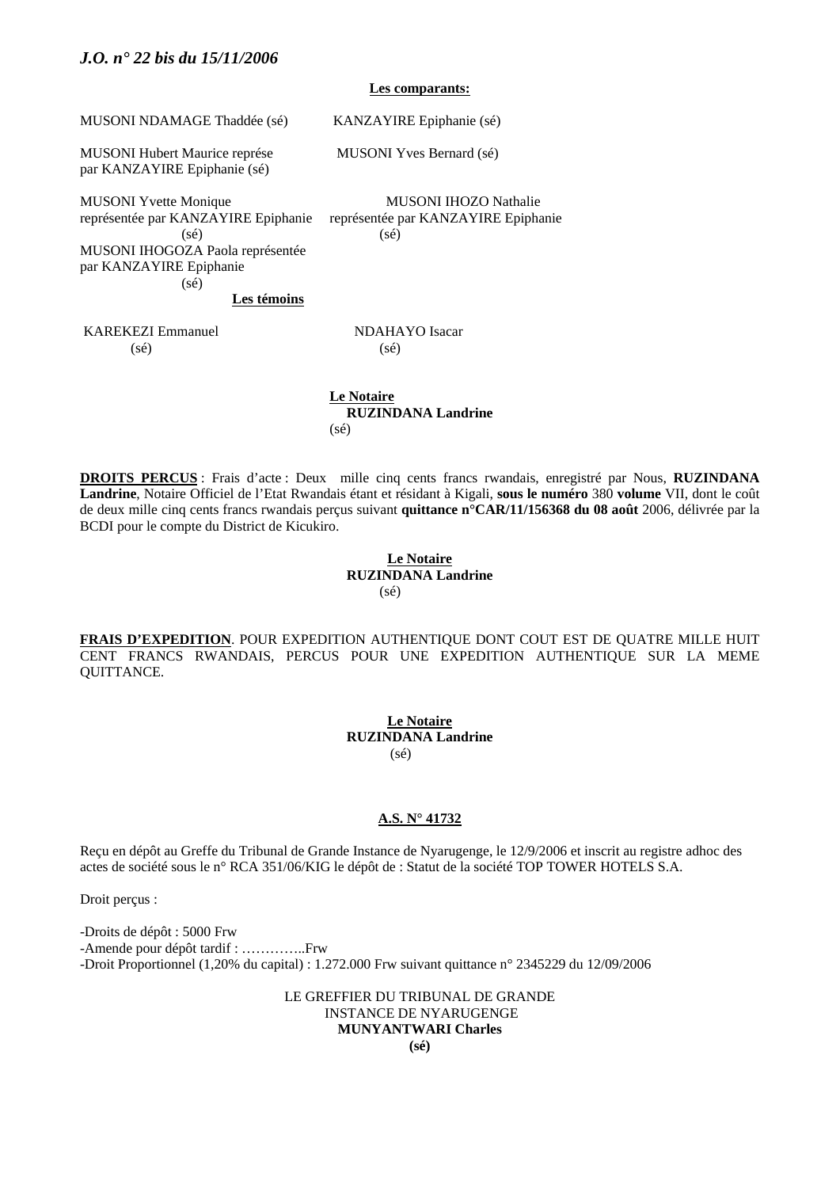**Les comparants:**

MUSONI NDAMAGE Thaddée (sé)

KANZAYIRE Epiphanie (sé)

MUSONI Hubert Maurice repr617 par KANZAYIRE Epiphanie (sé)

MUSONI Yves Bernard (sé)

MUSONI Yvette Monique représentée par KANZAYIRE Epiphanie (sé)

MUSONI IHOZO Nathalie représentée par KANZAYIRE Epiphanie (sé)

MUSONI IHOGOZA Paola représentée par KANZAYIRE Epiphanie (sé)

**Les témoins**

KAREKEZI Emmanuel (sé)

NDAHAYO Isacar (sé)

**Le Notaire**
**RUZINDANA Landrine**
(sé)

**DROITS PERCUS** : Frais d'acte : Deux mille cinq cents francs rwandais, enregistré par Nous, **RUZINDANA Landrine**, Notaire Officiel de l'Etat Rwandais étant et résidant à Kigali, **sous le numéro** 380 **volume** VII, dont le coût de deux mille cinq cents francs rwandais perçus suivant **quittance n°CAR/11/156368 du 08 août** 2006, délivrée par la BCDI pour le compte du District de Kicukiro.

**Le Notaire**
**RUZINDANA Landrine**
(sé)

**FRAIS D'EXPEDITION**. POUR EXPEDITION AUTHENTIQUE DONT COUT EST DE QUATRE MILLE HUIT CENT FRANCS RWANDAIS, PERCUS POUR UNE EXPEDITION AUTHENTIQUE SUR LA MEME QUITTANCE.

**Le Notaire**
**RUZINDANA Landrine**
(sé)

**A.S. N° 41732**

Reçu en dépôt au Greffe du Tribunal de Grande Instance de Nyarugenge, le 12/9/2006 et inscrit au registre adhoc des actes de société sous le n° RCA 351/06/KIG le dépôt de : Statut de la société TOP TOWER HOTELS S.A.

Droit perçus :

-Droits de dépôt : 5000 Frw
-Amende pour dépôt tardif : …………..Frw
-Droit Proportionnel (1,20% du capital) : 1.272.000 Frw suivant quittance n° 2345229 du 12/09/2006

LE GREFFIER DU TRIBUNAL DE GRANDE INSTANCE DE NYARUGENGE
**MUNYANTWARI Charles**
**(sé)**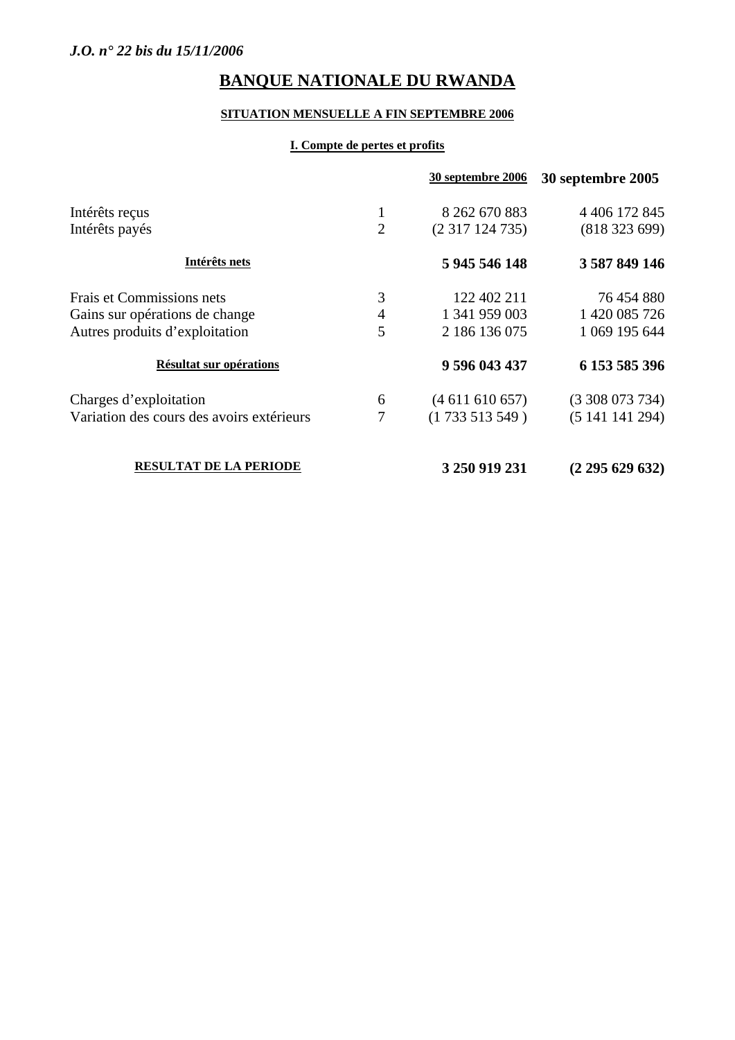## BANQUE NATIONALE DU RWANDA

### SITUATION MENSUELLE A FIN SEPTEMBRE 2006

#### I. Compte de pertes et profits

| | | 30 septembre 2006 | 30 septembre 2005 |
|---|---|---|---|
| Intérêts reçus | 1 | 8 262 670 883 | 4 406 172 845 |
| Intérêts payés | 2 | (2 317 124 735) | (818 323 699) |
| **Intérêts nets** | | **5 945 546 148** | **3 587 849 146** |
| Frais et Commissions nets | 3 | 122 402 211 | 76 454 880 |
| Gains sur opérations de change | 4 | 1 341 959 003 | 1 420 085 726 |
| Autres produits d'exploitation | 5 | 2 186 136 075 | 1 069 195 644 |
| **Résultat sur opérations** | | **9 596 043 437** | **6 153 585 396** |
| Charges d'exploitation | 6 | (4 611 610 657) | (3 308 073 734) |
| Variation des cours des avoirs extérieurs | 7 | (1 733 513 549 ) | (5 141 141 294) |
| **RESULTAT DE LA PERIODE** | | **3 250 919 231** | **(2 295 629 632)** |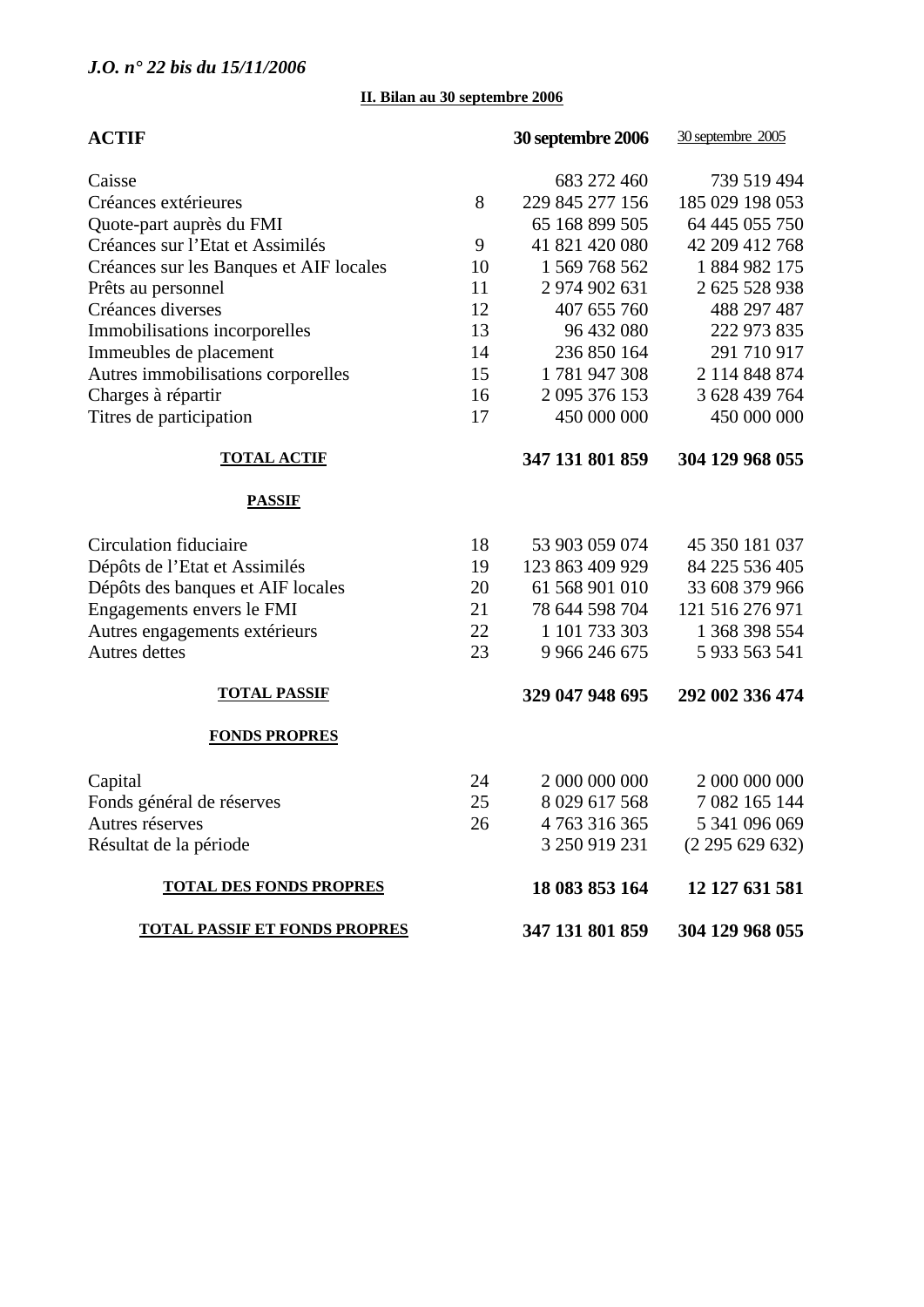*J.O. n° 22 bis du 15/11/2006*

**II. Bilan au 30 septembre 2006**

| **ACTIF** | | **30 septembre 2006** | 30 septembre 2005 |
|---|---|---|---|
| Caisse | | 683 272 460 | 739 519 494 |
| Créances extérieures | 8 | 229 845 277 156 | 185 029 198 053 |
| Quote-part auprès du FMI | | 65 168 899 505 | 64 445 055 750 |
| Créances sur l'Etat et Assimilés | 9 | 41 821 420 080 | 42 209 412 768 |
| Créances sur les Banques et AIF locales | 10 | 1 569 768 562 | 1 884 982 175 |
| Prêts au personnel | 11 | 2 974 902 631 | 2 625 528 938 |
| Créances diverses | 12 | 407 655 760 | 488 297 487 |
| Immobilisations incorporelles | 13 | 96 432 080 | 222 973 835 |
| Immeubles de placement | 14 | 236 850 164 | 291 710 917 |
| Autres immobilisations corporelles | 15 | 1 781 947 308 | 2 114 848 874 |
| Charges à répartir | 16 | 2 095 376 153 | 3 628 439 764 |
| Titres de participation | 17 | 450 000 000 | 450 000 000 |
| **TOTAL ACTIF** | | **347 131 801 859** | **304 129 968 055** |
| **PASSIF** | | | |
| Circulation fiduciaire | 18 | 53 903 059 074 | 45 350 181 037 |
| Dépôts de l'Etat et Assimilés | 19 | 123 863 409 929 | 84 225 536 405 |
| Dépôts des banques et AIF locales | 20 | 61 568 901 010 | 33 608 379 966 |
| Engagements envers le FMI | 21 | 78 644 598 704 | 121 516 276 971 |
| Autres engagements extérieurs | 22 | 1 101 733 303 | 1 368 398 554 |
| Autres dettes | 23 | 9 966 246 675 | 5 933 563 541 |
| **TOTAL PASSIF** | | **329 047 948 695** | **292 002 336 474** |
| **FONDS PROPRES** | | | |
| Capital | 24 | 2 000 000 000 | 2 000 000 000 |
| Fonds général de réserves | 25 | 8 029 617 568 | 7 082 165 144 |
| Autres réserves | 26 | 4 763 316 365 | 5 341 096 069 |
| Résultat de la période | | 3 250 919 231 | (2 295 629 632) |
| **TOTAL DES FONDS PROPRES** | | **18 083 853 164** | **12 127 631 581** |
| **TOTAL PASSIF ET FONDS PROPRES** | | **347 131 801 859** | **304 129 968 055** |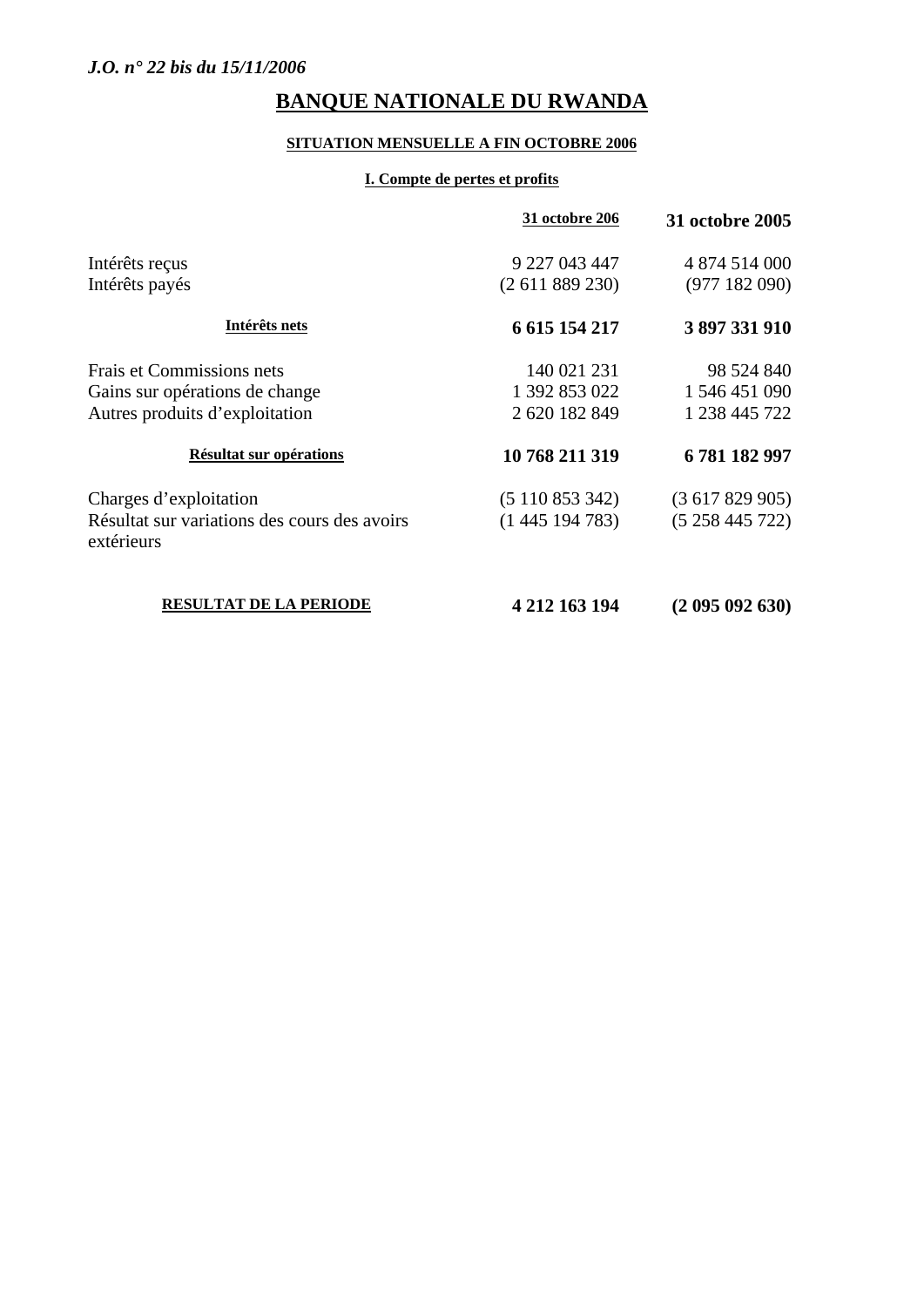# BANQUE NATIONALE DU RWANDA

## SITUATION MENSUELLE A FIN OCTOBRE 2006

### I. Compte de pertes et profits

| | 31 octobre 206 | 31 octobre 2005 |
|---|---|---|
| Intérêts reçus | 9 227 043 447 | 4 874 514 000 |
| Intérêts payés | (2 611 889 230) | (977 182 090) |
| **Intérêts nets** | **6 615 154 217** | **3 897 331 910** |
| Frais et Commissions nets | 140 021 231 | 98 524 840 |
| Gains sur opérations de change | 1 392 853 022 | 1 546 451 090 |
| Autres produits d'exploitation | 2 620 182 849 | 1 238 445 722 |
| **Résultat sur opérations** | **10 768 211 319** | **6 781 182 997** |
| Charges d'exploitation | (5 110 853 342) | (3 617 829 905) |
| Résultat sur variations des cours des avoirs extérieurs | (1 445 194 783) | (5 258 445 722) |
| **RESULTAT DE LA PERIODE** | **4 212 163 194** | **(2 095 092 630)** |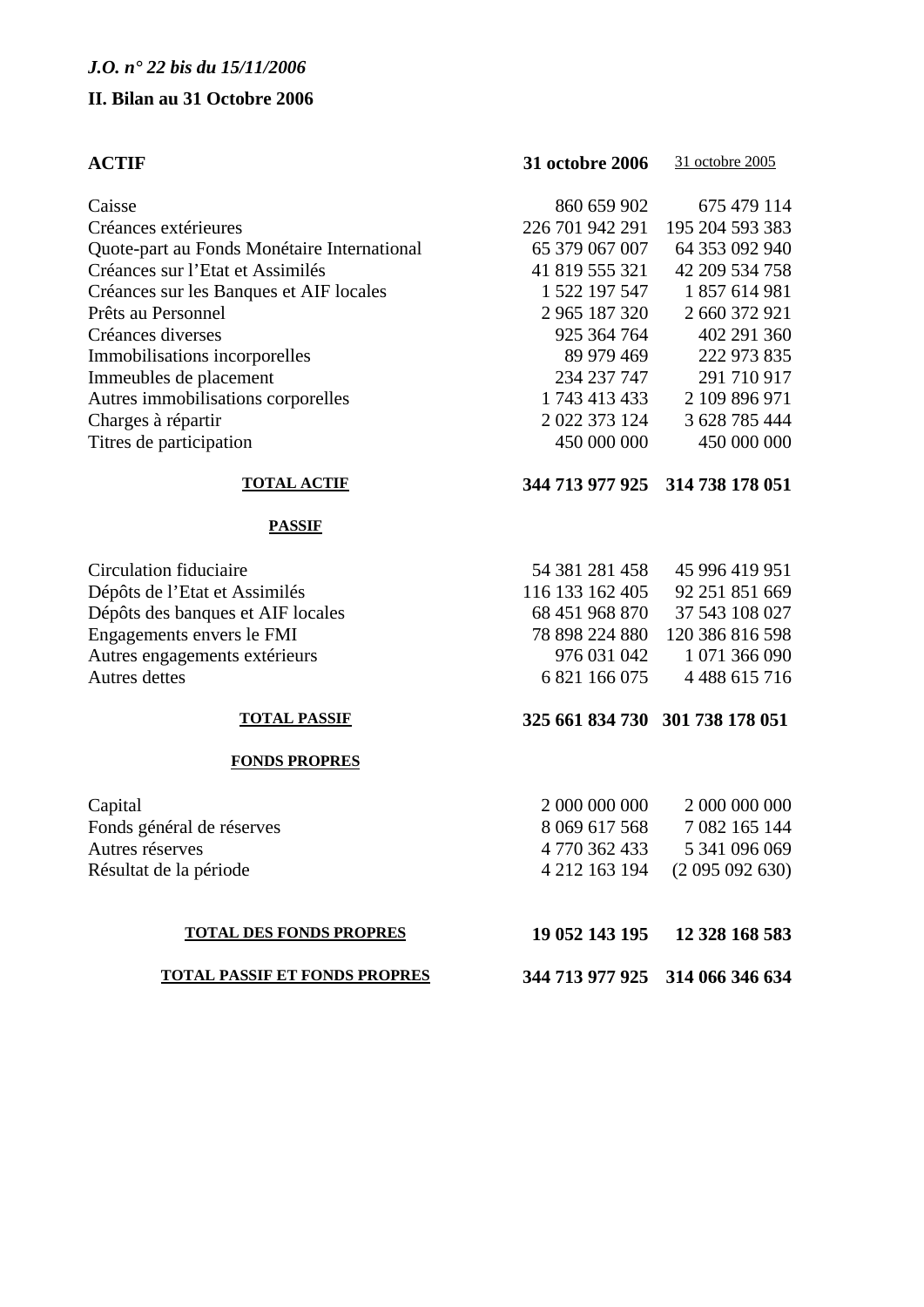*J.O. n° 22 bis du 15/11/2006*

**II. Bilan au 31 Octobre 2006**

| **ACTIF** | **31 octobre 2006** | 31 octobre 2005 |
|---|---|---|
| Caisse | 860 659 902 | 675 479 114 |
| Créances extérieures | 226 701 942 291 | 195 204 593 383 |
| Quote-part au Fonds Monétaire International | 65 379 067 007 | 64 353 092 940 |
| Créances sur l'Etat et Assimilés | 41 819 555 321 | 42 209 534 758 |
| Créances sur les Banques et AIF locales | 1 522 197 547 | 1 857 614 981 |
| Prêts au Personnel | 2 965 187 320 | 2 660 372 921 |
| Créances diverses | 925 364 764 | 402 291 360 |
| Immobilisations incorporelles | 89 979 469 | 222 973 835 |
| Immeubles de placement | 234 237 747 | 291 710 917 |
| Autres immobilisations corporelles | 1 743 413 433 | 2 109 896 971 |
| Charges à répartir | 2 022 373 124 | 3 628 785 444 |
| Titres de participation | 450 000 000 | 450 000 000 |
| **TOTAL ACTIF** | **344 713 977 925** | **314 738 178 051** |
| **PASSIF** | | |
| Circulation fiduciaire | 54 381 281 458 | 45 996 419 951 |
| Dépôts de l'Etat et Assimilés | 116 133 162 405 | 92 251 851 669 |
| Dépôts des banques et AIF locales | 68 451 968 870 | 37 543 108 027 |
| Engagements envers le FMI | 78 898 224 880 | 120 386 816 598 |
| Autres engagements extérieurs | 976 031 042 | 1 071 366 090 |
| Autres dettes | 6 821 166 075 | 4 488 615 716 |
| **TOTAL PASSIF** | **325 661 834 730** | **301 738 178 051** |
| **FONDS PROPRES** | | |
| Capital | 2 000 000 000 | 2 000 000 000 |
| Fonds général de réserves | 8 069 617 568 | 7 082 165 144 |
| Autres réserves | 4 770 362 433 | 5 341 096 069 |
| Résultat de la période | 4 212 163 194 | (2 095 092 630) |
| **TOTAL DES FONDS PROPRES** | **19 052 143 195** | **12 328 168 583** |
| **TOTAL PASSIF ET FONDS PROPRES** | **344 713 977 925** | **314 066 346 634** |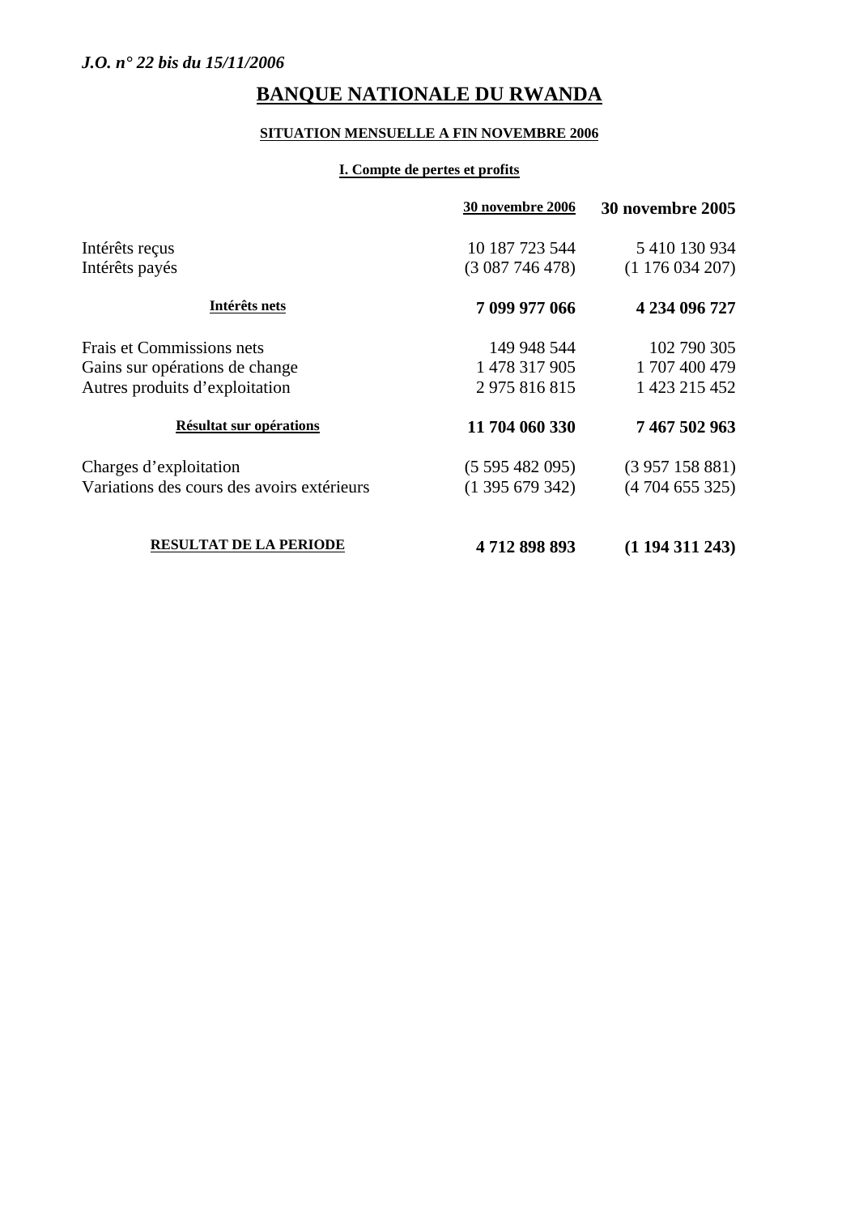# BANQUE NATIONALE DU RWANDA

## SITUATION MENSUELLE A FIN NOVEMBRE 2006

### I. Compte de pertes et profits

| | 30 novembre 2006 | 30 novembre 2005 |
|---|---|---|
| Intérêts reçus | 10 187 723 544 | 5 410 130 934 |
| Intérêts payés | (3 087 746 478) | (1 176 034 207) |
| **Intérêts nets** | **7 099 977 066** | **4 234 096 727** |
| Frais et Commissions nets | 149 948 544 | 102 790 305 |
| Gains sur opérations de change | 1 478 317 905 | 1 707 400 479 |
| Autres produits d'exploitation | 2 975 816 815 | 1 423 215 452 |
| **Résultat sur opérations** | **11 704 060 330** | **7 467 502 963** |
| Charges d'exploitation | (5 595 482 095) | (3 957 158 881) |
| Variations des cours des avoirs extérieurs | (1 395 679 342) | (4 704 655 325) |
| **RESULTAT DE LA PERIODE** | **4 712 898 893** | **(1 194 311 243)** |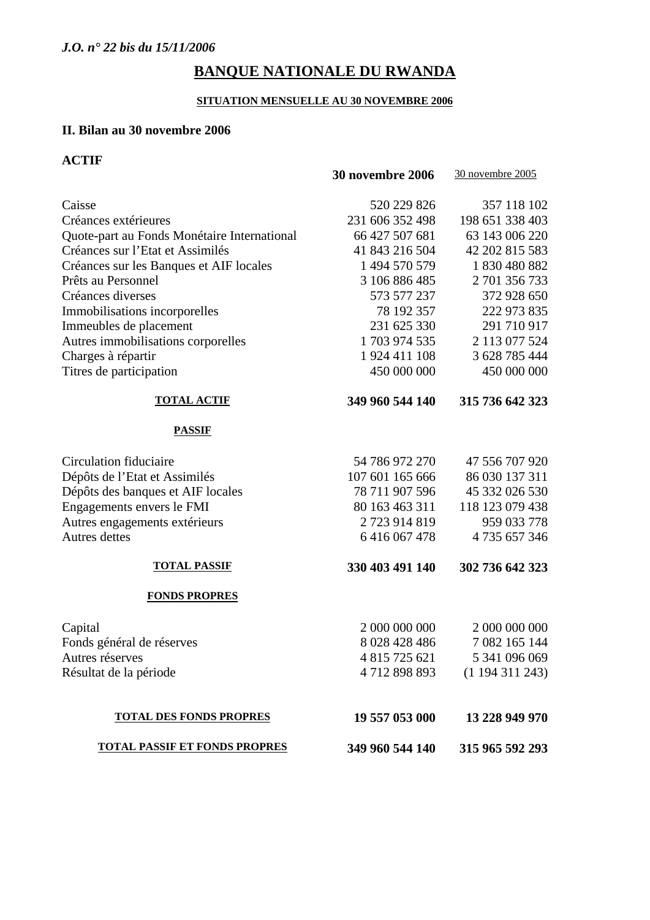*J.O. n° 22 bis du 15/11/2006*

# BANQUE NATIONALE DU RWANDA

## SITUATION MENSUELLE AU 30 NOVEMBRE 2006

### II. Bilan au 30 novembre 2006

**ACTIF**

| | 30 novembre 2006 | 30 novembre 2005 |
|---|---|---|
| Caisse | 520 229 826 | 357 118 102 |
| Créances extérieures | 231 606 352 498 | 198 651 338 403 |
| Quote-part au Fonds Monétaire International | 66 427 507 681 | 63 143 006 220 |
| Créances sur l'Etat et Assimilés | 41 843 216 504 | 42 202 815 583 |
| Créances sur les Banques et AIF locales | 1 494 570 579 | 1 830 480 882 |
| Prêts au Personnel | 3 106 886 485 | 2 701 356 733 |
| Créances diverses | 573 577 237 | 372 928 650 |
| Immobilisations incorporelles | 78 192 357 | 222 973 835 |
| Immeubles de placement | 231 625 330 | 291 710 917 |
| Autres immobilisations corporelles | 1 703 974 535 | 2 113 077 524 |
| Charges à répartir | 1 924 411 108 | 3 628 785 444 |
| Titres de participation | 450 000 000 | 450 000 000 |
| **TOTAL ACTIF** | **349 960 544 140** | **315 736 642 323** |
| **PASSIF** | | |
| Circulation fiduciaire | 54 786 972 270 | 47 556 707 920 |
| Dépôts de l'Etat et Assimilés | 107 601 165 666 | 86 030 137 311 |
| Dépôts des banques et AIF locales | 78 711 907 596 | 45 332 026 530 |
| Engagements envers le FMI | 80 163 463 311 | 118 123 079 438 |
| Autres engagements extérieurs | 2 723 914 819 | 959 033 778 |
| Autres dettes | 6 416 067 478 | 4 735 657 346 |
| **TOTAL PASSIF** | **330 403 491 140** | **302 736 642 323** |
| **FONDS PROPRES** | | |
| Capital | 2 000 000 000 | 2 000 000 000 |
| Fonds général de réserves | 8 028 428 486 | 7 082 165 144 |
| Autres réserves | 4 815 725 621 | 5 341 096 069 |
| Résultat de la période | 4 712 898 893 | (1 194 311 243) |
| **TOTAL DES FONDS PROPRES** | **19 557 053 000** | **13 228 949 970** |
| **TOTAL PASSIF ET FONDS PROPRES** | **349 960 544 140** | **315 965 592 293** |